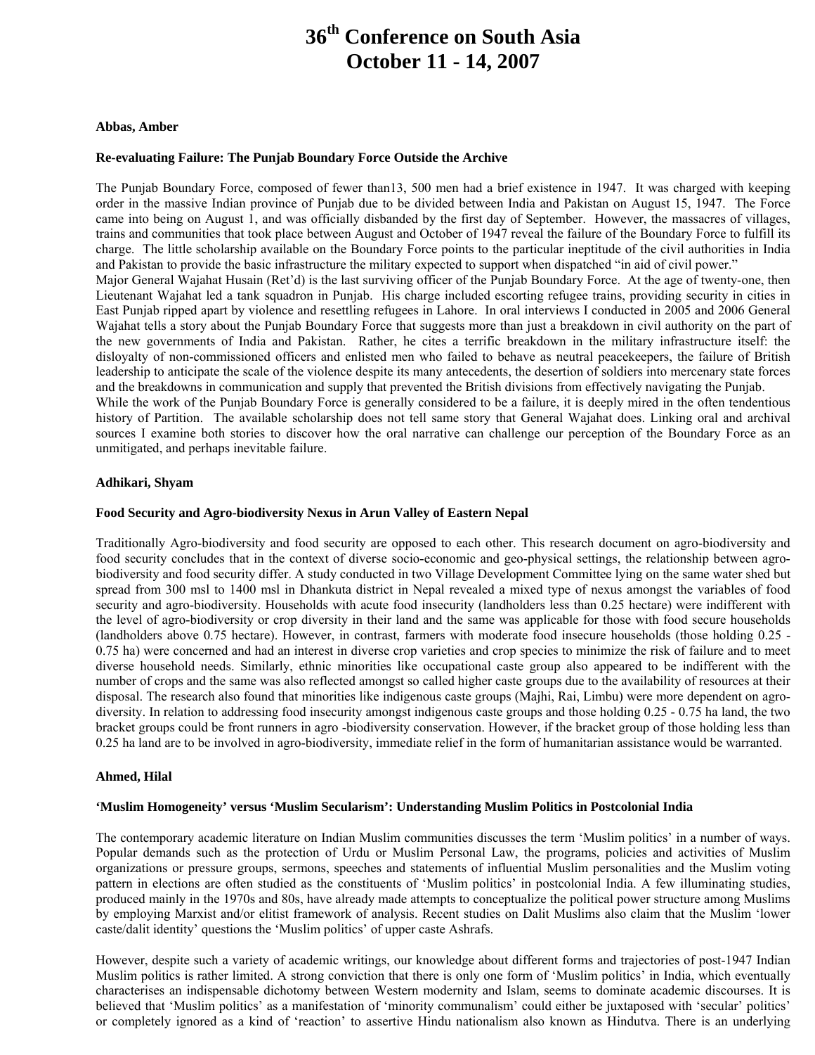# 36th Conference on South Asia
# October 11 - 14, 2007

**Abbas, Amber**

**Re-evaluating Failure: The Punjab Boundary Force Outside the Archive**

The Punjab Boundary Force, composed of fewer than13, 500 men had a brief existence in 1947. It was charged with keeping order in the massive Indian province of Punjab due to be divided between India and Pakistan on August 15, 1947. The Force came into being on August 1, and was officially disbanded by the first day of September. However, the massacres of villages, trains and communities that took place between August and October of 1947 reveal the failure of the Boundary Force to fulfill its charge. The little scholarship available on the Boundary Force points to the particular ineptitude of the civil authorities in India and Pakistan to provide the basic infrastructure the military expected to support when dispatched "in aid of civil power."
Major General Wajahat Husain (Ret'd) is the last surviving officer of the Punjab Boundary Force. At the age of twenty-one, then Lieutenant Wajahat led a tank squadron in Punjab. His charge included escorting refugee trains, providing security in cities in East Punjab ripped apart by violence and resettling refugees in Lahore. In oral interviews I conducted in 2005 and 2006 General Wajahat tells a story about the Punjab Boundary Force that suggests more than just a breakdown in civil authority on the part of the new governments of India and Pakistan. Rather, he cites a terrific breakdown in the military infrastructure itself: the disloyalty of non-commissioned officers and enlisted men who failed to behave as neutral peacekeepers, the failure of British leadership to anticipate the scale of the violence despite its many antecedents, the desertion of soldiers into mercenary state forces and the breakdowns in communication and supply that prevented the British divisions from effectively navigating the Punjab.
While the work of the Punjab Boundary Force is generally considered to be a failure, it is deeply mired in the often tendentious history of Partition. The available scholarship does not tell same story that General Wajahat does. Linking oral and archival sources I examine both stories to discover how the oral narrative can challenge our perception of the Boundary Force as an unmitigated, and perhaps inevitable failure.

**Adhikari, Shyam**

**Food Security and Agro-biodiversity Nexus in Arun Valley of Eastern Nepal**

Traditionally Agro-biodiversity and food security are opposed to each other. This research document on agro-biodiversity and food security concludes that in the context of diverse socio-economic and geo-physical settings, the relationship between agro-biodiversity and food security differ. A study conducted in two Village Development Committee lying on the same water shed but spread from 300 msl to 1400 msl in Dhankuta district in Nepal revealed a mixed type of nexus amongst the variables of food security and agro-biodiversity. Households with acute food insecurity (landholders less than 0.25 hectare) were indifferent with the level of agro-biodiversity or crop diversity in their land and the same was applicable for those with food secure households (landholders above 0.75 hectare). However, in contrast, farmers with moderate food insecure households (those holding 0.25 - 0.75 ha) were concerned and had an interest in diverse crop varieties and crop species to minimize the risk of failure and to meet diverse household needs. Similarly, ethnic minorities like occupational caste group also appeared to be indifferent with the number of crops and the same was also reflected amongst so called higher caste groups due to the availability of resources at their disposal. The research also found that minorities like indigenous caste groups (Majhi, Rai, Limbu) were more dependent on agro-diversity. In relation to addressing food insecurity amongst indigenous caste groups and those holding 0.25 - 0.75 ha land, the two bracket groups could be front runners in agro -biodiversity conservation. However, if the bracket group of those holding less than 0.25 ha land are to be involved in agro-biodiversity, immediate relief in the form of humanitarian assistance would be warranted.

**Ahmed, Hilal**

**'Muslim Homogeneity' versus 'Muslim Secularism': Understanding Muslim Politics in Postcolonial India**

The contemporary academic literature on Indian Muslim communities discusses the term 'Muslim politics' in a number of ways. Popular demands such as the protection of Urdu or Muslim Personal Law, the programs, policies and activities of Muslim organizations or pressure groups, sermons, speeches and statements of influential Muslim personalities and the Muslim voting pattern in elections are often studied as the constituents of 'Muslim politics' in postcolonial India. A few illuminating studies, produced mainly in the 1970s and 80s, have already made attempts to conceptualize the political power structure among Muslims by employing Marxist and/or elitist framework of analysis. Recent studies on Dalit Muslims also claim that the Muslim 'lower caste/dalit identity' questions the 'Muslim politics' of upper caste Ashrafs.

However, despite such a variety of academic writings, our knowledge about different forms and trajectories of post-1947 Indian Muslim politics is rather limited. A strong conviction that there is only one form of 'Muslim politics' in India, which eventually characterises an indispensable dichotomy between Western modernity and Islam, seems to dominate academic discourses. It is believed that 'Muslim politics' as a manifestation of 'minority communalism' could either be juxtaposed with 'secular' politics' or completely ignored as a kind of 'reaction' to assertive Hindu nationalism also known as Hindutva. There is an underlying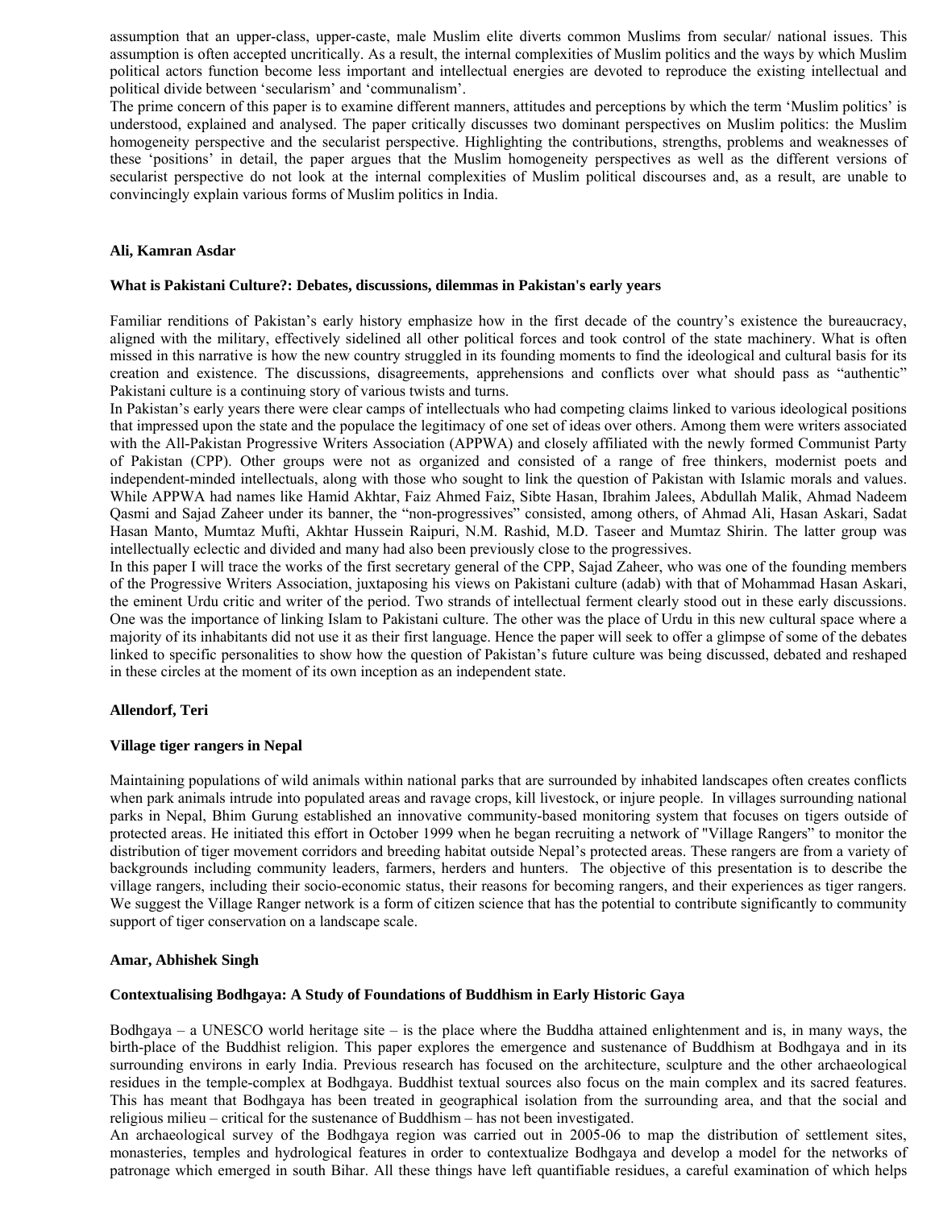assumption that an upper-class, upper-caste, male Muslim elite diverts common Muslims from secular/ national issues. This assumption is often accepted uncritically. As a result, the internal complexities of Muslim politics and the ways by which Muslim political actors function become less important and intellectual energies are devoted to reproduce the existing intellectual and political divide between 'secularism' and 'communalism'.

The prime concern of this paper is to examine different manners, attitudes and perceptions by which the term 'Muslim politics' is understood, explained and analysed. The paper critically discusses two dominant perspectives on Muslim politics: the Muslim homogeneity perspective and the secularist perspective. Highlighting the contributions, strengths, problems and weaknesses of these 'positions' in detail, the paper argues that the Muslim homogeneity perspectives as well as the different versions of secularist perspective do not look at the internal complexities of Muslim political discourses and, as a result, are unable to convincingly explain various forms of Muslim politics in India.

**Ali, Kamran Asdar**

**What is Pakistani Culture?: Debates, discussions, dilemmas in Pakistan's early years**

Familiar renditions of Pakistan's early history emphasize how in the first decade of the country's existence the bureaucracy, aligned with the military, effectively sidelined all other political forces and took control of the state machinery. What is often missed in this narrative is how the new country struggled in its founding moments to find the ideological and cultural basis for its creation and existence. The discussions, disagreements, apprehensions and conflicts over what should pass as "authentic" Pakistani culture is a continuing story of various twists and turns.

In Pakistan's early years there were clear camps of intellectuals who had competing claims linked to various ideological positions that impressed upon the state and the populace the legitimacy of one set of ideas over others. Among them were writers associated with the All-Pakistan Progressive Writers Association (APPWA) and closely affiliated with the newly formed Communist Party of Pakistan (CPP). Other groups were not as organized and consisted of a range of free thinkers, modernist poets and independent-minded intellectuals, along with those who sought to link the question of Pakistan with Islamic morals and values. While APPWA had names like Hamid Akhtar, Faiz Ahmed Faiz, Sibte Hasan, Ibrahim Jalees, Abdullah Malik, Ahmad Nadeem Qasmi and Sajad Zaheer under its banner, the "non-progressives" consisted, among others, of Ahmad Ali, Hasan Askari, Sadat Hasan Manto, Mumtaz Mufti, Akhtar Hussein Raipuri, N.M. Rashid, M.D. Taseer and Mumtaz Shirin. The latter group was intellectually eclectic and divided and many had also been previously close to the progressives.

In this paper I will trace the works of the first secretary general of the CPP, Sajad Zaheer, who was one of the founding members of the Progressive Writers Association, juxtaposing his views on Pakistani culture (adab) with that of Mohammad Hasan Askari, the eminent Urdu critic and writer of the period. Two strands of intellectual ferment clearly stood out in these early discussions. One was the importance of linking Islam to Pakistani culture. The other was the place of Urdu in this new cultural space where a majority of its inhabitants did not use it as their first language. Hence the paper will seek to offer a glimpse of some of the debates linked to specific personalities to show how the question of Pakistan's future culture was being discussed, debated and reshaped in these circles at the moment of its own inception as an independent state.

**Allendorf, Teri**

**Village tiger rangers in Nepal**

Maintaining populations of wild animals within national parks that are surrounded by inhabited landscapes often creates conflicts when park animals intrude into populated areas and ravage crops, kill livestock, or injure people. In villages surrounding national parks in Nepal, Bhim Gurung established an innovative community-based monitoring system that focuses on tigers outside of protected areas. He initiated this effort in October 1999 when he began recruiting a network of "Village Rangers" to monitor the distribution of tiger movement corridors and breeding habitat outside Nepal's protected areas. These rangers are from a variety of backgrounds including community leaders, farmers, herders and hunters. The objective of this presentation is to describe the village rangers, including their socio-economic status, their reasons for becoming rangers, and their experiences as tiger rangers. We suggest the Village Ranger network is a form of citizen science that has the potential to contribute significantly to community support of tiger conservation on a landscape scale.

**Amar, Abhishek Singh**

**Contextualising Bodhgaya: A Study of Foundations of Buddhism in Early Historic Gaya**

Bodhgaya – a UNESCO world heritage site – is the place where the Buddha attained enlightenment and is, in many ways, the birth-place of the Buddhist religion. This paper explores the emergence and sustenance of Buddhism at Bodhgaya and in its surrounding environs in early India. Previous research has focused on the architecture, sculpture and the other archaeological residues in the temple-complex at Bodhgaya. Buddhist textual sources also focus on the main complex and its sacred features. This has meant that Bodhgaya has been treated in geographical isolation from the surrounding area, and that the social and religious milieu – critical for the sustenance of Buddhism – has not been investigated.

An archaeological survey of the Bodhgaya region was carried out in 2005-06 to map the distribution of settlement sites, monasteries, temples and hydrological features in order to contextualize Bodhgaya and develop a model for the networks of patronage which emerged in south Bihar. All these things have left quantifiable residues, a careful examination of which helps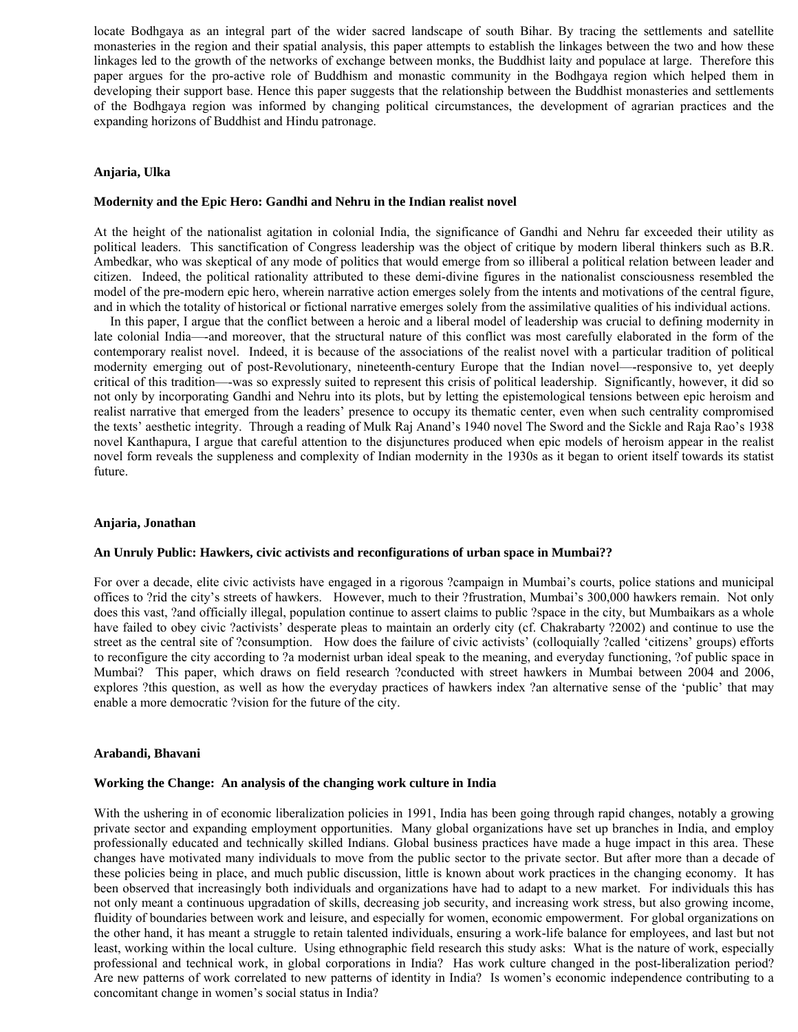locate Bodhgaya as an integral part of the wider sacred landscape of south Bihar. By tracing the settlements and satellite monasteries in the region and their spatial analysis, this paper attempts to establish the linkages between the two and how these linkages led to the growth of the networks of exchange between monks, the Buddhist laity and populace at large. Therefore this paper argues for the pro-active role of Buddhism and monastic community in the Bodhgaya region which helped them in developing their support base. Hence this paper suggests that the relationship between the Buddhist monasteries and settlements of the Bodhgaya region was informed by changing political circumstances, the development of agrarian practices and the expanding horizons of Buddhist and Hindu patronage.

**Anjaria, Ulka**

**Modernity and the Epic Hero: Gandhi and Nehru in the Indian realist novel**

At the height of the nationalist agitation in colonial India, the significance of Gandhi and Nehru far exceeded their utility as political leaders. This sanctification of Congress leadership was the object of critique by modern liberal thinkers such as B.R. Ambedkar, who was skeptical of any mode of politics that would emerge from so illiberal a political relation between leader and citizen. Indeed, the political rationality attributed to these demi-divine figures in the nationalist consciousness resembled the model of the pre-modern epic hero, wherein narrative action emerges solely from the intents and motivations of the central figure, and in which the totality of historical or fictional narrative emerges solely from the assimilative qualities of his individual actions.

In this paper, I argue that the conflict between a heroic and a liberal model of leadership was crucial to defining modernity in late colonial India—-and moreover, that the structural nature of this conflict was most carefully elaborated in the form of the contemporary realist novel. Indeed, it is because of the associations of the realist novel with a particular tradition of political modernity emerging out of post-Revolutionary, nineteenth-century Europe that the Indian novel—-responsive to, yet deeply critical of this tradition—-was so expressly suited to represent this crisis of political leadership. Significantly, however, it did so not only by incorporating Gandhi and Nehru into its plots, but by letting the epistemological tensions between epic heroism and realist narrative that emerged from the leaders' presence to occupy its thematic center, even when such centrality compromised the texts' aesthetic integrity. Through a reading of Mulk Raj Anand's 1940 novel The Sword and the Sickle and Raja Rao's 1938 novel Kanthapura, I argue that careful attention to the disjunctures produced when epic models of heroism appear in the realist novel form reveals the suppleness and complexity of Indian modernity in the 1930s as it began to orient itself towards its statist future.

**Anjaria, Jonathan**

**An Unruly Public: Hawkers, civic activists and reconfigurations of urban space in Mumbai??**

For over a decade, elite civic activists have engaged in a rigorous ?campaign in Mumbai's courts, police stations and municipal offices to ?rid the city's streets of hawkers. However, much to their ?frustration, Mumbai's 300,000 hawkers remain. Not only does this vast, ?and officially illegal, population continue to assert claims to public ?space in the city, but Mumbaikars as a whole have failed to obey civic ?activists' desperate pleas to maintain an orderly city (cf. Chakrabarty ?2002) and continue to use the street as the central site of ?consumption. How does the failure of civic activists' (colloquially ?called 'citizens' groups) efforts to reconfigure the city according to ?a modernist urban ideal speak to the meaning, and everyday functioning, ?of public space in Mumbai? This paper, which draws on field research ?conducted with street hawkers in Mumbai between 2004 and 2006, explores ?this question, as well as how the everyday practices of hawkers index ?an alternative sense of the 'public' that may enable a more democratic ?vision for the future of the city.

**Arabandi, Bhavani**

**Working the Change: An analysis of the changing work culture in India**

With the ushering in of economic liberalization policies in 1991, India has been going through rapid changes, notably a growing private sector and expanding employment opportunities. Many global organizations have set up branches in India, and employ professionally educated and technically skilled Indians. Global business practices have made a huge impact in this area. These changes have motivated many individuals to move from the public sector to the private sector. But after more than a decade of these policies being in place, and much public discussion, little is known about work practices in the changing economy. It has been observed that increasingly both individuals and organizations have had to adapt to a new market. For individuals this has not only meant a continuous upgradation of skills, decreasing job security, and increasing work stress, but also growing income, fluidity of boundaries between work and leisure, and especially for women, economic empowerment. For global organizations on the other hand, it has meant a struggle to retain talented individuals, ensuring a work-life balance for employees, and last but not least, working within the local culture. Using ethnographic field research this study asks: What is the nature of work, especially professional and technical work, in global corporations in India? Has work culture changed in the post-liberalization period? Are new patterns of work correlated to new patterns of identity in India? Is women's economic independence contributing to a concomitant change in women's social status in India?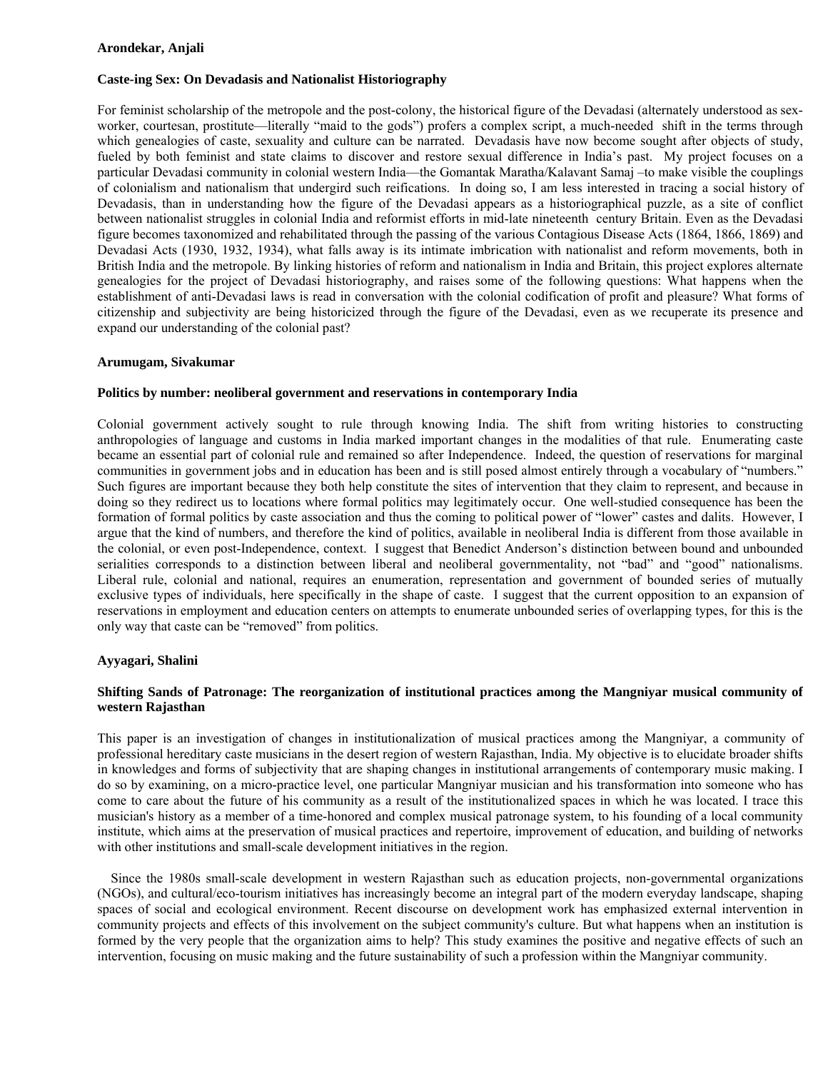**Arondekar, Anjali**

**Caste-ing Sex: On Devadasis and Nationalist Historiography**

For feminist scholarship of the metropole and the post-colony, the historical figure of the Devadasi (alternately understood as sex-worker, courtesan, prostitute—literally "maid to the gods") profers a complex script, a much-needed shift in the terms through which genealogies of caste, sexuality and culture can be narrated. Devadasis have now become sought after objects of study, fueled by both feminist and state claims to discover and restore sexual difference in India's past. My project focuses on a particular Devadasi community in colonial western India—the Gomantak Maratha/Kalavant Samaj –to make visible the couplings of colonialism and nationalism that undergird such reifications. In doing so, I am less interested in tracing a social history of Devadasis, than in understanding how the figure of the Devadasi appears as a historiographical puzzle, as a site of conflict between nationalist struggles in colonial India and reformist efforts in mid-late nineteenth century Britain. Even as the Devadasi figure becomes taxonomized and rehabilitated through the passing of the various Contagious Disease Acts (1864, 1866, 1869) and Devadasi Acts (1930, 1932, 1934), what falls away is its intimate imbrication with nationalist and reform movements, both in British India and the metropole. By linking histories of reform and nationalism in India and Britain, this project explores alternate genealogies for the project of Devadasi historiography, and raises some of the following questions: What happens when the establishment of anti-Devadasi laws is read in conversation with the colonial codification of profit and pleasure? What forms of citizenship and subjectivity are being historicized through the figure of the Devadasi, even as we recuperate its presence and expand our understanding of the colonial past?

**Arumugam, Sivakumar**

**Politics by number: neoliberal government and reservations in contemporary India**

Colonial government actively sought to rule through knowing India. The shift from writing histories to constructing anthropologies of language and customs in India marked important changes in the modalities of that rule. Enumerating caste became an essential part of colonial rule and remained so after Independence. Indeed, the question of reservations for marginal communities in government jobs and in education has been and is still posed almost entirely through a vocabulary of "numbers." Such figures are important because they both help constitute the sites of intervention that they claim to represent, and because in doing so they redirect us to locations where formal politics may legitimately occur. One well-studied consequence has been the formation of formal politics by caste association and thus the coming to political power of "lower" castes and dalits. However, I argue that the kind of numbers, and therefore the kind of politics, available in neoliberal India is different from those available in the colonial, or even post-Independence, context. I suggest that Benedict Anderson's distinction between bound and unbounded serialities corresponds to a distinction between liberal and neoliberal governmentality, not "bad" and "good" nationalisms. Liberal rule, colonial and national, requires an enumeration, representation and government of bounded series of mutually exclusive types of individuals, here specifically in the shape of caste. I suggest that the current opposition to an expansion of reservations in employment and education centers on attempts to enumerate unbounded series of overlapping types, for this is the only way that caste can be "removed" from politics.

**Ayyagari, Shalini**

**Shifting Sands of Patronage: The reorganization of institutional practices among the Mangniyar musical community of western Rajasthan**

This paper is an investigation of changes in institutionalization of musical practices among the Mangniyar, a community of professional hereditary caste musicians in the desert region of western Rajasthan, India. My objective is to elucidate broader shifts in knowledges and forms of subjectivity that are shaping changes in institutional arrangements of contemporary music making. I do so by examining, on a micro-practice level, one particular Mangniyar musician and his transformation into someone who has come to care about the future of his community as a result of the institutionalized spaces in which he was located. I trace this musician's history as a member of a time-honored and complex musical patronage system, to his founding of a local community institute, which aims at the preservation of musical practices and repertoire, improvement of education, and building of networks with other institutions and small-scale development initiatives in the region.

Since the 1980s small-scale development in western Rajasthan such as education projects, non-governmental organizations (NGOs), and cultural/eco-tourism initiatives has increasingly become an integral part of the modern everyday landscape, shaping spaces of social and ecological environment. Recent discourse on development work has emphasized external intervention in community projects and effects of this involvement on the subject community's culture. But what happens when an institution is formed by the very people that the organization aims to help? This study examines the positive and negative effects of such an intervention, focusing on music making and the future sustainability of such a profession within the Mangniyar community.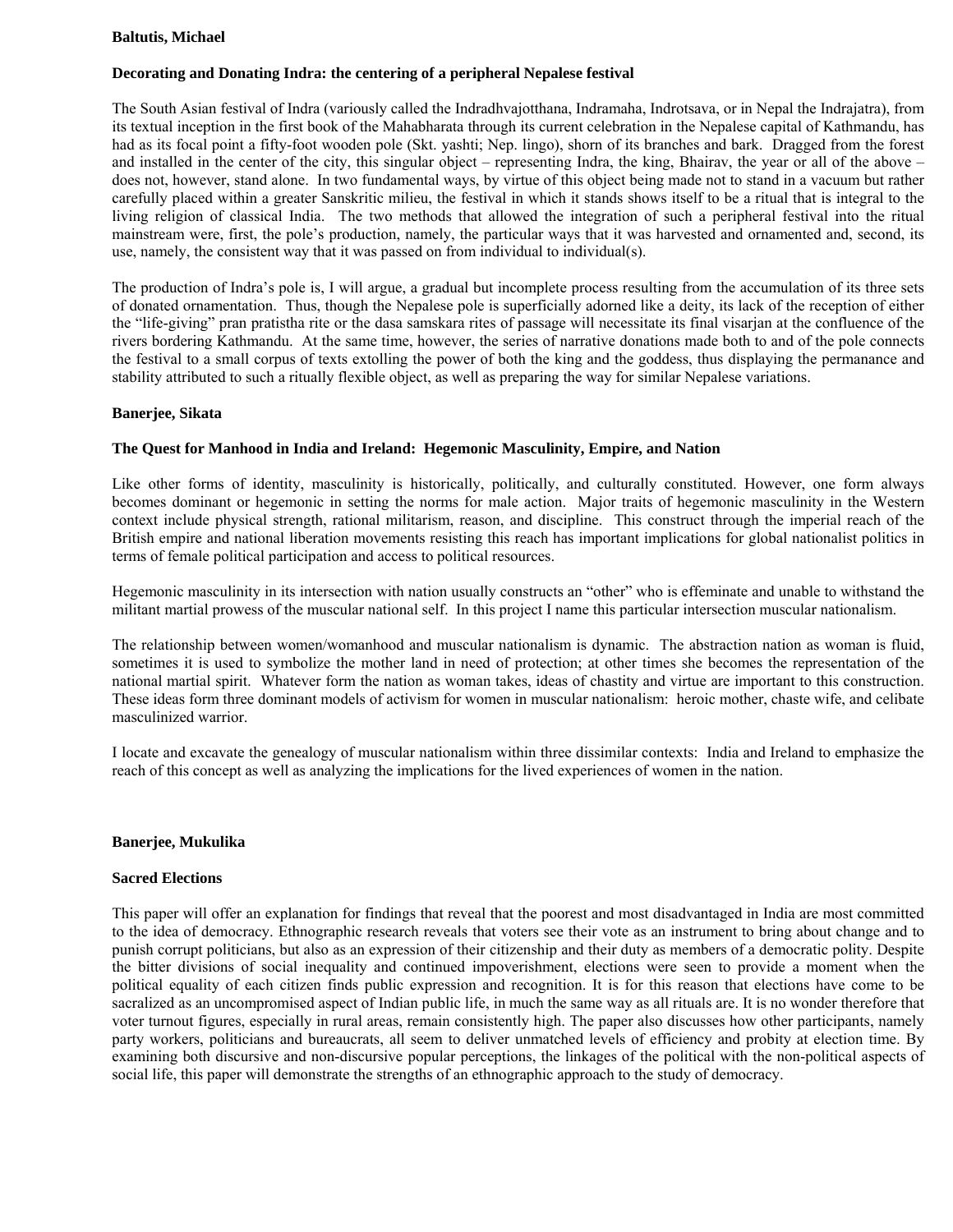**Baltutis, Michael**

**Decorating and Donating Indra: the centering of a peripheral Nepalese festival**

The South Asian festival of Indra (variously called the Indradhvajotthana, Indramaha, Indrotsava, or in Nepal the Indrajatra), from its textual inception in the first book of the Mahabharata through its current celebration in the Nepalese capital of Kathmandu, has had as its focal point a fifty-foot wooden pole (Skt. yashti; Nep. lingo), shorn of its branches and bark. Dragged from the forest and installed in the center of the city, this singular object – representing Indra, the king, Bhairav, the year or all of the above – does not, however, stand alone. In two fundamental ways, by virtue of this object being made not to stand in a vacuum but rather carefully placed within a greater Sanskritic milieu, the festival in which it stands shows itself to be a ritual that is integral to the living religion of classical India. The two methods that allowed the integration of such a peripheral festival into the ritual mainstream were, first, the pole's production, namely, the particular ways that it was harvested and ornamented and, second, its use, namely, the consistent way that it was passed on from individual to individual(s).

The production of Indra's pole is, I will argue, a gradual but incomplete process resulting from the accumulation of its three sets of donated ornamentation. Thus, though the Nepalese pole is superficially adorned like a deity, its lack of the reception of either the "life-giving" pran pratistha rite or the dasa samskara rites of passage will necessitate its final visarjan at the confluence of the rivers bordering Kathmandu. At the same time, however, the series of narrative donations made both to and of the pole connects the festival to a small corpus of texts extolling the power of both the king and the goddess, thus displaying the permanance and stability attributed to such a ritually flexible object, as well as preparing the way for similar Nepalese variations.

**Banerjee, Sikata**

**The Quest for Manhood in India and Ireland: Hegemonic Masculinity, Empire, and Nation**

Like other forms of identity, masculinity is historically, politically, and culturally constituted. However, one form always becomes dominant or hegemonic in setting the norms for male action. Major traits of hegemonic masculinity in the Western context include physical strength, rational militarism, reason, and discipline. This construct through the imperial reach of the British empire and national liberation movements resisting this reach has important implications for global nationalist politics in terms of female political participation and access to political resources.

Hegemonic masculinity in its intersection with nation usually constructs an "other" who is effeminate and unable to withstand the militant martial prowess of the muscular national self. In this project I name this particular intersection muscular nationalism.

The relationship between women/womanhood and muscular nationalism is dynamic. The abstraction nation as woman is fluid, sometimes it is used to symbolize the mother land in need of protection; at other times she becomes the representation of the national martial spirit. Whatever form the nation as woman takes, ideas of chastity and virtue are important to this construction. These ideas form three dominant models of activism for women in muscular nationalism: heroic mother, chaste wife, and celibate masculinized warrior.

I locate and excavate the genealogy of muscular nationalism within three dissimilar contexts: India and Ireland to emphasize the reach of this concept as well as analyzing the implications for the lived experiences of women in the nation.

**Banerjee, Mukulika**

**Sacred Elections**

This paper will offer an explanation for findings that reveal that the poorest and most disadvantaged in India are most committed to the idea of democracy. Ethnographic research reveals that voters see their vote as an instrument to bring about change and to punish corrupt politicians, but also as an expression of their citizenship and their duty as members of a democratic polity. Despite the bitter divisions of social inequality and continued impoverishment, elections were seen to provide a moment when the political equality of each citizen finds public expression and recognition. It is for this reason that elections have come to be sacralized as an uncompromised aspect of Indian public life, in much the same way as all rituals are. It is no wonder therefore that voter turnout figures, especially in rural areas, remain consistently high. The paper also discusses how other participants, namely party workers, politicians and bureaucrats, all seem to deliver unmatched levels of efficiency and probity at election time. By examining both discursive and non-discursive popular perceptions, the linkages of the political with the non-political aspects of social life, this paper will demonstrate the strengths of an ethnographic approach to the study of democracy.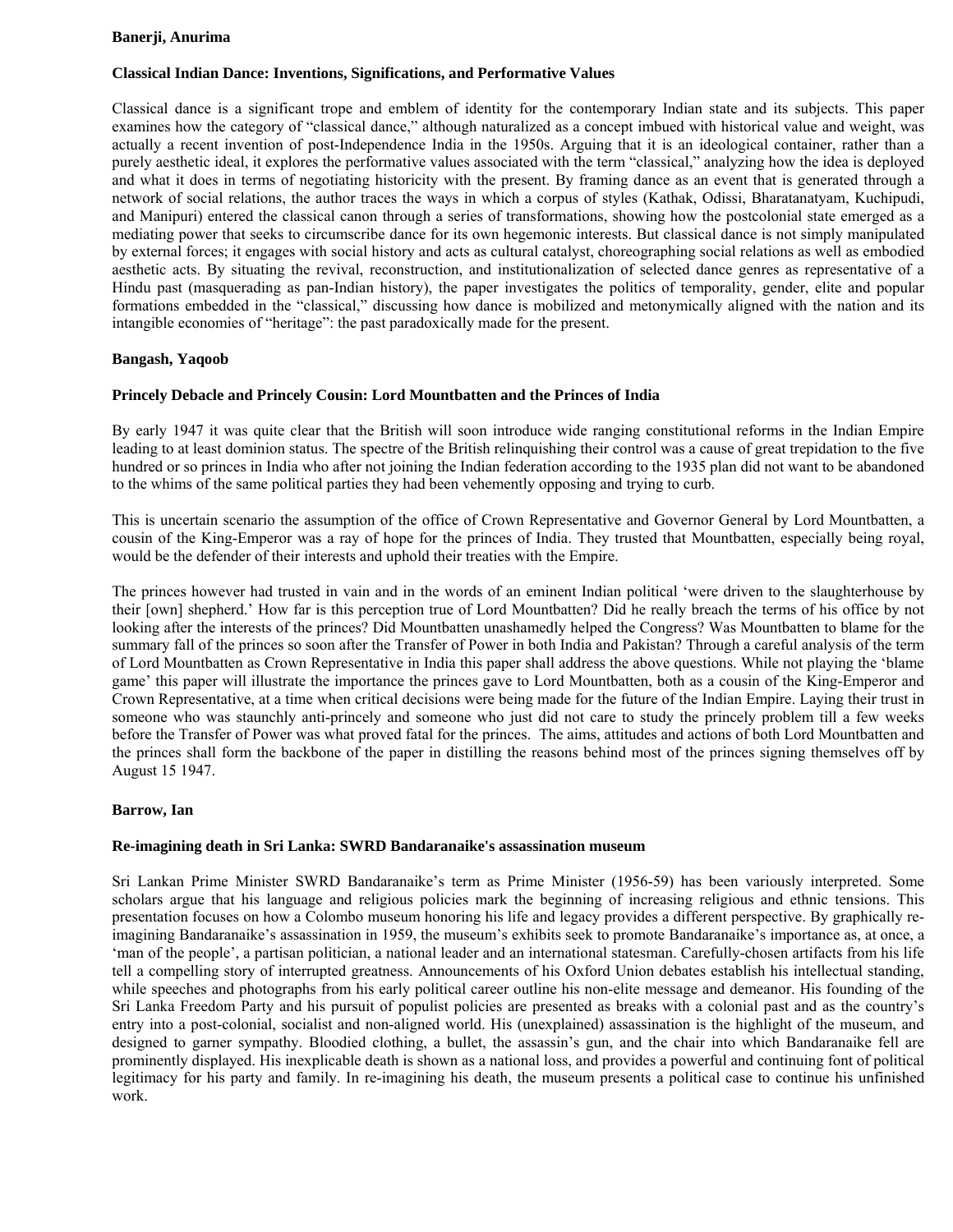**Banerji, Anurima**

**Classical Indian Dance: Inventions, Significations, and Performative Values**

Classical dance is a significant trope and emblem of identity for the contemporary Indian state and its subjects. This paper examines how the category of "classical dance," although naturalized as a concept imbued with historical value and weight, was actually a recent invention of post-Independence India in the 1950s. Arguing that it is an ideological container, rather than a purely aesthetic ideal, it explores the performative values associated with the term "classical," analyzing how the idea is deployed and what it does in terms of negotiating historicity with the present. By framing dance as an event that is generated through a network of social relations, the author traces the ways in which a corpus of styles (Kathak, Odissi, Bharatanatyam, Kuchipudi, and Manipuri) entered the classical canon through a series of transformations, showing how the postcolonial state emerged as a mediating power that seeks to circumscribe dance for its own hegemonic interests. But classical dance is not simply manipulated by external forces; it engages with social history and acts as cultural catalyst, choreographing social relations as well as embodied aesthetic acts. By situating the revival, reconstruction, and institutionalization of selected dance genres as representative of a Hindu past (masquerading as pan-Indian history), the paper investigates the politics of temporality, gender, elite and popular formations embedded in the "classical," discussing how dance is mobilized and metonymically aligned with the nation and its intangible economies of "heritage": the past paradoxically made for the present.

**Bangash, Yaqoob**

**Princely Debacle and Princely Cousin: Lord Mountbatten and the Princes of India**

By early 1947 it was quite clear that the British will soon introduce wide ranging constitutional reforms in the Indian Empire leading to at least dominion status. The spectre of the British relinquishing their control was a cause of great trepidation to the five hundred or so princes in India who after not joining the Indian federation according to the 1935 plan did not want to be abandoned to the whims of the same political parties they had been vehemently opposing and trying to curb.

This is uncertain scenario the assumption of the office of Crown Representative and Governor General by Lord Mountbatten, a cousin of the King-Emperor was a ray of hope for the princes of India. They trusted that Mountbatten, especially being royal, would be the defender of their interests and uphold their treaties with the Empire.

The princes however had trusted in vain and in the words of an eminent Indian political 'were driven to the slaughterhouse by their [own] shepherd.' How far is this perception true of Lord Mountbatten? Did he really breach the terms of his office by not looking after the interests of the princes? Did Mountbatten unashamedly helped the Congress? Was Mountbatten to blame for the summary fall of the princes so soon after the Transfer of Power in both India and Pakistan? Through a careful analysis of the term of Lord Mountbatten as Crown Representative in India this paper shall address the above questions. While not playing the 'blame game' this paper will illustrate the importance the princes gave to Lord Mountbatten, both as a cousin of the King-Emperor and Crown Representative, at a time when critical decisions were being made for the future of the Indian Empire. Laying their trust in someone who was staunchly anti-princely and someone who just did not care to study the princely problem till a few weeks before the Transfer of Power was what proved fatal for the princes. The aims, attitudes and actions of both Lord Mountbatten and the princes shall form the backbone of the paper in distilling the reasons behind most of the princes signing themselves off by August 15 1947.

**Barrow, Ian**

**Re-imagining death in Sri Lanka: SWRD Bandaranaike's assassination museum**

Sri Lankan Prime Minister SWRD Bandaranaike's term as Prime Minister (1956-59) has been variously interpreted. Some scholars argue that his language and religious policies mark the beginning of increasing religious and ethnic tensions. This presentation focuses on how a Colombo museum honoring his life and legacy provides a different perspective. By graphically re-imagining Bandaranaike's assassination in 1959, the museum's exhibits seek to promote Bandaranaike's importance as, at once, a 'man of the people', a partisan politician, a national leader and an international statesman. Carefully-chosen artifacts from his life tell a compelling story of interrupted greatness. Announcements of his Oxford Union debates establish his intellectual standing, while speeches and photographs from his early political career outline his non-elite message and demeanor. His founding of the Sri Lanka Freedom Party and his pursuit of populist policies are presented as breaks with a colonial past and as the country's entry into a post-colonial, socialist and non-aligned world. His (unexplained) assassination is the highlight of the museum, and designed to garner sympathy. Bloodied clothing, a bullet, the assassin's gun, and the chair into which Bandaranaike fell are prominently displayed. His inexplicable death is shown as a national loss, and provides a powerful and continuing font of political legitimacy for his party and family. In re-imagining his death, the museum presents a political case to continue his unfinished work.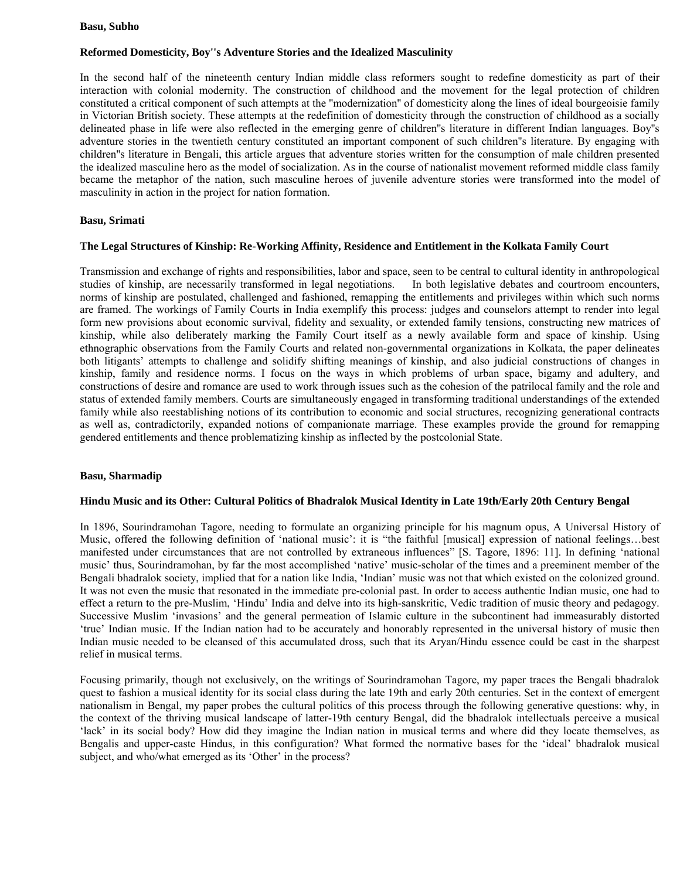**Basu, Subho**

**Reformed Domesticity, Boy''s Adventure Stories and the Idealized Masculinity**

In the second half of the nineteenth century Indian middle class reformers sought to redefine domesticity as part of their interaction with colonial modernity. The construction of childhood and the movement for the legal protection of children constituted a critical component of such attempts at the "modernization" of domesticity along the lines of ideal bourgeoisie family in Victorian British society. These attempts at the redefinition of domesticity through the construction of childhood as a socially delineated phase in life were also reflected in the emerging genre of children"s literature in different Indian languages. Boy"s adventure stories in the twentieth century constituted an important component of such children"s literature. By engaging with children"s literature in Bengali, this article argues that adventure stories written for the consumption of male children presented the idealized masculine hero as the model of socialization. As in the course of nationalist movement reformed middle class family became the metaphor of the nation, such masculine heroes of juvenile adventure stories were transformed into the model of masculinity in action in the project for nation formation.

**Basu, Srimati**

**The Legal Structures of Kinship: Re-Working Affinity, Residence and Entitlement in the Kolkata Family Court**

Transmission and exchange of rights and responsibilities, labor and space, seen to be central to cultural identity in anthropological studies of kinship, are necessarily transformed in legal negotiations. In both legislative debates and courtroom encounters, norms of kinship are postulated, challenged and fashioned, remapping the entitlements and privileges within which such norms are framed. The workings of Family Courts in India exemplify this process: judges and counselors attempt to render into legal form new provisions about economic survival, fidelity and sexuality, or extended family tensions, constructing new matrices of kinship, while also deliberately marking the Family Court itself as a newly available form and space of kinship. Using ethnographic observations from the Family Courts and related non-governmental organizations in Kolkata, the paper delineates both litigants' attempts to challenge and solidify shifting meanings of kinship, and also judicial constructions of changes in kinship, family and residence norms. I focus on the ways in which problems of urban space, bigamy and adultery, and constructions of desire and romance are used to work through issues such as the cohesion of the patrilocal family and the role and status of extended family members. Courts are simultaneously engaged in transforming traditional understandings of the extended family while also reestablishing notions of its contribution to economic and social structures, recognizing generational contracts as well as, contradictorily, expanded notions of companionate marriage. These examples provide the ground for remapping gendered entitlements and thence problematizing kinship as inflected by the postcolonial State.

**Basu, Sharmadip**

**Hindu Music and its Other: Cultural Politics of Bhadralok Musical Identity in Late 19th/Early 20th Century Bengal**

In 1896, Sourindramohan Tagore, needing to formulate an organizing principle for his magnum opus, A Universal History of Music, offered the following definition of 'national music': it is "the faithful [musical] expression of national feelings…best manifested under circumstances that are not controlled by extraneous influences" [S. Tagore, 1896: 11]. In defining 'national music' thus, Sourindramohan, by far the most accomplished 'native' music-scholar of the times and a preeminent member of the Bengali bhadralok society, implied that for a nation like India, 'Indian' music was not that which existed on the colonized ground. It was not even the music that resonated in the immediate pre-colonial past. In order to access authentic Indian music, one had to effect a return to the pre-Muslim, 'Hindu' India and delve into its high-sanskritic, Vedic tradition of music theory and pedagogy. Successive Muslim 'invasions' and the general permeation of Islamic culture in the subcontinent had immeasurably distorted 'true' Indian music. If the Indian nation had to be accurately and honorably represented in the universal history of music then Indian music needed to be cleansed of this accumulated dross, such that its Aryan/Hindu essence could be cast in the sharpest relief in musical terms.

Focusing primarily, though not exclusively, on the writings of Sourindramohan Tagore, my paper traces the Bengali bhadralok quest to fashion a musical identity for its social class during the late 19th and early 20th centuries. Set in the context of emergent nationalism in Bengal, my paper probes the cultural politics of this process through the following generative questions: why, in the context of the thriving musical landscape of latter-19th century Bengal, did the bhadralok intellectuals perceive a musical 'lack' in its social body? How did they imagine the Indian nation in musical terms and where did they locate themselves, as Bengalis and upper-caste Hindus, in this configuration? What formed the normative bases for the 'ideal' bhadralok musical subject, and who/what emerged as its 'Other' in the process?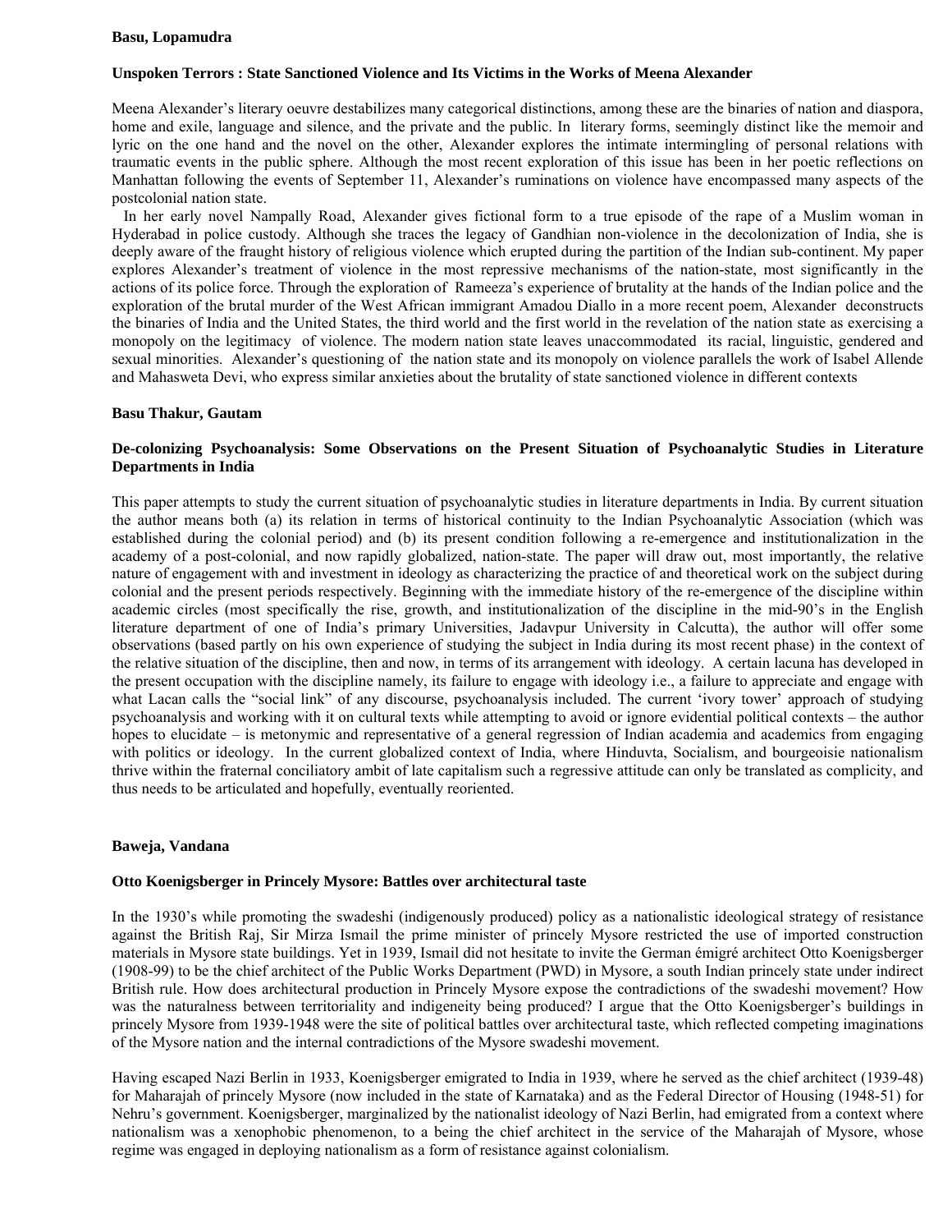**Basu, Lopamudra**

**Unspoken Terrors : State Sanctioned Violence and Its Victims in the Works of Meena Alexander**

Meena Alexander's literary oeuvre destabilizes many categorical distinctions, among these are the binaries of nation and diaspora, home and exile, language and silence, and the private and the public. In literary forms, seemingly distinct like the memoir and lyric on the one hand and the novel on the other, Alexander explores the intimate intermingling of personal relations with traumatic events in the public sphere. Although the most recent exploration of this issue has been in her poetic reflections on Manhattan following the events of September 11, Alexander's ruminations on violence have encompassed many aspects of the postcolonial nation state.

In her early novel Nampally Road, Alexander gives fictional form to a true episode of the rape of a Muslim woman in Hyderabad in police custody. Although she traces the legacy of Gandhian non-violence in the decolonization of India, she is deeply aware of the fraught history of religious violence which erupted during the partition of the Indian sub-continent. My paper explores Alexander's treatment of violence in the most repressive mechanisms of the nation-state, most significantly in the actions of its police force. Through the exploration of Rameeza's experience of brutality at the hands of the Indian police and the exploration of the brutal murder of the West African immigrant Amadou Diallo in a more recent poem, Alexander deconstructs the binaries of India and the United States, the third world and the first world in the revelation of the nation state as exercising a monopoly on the legitimacy of violence. The modern nation state leaves unaccommodated its racial, linguistic, gendered and sexual minorities. Alexander's questioning of the nation state and its monopoly on violence parallels the work of Isabel Allende and Mahasweta Devi, who express similar anxieties about the brutality of state sanctioned violence in different contexts

**Basu Thakur, Gautam**

**De-colonizing Psychoanalysis: Some Observations on the Present Situation of Psychoanalytic Studies in Literature Departments in India**

This paper attempts to study the current situation of psychoanalytic studies in literature departments in India. By current situation the author means both (a) its relation in terms of historical continuity to the Indian Psychoanalytic Association (which was established during the colonial period) and (b) its present condition following a re-emergence and institutionalization in the academy of a post-colonial, and now rapidly globalized, nation-state. The paper will draw out, most importantly, the relative nature of engagement with and investment in ideology as characterizing the practice of and theoretical work on the subject during colonial and the present periods respectively. Beginning with the immediate history of the re-emergence of the discipline within academic circles (most specifically the rise, growth, and institutionalization of the discipline in the mid-90's in the English literature department of one of India's primary Universities, Jadavpur University in Calcutta), the author will offer some observations (based partly on his own experience of studying the subject in India during its most recent phase) in the context of the relative situation of the discipline, then and now, in terms of its arrangement with ideology. A certain lacuna has developed in the present occupation with the discipline namely, its failure to engage with ideology i.e., a failure to appreciate and engage with what Lacan calls the "social link" of any discourse, psychoanalysis included. The current 'ivory tower' approach of studying psychoanalysis and working with it on cultural texts while attempting to avoid or ignore evidential political contexts – the author hopes to elucidate – is metonymic and representative of a general regression of Indian academia and academics from engaging with politics or ideology. In the current globalized context of India, where Hinduvta, Socialism, and bourgeoisie nationalism thrive within the fraternal conciliatory ambit of late capitalism such a regressive attitude can only be translated as complicity, and thus needs to be articulated and hopefully, eventually reoriented.

**Baweja, Vandana**

**Otto Koenigsberger in Princely Mysore: Battles over architectural taste**

In the 1930's while promoting the swadeshi (indigenously produced) policy as a nationalistic ideological strategy of resistance against the British Raj, Sir Mirza Ismail the prime minister of princely Mysore restricted the use of imported construction materials in Mysore state buildings. Yet in 1939, Ismail did not hesitate to invite the German émigré architect Otto Koenigsberger (1908-99) to be the chief architect of the Public Works Department (PWD) in Mysore, a south Indian princely state under indirect British rule. How does architectural production in Princely Mysore expose the contradictions of the swadeshi movement? How was the naturalness between territoriality and indigeneity being produced? I argue that the Otto Koenigsberger's buildings in princely Mysore from 1939-1948 were the site of political battles over architectural taste, which reflected competing imaginations of the Mysore nation and the internal contradictions of the Mysore swadeshi movement.

Having escaped Nazi Berlin in 1933, Koenigsberger emigrated to India in 1939, where he served as the chief architect (1939-48) for Maharajah of princely Mysore (now included in the state of Karnataka) and as the Federal Director of Housing (1948-51) for Nehru's government. Koenigsberger, marginalized by the nationalist ideology of Nazi Berlin, had emigrated from a context where nationalism was a xenophobic phenomenon, to a being the chief architect in the service of the Maharajah of Mysore, whose regime was engaged in deploying nationalism as a form of resistance against colonialism.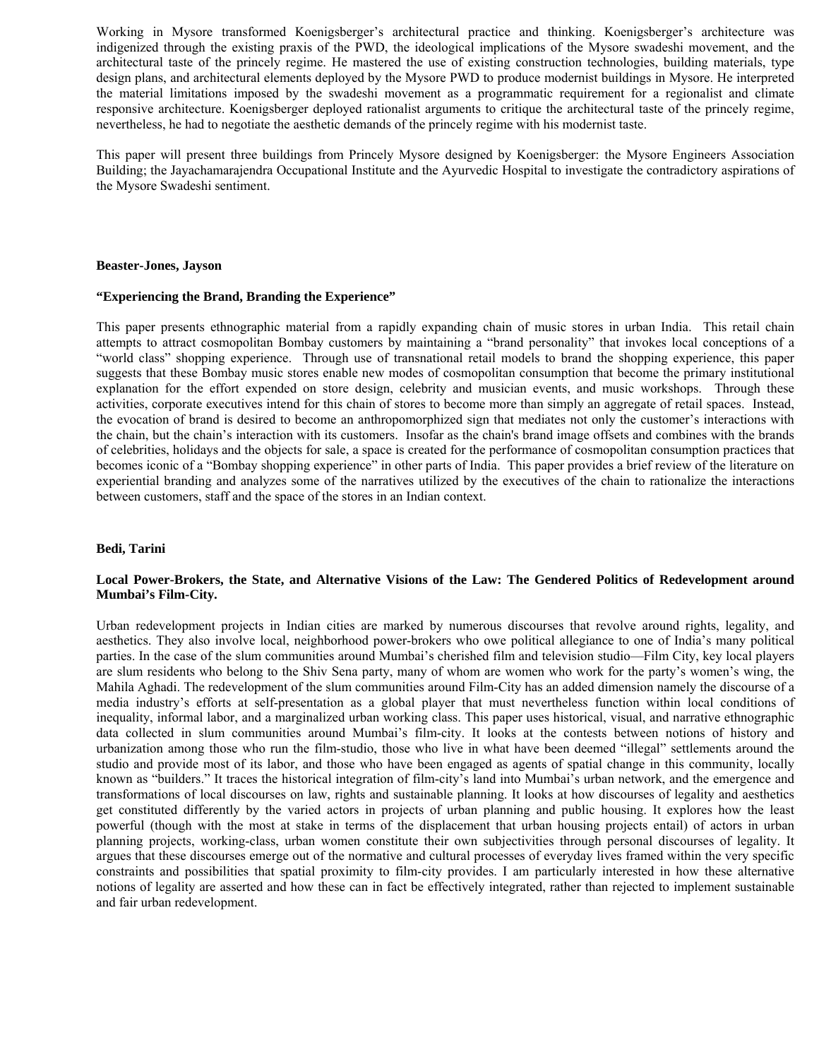Working in Mysore transformed Koenigsberger's architectural practice and thinking. Koenigsberger's architecture was indigenized through the existing praxis of the PWD, the ideological implications of the Mysore swadeshi movement, and the architectural taste of the princely regime. He mastered the use of existing construction technologies, building materials, type design plans, and architectural elements deployed by the Mysore PWD to produce modernist buildings in Mysore. He interpreted the material limitations imposed by the swadeshi movement as a programmatic requirement for a regionalist and climate responsive architecture. Koenigsberger deployed rationalist arguments to critique the architectural taste of the princely regime, nevertheless, he had to negotiate the aesthetic demands of the princely regime with his modernist taste.

This paper will present three buildings from Princely Mysore designed by Koenigsberger: the Mysore Engineers Association Building; the Jayachamarajendra Occupational Institute and the Ayurvedic Hospital to investigate the contradictory aspirations of the Mysore Swadeshi sentiment.

**Beaster-Jones, Jayson**

**"Experiencing the Brand, Branding the Experience"**

This paper presents ethnographic material from a rapidly expanding chain of music stores in urban India. This retail chain attempts to attract cosmopolitan Bombay customers by maintaining a "brand personality" that invokes local conceptions of a "world class" shopping experience. Through use of transnational retail models to brand the shopping experience, this paper suggests that these Bombay music stores enable new modes of cosmopolitan consumption that become the primary institutional explanation for the effort expended on store design, celebrity and musician events, and music workshops. Through these activities, corporate executives intend for this chain of stores to become more than simply an aggregate of retail spaces. Instead, the evocation of brand is desired to become an anthropomorphized sign that mediates not only the customer's interactions with the chain, but the chain's interaction with its customers. Insofar as the chain's brand image offsets and combines with the brands of celebrities, holidays and the objects for sale, a space is created for the performance of cosmopolitan consumption practices that becomes iconic of a "Bombay shopping experience" in other parts of India. This paper provides a brief review of the literature on experiential branding and analyzes some of the narratives utilized by the executives of the chain to rationalize the interactions between customers, staff and the space of the stores in an Indian context.

**Bedi, Tarini**

**Local Power-Brokers, the State, and Alternative Visions of the Law: The Gendered Politics of Redevelopment around Mumbai's Film-City.**

Urban redevelopment projects in Indian cities are marked by numerous discourses that revolve around rights, legality, and aesthetics. They also involve local, neighborhood power-brokers who owe political allegiance to one of India's many political parties. In the case of the slum communities around Mumbai's cherished film and television studio—Film City, key local players are slum residents who belong to the Shiv Sena party, many of whom are women who work for the party's women's wing, the Mahila Aghadi. The redevelopment of the slum communities around Film-City has an added dimension namely the discourse of a media industry's efforts at self-presentation as a global player that must nevertheless function within local conditions of inequality, informal labor, and a marginalized urban working class. This paper uses historical, visual, and narrative ethnographic data collected in slum communities around Mumbai's film-city. It looks at the contests between notions of history and urbanization among those who run the film-studio, those who live in what have been deemed "illegal" settlements around the studio and provide most of its labor, and those who have been engaged as agents of spatial change in this community, locally known as "builders." It traces the historical integration of film-city's land into Mumbai's urban network, and the emergence and transformations of local discourses on law, rights and sustainable planning. It looks at how discourses of legality and aesthetics get constituted differently by the varied actors in projects of urban planning and public housing. It explores how the least powerful (though with the most at stake in terms of the displacement that urban housing projects entail) of actors in urban planning projects, working-class, urban women constitute their own subjectivities through personal discourses of legality. It argues that these discourses emerge out of the normative and cultural processes of everyday lives framed within the very specific constraints and possibilities that spatial proximity to film-city provides. I am particularly interested in how these alternative notions of legality are asserted and how these can in fact be effectively integrated, rather than rejected to implement sustainable and fair urban redevelopment.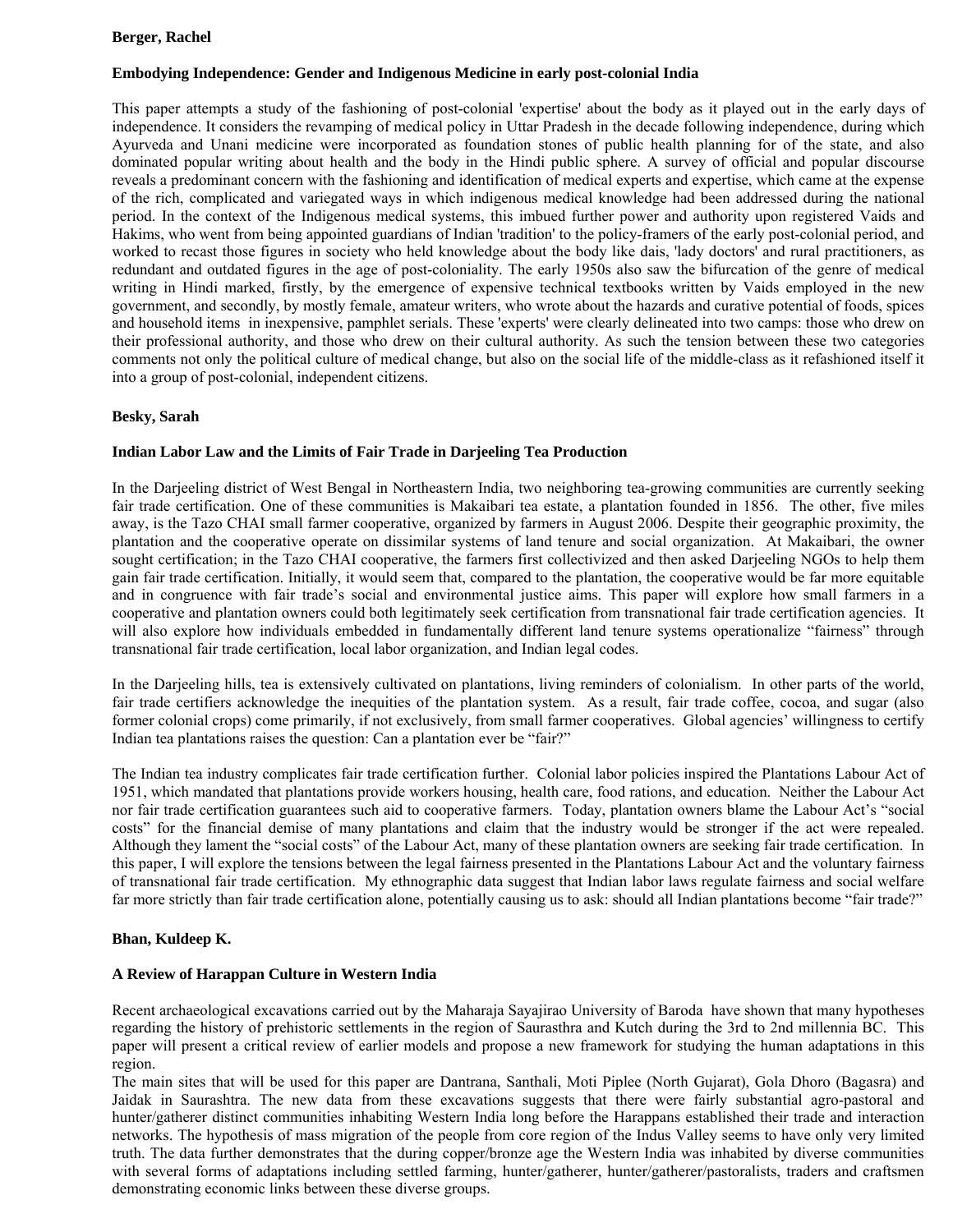**Berger, Rachel**

**Embodying Independence: Gender and Indigenous Medicine in early post-colonial India**

This paper attempts a study of the fashioning of post-colonial 'expertise' about the body as it played out in the early days of independence. It considers the revamping of medical policy in Uttar Pradesh in the decade following independence, during which Ayurveda and Unani medicine were incorporated as foundation stones of public health planning for of the state, and also dominated popular writing about health and the body in the Hindi public sphere. A survey of official and popular discourse reveals a predominant concern with the fashioning and identification of medical experts and expertise, which came at the expense of the rich, complicated and variegated ways in which indigenous medical knowledge had been addressed during the national period. In the context of the Indigenous medical systems, this imbued further power and authority upon registered Vaids and Hakims, who went from being appointed guardians of Indian 'tradition' to the policy-framers of the early post-colonial period, and worked to recast those figures in society who held knowledge about the body like dais, 'lady doctors' and rural practitioners, as redundant and outdated figures in the age of post-coloniality. The early 1950s also saw the bifurcation of the genre of medical writing in Hindi marked, firstly, by the emergence of expensive technical textbooks written by Vaids employed in the new government, and secondly, by mostly female, amateur writers, who wrote about the hazards and curative potential of foods, spices and household items in inexpensive, pamphlet serials. These 'experts' were clearly delineated into two camps: those who drew on their professional authority, and those who drew on their cultural authority. As such the tension between these two categories comments not only the political culture of medical change, but also on the social life of the middle-class as it refashioned itself it into a group of post-colonial, independent citizens.

**Besky, Sarah**

**Indian Labor Law and the Limits of Fair Trade in Darjeeling Tea Production**

In the Darjeeling district of West Bengal in Northeastern India, two neighboring tea-growing communities are currently seeking fair trade certification. One of these communities is Makaibari tea estate, a plantation founded in 1856. The other, five miles away, is the Tazo CHAI small farmer cooperative, organized by farmers in August 2006. Despite their geographic proximity, the plantation and the cooperative operate on dissimilar systems of land tenure and social organization. At Makaibari, the owner sought certification; in the Tazo CHAI cooperative, the farmers first collectivized and then asked Darjeeling NGOs to help them gain fair trade certification. Initially, it would seem that, compared to the plantation, the cooperative would be far more equitable and in congruence with fair trade's social and environmental justice aims. This paper will explore how small farmers in a cooperative and plantation owners could both legitimately seek certification from transnational fair trade certification agencies. It will also explore how individuals embedded in fundamentally different land tenure systems operationalize "fairness" through transnational fair trade certification, local labor organization, and Indian legal codes.

In the Darjeeling hills, tea is extensively cultivated on plantations, living reminders of colonialism. In other parts of the world, fair trade certifiers acknowledge the inequities of the plantation system. As a result, fair trade coffee, cocoa, and sugar (also former colonial crops) come primarily, if not exclusively, from small farmer cooperatives. Global agencies' willingness to certify Indian tea plantations raises the question: Can a plantation ever be "fair?"

The Indian tea industry complicates fair trade certification further. Colonial labor policies inspired the Plantations Labour Act of 1951, which mandated that plantations provide workers housing, health care, food rations, and education. Neither the Labour Act nor fair trade certification guarantees such aid to cooperative farmers. Today, plantation owners blame the Labour Act's "social costs" for the financial demise of many plantations and claim that the industry would be stronger if the act were repealed. Although they lament the "social costs" of the Labour Act, many of these plantation owners are seeking fair trade certification. In this paper, I will explore the tensions between the legal fairness presented in the Plantations Labour Act and the voluntary fairness of transnational fair trade certification. My ethnographic data suggest that Indian labor laws regulate fairness and social welfare far more strictly than fair trade certification alone, potentially causing us to ask: should all Indian plantations become "fair trade?"

**Bhan, Kuldeep K.**

**A Review of Harappan Culture in Western India**

Recent archaeological excavations carried out by the Maharaja Sayajirao University of Baroda have shown that many hypotheses regarding the history of prehistoric settlements in the region of Saurasthra and Kutch during the 3rd to 2nd millennia BC. This paper will present a critical review of earlier models and propose a new framework for studying the human adaptations in this region.

The main sites that will be used for this paper are Dantrana, Santhali, Moti Piplee (North Gujarat), Gola Dhoro (Bagasra) and Jaidak in Saurashtra. The new data from these excavations suggests that there were fairly substantial agro-pastoral and hunter/gatherer distinct communities inhabiting Western India long before the Harappans established their trade and interaction networks. The hypothesis of mass migration of the people from core region of the Indus Valley seems to have only very limited truth. The data further demonstrates that the during copper/bronze age the Western India was inhabited by diverse communities with several forms of adaptations including settled farming, hunter/gatherer, hunter/gatherer/pastoralists, traders and craftsmen demonstrating economic links between these diverse groups.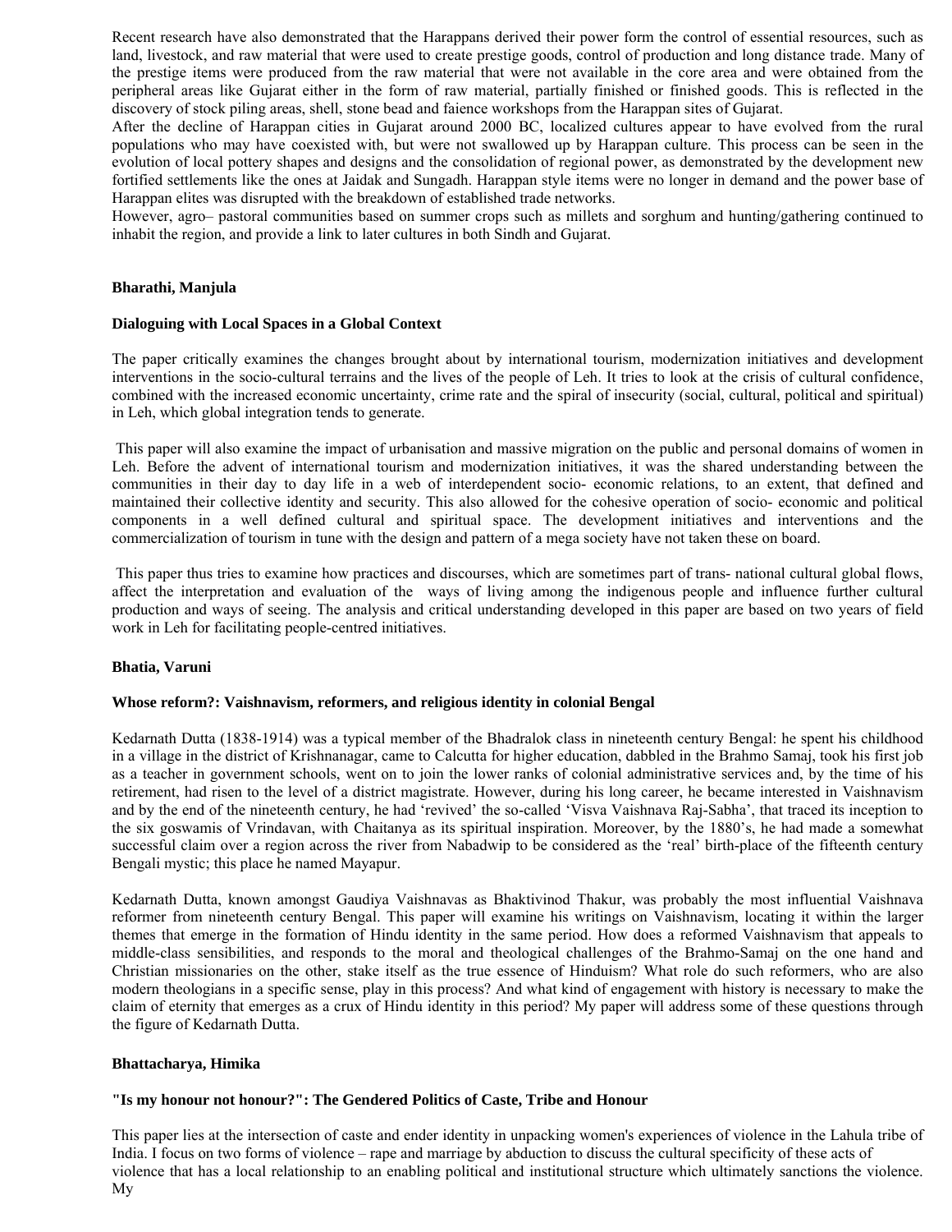Recent research have also demonstrated that the Harappans derived their power form the control of essential resources, such as land, livestock, and raw material that were used to create prestige goods, control of production and long distance trade. Many of the prestige items were produced from the raw material that were not available in the core area and were obtained from the peripheral areas like Gujarat either in the form of raw material, partially finished or finished goods. This is reflected in the discovery of stock piling areas, shell, stone bead and faience workshops from the Harappan sites of Gujarat.

After the decline of Harappan cities in Gujarat around 2000 BC, localized cultures appear to have evolved from the rural populations who may have coexisted with, but were not swallowed up by Harappan culture. This process can be seen in the evolution of local pottery shapes and designs and the consolidation of regional power, as demonstrated by the development new fortified settlements like the ones at Jaidak and Sungadh. Harappan style items were no longer in demand and the power base of Harappan elites was disrupted with the breakdown of established trade networks.

However, agro– pastoral communities based on summer crops such as millets and sorghum and hunting/gathering continued to inhabit the region, and provide a link to later cultures in both Sindh and Gujarat.

**Bharathi, Manjula**

**Dialoguing with Local Spaces in a Global Context**

The paper critically examines the changes brought about by international tourism, modernization initiatives and development interventions in the socio-cultural terrains and the lives of the people of Leh. It tries to look at the crisis of cultural confidence, combined with the increased economic uncertainty, crime rate and the spiral of insecurity (social, cultural, political and spiritual) in Leh, which global integration tends to generate.

This paper will also examine the impact of urbanisation and massive migration on the public and personal domains of women in Leh. Before the advent of international tourism and modernization initiatives, it was the shared understanding between the communities in their day to day life in a web of interdependent socio- economic relations, to an extent, that defined and maintained their collective identity and security. This also allowed for the cohesive operation of socio- economic and political components in a well defined cultural and spiritual space. The development initiatives and interventions and the commercialization of tourism in tune with the design and pattern of a mega society have not taken these on board.

This paper thus tries to examine how practices and discourses, which are sometimes part of trans- national cultural global flows, affect the interpretation and evaluation of the ways of living among the indigenous people and influence further cultural production and ways of seeing. The analysis and critical understanding developed in this paper are based on two years of field work in Leh for facilitating people-centred initiatives.

**Bhatia, Varuni**

**Whose reform?: Vaishnavism, reformers, and religious identity in colonial Bengal**

Kedarnath Dutta (1838-1914) was a typical member of the Bhadralok class in nineteenth century Bengal: he spent his childhood in a village in the district of Krishnanagar, came to Calcutta for higher education, dabbled in the Brahmo Samaj, took his first job as a teacher in government schools, went on to join the lower ranks of colonial administrative services and, by the time of his retirement, had risen to the level of a district magistrate. However, during his long career, he became interested in Vaishnavism and by the end of the nineteenth century, he had 'revived' the so-called 'Visva Vaishnava Raj-Sabha', that traced its inception to the six goswamis of Vrindavan, with Chaitanya as its spiritual inspiration. Moreover, by the 1880's, he had made a somewhat successful claim over a region across the river from Nabadwip to be considered as the 'real' birth-place of the fifteenth century Bengali mystic; this place he named Mayapur.

Kedarnath Dutta, known amongst Gaudiya Vaishnavas as Bhaktivinod Thakur, was probably the most influential Vaishnava reformer from nineteenth century Bengal. This paper will examine his writings on Vaishnavism, locating it within the larger themes that emerge in the formation of Hindu identity in the same period. How does a reformed Vaishnavism that appeals to middle-class sensibilities, and responds to the moral and theological challenges of the Brahmo-Samaj on the one hand and Christian missionaries on the other, stake itself as the true essence of Hinduism? What role do such reformers, who are also modern theologians in a specific sense, play in this process? And what kind of engagement with history is necessary to make the claim of eternity that emerges as a crux of Hindu identity in this period? My paper will address some of these questions through the figure of Kedarnath Dutta.

**Bhattacharya, Himika**

**"Is my honour not honour?": The Gendered Politics of Caste, Tribe and Honour**

This paper lies at the intersection of caste and ender identity in unpacking women's experiences of violence in the Lahula tribe of India. I focus on two forms of violence – rape and marriage by abduction to discuss the cultural specificity of these acts of violence that has a local relationship to an enabling political and institutional structure which ultimately sanctions the violence. My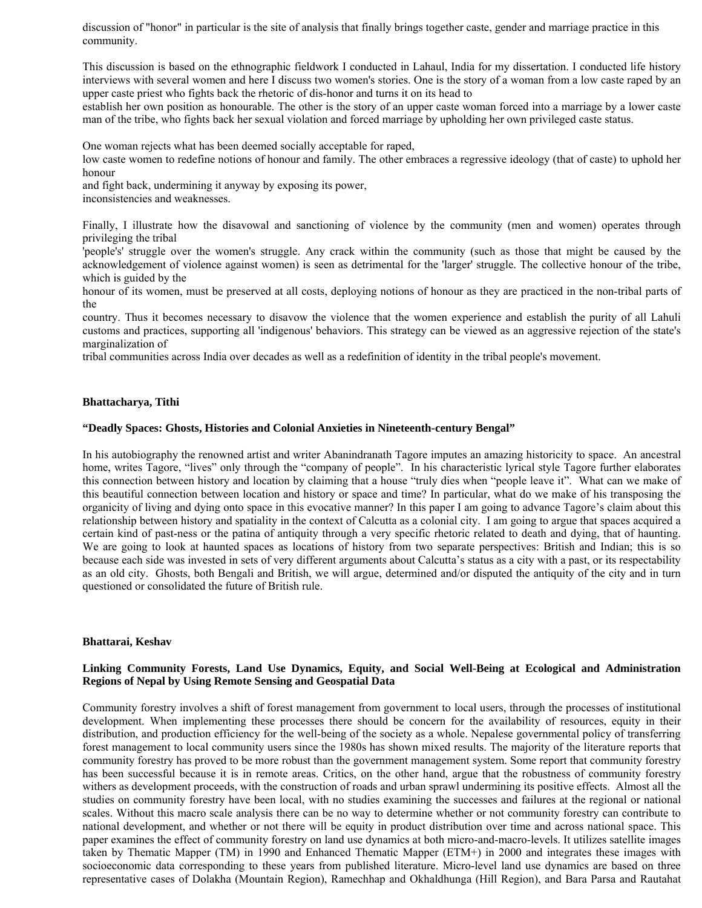discussion of "honor" in particular is the site of analysis that finally brings together caste, gender and marriage practice in this community.

This discussion is based on the ethnographic fieldwork I conducted in Lahaul, India for my dissertation. I conducted life history interviews with several women and here I discuss two women's stories. One is the story of a woman from a low caste raped by an upper caste priest who fights back the rhetoric of dis-honor and turns it on its head to establish her own position as honourable. The other is the story of an upper caste woman forced into a marriage by a lower caste man of the tribe, who fights back her sexual violation and forced marriage by upholding her own privileged caste status.

One woman rejects what has been deemed socially acceptable for raped, low caste women to redefine notions of honour and family. The other embraces a regressive ideology (that of caste) to uphold her honour and fight back, undermining it anyway by exposing its power, inconsistencies and weaknesses.

Finally, I illustrate how the disavowal and sanctioning of violence by the community (men and women) operates through privileging the tribal 'people's' struggle over the women's struggle. Any crack within the community (such as those that might be caused by the acknowledgement of violence against women) is seen as detrimental for the 'larger' struggle. The collective honour of the tribe, which is guided by the honour of its women, must be preserved at all costs, deploying notions of honour as they are practiced in the non-tribal parts of the country. Thus it becomes necessary to disavow the violence that the women experience and establish the purity of all Lahuli customs and practices, supporting all 'indigenous' behaviors. This strategy can be viewed as an aggressive rejection of the state's marginalization of tribal communities across India over decades as well as a redefinition of identity in the tribal people's movement.

**Bhattacharya, Tithi**

**“Deadly Spaces: Ghosts, Histories and Colonial Anxieties in Nineteenth-century Bengal”**

In his autobiography the renowned artist and writer Abanindranath Tagore imputes an amazing historicity to space. An ancestral home, writes Tagore, “lives” only through the “company of people”. In his characteristic lyrical style Tagore further elaborates this connection between history and location by claiming that a house “truly dies when “people leave it”. What can we make of this beautiful connection between location and history or space and time? In particular, what do we make of his transposing the organicity of living and dying onto space in this evocative manner? In this paper I am going to advance Tagore’s claim about this relationship between history and spatiality in the context of Calcutta as a colonial city. I am going to argue that spaces acquired a certain kind of past-ness or the patina of antiquity through a very specific rhetoric related to death and dying, that of haunting. We are going to look at haunted spaces as locations of history from two separate perspectives: British and Indian; this is so because each side was invested in sets of very different arguments about Calcutta’s status as a city with a past, or its respectability as an old city. Ghosts, both Bengali and British, we will argue, determined and/or disputed the antiquity of the city and in turn questioned or consolidated the future of British rule.

**Bhattarai, Keshav**

**Linking Community Forests, Land Use Dynamics, Equity, and Social Well-Being at Ecological and Administration Regions of Nepal by Using Remote Sensing and Geospatial Data**

Community forestry involves a shift of forest management from government to local users, through the processes of institutional development. When implementing these processes there should be concern for the availability of resources, equity in their distribution, and production efficiency for the well-being of the society as a whole. Nepalese governmental policy of transferring forest management to local community users since the 1980s has shown mixed results. The majority of the literature reports that community forestry has proved to be more robust than the government management system. Some report that community forestry has been successful because it is in remote areas. Critics, on the other hand, argue that the robustness of community forestry withers as development proceeds, with the construction of roads and urban sprawl undermining its positive effects. Almost all the studies on community forestry have been local, with no studies examining the successes and failures at the regional or national scales. Without this macro scale analysis there can be no way to determine whether or not community forestry can contribute to national development, and whether or not there will be equity in product distribution over time and across national space. This paper examines the effect of community forestry on land use dynamics at both micro-and-macro-levels. It utilizes satellite images taken by Thematic Mapper (TM) in 1990 and Enhanced Thematic Mapper (ETM+) in 2000 and integrates these images with socioeconomic data corresponding to these years from published literature. Micro-level land use dynamics are based on three representative cases of Dolakha (Mountain Region), Ramechhap and Okhaldhunga (Hill Region), and Bara Parsa and Rautahat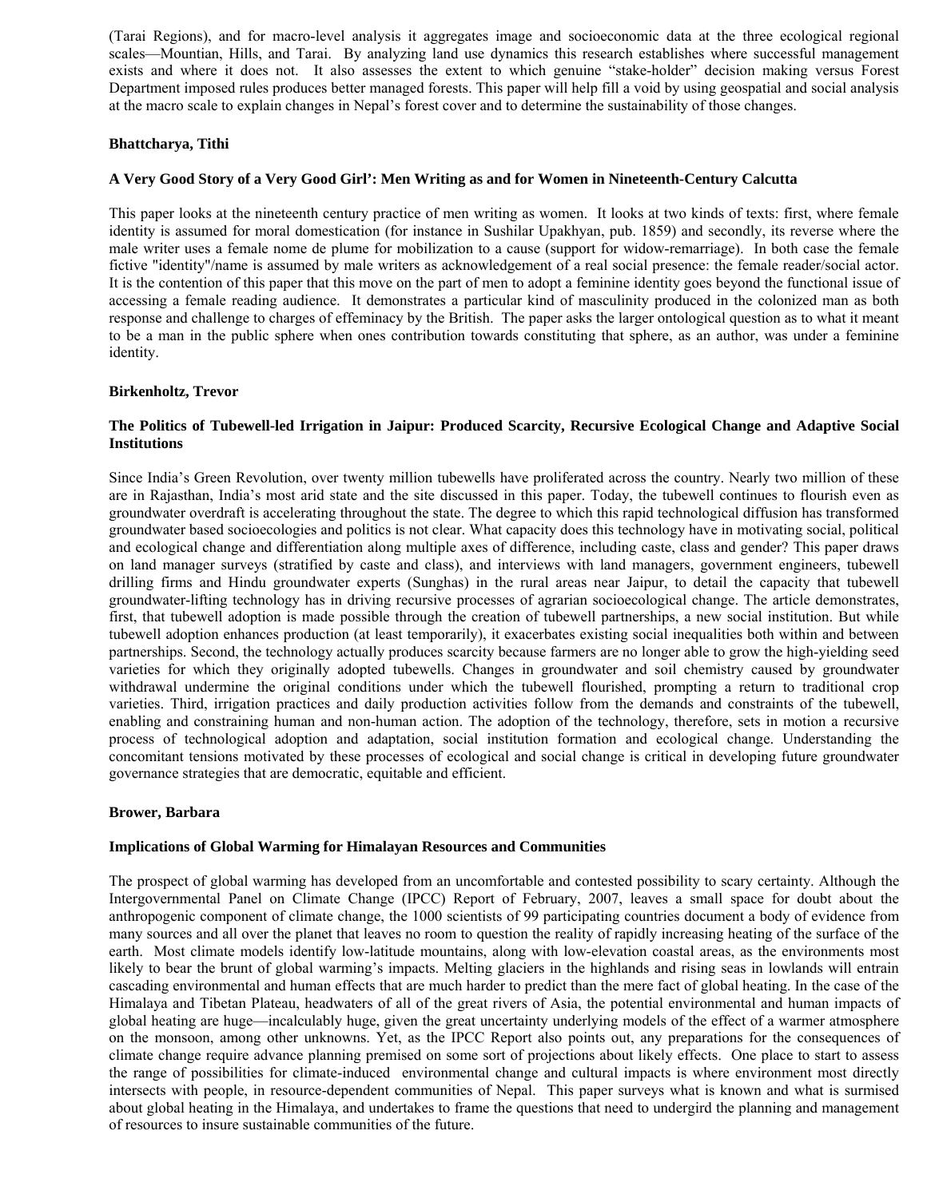(Tarai Regions), and for macro-level analysis it aggregates image and socioeconomic data at the three ecological regional scales—Mountian, Hills, and Tarai. By analyzing land use dynamics this research establishes where successful management exists and where it does not. It also assesses the extent to which genuine "stake-holder" decision making versus Forest Department imposed rules produces better managed forests. This paper will help fill a void by using geospatial and social analysis at the macro scale to explain changes in Nepal's forest cover and to determine the sustainability of those changes.

**Bhattcharya, Tithi**

**A Very Good Story of a Very Good Girl': Men Writing as and for Women in Nineteenth-Century Calcutta**

This paper looks at the nineteenth century practice of men writing as women. It looks at two kinds of texts: first, where female identity is assumed for moral domestication (for instance in Sushilar Upakhyan, pub. 1859) and secondly, its reverse where the male writer uses a female nome de plume for mobilization to a cause (support for widow-remarriage). In both case the female fictive "identity"/name is assumed by male writers as acknowledgement of a real social presence: the female reader/social actor. It is the contention of this paper that this move on the part of men to adopt a feminine identity goes beyond the functional issue of accessing a female reading audience. It demonstrates a particular kind of masculinity produced in the colonized man as both response and challenge to charges of effeminacy by the British. The paper asks the larger ontological question as to what it meant to be a man in the public sphere when ones contribution towards constituting that sphere, as an author, was under a feminine identity.

**Birkenholtz, Trevor**

**The Politics of Tubewell-led Irrigation in Jaipur: Produced Scarcity, Recursive Ecological Change and Adaptive Social Institutions**

Since India's Green Revolution, over twenty million tubewells have proliferated across the country. Nearly two million of these are in Rajasthan, India's most arid state and the site discussed in this paper. Today, the tubewell continues to flourish even as groundwater overdraft is accelerating throughout the state. The degree to which this rapid technological diffusion has transformed groundwater based socioecologies and politics is not clear. What capacity does this technology have in motivating social, political and ecological change and differentiation along multiple axes of difference, including caste, class and gender? This paper draws on land manager surveys (stratified by caste and class), and interviews with land managers, government engineers, tubewell drilling firms and Hindu groundwater experts (Sunghas) in the rural areas near Jaipur, to detail the capacity that tubewell groundwater-lifting technology has in driving recursive processes of agrarian socioecological change. The article demonstrates, first, that tubewell adoption is made possible through the creation of tubewell partnerships, a new social institution. But while tubewell adoption enhances production (at least temporarily), it exacerbates existing social inequalities both within and between partnerships. Second, the technology actually produces scarcity because farmers are no longer able to grow the high-yielding seed varieties for which they originally adopted tubewells. Changes in groundwater and soil chemistry caused by groundwater withdrawal undermine the original conditions under which the tubewell flourished, prompting a return to traditional crop varieties. Third, irrigation practices and daily production activities follow from the demands and constraints of the tubewell, enabling and constraining human and non-human action. The adoption of the technology, therefore, sets in motion a recursive process of technological adoption and adaptation, social institution formation and ecological change. Understanding the concomitant tensions motivated by these processes of ecological and social change is critical in developing future groundwater governance strategies that are democratic, equitable and efficient.

**Brower, Barbara**

**Implications of Global Warming for Himalayan Resources and Communities**

The prospect of global warming has developed from an uncomfortable and contested possibility to scary certainty. Although the Intergovernmental Panel on Climate Change (IPCC) Report of February, 2007, leaves a small space for doubt about the anthropogenic component of climate change, the 1000 scientists of 99 participating countries document a body of evidence from many sources and all over the planet that leaves no room to question the reality of rapidly increasing heating of the surface of the earth. Most climate models identify low-latitude mountains, along with low-elevation coastal areas, as the environments most likely to bear the brunt of global warming's impacts. Melting glaciers in the highlands and rising seas in lowlands will entrain cascading environmental and human effects that are much harder to predict than the mere fact of global heating. In the case of the Himalaya and Tibetan Plateau, headwaters of all of the great rivers of Asia, the potential environmental and human impacts of global heating are huge—incalculably huge, given the great uncertainty underlying models of the effect of a warmer atmosphere on the monsoon, among other unknowns. Yet, as the IPCC Report also points out, any preparations for the consequences of climate change require advance planning premised on some sort of projections about likely effects. One place to start to assess the range of possibilities for climate-induced environmental change and cultural impacts is where environment most directly intersects with people, in resource-dependent communities of Nepal. This paper surveys what is known and what is surmised about global heating in the Himalaya, and undertakes to frame the questions that need to undergird the planning and management of resources to insure sustainable communities of the future.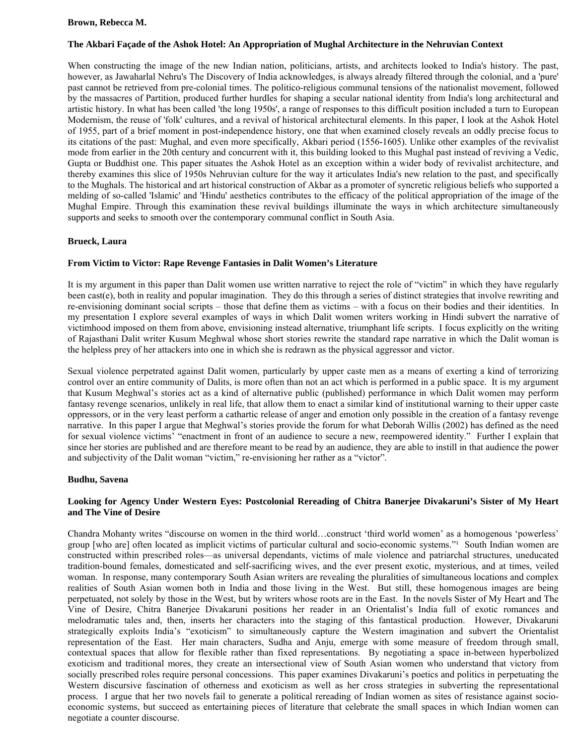**Brown, Rebecca M.**

**The Akbari Façade of the Ashok Hotel: An Appropriation of Mughal Architecture in the Nehruvian Context**

When constructing the image of the new Indian nation, politicians, artists, and architects looked to India's history. The past, however, as Jawaharlal Nehru's The Discovery of India acknowledges, is always already filtered through the colonial, and a 'pure' past cannot be retrieved from pre-colonial times. The politico-religious communal tensions of the nationalist movement, followed by the massacres of Partition, produced further hurdles for shaping a secular national identity from India's long architectural and artistic history. In what has been called 'the long 1950s', a range of responses to this difficult position included a turn to European Modernism, the reuse of 'folk' cultures, and a revival of historical architectural elements. In this paper, I look at the Ashok Hotel of 1955, part of a brief moment in post-independence history, one that when examined closely reveals an oddly precise focus to its citations of the past: Mughal, and even more specifically, Akbari period (1556-1605). Unlike other examples of the revivalist mode from earlier in the 20th century and concurrent with it, this building looked to this Mughal past instead of reviving a Vedic, Gupta or Buddhist one. This paper situates the Ashok Hotel as an exception within a wider body of revivalist architecture, and thereby examines this slice of 1950s Nehruvian culture for the way it articulates India's new relation to the past, and specifically to the Mughals. The historical and art historical construction of Akbar as a promoter of syncretic religious beliefs who supported a melding of so-called 'Islamic' and 'Hindu' aesthetics contributes to the efficacy of the political appropriation of the image of the Mughal Empire. Through this examination these revival buildings illuminate the ways in which architecture simultaneously supports and seeks to smooth over the contemporary communal conflict in South Asia.

**Brueck, Laura**

**From Victim to Victor: Rape Revenge Fantasies in Dalit Women's Literature**

It is my argument in this paper than Dalit women use written narrative to reject the role of "victim" in which they have regularly been cast(e), both in reality and popular imagination. They do this through a series of distinct strategies that involve rewriting and re-envisioning dominant social scripts – those that define them as victims – with a focus on their bodies and their identities. In my presentation I explore several examples of ways in which Dalit women writers working in Hindi subvert the narrative of victimhood imposed on them from above, envisioning instead alternative, triumphant life scripts. I focus explicitly on the writing of Rajasthani Dalit writer Kusum Meghwal whose short stories rewrite the standard rape narrative in which the Dalit woman is the helpless prey of her attackers into one in which she is redrawn as the physical aggressor and victor.

Sexual violence perpetrated against Dalit women, particularly by upper caste men as a means of exerting a kind of terrorizing control over an entire community of Dalits, is more often than not an act which is performed in a public space. It is my argument that Kusum Meghwal's stories act as a kind of alternative public (published) performance in which Dalit women may perform fantasy revenge scenarios, unlikely in real life, that allow them to enact a similar kind of institutional warning to their upper caste oppressors, or in the very least perform a cathartic release of anger and emotion only possible in the creation of a fantasy revenge narrative. In this paper I argue that Meghwal's stories provide the forum for what Deborah Willis (2002) has defined as the need for sexual violence victims' "enactment in front of an audience to secure a new, reempowered identity." Further I explain that since her stories are published and are therefore meant to be read by an audience, they are able to instill in that audience the power and subjectivity of the Dalit woman "victim," re-envisioning her rather as a "victor".

**Budhu, Savena**

**Looking for Agency Under Western Eyes: Postcolonial Rereading of Chitra Banerjee Divakaruni's Sister of My Heart and The Vine of Desire**

Chandra Mohanty writes "discourse on women in the third world…construct 'third world women' as a homogenous 'powerless' group [who are] often located as implicit victims of particular cultural and socio-economic systems."[1] South Indian women are constructed within prescribed roles—as universal dependants, victims of male violence and patriarchal structures, uneducated tradition-bound females, domesticated and self-sacrificing wives, and the ever present exotic, mysterious, and at times, veiled woman. In response, many contemporary South Asian writers are revealing the pluralities of simultaneous locations and complex realities of South Asian women both in India and those living in the West. But still, these homogenous images are being perpetuated, not solely by those in the West, but by writers whose roots are in the East. In the novels Sister of My Heart and The Vine of Desire, Chitra Banerjee Divakaruni positions her reader in an Orientalist's India full of exotic romances and melodramatic tales and, then, inserts her characters into the staging of this fantastical production. However, Divakaruni strategically exploits India's "exoticism" to simultaneously capture the Western imagination and subvert the Orientalist representation of the East. Her main characters, Sudha and Anju, emerge with some measure of freedom through small, contextual spaces that allow for flexible rather than fixed representations. By negotiating a space in-between hyperbolized exoticism and traditional mores, they create an intersectional view of South Asian women who understand that victory from socially prescribed roles require personal concessions. This paper examines Divakaruni's poetics and politics in perpetuating the Western discursive fascination of otherness and exoticism as well as her cross strategies in subverting the representational process. I argue that her two novels fail to generate a political rereading of Indian women as sites of resistance against socio-economic systems, but succeed as entertaining pieces of literature that celebrate the small spaces in which Indian women can negotiate a counter discourse.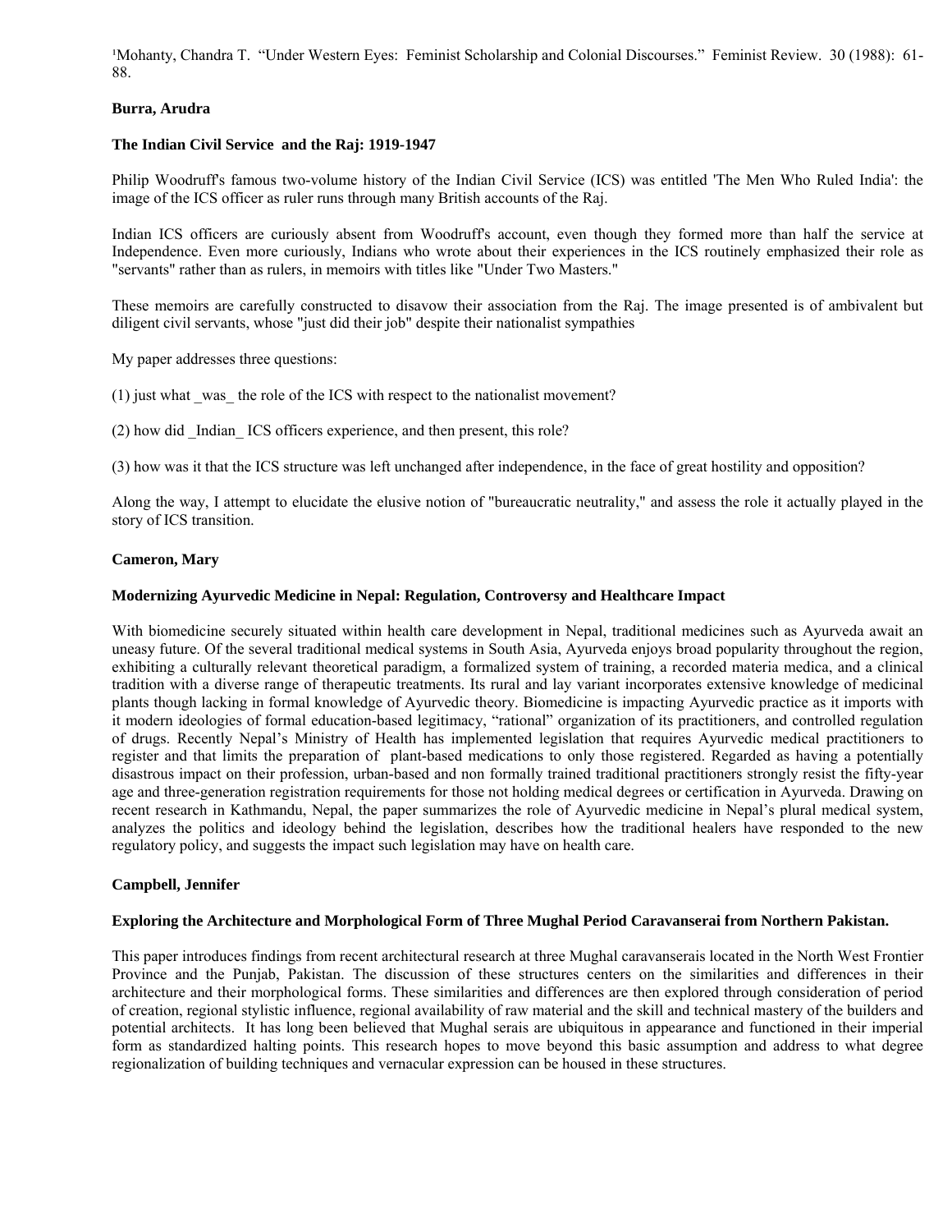[1]Mohanty, Chandra T. "Under Western Eyes: Feminist Scholarship and Colonial Discourses." Feminist Review. 30 (1988): 61-88.

**Burra, Arudra**

**The Indian Civil Service and the Raj: 1919-1947**

Philip Woodruff's famous two-volume history of the Indian Civil Service (ICS) was entitled 'The Men Who Ruled India': the image of the ICS officer as ruler runs through many British accounts of the Raj.

Indian ICS officers are curiously absent from Woodruff's account, even though they formed more than half the service at Independence. Even more curiously, Indians who wrote about their experiences in the ICS routinely emphasized their role as "servants" rather than as rulers, in memoirs with titles like "Under Two Masters."

These memoirs are carefully constructed to disavow their association from the Raj. The image presented is of ambivalent but diligent civil servants, whose "just did their job" despite their nationalist sympathies

My paper addresses three questions:

(1) just what _was_ the role of the ICS with respect to the nationalist movement?

(2) how did _Indian_ ICS officers experience, and then present, this role?

(3) how was it that the ICS structure was left unchanged after independence, in the face of great hostility and opposition?

Along the way, I attempt to elucidate the elusive notion of "bureaucratic neutrality," and assess the role it actually played in the story of ICS transition.

**Cameron, Mary**

**Modernizing Ayurvedic Medicine in Nepal: Regulation, Controversy and Healthcare Impact**

With biomedicine securely situated within health care development in Nepal, traditional medicines such as Ayurveda await an uneasy future. Of the several traditional medical systems in South Asia, Ayurveda enjoys broad popularity throughout the region, exhibiting a culturally relevant theoretical paradigm, a formalized system of training, a recorded materia medica, and a clinical tradition with a diverse range of therapeutic treatments. Its rural and lay variant incorporates extensive knowledge of medicinal plants though lacking in formal knowledge of Ayurvedic theory. Biomedicine is impacting Ayurvedic practice as it imports with it modern ideologies of formal education-based legitimacy, "rational" organization of its practitioners, and controlled regulation of drugs. Recently Nepal's Ministry of Health has implemented legislation that requires Ayurvedic medical practitioners to register and that limits the preparation of plant-based medications to only those registered. Regarded as having a potentially disastrous impact on their profession, urban-based and non formally trained traditional practitioners strongly resist the fifty-year age and three-generation registration requirements for those not holding medical degrees or certification in Ayurveda. Drawing on recent research in Kathmandu, Nepal, the paper summarizes the role of Ayurvedic medicine in Nepal's plural medical system, analyzes the politics and ideology behind the legislation, describes how the traditional healers have responded to the new regulatory policy, and suggests the impact such legislation may have on health care.

**Campbell, Jennifer**

**Exploring the Architecture and Morphological Form of Three Mughal Period Caravanserai from Northern Pakistan.**

This paper introduces findings from recent architectural research at three Mughal caravanserais located in the North West Frontier Province and the Punjab, Pakistan. The discussion of these structures centers on the similarities and differences in their architecture and their morphological forms. These similarities and differences are then explored through consideration of period of creation, regional stylistic influence, regional availability of raw material and the skill and technical mastery of the builders and potential architects. It has long been believed that Mughal serais are ubiquitous in appearance and functioned in their imperial form as standardized halting points. This research hopes to move beyond this basic assumption and address to what degree regionalization of building techniques and vernacular expression can be housed in these structures.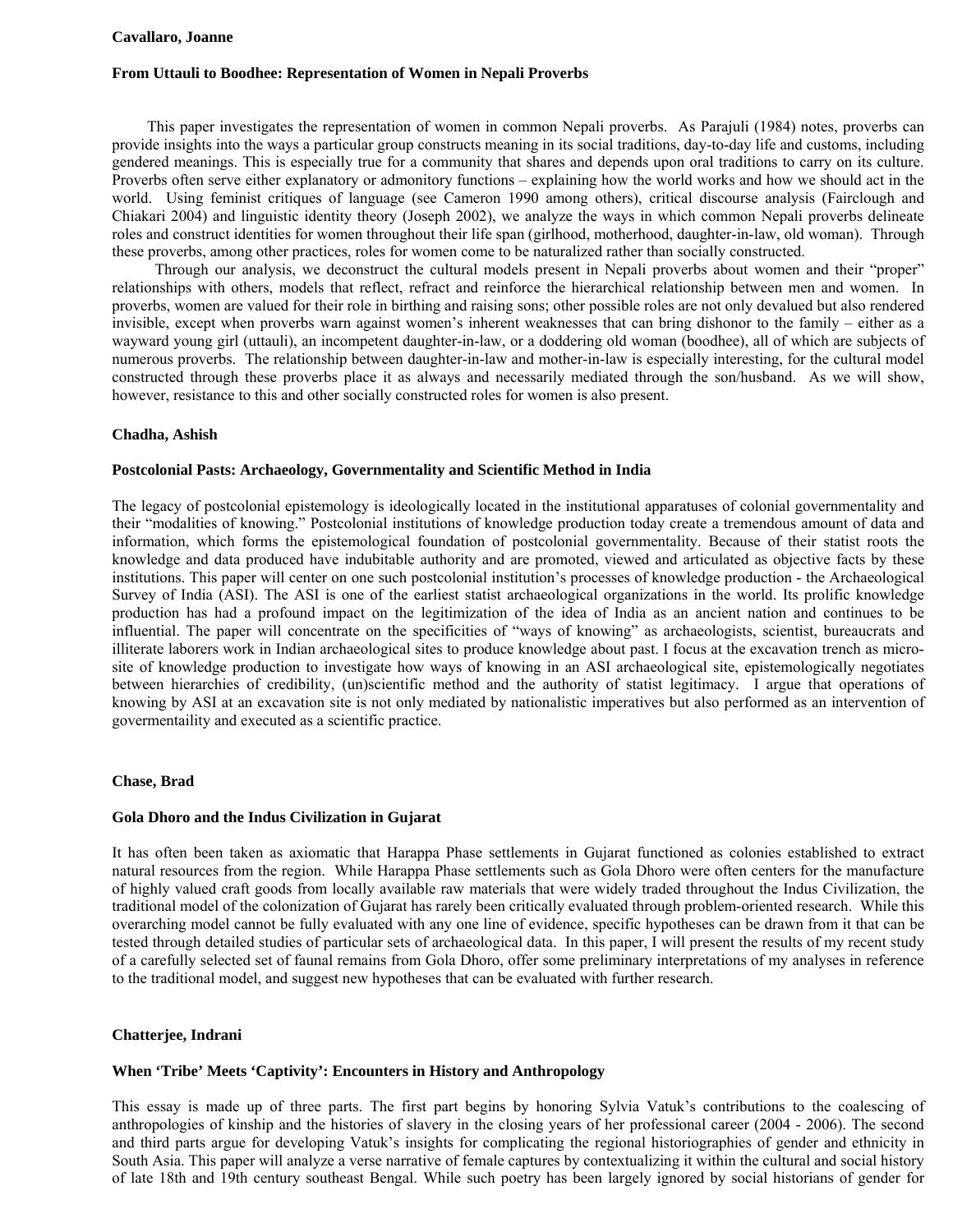**Cavallaro, Joanne**

**From Uttauli to Boodhee: Representation of Women in Nepali Proverbs**

This paper investigates the representation of women in common Nepali proverbs. As Parajuli (1984) notes, proverbs can provide insights into the ways a particular group constructs meaning in its social traditions, day-to-day life and customs, including gendered meanings. This is especially true for a community that shares and depends upon oral traditions to carry on its culture. Proverbs often serve either explanatory or admonitory functions – explaining how the world works and how we should act in the world. Using feminist critiques of language (see Cameron 1990 among others), critical discourse analysis (Fairclough and Chiakari 2004) and linguistic identity theory (Joseph 2002), we analyze the ways in which common Nepali proverbs delineate roles and construct identities for women throughout their life span (girlhood, motherhood, daughter-in-law, old woman). Through these proverbs, among other practices, roles for women come to be naturalized rather than socially constructed.

Through our analysis, we deconstruct the cultural models present in Nepali proverbs about women and their "proper" relationships with others, models that reflect, refract and reinforce the hierarchical relationship between men and women. In proverbs, women are valued for their role in birthing and raising sons; other possible roles are not only devalued but also rendered invisible, except when proverbs warn against women's inherent weaknesses that can bring dishonor to the family – either as a wayward young girl (uttauli), an incompetent daughter-in-law, or a doddering old woman (boodhee), all of which are subjects of numerous proverbs. The relationship between daughter-in-law and mother-in-law is especially interesting, for the cultural model constructed through these proverbs place it as always and necessarily mediated through the son/husband. As we will show, however, resistance to this and other socially constructed roles for women is also present.

**Chadha, Ashish**

**Postcolonial Pasts: Archaeology, Governmentality and Scientific Method in India**

The legacy of postcolonial epistemology is ideologically located in the institutional apparatuses of colonial governmentality and their "modalities of knowing." Postcolonial institutions of knowledge production today create a tremendous amount of data and information, which forms the epistemological foundation of postcolonial governmentality. Because of their statist roots the knowledge and data produced have indubitable authority and are promoted, viewed and articulated as objective facts by these institutions. This paper will center on one such postcolonial institution's processes of knowledge production - the Archaeological Survey of India (ASI). The ASI is one of the earliest statist archaeological organizations in the world. Its prolific knowledge production has had a profound impact on the legitimization of the idea of India as an ancient nation and continues to be influential. The paper will concentrate on the specificities of "ways of knowing" as archaeologists, scientist, bureaucrats and illiterate laborers work in Indian archaeological sites to produce knowledge about past. I focus at the excavation trench as micro-site of knowledge production to investigate how ways of knowing in an ASI archaeological site, epistemologically negotiates between hierarchies of credibility, (un)scientific method and the authority of statist legitimacy. I argue that operations of knowing by ASI at an excavation site is not only mediated by nationalistic imperatives but also performed as an intervention of govermentaility and executed as a scientific practice.

**Chase, Brad**

**Gola Dhoro and the Indus Civilization in Gujarat**

It has often been taken as axiomatic that Harappa Phase settlements in Gujarat functioned as colonies established to extract natural resources from the region. While Harappa Phase settlements such as Gola Dhoro were often centers for the manufacture of highly valued craft goods from locally available raw materials that were widely traded throughout the Indus Civilization, the traditional model of the colonization of Gujarat has rarely been critically evaluated through problem-oriented research. While this overarching model cannot be fully evaluated with any one line of evidence, specific hypotheses can be drawn from it that can be tested through detailed studies of particular sets of archaeological data. In this paper, I will present the results of my recent study of a carefully selected set of faunal remains from Gola Dhoro, offer some preliminary interpretations of my analyses in reference to the traditional model, and suggest new hypotheses that can be evaluated with further research.

**Chatterjee, Indrani**

**When 'Tribe' Meets 'Captivity': Encounters in History and Anthropology**

This essay is made up of three parts. The first part begins by honoring Sylvia Vatuk's contributions to the coalescing of anthropologies of kinship and the histories of slavery in the closing years of her professional career (2004 - 2006). The second and third parts argue for developing Vatuk's insights for complicating the regional historiographies of gender and ethnicity in South Asia. This paper will analyze a verse narrative of female captures by contextualizing it within the cultural and social history of late 18th and 19th century southeast Bengal. While such poetry has been largely ignored by social historians of gender for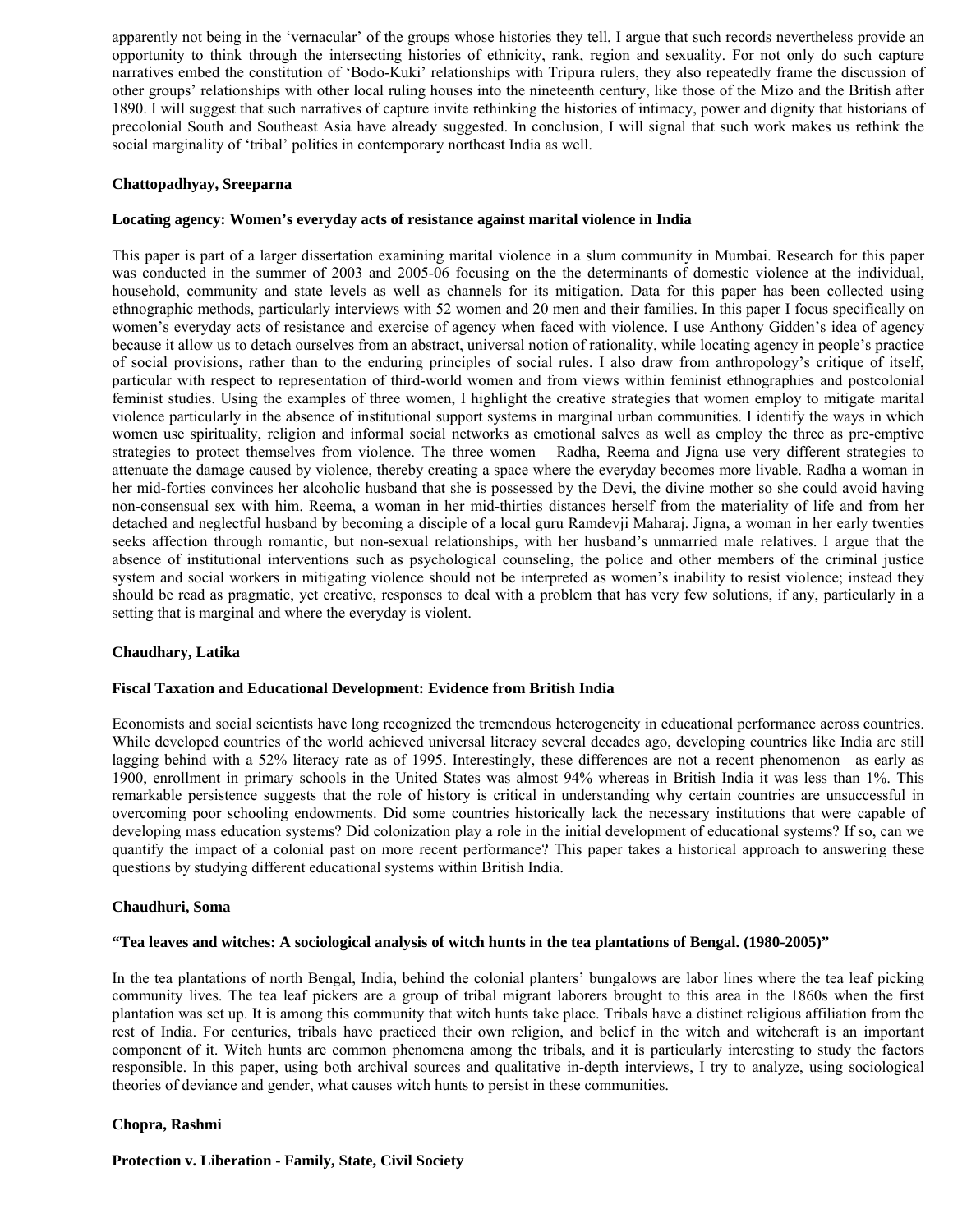apparently not being in the 'vernacular' of the groups whose histories they tell, I argue that such records nevertheless provide an opportunity to think through the intersecting histories of ethnicity, rank, region and sexuality. For not only do such capture narratives embed the constitution of 'Bodo-Kuki' relationships with Tripura rulers, they also repeatedly frame the discussion of other groups' relationships with other local ruling houses into the nineteenth century, like those of the Mizo and the British after 1890. I will suggest that such narratives of capture invite rethinking the histories of intimacy, power and dignity that historians of precolonial South and Southeast Asia have already suggested. In conclusion, I will signal that such work makes us rethink the social marginality of 'tribal' polities in contemporary northeast India as well.

**Chattopadhyay, Sreeparna**

**Locating agency: Women's everyday acts of resistance against marital violence in India**

This paper is part of a larger dissertation examining marital violence in a slum community in Mumbai. Research for this paper was conducted in the summer of 2003 and 2005-06 focusing on the the determinants of domestic violence at the individual, household, community and state levels as well as channels for its mitigation. Data for this paper has been collected using ethnographic methods, particularly interviews with 52 women and 20 men and their families. In this paper I focus specifically on women's everyday acts of resistance and exercise of agency when faced with violence. I use Anthony Gidden's idea of agency because it allow us to detach ourselves from an abstract, universal notion of rationality, while locating agency in people's practice of social provisions, rather than to the enduring principles of social rules. I also draw from anthropology's critique of itself, particular with respect to representation of third-world women and from views within feminist ethnographies and postcolonial feminist studies. Using the examples of three women, I highlight the creative strategies that women employ to mitigate marital violence particularly in the absence of institutional support systems in marginal urban communities. I identify the ways in which women use spirituality, religion and informal social networks as emotional salves as well as employ the three as pre-emptive strategies to protect themselves from violence. The three women – Radha, Reema and Jigna use very different strategies to attenuate the damage caused by violence, thereby creating a space where the everyday becomes more livable. Radha a woman in her mid-forties convinces her alcoholic husband that she is possessed by the Devi, the divine mother so she could avoid having non-consensual sex with him. Reema, a woman in her mid-thirties distances herself from the materiality of life and from her detached and neglectful husband by becoming a disciple of a local guru Ramdevji Maharaj. Jigna, a woman in her early twenties seeks affection through romantic, but non-sexual relationships, with her husband's unmarried male relatives. I argue that the absence of institutional interventions such as psychological counseling, the police and other members of the criminal justice system and social workers in mitigating violence should not be interpreted as women's inability to resist violence; instead they should be read as pragmatic, yet creative, responses to deal with a problem that has very few solutions, if any, particularly in a setting that is marginal and where the everyday is violent.

**Chaudhary, Latika**

**Fiscal Taxation and Educational Development: Evidence from British India**

Economists and social scientists have long recognized the tremendous heterogeneity in educational performance across countries. While developed countries of the world achieved universal literacy several decades ago, developing countries like India are still lagging behind with a 52% literacy rate as of 1995. Interestingly, these differences are not a recent phenomenon—as early as 1900, enrollment in primary schools in the United States was almost 94% whereas in British India it was less than 1%. This remarkable persistence suggests that the role of history is critical in understanding why certain countries are unsuccessful in overcoming poor schooling endowments. Did some countries historically lack the necessary institutions that were capable of developing mass education systems? Did colonization play a role in the initial development of educational systems? If so, can we quantify the impact of a colonial past on more recent performance? This paper takes a historical approach to answering these questions by studying different educational systems within British India.

**Chaudhuri, Soma**

**"Tea leaves and witches: A sociological analysis of witch hunts in the tea plantations of Bengal. (1980-2005)"**

In the tea plantations of north Bengal, India, behind the colonial planters' bungalows are labor lines where the tea leaf picking community lives. The tea leaf pickers are a group of tribal migrant laborers brought to this area in the 1860s when the first plantation was set up. It is among this community that witch hunts take place. Tribals have a distinct religious affiliation from the rest of India. For centuries, tribals have practiced their own religion, and belief in the witch and witchcraft is an important component of it. Witch hunts are common phenomena among the tribals, and it is particularly interesting to study the factors responsible. In this paper, using both archival sources and qualitative in-depth interviews, I try to analyze, using sociological theories of deviance and gender, what causes witch hunts to persist in these communities.

**Chopra, Rashmi**

**Protection v. Liberation - Family, State, Civil Society**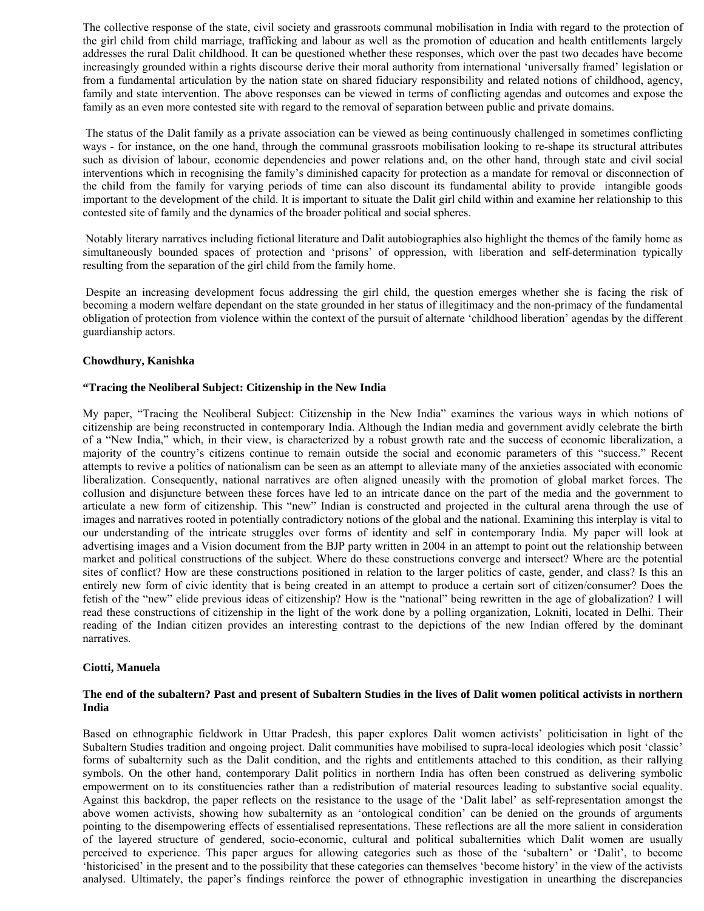The collective response of the state, civil society and grassroots communal mobilisation in India with regard to the protection of the girl child from child marriage, trafficking and labour as well as the promotion of education and health entitlements largely addresses the rural Dalit childhood. It can be questioned whether these responses, which over the past two decades have become increasingly grounded within a rights discourse derive their moral authority from international 'universally framed' legislation or from a fundamental articulation by the nation state on shared fiduciary responsibility and related notions of childhood, agency, family and state intervention. The above responses can be viewed in terms of conflicting agendas and outcomes and expose the family as an even more contested site with regard to the removal of separation between public and private domains.

The status of the Dalit family as a private association can be viewed as being continuously challenged in sometimes conflicting ways - for instance, on the one hand, through the communal grassroots mobilisation looking to re-shape its structural attributes such as division of labour, economic dependencies and power relations and, on the other hand, through state and civil social interventions which in recognising the family's diminished capacity for protection as a mandate for removal or disconnection of the child from the family for varying periods of time can also discount its fundamental ability to provide intangible goods important to the development of the child. It is important to situate the Dalit girl child within and examine her relationship to this contested site of family and the dynamics of the broader political and social spheres.

Notably literary narratives including fictional literature and Dalit autobiographies also highlight the themes of the family home as simultaneously bounded spaces of protection and 'prisons' of oppression, with liberation and self-determination typically resulting from the separation of the girl child from the family home.

Despite an increasing development focus addressing the girl child, the question emerges whether she is facing the risk of becoming a modern welfare dependant on the state grounded in her status of illegitimacy and the non-primacy of the fundamental obligation of protection from violence within the context of the pursuit of alternate 'childhood liberation' agendas by the different guardianship actors.

**Chowdhury, Kanishka**

**"Tracing the Neoliberal Subject: Citizenship in the New India**

My paper, "Tracing the Neoliberal Subject: Citizenship in the New India" examines the various ways in which notions of citizenship are being reconstructed in contemporary India. Although the Indian media and government avidly celebrate the birth of a "New India," which, in their view, is characterized by a robust growth rate and the success of economic liberalization, a majority of the country's citizens continue to remain outside the social and economic parameters of this "success." Recent attempts to revive a politics of nationalism can be seen as an attempt to alleviate many of the anxieties associated with economic liberalization. Consequently, national narratives are often aligned uneasily with the promotion of global market forces. The collusion and disjuncture between these forces have led to an intricate dance on the part of the media and the government to articulate a new form of citizenship. This "new" Indian is constructed and projected in the cultural arena through the use of images and narratives rooted in potentially contradictory notions of the global and the national. Examining this interplay is vital to our understanding of the intricate struggles over forms of identity and self in contemporary India. My paper will look at advertising images and a Vision document from the BJP party written in 2004 in an attempt to point out the relationship between market and political constructions of the subject. Where do these constructions converge and intersect? Where are the potential sites of conflict? How are these constructions positioned in relation to the larger politics of caste, gender, and class? Is this an entirely new form of civic identity that is being created in an attempt to produce a certain sort of citizen/consumer? Does the fetish of the "new" elide previous ideas of citizenship? How is the "national" being rewritten in the age of globalization? I will read these constructions of citizenship in the light of the work done by a polling organization, Lokniti, located in Delhi. Their reading of the Indian citizen provides an interesting contrast to the depictions of the new Indian offered by the dominant narratives.

**Ciotti, Manuela**

**The end of the subaltern? Past and present of Subaltern Studies in the lives of Dalit women political activists in northern India**

Based on ethnographic fieldwork in Uttar Pradesh, this paper explores Dalit women activists' politicisation in light of the Subaltern Studies tradition and ongoing project. Dalit communities have mobilised to supra-local ideologies which posit 'classic' forms of subalternity such as the Dalit condition, and the rights and entitlements attached to this condition, as their rallying symbols. On the other hand, contemporary Dalit politics in northern India has often been construed as delivering symbolic empowerment on to its constituencies rather than a redistribution of material resources leading to substantive social equality. Against this backdrop, the paper reflects on the resistance to the usage of the 'Dalit label' as self-representation amongst the above women activists, showing how subalternity as an 'ontological condition' can be denied on the grounds of arguments pointing to the disempowering effects of essentialised representations. These reflections are all the more salient in consideration of the layered structure of gendered, socio-economic, cultural and political subalternities which Dalit women are usually perceived to experience. This paper argues for allowing categories such as those of the 'subaltern' or 'Dalit', to become 'historicised' in the present and to the possibility that these categories can themselves 'become history' in the view of the activists analysed. Ultimately, the paper's findings reinforce the power of ethnographic investigation in unearthing the discrepancies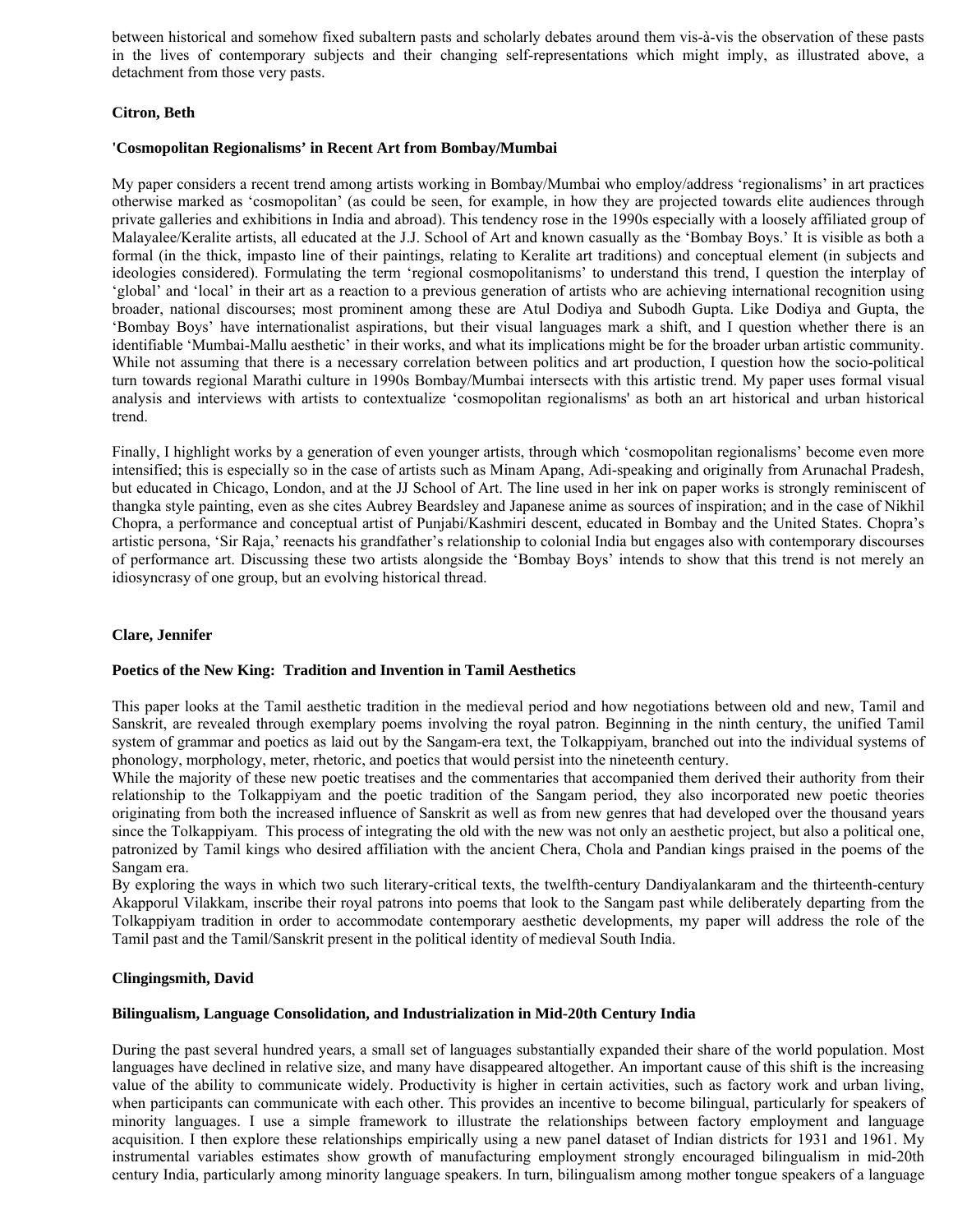between historical and somehow fixed subaltern pasts and scholarly debates around them vis-à-vis the observation of these pasts in the lives of contemporary subjects and their changing self-representations which might imply, as illustrated above, a detachment from those very pasts.

**Citron, Beth**

**'Cosmopolitan Regionalisms' in Recent Art from Bombay/Mumbai**

My paper considers a recent trend among artists working in Bombay/Mumbai who employ/address 'regionalisms' in art practices otherwise marked as 'cosmopolitan' (as could be seen, for example, in how they are projected towards elite audiences through private galleries and exhibitions in India and abroad). This tendency rose in the 1990s especially with a loosely affiliated group of Malayalee/Keralite artists, all educated at the J.J. School of Art and known casually as the 'Bombay Boys.' It is visible as both a formal (in the thick, impasto line of their paintings, relating to Keralite art traditions) and conceptual element (in subjects and ideologies considered). Formulating the term 'regional cosmopolitanisms' to understand this trend, I question the interplay of 'global' and 'local' in their art as a reaction to a previous generation of artists who are achieving international recognition using broader, national discourses; most prominent among these are Atul Dodiya and Subodh Gupta. Like Dodiya and Gupta, the 'Bombay Boys' have internationalist aspirations, but their visual languages mark a shift, and I question whether there is an identifiable 'Mumbai-Mallu aesthetic' in their works, and what its implications might be for the broader urban artistic community. While not assuming that there is a necessary correlation between politics and art production, I question how the socio-political turn towards regional Marathi culture in 1990s Bombay/Mumbai intersects with this artistic trend. My paper uses formal visual analysis and interviews with artists to contextualize 'cosmopolitan regionalisms' as both an art historical and urban historical trend.

Finally, I highlight works by a generation of even younger artists, through which 'cosmopolitan regionalisms' become even more intensified; this is especially so in the case of artists such as Minam Apang, Adi-speaking and originally from Arunachal Pradesh, but educated in Chicago, London, and at the JJ School of Art. The line used in her ink on paper works is strongly reminiscent of thangka style painting, even as she cites Aubrey Beardsley and Japanese anime as sources of inspiration; and in the case of Nikhil Chopra, a performance and conceptual artist of Punjabi/Kashmiri descent, educated in Bombay and the United States. Chopra's artistic persona, 'Sir Raja,' reenacts his grandfather's relationship to colonial India but engages also with contemporary discourses of performance art. Discussing these two artists alongside the 'Bombay Boys' intends to show that this trend is not merely an idiosyncrasy of one group, but an evolving historical thread.

**Clare, Jennifer**

**Poetics of the New King: Tradition and Invention in Tamil Aesthetics**

This paper looks at the Tamil aesthetic tradition in the medieval period and how negotiations between old and new, Tamil and Sanskrit, are revealed through exemplary poems involving the royal patron. Beginning in the ninth century, the unified Tamil system of grammar and poetics as laid out by the Sangam-era text, the Tolkappiyam, branched out into the individual systems of phonology, morphology, meter, rhetoric, and poetics that would persist into the nineteenth century.

While the majority of these new poetic treatises and the commentaries that accompanied them derived their authority from their relationship to the Tolkappiyam and the poetic tradition of the Sangam period, they also incorporated new poetic theories originating from both the increased influence of Sanskrit as well as from new genres that had developed over the thousand years since the Tolkappiyam. This process of integrating the old with the new was not only an aesthetic project, but also a political one, patronized by Tamil kings who desired affiliation with the ancient Chera, Chola and Pandian kings praised in the poems of the Sangam era.

By exploring the ways in which two such literary-critical texts, the twelfth-century Dandiyalankaram and the thirteenth-century Akapporul Vilakkam, inscribe their royal patrons into poems that look to the Sangam past while deliberately departing from the Tolkappiyam tradition in order to accommodate contemporary aesthetic developments, my paper will address the role of the Tamil past and the Tamil/Sanskrit present in the political identity of medieval South India.

**Clingingsmith, David**

**Bilingualism, Language Consolidation, and Industrialization in Mid-20th Century India**

During the past several hundred years, a small set of languages substantially expanded their share of the world population. Most languages have declined in relative size, and many have disappeared altogether. An important cause of this shift is the increasing value of the ability to communicate widely. Productivity is higher in certain activities, such as factory work and urban living, when participants can communicate with each other. This provides an incentive to become bilingual, particularly for speakers of minority languages. I use a simple framework to illustrate the relationships between factory employment and language acquisition. I then explore these relationships empirically using a new panel dataset of Indian districts for 1931 and 1961. My instrumental variables estimates show growth of manufacturing employment strongly encouraged bilingualism in mid-20th century India, particularly among minority language speakers. In turn, bilingualism among mother tongue speakers of a language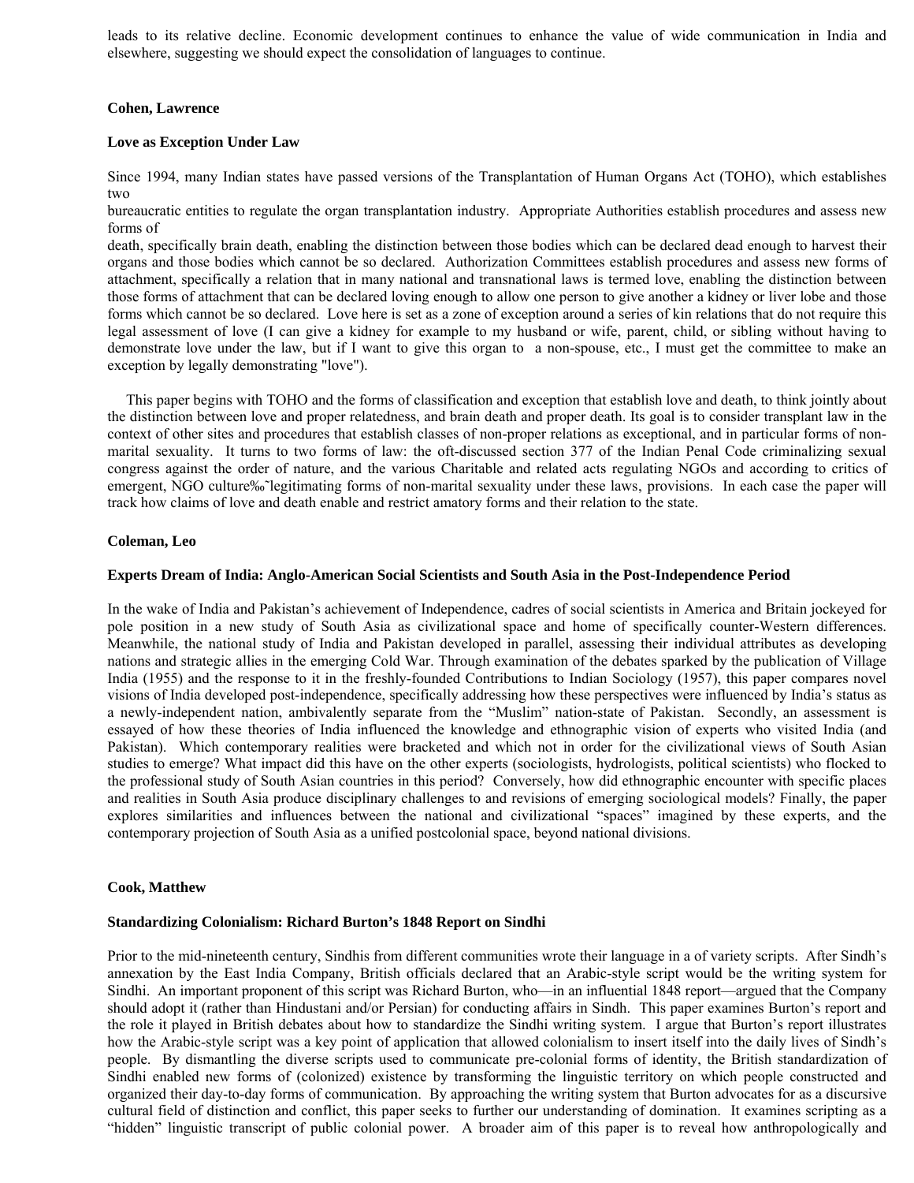leads to its relative decline. Economic development continues to enhance the value of wide communication in India and elsewhere, suggesting we should expect the consolidation of languages to continue.

**Cohen, Lawrence**

**Love as Exception Under Law**

Since 1994, many Indian states have passed versions of the Transplantation of Human Organs Act (TOHO), which establishes two
bureaucratic entities to regulate the organ transplantation industry. Appropriate Authorities establish procedures and assess new forms of
death, specifically brain death, enabling the distinction between those bodies which can be declared dead enough to harvest their organs and those bodies which cannot be so declared. Authorization Committees establish procedures and assess new forms of attachment, specifically a relation that in many national and transnational laws is termed love, enabling the distinction between those forms of attachment that can be declared loving enough to allow one person to give another a kidney or liver lobe and those forms which cannot be so declared. Love here is set as a zone of exception around a series of kin relations that do not require this legal assessment of love (I can give a kidney for example to my husband or wife, parent, child, or sibling without having to demonstrate love under the law, but if I want to give this organ to a non-spouse, etc., I must get the committee to make an exception by legally demonstrating "love").

This paper begins with TOHO and the forms of classification and exception that establish love and death, to think jointly about the distinction between love and proper relatedness, and brain death and proper death. Its goal is to consider transplant law in the context of other sites and procedures that establish classes of non-proper relations as exceptional, and in particular forms of non-marital sexuality. It turns to two forms of law: the oft-discussed section 377 of the Indian Penal Code criminalizing sexual congress against the order of nature, and the various Charitable and related acts regulating NGOs and according to critics of emergent, NGO culture‰˜legitimating forms of non-marital sexuality under these laws, provisions. In each case the paper will track how claims of love and death enable and restrict amatory forms and their relation to the state.

**Coleman, Leo**

**Experts Dream of India: Anglo-American Social Scientists and South Asia in the Post-Independence Period**

In the wake of India and Pakistan's achievement of Independence, cadres of social scientists in America and Britain jockeyed for pole position in a new study of South Asia as civilizational space and home of specifically counter-Western differences. Meanwhile, the national study of India and Pakistan developed in parallel, assessing their individual attributes as developing nations and strategic allies in the emerging Cold War. Through examination of the debates sparked by the publication of Village India (1955) and the response to it in the freshly-founded Contributions to Indian Sociology (1957), this paper compares novel visions of India developed post-independence, specifically addressing how these perspectives were influenced by India's status as a newly-independent nation, ambivalently separate from the "Muslim" nation-state of Pakistan. Secondly, an assessment is essayed of how these theories of India influenced the knowledge and ethnographic vision of experts who visited India (and Pakistan). Which contemporary realities were bracketed and which not in order for the civilizational views of South Asian studies to emerge? What impact did this have on the other experts (sociologists, hydrologists, political scientists) who flocked to the professional study of South Asian countries in this period? Conversely, how did ethnographic encounter with specific places and realities in South Asia produce disciplinary challenges to and revisions of emerging sociological models? Finally, the paper explores similarities and influences between the national and civilizational "spaces" imagined by these experts, and the contemporary projection of South Asia as a unified postcolonial space, beyond national divisions.

**Cook, Matthew**

**Standardizing Colonialism: Richard Burton's 1848 Report on Sindhi**

Prior to the mid-nineteenth century, Sindhis from different communities wrote their language in a of variety scripts. After Sindh's annexation by the East India Company, British officials declared that an Arabic-style script would be the writing system for Sindhi. An important proponent of this script was Richard Burton, who—in an influential 1848 report—argued that the Company should adopt it (rather than Hindustani and/or Persian) for conducting affairs in Sindh. This paper examines Burton's report and the role it played in British debates about how to standardize the Sindhi writing system. I argue that Burton's report illustrates how the Arabic-style script was a key point of application that allowed colonialism to insert itself into the daily lives of Sindh's people. By dismantling the diverse scripts used to communicate pre-colonial forms of identity, the British standardization of Sindhi enabled new forms of (colonized) existence by transforming the linguistic territory on which people constructed and organized their day-to-day forms of communication. By approaching the writing system that Burton advocates for as a discursive cultural field of distinction and conflict, this paper seeks to further our understanding of domination. It examines scripting as a "hidden" linguistic transcript of public colonial power. A broader aim of this paper is to reveal how anthropologically and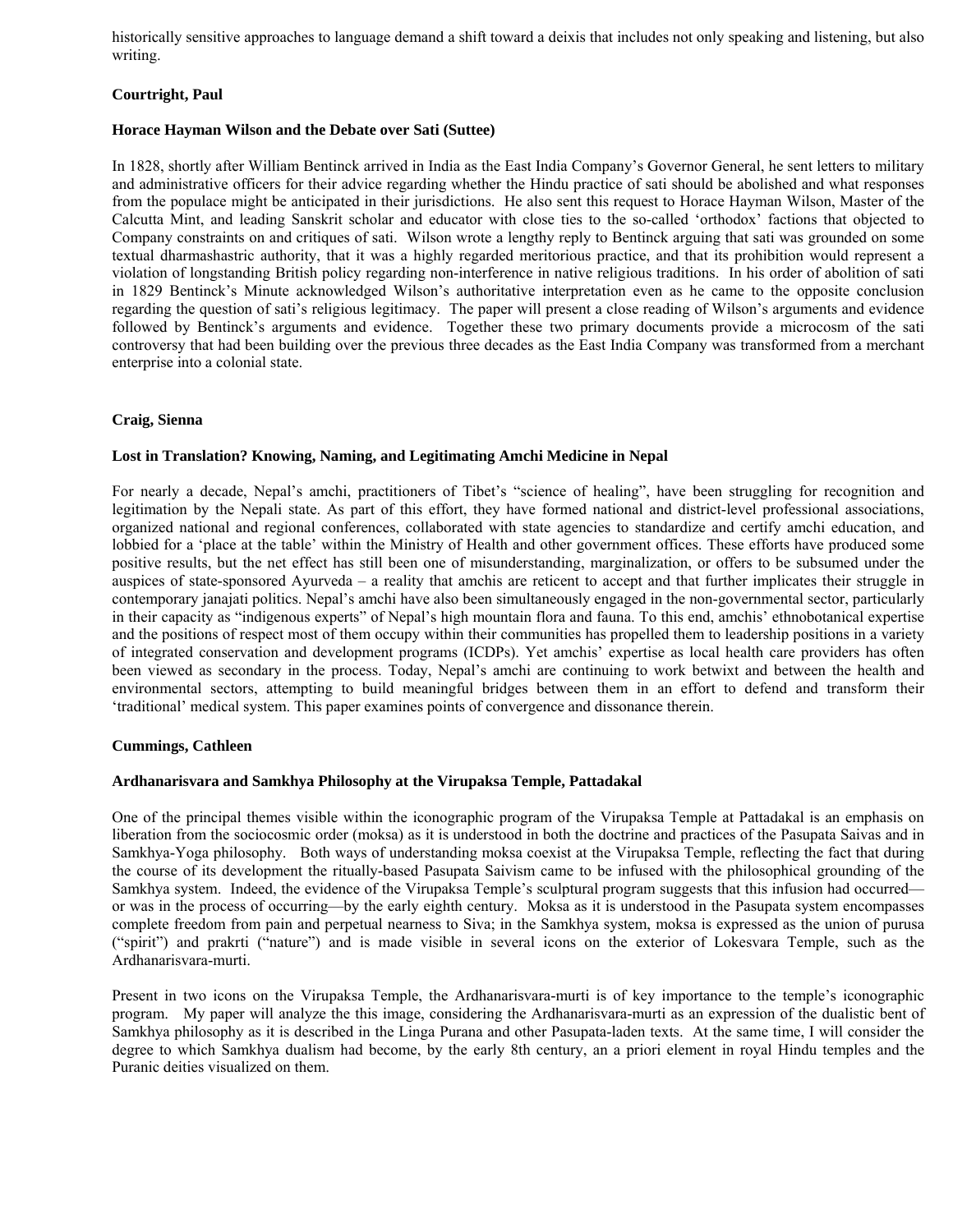historically sensitive approaches to language demand a shift toward a deixis that includes not only speaking and listening, but also writing.

**Courtright, Paul**

**Horace Hayman Wilson and the Debate over Sati (Suttee)**

In 1828, shortly after William Bentinck arrived in India as the East India Company's Governor General, he sent letters to military and administrative officers for their advice regarding whether the Hindu practice of sati should be abolished and what responses from the populace might be anticipated in their jurisdictions. He also sent this request to Horace Hayman Wilson, Master of the Calcutta Mint, and leading Sanskrit scholar and educator with close ties to the so-called 'orthodox' factions that objected to Company constraints on and critiques of sati. Wilson wrote a lengthy reply to Bentinck arguing that sati was grounded on some textual dharmashastric authority, that it was a highly regarded meritorious practice, and that its prohibition would represent a violation of longstanding British policy regarding non-interference in native religious traditions. In his order of abolition of sati in 1829 Bentinck's Minute acknowledged Wilson's authoritative interpretation even as he came to the opposite conclusion regarding the question of sati's religious legitimacy. The paper will present a close reading of Wilson's arguments and evidence followed by Bentinck's arguments and evidence. Together these two primary documents provide a microcosm of the sati controversy that had been building over the previous three decades as the East India Company was transformed from a merchant enterprise into a colonial state.

**Craig, Sienna**

**Lost in Translation? Knowing, Naming, and Legitimating Amchi Medicine in Nepal**

For nearly a decade, Nepal's amchi, practitioners of Tibet's "science of healing", have been struggling for recognition and legitimation by the Nepali state. As part of this effort, they have formed national and district-level professional associations, organized national and regional conferences, collaborated with state agencies to standardize and certify amchi education, and lobbied for a 'place at the table' within the Ministry of Health and other government offices. These efforts have produced some positive results, but the net effect has still been one of misunderstanding, marginalization, or offers to be subsumed under the auspices of state-sponsored Ayurveda – a reality that amchis are reticent to accept and that further implicates their struggle in contemporary janajati politics. Nepal's amchi have also been simultaneously engaged in the non-governmental sector, particularly in their capacity as "indigenous experts" of Nepal's high mountain flora and fauna. To this end, amchis' ethnobotanical expertise and the positions of respect most of them occupy within their communities has propelled them to leadership positions in a variety of integrated conservation and development programs (ICDPs). Yet amchis' expertise as local health care providers has often been viewed as secondary in the process. Today, Nepal's amchi are continuing to work betwixt and between the health and environmental sectors, attempting to build meaningful bridges between them in an effort to defend and transform their 'traditional' medical system. This paper examines points of convergence and dissonance therein.

**Cummings, Cathleen**

**Ardhanarisvara and Samkhya Philosophy at the Virupaksa Temple, Pattadakal**

One of the principal themes visible within the iconographic program of the Virupaksa Temple at Pattadakal is an emphasis on liberation from the sociocosmic order (moksa) as it is understood in both the doctrine and practices of the Pasupata Saivas and in Samkhya-Yoga philosophy. Both ways of understanding moksa coexist at the Virupaksa Temple, reflecting the fact that during the course of its development the ritually-based Pasupata Saivism came to be infused with the philosophical grounding of the Samkhya system. Indeed, the evidence of the Virupaksa Temple's sculptural program suggests that this infusion had occurred—or was in the process of occurring—by the early eighth century. Moksa as it is understood in the Pasupata system encompasses complete freedom from pain and perpetual nearness to Siva; in the Samkhya system, moksa is expressed as the union of purusa ("spirit") and prakrti ("nature") and is made visible in several icons on the exterior of Lokesvara Temple, such as the Ardhanarisvara-murti.

Present in two icons on the Virupaksa Temple, the Ardhanarisvara-murti is of key importance to the temple's iconographic program. My paper will analyze the this image, considering the Ardhanarisvara-murti as an expression of the dualistic bent of Samkhya philosophy as it is described in the Linga Purana and other Pasupata-laden texts. At the same time, I will consider the degree to which Samkhya dualism had become, by the early 8th century, an a priori element in royal Hindu temples and the Puranic deities visualized on them.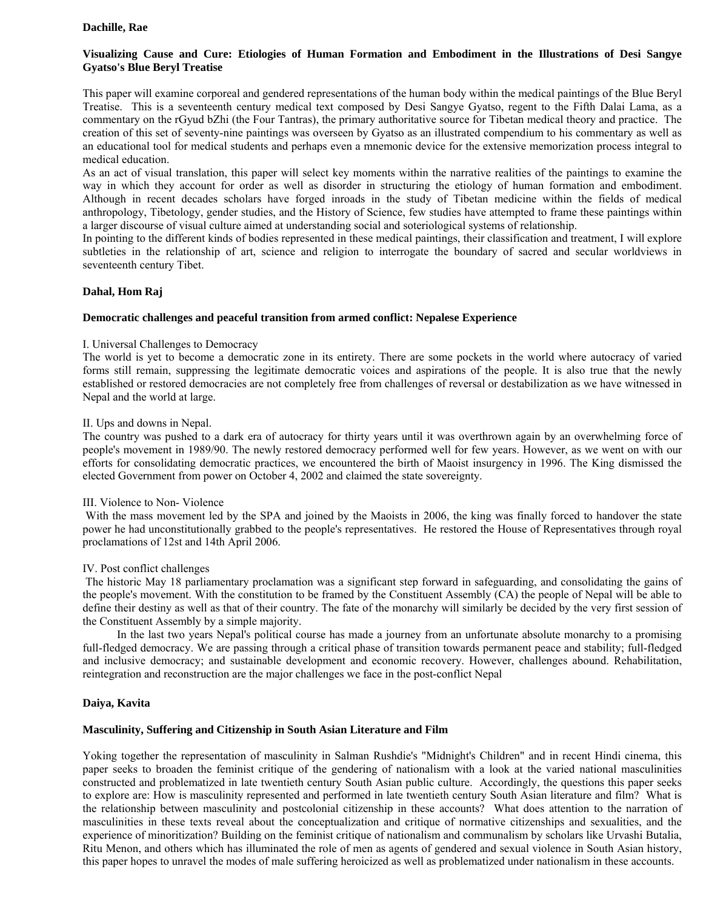**Dachille, Rae**

**Visualizing Cause and Cure: Etiologies of Human Formation and Embodiment in the Illustrations of Desi Sangye Gyatso's Blue Beryl Treatise**

This paper will examine corporeal and gendered representations of the human body within the medical paintings of the Blue Beryl Treatise. This is a seventeenth century medical text composed by Desi Sangye Gyatso, regent to the Fifth Dalai Lama, as a commentary on the rGyud bZhi (the Four Tantras), the primary authoritative source for Tibetan medical theory and practice. The creation of this set of seventy-nine paintings was overseen by Gyatso as an illustrated compendium to his commentary as well as an educational tool for medical students and perhaps even a mnemonic device for the extensive memorization process integral to medical education.

As an act of visual translation, this paper will select key moments within the narrative realities of the paintings to examine the way in which they account for order as well as disorder in structuring the etiology of human formation and embodiment. Although in recent decades scholars have forged inroads in the study of Tibetan medicine within the fields of medical anthropology, Tibetology, gender studies, and the History of Science, few studies have attempted to frame these paintings within a larger discourse of visual culture aimed at understanding social and soteriological systems of relationship.

In pointing to the different kinds of bodies represented in these medical paintings, their classification and treatment, I will explore subtleties in the relationship of art, science and religion to interrogate the boundary of sacred and secular worldviews in seventeenth century Tibet.

**Dahal, Hom Raj**

**Democratic challenges and peaceful transition from armed conflict: Nepalese Experience**

I. Universal Challenges to Democracy

The world is yet to become a democratic zone in its entirety. There are some pockets in the world where autocracy of varied forms still remain, suppressing the legitimate democratic voices and aspirations of the people. It is also true that the newly established or restored democracies are not completely free from challenges of reversal or destabilization as we have witnessed in Nepal and the world at large.

II. Ups and downs in Nepal.

The country was pushed to a dark era of autocracy for thirty years until it was overthrown again by an overwhelming force of people's movement in 1989/90. The newly restored democracy performed well for few years. However, as we went on with our efforts for consolidating democratic practices, we encountered the birth of Maoist insurgency in 1996. The King dismissed the elected Government from power on October 4, 2002 and claimed the state sovereignty.

III. Violence to Non- Violence

With the mass movement led by the SPA and joined by the Maoists in 2006, the king was finally forced to handover the state power he had unconstitutionally grabbed to the people's representatives. He restored the House of Representatives through royal proclamations of 12st and 14th April 2006.

IV. Post conflict challenges

The historic May 18 parliamentary proclamation was a significant step forward in safeguarding, and consolidating the gains of the people's movement. With the constitution to be framed by the Constituent Assembly (CA) the people of Nepal will be able to define their destiny as well as that of their country. The fate of the monarchy will similarly be decided by the very first session of the Constituent Assembly by a simple majority.

In the last two years Nepal's political course has made a journey from an unfortunate absolute monarchy to a promising full-fledged democracy. We are passing through a critical phase of transition towards permanent peace and stability; full-fledged and inclusive democracy; and sustainable development and economic recovery. However, challenges abound. Rehabilitation, reintegration and reconstruction are the major challenges we face in the post-conflict Nepal

**Daiya, Kavita**

**Masculinity, Suffering and Citizenship in South Asian Literature and Film**

Yoking together the representation of masculinity in Salman Rushdie's "Midnight's Children" and in recent Hindi cinema, this paper seeks to broaden the feminist critique of the gendering of nationalism with a look at the varied national masculinities constructed and problematized in late twentieth century South Asian public culture. Accordingly, the questions this paper seeks to explore are: How is masculinity represented and performed in late twentieth century South Asian literature and film? What is the relationship between masculinity and postcolonial citizenship in these accounts? What does attention to the narration of masculinities in these texts reveal about the conceptualization and critique of normative citizenships and sexualities, and the experience of minoritization? Building on the feminist critique of nationalism and communalism by scholars like Urvashi Butalia, Ritu Menon, and others which has illuminated the role of men as agents of gendered and sexual violence in South Asian history, this paper hopes to unravel the modes of male suffering heroicized as well as problematized under nationalism in these accounts.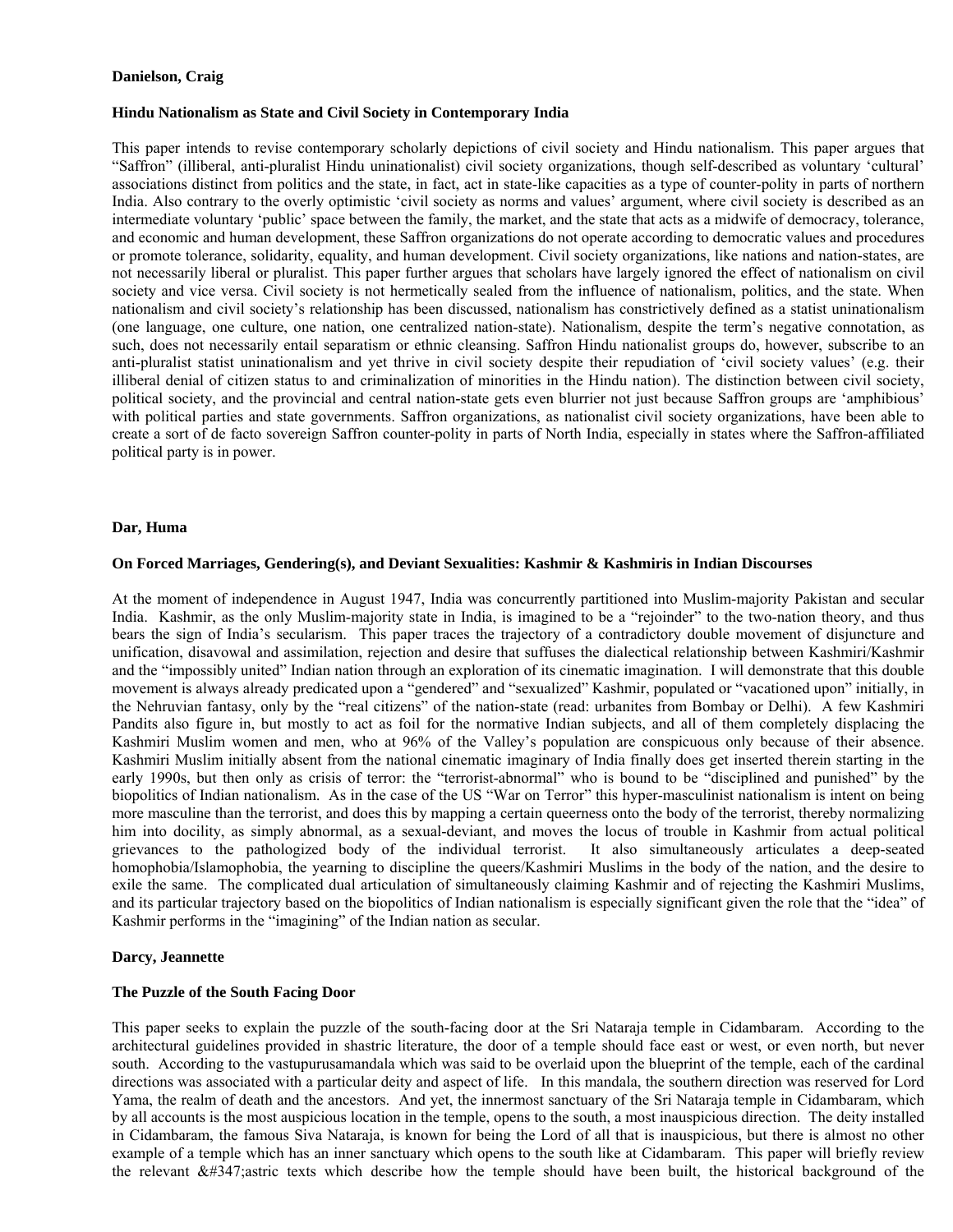**Danielson, Craig**

**Hindu Nationalism as State and Civil Society in Contemporary India**

This paper intends to revise contemporary scholarly depictions of civil society and Hindu nationalism. This paper argues that "Saffron" (illiberal, anti-pluralist Hindu uninationalist) civil society organizations, though self-described as voluntary 'cultural' associations distinct from politics and the state, in fact, act in state-like capacities as a type of counter-polity in parts of northern India. Also contrary to the overly optimistic 'civil society as norms and values' argument, where civil society is described as an intermediate voluntary 'public' space between the family, the market, and the state that acts as a midwife of democracy, tolerance, and economic and human development, these Saffron organizations do not operate according to democratic values and procedures or promote tolerance, solidarity, equality, and human development. Civil society organizations, like nations and nation-states, are not necessarily liberal or pluralist. This paper further argues that scholars have largely ignored the effect of nationalism on civil society and vice versa. Civil society is not hermetically sealed from the influence of nationalism, politics, and the state. When nationalism and civil society's relationship has been discussed, nationalism has constrictively defined as a statist uninationalism (one language, one culture, one nation, one centralized nation-state). Nationalism, despite the term's negative connotation, as such, does not necessarily entail separatism or ethnic cleansing. Saffron Hindu nationalist groups do, however, subscribe to an anti-pluralist statist uninationalism and yet thrive in civil society despite their repudiation of 'civil society values' (e.g. their illiberal denial of citizen status to and criminalization of minorities in the Hindu nation). The distinction between civil society, political society, and the provincial and central nation-state gets even blurrier not just because Saffron groups are 'amphibious' with political parties and state governments. Saffron organizations, as nationalist civil society organizations, have been able to create a sort of de facto sovereign Saffron counter-polity in parts of North India, especially in states where the Saffron-affiliated political party is in power.

**Dar, Huma**

**On Forced Marriages, Gendering(s), and Deviant Sexualities: Kashmir & Kashmiris in Indian Discourses**

At the moment of independence in August 1947, India was concurrently partitioned into Muslim-majority Pakistan and secular India. Kashmir, as the only Muslim-majority state in India, is imagined to be a "rejoinder" to the two-nation theory, and thus bears the sign of India's secularism. This paper traces the trajectory of a contradictory double movement of disjuncture and unification, disavowal and assimilation, rejection and desire that suffuses the dialectical relationship between Kashmiri/Kashmir and the "impossibly united" Indian nation through an exploration of its cinematic imagination. I will demonstrate that this double movement is always already predicated upon a "gendered" and "sexualized" Kashmir, populated or "vacationed upon" initially, in the Nehruvian fantasy, only by the "real citizens" of the nation-state (read: urbanites from Bombay or Delhi). A few Kashmiri Pandits also figure in, but mostly to act as foil for the normative Indian subjects, and all of them completely displacing the Kashmiri Muslim women and men, who at 96% of the Valley's population are conspicuous only because of their absence. Kashmiri Muslim initially absent from the national cinematic imaginary of India finally does get inserted therein starting in the early 1990s, but then only as crisis of terror: the "terrorist-abnormal" who is bound to be "disciplined and punished" by the biopolitics of Indian nationalism. As in the case of the US "War on Terror" this hyper-masculinist nationalism is intent on being more masculine than the terrorist, and does this by mapping a certain queerness onto the body of the terrorist, thereby normalizing him into docility, as simply abnormal, as a sexual-deviant, and moves the locus of trouble in Kashmir from actual political grievances to the pathologized body of the individual terrorist. It also simultaneously articulates a deep-seated homophobia/Islamophobia, the yearning to discipline the queers/Kashmiri Muslims in the body of the nation, and the desire to exile the same. The complicated dual articulation of simultaneously claiming Kashmir and of rejecting the Kashmiri Muslims, and its particular trajectory based on the biopolitics of Indian nationalism is especially significant given the role that the "idea" of Kashmir performs in the "imagining" of the Indian nation as secular.

**Darcy, Jeannette**

**The Puzzle of the South Facing Door**

This paper seeks to explain the puzzle of the south-facing door at the Sri Nataraja temple in Cidambaram. According to the architectural guidelines provided in shastric literature, the door of a temple should face east or west, or even north, but never south. According to the vastupurusamandala which was said to be overlaid upon the blueprint of the temple, each of the cardinal directions was associated with a particular deity and aspect of life. In this mandala, the southern direction was reserved for Lord Yama, the realm of death and the ancestors. And yet, the innermost sanctuary of the Sri Nataraja temple in Cidambaram, which by all accounts is the most auspicious location in the temple, opens to the south, a most inauspicious direction. The deity installed in Cidambaram, the famous Siva Nataraja, is known for being the Lord of all that is inauspicious, but there is almost no other example of a temple which has an inner sanctuary which opens to the south like at Cidambaram. This paper will briefly review the relevant &#347;astric texts which describe how the temple should have been built, the historical background of the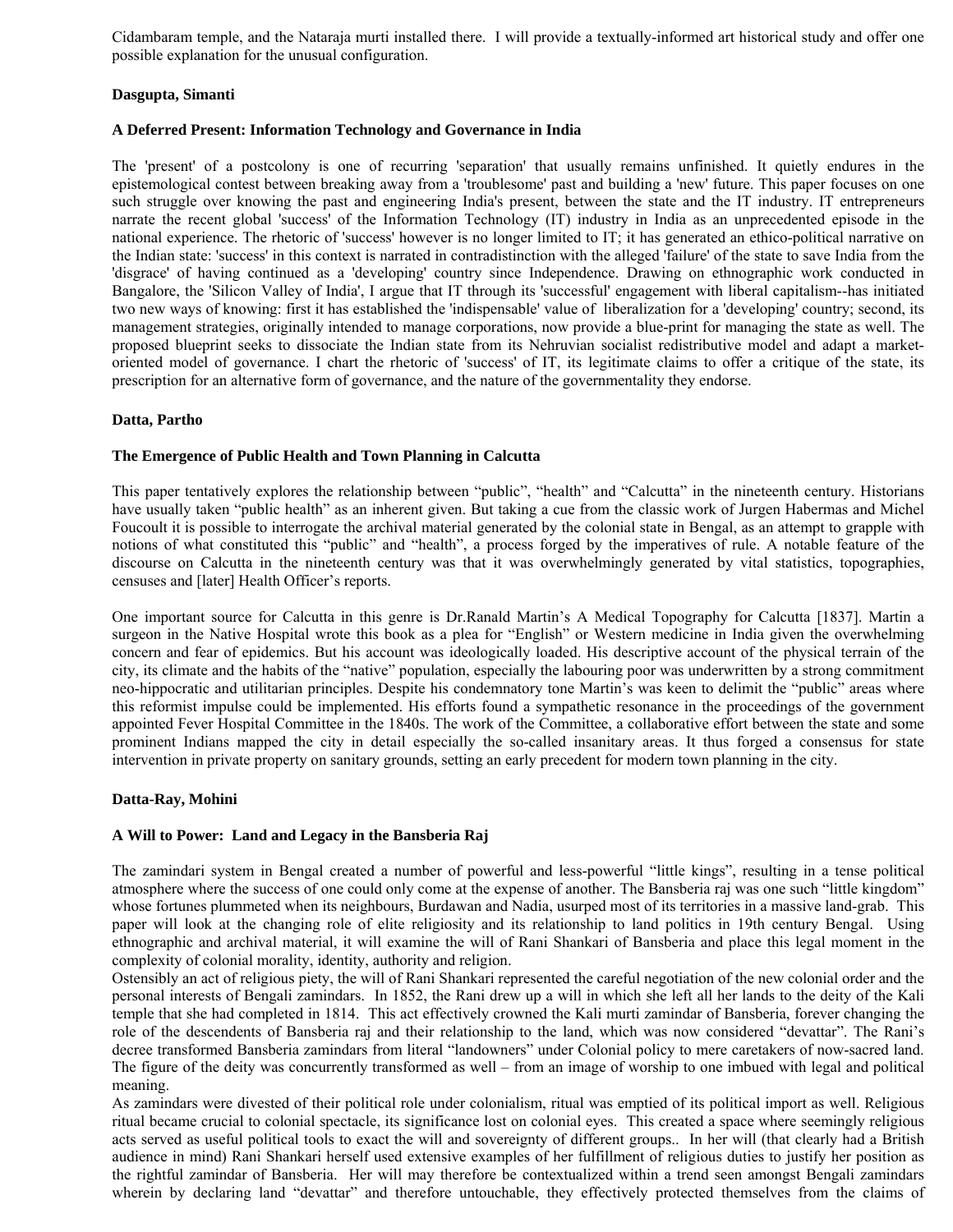Cidambaram temple, and the Nataraja murti installed there. I will provide a textually-informed art historical study and offer one possible explanation for the unusual configuration.

**Dasgupta, Simanti**

**A Deferred Present: Information Technology and Governance in India**

The 'present' of a postcolony is one of recurring 'separation' that usually remains unfinished. It quietly endures in the epistemological contest between breaking away from a 'troublesome' past and building a 'new' future. This paper focuses on one such struggle over knowing the past and engineering India's present, between the state and the IT industry. IT entrepreneurs narrate the recent global 'success' of the Information Technology (IT) industry in India as an unprecedented episode in the national experience. The rhetoric of 'success' however is no longer limited to IT; it has generated an ethico-political narrative on the Indian state: 'success' in this context is narrated in contradistinction with the alleged 'failure' of the state to save India from the 'disgrace' of having continued as a 'developing' country since Independence. Drawing on ethnographic work conducted in Bangalore, the 'Silicon Valley of India', I argue that IT through its 'successful' engagement with liberal capitalism--has initiated two new ways of knowing: first it has established the 'indispensable' value of liberalization for a 'developing' country; second, its management strategies, originally intended to manage corporations, now provide a blue-print for managing the state as well. The proposed blueprint seeks to dissociate the Indian state from its Nehruvian socialist redistributive model and adapt a market-oriented model of governance. I chart the rhetoric of 'success' of IT, its legitimate claims to offer a critique of the state, its prescription for an alternative form of governance, and the nature of the governmentality they endorse.

**Datta, Partho**

**The Emergence of Public Health and Town Planning in Calcutta**

This paper tentatively explores the relationship between "public", "health" and "Calcutta" in the nineteenth century. Historians have usually taken "public health" as an inherent given. But taking a cue from the classic work of Jurgen Habermas and Michel Foucoult it is possible to interrogate the archival material generated by the colonial state in Bengal, as an attempt to grapple with notions of what constituted this "public" and "health", a process forged by the imperatives of rule. A notable feature of the discourse on Calcutta in the nineteenth century was that it was overwhelmingly generated by vital statistics, topographies, censuses and [later] Health Officer's reports.

One important source for Calcutta in this genre is Dr.Ranald Martin's A Medical Topography for Calcutta [1837]. Martin a surgeon in the Native Hospital wrote this book as a plea for "English" or Western medicine in India given the overwhelming concern and fear of epidemics. But his account was ideologically loaded. His descriptive account of the physical terrain of the city, its climate and the habits of the "native" population, especially the labouring poor was underwritten by a strong commitment neo-hippocratic and utilitarian principles. Despite his condemnatory tone Martin's was keen to delimit the "public" areas where this reformist impulse could be implemented. His efforts found a sympathetic resonance in the proceedings of the government appointed Fever Hospital Committee in the 1840s. The work of the Committee, a collaborative effort between the state and some prominent Indians mapped the city in detail especially the so-called insanitary areas. It thus forged a consensus for state intervention in private property on sanitary grounds, setting an early precedent for modern town planning in the city.

**Datta-Ray, Mohini**

**A Will to Power: Land and Legacy in the Bansberia Raj**

The zamindari system in Bengal created a number of powerful and less-powerful "little kings", resulting in a tense political atmosphere where the success of one could only come at the expense of another. The Bansberia raj was one such "little kingdom" whose fortunes plummeted when its neighbours, Burdawan and Nadia, usurped most of its territories in a massive land-grab. This paper will look at the changing role of elite religiosity and its relationship to land politics in 19th century Bengal. Using ethnographic and archival material, it will examine the will of Rani Shankari of Bansberia and place this legal moment in the complexity of colonial morality, identity, authority and religion.

Ostensibly an act of religious piety, the will of Rani Shankari represented the careful negotiation of the new colonial order and the personal interests of Bengali zamindars. In 1852, the Rani drew up a will in which she left all her lands to the deity of the Kali temple that she had completed in 1814. This act effectively crowned the Kali murti zamindar of Bansberia, forever changing the role of the descendents of Bansberia raj and their relationship to the land, which was now considered "devattar". The Rani's decree transformed Bansberia zamindars from literal "landowners" under Colonial policy to mere caretakers of now-sacred land. The figure of the deity was concurrently transformed as well – from an image of worship to one imbued with legal and political meaning.

As zamindars were divested of their political role under colonialism, ritual was emptied of its political import as well. Religious ritual became crucial to colonial spectacle, its significance lost on colonial eyes. This created a space where seemingly religious acts served as useful political tools to exact the will and sovereignty of different groups.. In her will (that clearly had a British audience in mind) Rani Shankari herself used extensive examples of her fulfillment of religious duties to justify her position as the rightful zamindar of Bansberia. Her will may therefore be contextualized within a trend seen amongst Bengali zamindars wherein by declaring land "devattar" and therefore untouchable, they effectively protected themselves from the claims of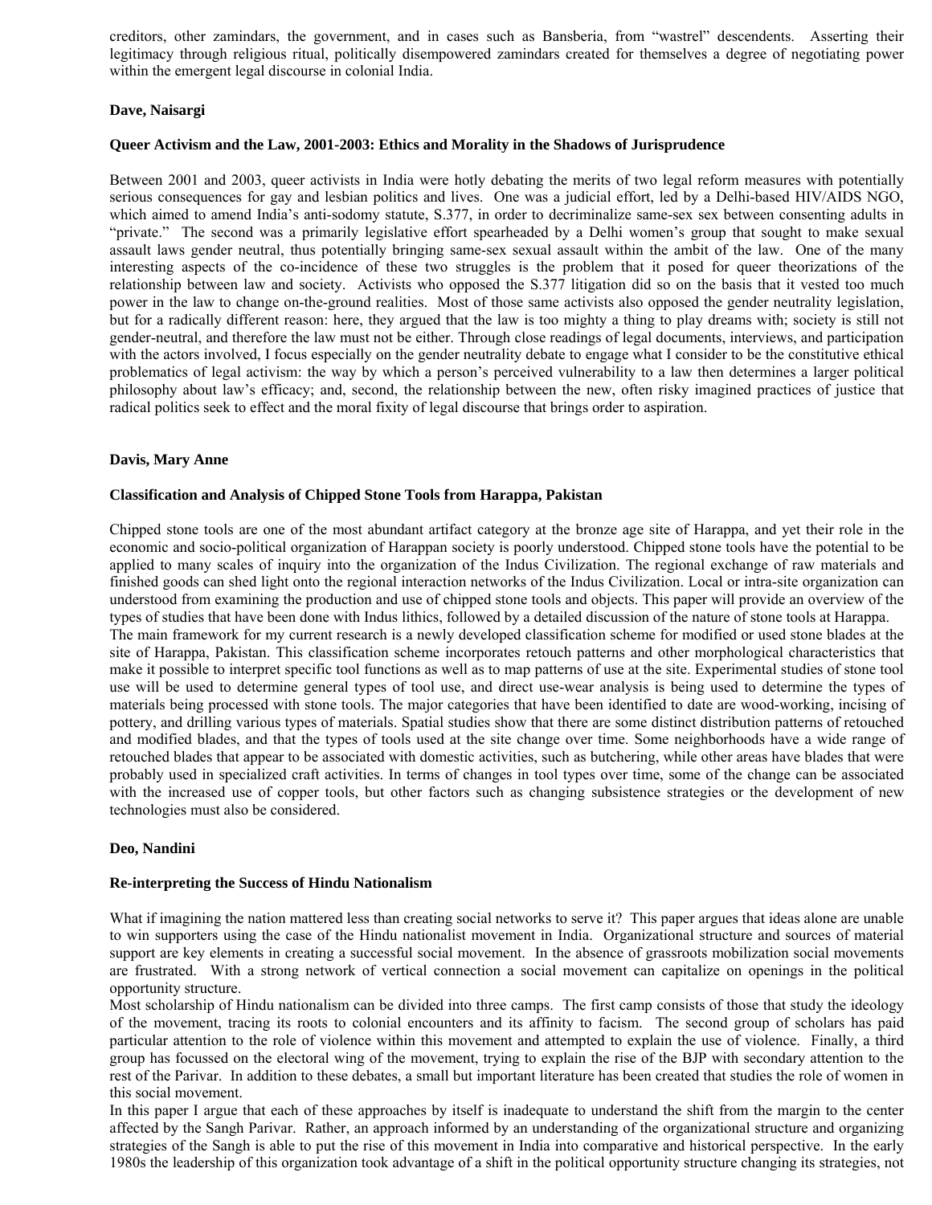creditors, other zamindars, the government, and in cases such as Bansberia, from "wastrel" descendents. Asserting their legitimacy through religious ritual, politically disempowered zamindars created for themselves a degree of negotiating power within the emergent legal discourse in colonial India.

**Dave, Naisargi**

**Queer Activism and the Law, 2001-2003: Ethics and Morality in the Shadows of Jurisprudence**

Between 2001 and 2003, queer activists in India were hotly debating the merits of two legal reform measures with potentially serious consequences for gay and lesbian politics and lives. One was a judicial effort, led by a Delhi-based HIV/AIDS NGO, which aimed to amend India's anti-sodomy statute, S.377, in order to decriminalize same-sex sex between consenting adults in "private." The second was a primarily legislative effort spearheaded by a Delhi women's group that sought to make sexual assault laws gender neutral, thus potentially bringing same-sex sexual assault within the ambit of the law. One of the many interesting aspects of the co-incidence of these two struggles is the problem that it posed for queer theorizations of the relationship between law and society. Activists who opposed the S.377 litigation did so on the basis that it vested too much power in the law to change on-the-ground realities. Most of those same activists also opposed the gender neutrality legislation, but for a radically different reason: here, they argued that the law is too mighty a thing to play dreams with; society is still not gender-neutral, and therefore the law must not be either. Through close readings of legal documents, interviews, and participation with the actors involved, I focus especially on the gender neutrality debate to engage what I consider to be the constitutive ethical problematics of legal activism: the way by which a person's perceived vulnerability to a law then determines a larger political philosophy about law's efficacy; and, second, the relationship between the new, often risky imagined practices of justice that radical politics seek to effect and the moral fixity of legal discourse that brings order to aspiration.

**Davis, Mary Anne**

**Classification and Analysis of Chipped Stone Tools from Harappa, Pakistan**

Chipped stone tools are one of the most abundant artifact category at the bronze age site of Harappa, and yet their role in the economic and socio-political organization of Harappan society is poorly understood. Chipped stone tools have the potential to be applied to many scales of inquiry into the organization of the Indus Civilization. The regional exchange of raw materials and finished goods can shed light onto the regional interaction networks of the Indus Civilization. Local or intra-site organization can understood from examining the production and use of chipped stone tools and objects. This paper will provide an overview of the types of studies that have been done with Indus lithics, followed by a detailed discussion of the nature of stone tools at Harappa.
The main framework for my current research is a newly developed classification scheme for modified or used stone blades at the site of Harappa, Pakistan. This classification scheme incorporates retouch patterns and other morphological characteristics that make it possible to interpret specific tool functions as well as to map patterns of use at the site. Experimental studies of stone tool use will be used to determine general types of tool use, and direct use-wear analysis is being used to determine the types of materials being processed with stone tools. The major categories that have been identified to date are wood-working, incising of pottery, and drilling various types of materials. Spatial studies show that there are some distinct distribution patterns of retouched and modified blades, and that the types of tools used at the site change over time. Some neighborhoods have a wide range of retouched blades that appear to be associated with domestic activities, such as butchering, while other areas have blades that were probably used in specialized craft activities. In terms of changes in tool types over time, some of the change can be associated with the increased use of copper tools, but other factors such as changing subsistence strategies or the development of new technologies must also be considered.

**Deo, Nandini**

**Re-interpreting the Success of Hindu Nationalism**

What if imagining the nation mattered less than creating social networks to serve it? This paper argues that ideas alone are unable to win supporters using the case of the Hindu nationalist movement in India. Organizational structure and sources of material support are key elements in creating a successful social movement. In the absence of grassroots mobilization social movements are frustrated. With a strong network of vertical connection a social movement can capitalize on openings in the political opportunity structure.
Most scholarship of Hindu nationalism can be divided into three camps. The first camp consists of those that study the ideology of the movement, tracing its roots to colonial encounters and its affinity to facism. The second group of scholars has paid particular attention to the role of violence within this movement and attempted to explain the use of violence. Finally, a third group has focussed on the electoral wing of the movement, trying to explain the rise of the BJP with secondary attention to the rest of the Parivar. In addition to these debates, a small but important literature has been created that studies the role of women in this social movement.
In this paper I argue that each of these approaches by itself is inadequate to understand the shift from the margin to the center affected by the Sangh Parivar. Rather, an approach informed by an understanding of the organizational structure and organizing strategies of the Sangh is able to put the rise of this movement in India into comparative and historical perspective. In the early 1980s the leadership of this organization took advantage of a shift in the political opportunity structure changing its strategies, not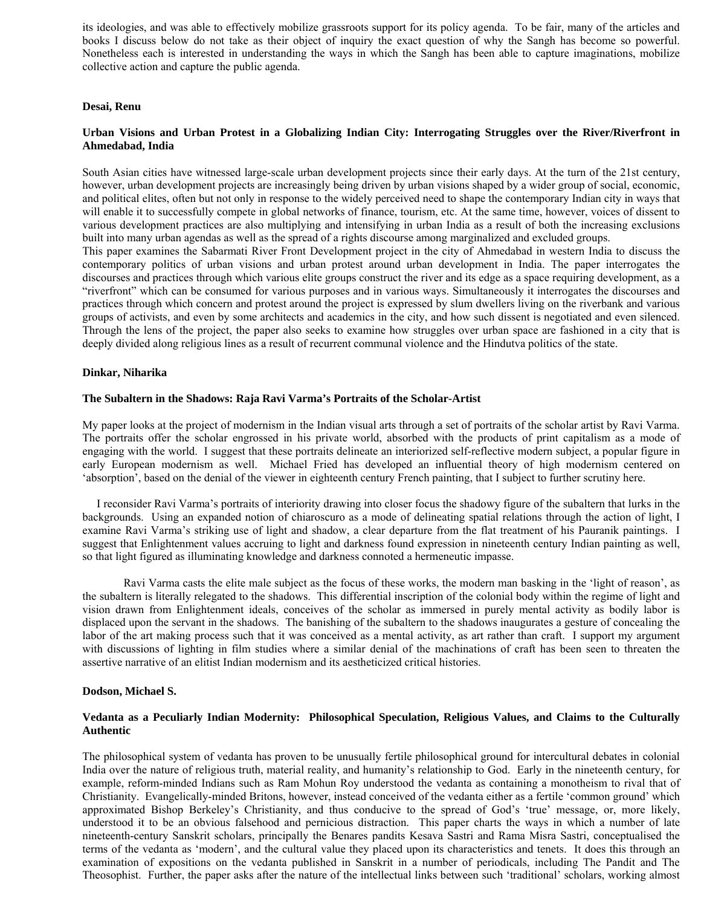its ideologies, and was able to effectively mobilize grassroots support for its policy agenda. To be fair, many of the articles and books I discuss below do not take as their object of inquiry the exact question of why the Sangh has become so powerful. Nonetheless each is interested in understanding the ways in which the Sangh has been able to capture imaginations, mobilize collective action and capture the public agenda.

**Desai, Renu**

**Urban Visions and Urban Protest in a Globalizing Indian City: Interrogating Struggles over the River/Riverfront in Ahmedabad, India**

South Asian cities have witnessed large-scale urban development projects since their early days. At the turn of the 21st century, however, urban development projects are increasingly being driven by urban visions shaped by a wider group of social, economic, and political elites, often but not only in response to the widely perceived need to shape the contemporary Indian city in ways that will enable it to successfully compete in global networks of finance, tourism, etc. At the same time, however, voices of dissent to various development practices are also multiplying and intensifying in urban India as a result of both the increasing exclusions built into many urban agendas as well as the spread of a rights discourse among marginalized and excluded groups.

This paper examines the Sabarmati River Front Development project in the city of Ahmedabad in western India to discuss the contemporary politics of urban visions and urban protest around urban development in India. The paper interrogates the discourses and practices through which various elite groups construct the river and its edge as a space requiring development, as a "riverfront" which can be consumed for various purposes and in various ways. Simultaneously it interrogates the discourses and practices through which concern and protest around the project is expressed by slum dwellers living on the riverbank and various groups of activists, and even by some architects and academics in the city, and how such dissent is negotiated and even silenced. Through the lens of the project, the paper also seeks to examine how struggles over urban space are fashioned in a city that is deeply divided along religious lines as a result of recurrent communal violence and the Hindutva politics of the state.

**Dinkar, Niharika**

**The Subaltern in the Shadows: Raja Ravi Varma's Portraits of the Scholar-Artist**

My paper looks at the project of modernism in the Indian visual arts through a set of portraits of the scholar artist by Ravi Varma. The portraits offer the scholar engrossed in his private world, absorbed with the products of print capitalism as a mode of engaging with the world. I suggest that these portraits delineate an interiorized self-reflective modern subject, a popular figure in early European modernism as well. Michael Fried has developed an influential theory of high modernism centered on 'absorption', based on the denial of the viewer in eighteenth century French painting, that I subject to further scrutiny here.

I reconsider Ravi Varma's portraits of interiority drawing into closer focus the shadowy figure of the subaltern that lurks in the backgrounds. Using an expanded notion of chiaroscuro as a mode of delineating spatial relations through the action of light, I examine Ravi Varma's striking use of light and shadow, a clear departure from the flat treatment of his Pauranik paintings. I suggest that Enlightenment values accruing to light and darkness found expression in nineteenth century Indian painting as well, so that light figured as illuminating knowledge and darkness connoted a hermeneutic impasse.

Ravi Varma casts the elite male subject as the focus of these works, the modern man basking in the 'light of reason', as the subaltern is literally relegated to the shadows. This differential inscription of the colonial body within the regime of light and vision drawn from Enlightenment ideals, conceives of the scholar as immersed in purely mental activity as bodily labor is displaced upon the servant in the shadows. The banishing of the subaltern to the shadows inaugurates a gesture of concealing the labor of the art making process such that it was conceived as a mental activity, as art rather than craft. I support my argument with discussions of lighting in film studies where a similar denial of the machinations of craft has been seen to threaten the assertive narrative of an elitist Indian modernism and its aestheticized critical histories.

**Dodson, Michael S.**

**Vedanta as a Peculiarly Indian Modernity: Philosophical Speculation, Religious Values, and Claims to the Culturally Authentic**

The philosophical system of vedanta has proven to be unusually fertile philosophical ground for intercultural debates in colonial India over the nature of religious truth, material reality, and humanity's relationship to God. Early in the nineteenth century, for example, reform-minded Indians such as Ram Mohun Roy understood the vedanta as containing a monotheism to rival that of Christianity. Evangelically-minded Britons, however, instead conceived of the vedanta either as a fertile 'common ground' which approximated Bishop Berkeley's Christianity, and thus conducive to the spread of God's 'true' message, or, more likely, understood it to be an obvious falsehood and pernicious distraction. This paper charts the ways in which a number of late nineteenth-century Sanskrit scholars, principally the Benares pandits Kesava Sastri and Rama Misra Sastri, conceptualised the terms of the vedanta as 'modern', and the cultural value they placed upon its characteristics and tenets. It does this through an examination of expositions on the vedanta published in Sanskrit in a number of periodicals, including The Pandit and The Theosophist. Further, the paper asks after the nature of the intellectual links between such 'traditional' scholars, working almost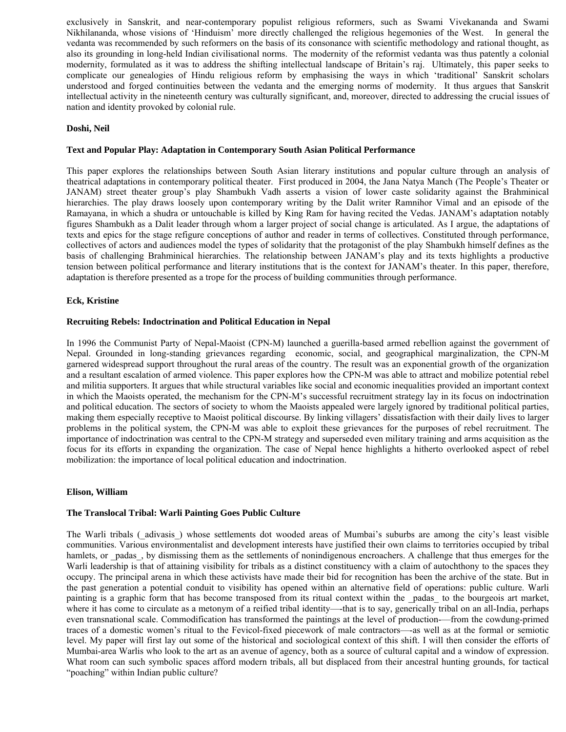exclusively in Sanskrit, and near-contemporary populist religious reformers, such as Swami Vivekananda and Swami Nikhilananda, whose visions of 'Hinduism' more directly challenged the religious hegemonies of the West. In general the vedanta was recommended by such reformers on the basis of its consonance with scientific methodology and rational thought, as also its grounding in long-held Indian civilisational norms. The modernity of the reformist vedanta was thus patently a colonial modernity, formulated as it was to address the shifting intellectual landscape of Britain's raj. Ultimately, this paper seeks to complicate our genealogies of Hindu religious reform by emphasising the ways in which 'traditional' Sanskrit scholars understood and forged continuities between the vedanta and the emerging norms of modernity. It thus argues that Sanskrit intellectual activity in the nineteenth century was culturally significant, and, moreover, directed to addressing the crucial issues of nation and identity provoked by colonial rule.

**Doshi, Neil**

**Text and Popular Play: Adaptation in Contemporary South Asian Political Performance**

This paper explores the relationships between South Asian literary institutions and popular culture through an analysis of theatrical adaptations in contemporary political theater. First produced in 2004, the Jana Natya Manch (The People's Theater or JANAM) street theater group's play Shambukh Vadh asserts a vision of lower caste solidarity against the Brahminical hierarchies. The play draws loosely upon contemporary writing by the Dalit writer Ramnihor Vimal and an episode of the Ramayana, in which a shudra or untouchable is killed by King Ram for having recited the Vedas. JANAM's adaptation notably figures Shambukh as a Dalit leader through whom a larger project of social change is articulated. As I argue, the adaptations of texts and epics for the stage refigure conceptions of author and reader in terms of collectives. Constituted through performance, collectives of actors and audiences model the types of solidarity that the protagonist of the play Shambukh himself defines as the basis of challenging Brahminical hierarchies. The relationship between JANAM's play and its texts highlights a productive tension between political performance and literary institutions that is the context for JANAM's theater. In this paper, therefore, adaptation is therefore presented as a trope for the process of building communities through performance.

**Eck, Kristine**

**Recruiting Rebels: Indoctrination and Political Education in Nepal**

In 1996 the Communist Party of Nepal-Maoist (CPN-M) launched a guerilla-based armed rebellion against the government of Nepal. Grounded in long-standing grievances regarding economic, social, and geographical marginalization, the CPN-M garnered widespread support throughout the rural areas of the country. The result was an exponential growth of the organization and a resultant escalation of armed violence. This paper explores how the CPN-M was able to attract and mobilize potential rebel and militia supporters. It argues that while structural variables like social and economic inequalities provided an important context in which the Maoists operated, the mechanism for the CPN-M's successful recruitment strategy lay in its focus on indoctrination and political education. The sectors of society to whom the Maoists appealed were largely ignored by traditional political parties, making them especially receptive to Maoist political discourse. By linking villagers' dissatisfaction with their daily lives to larger problems in the political system, the CPN-M was able to exploit these grievances for the purposes of rebel recruitment. The importance of indoctrination was central to the CPN-M strategy and superseded even military training and arms acquisition as the focus for its efforts in expanding the organization. The case of Nepal hence highlights a hitherto overlooked aspect of rebel mobilization: the importance of local political education and indoctrination.

**Elison, William**

**The Translocal Tribal: Warli Painting Goes Public Culture**

The Warli tribals (_adivasis_) whose settlements dot wooded areas of Mumbai's suburbs are among the city's least visible communities. Various environmentalist and development interests have justified their own claims to territories occupied by tribal hamlets, or _padas_, by dismissing them as the settlements of nonindigenous encroachers. A challenge that thus emerges for the Warli leadership is that of attaining visibility for tribals as a distinct constituency with a claim of autochthony to the spaces they occupy. The principal arena in which these activists have made their bid for recognition has been the archive of the state. But in the past generation a potential conduit to visibility has opened within an alternative field of operations: public culture. Warli painting is a graphic form that has become transposed from its ritual context within the _padas_ to the bourgeois art market, where it has come to circulate as a metonym of a reified tribal identity—-that is to say, generically tribal on an all-India, perhaps even transnational scale. Commodification has transformed the paintings at the level of production-—from the cowdung-primed traces of a domestic women's ritual to the Fevicol-fixed piecework of male contractors—-as well as at the formal or semiotic level. My paper will first lay out some of the historical and sociological context of this shift. I will then consider the efforts of Mumbai-area Warlis who look to the art as an avenue of agency, both as a source of cultural capital and a window of expression. What room can such symbolic spaces afford modern tribals, all but displaced from their ancestral hunting grounds, for tactical "poaching" within Indian public culture?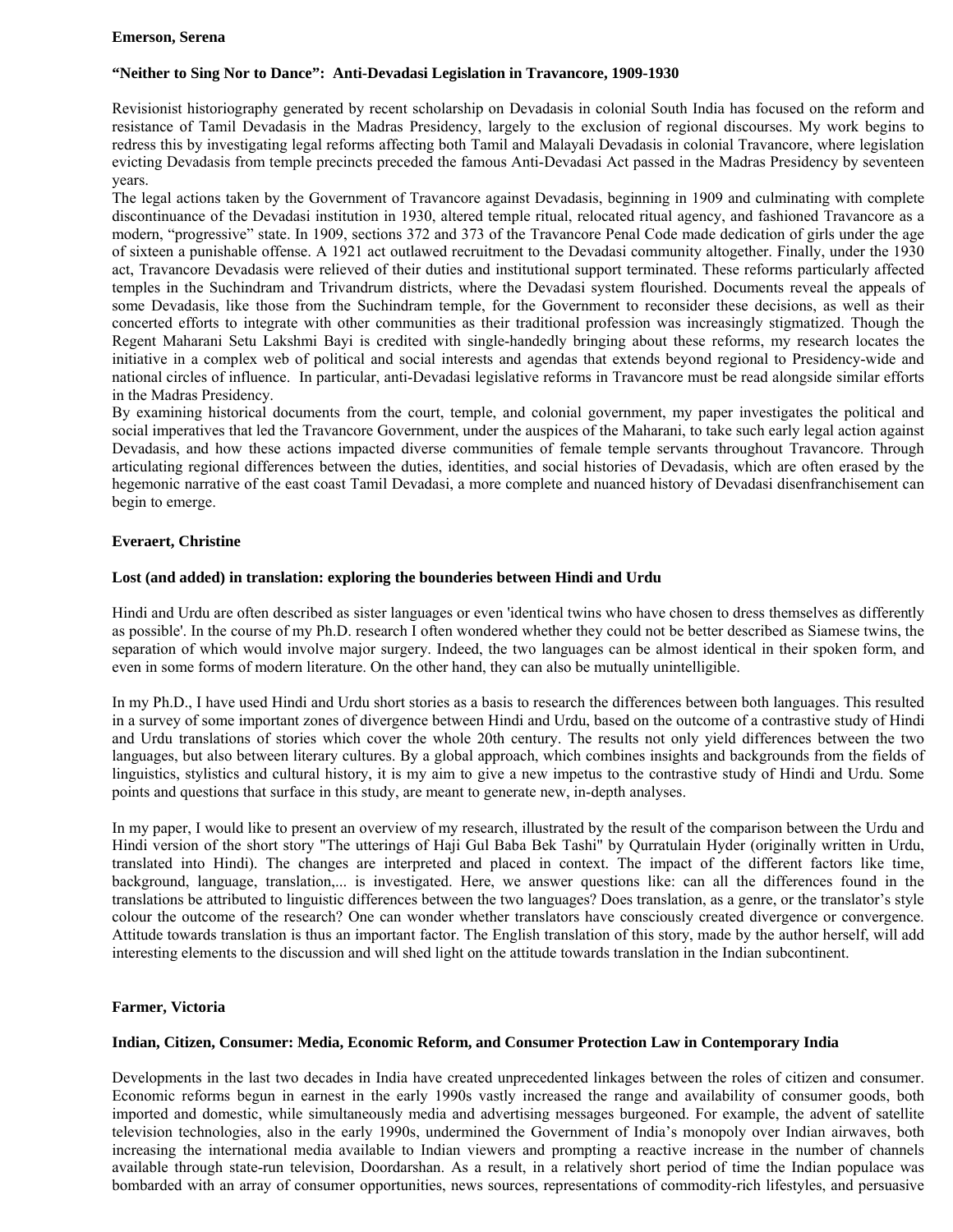**Emerson, Serena**

**"Neither to Sing Nor to Dance": Anti-Devadasi Legislation in Travancore, 1909-1930**

Revisionist historiography generated by recent scholarship on Devadasis in colonial South India has focused on the reform and resistance of Tamil Devadasis in the Madras Presidency, largely to the exclusion of regional discourses. My work begins to redress this by investigating legal reforms affecting both Tamil and Malayali Devadasis in colonial Travancore, where legislation evicting Devadasis from temple precincts preceded the famous Anti-Devadasi Act passed in the Madras Presidency by seventeen years.

The legal actions taken by the Government of Travancore against Devadasis, beginning in 1909 and culminating with complete discontinuance of the Devadasi institution in 1930, altered temple ritual, relocated ritual agency, and fashioned Travancore as a modern, "progressive" state. In 1909, sections 372 and 373 of the Travancore Penal Code made dedication of girls under the age of sixteen a punishable offense. A 1921 act outlawed recruitment to the Devadasi community altogether. Finally, under the 1930 act, Travancore Devadasis were relieved of their duties and institutional support terminated. These reforms particularly affected temples in the Suchindram and Trivandrum districts, where the Devadasi system flourished. Documents reveal the appeals of some Devadasis, like those from the Suchindram temple, for the Government to reconsider these decisions, as well as their concerted efforts to integrate with other communities as their traditional profession was increasingly stigmatized. Though the Regent Maharani Setu Lakshmi Bayi is credited with single-handedly bringing about these reforms, my research locates the initiative in a complex web of political and social interests and agendas that extends beyond regional to Presidency-wide and national circles of influence. In particular, anti-Devadasi legislative reforms in Travancore must be read alongside similar efforts in the Madras Presidency.

By examining historical documents from the court, temple, and colonial government, my paper investigates the political and social imperatives that led the Travancore Government, under the auspices of the Maharani, to take such early legal action against Devadasis, and how these actions impacted diverse communities of female temple servants throughout Travancore. Through articulating regional differences between the duties, identities, and social histories of Devadasis, which are often erased by the hegemonic narrative of the east coast Tamil Devadasi, a more complete and nuanced history of Devadasi disenfranchisement can begin to emerge.

**Everaert, Christine**

**Lost (and added) in translation: exploring the bounderies between Hindi and Urdu**

Hindi and Urdu are often described as sister languages or even 'identical twins who have chosen to dress themselves as differently as possible'. In the course of my Ph.D. research I often wondered whether they could not be better described as Siamese twins, the separation of which would involve major surgery. Indeed, the two languages can be almost identical in their spoken form, and even in some forms of modern literature. On the other hand, they can also be mutually unintelligible.

In my Ph.D., I have used Hindi and Urdu short stories as a basis to research the differences between both languages. This resulted in a survey of some important zones of divergence between Hindi and Urdu, based on the outcome of a contrastive study of Hindi and Urdu translations of stories which cover the whole 20th century. The results not only yield differences between the two languages, but also between literary cultures. By a global approach, which combines insights and backgrounds from the fields of linguistics, stylistics and cultural history, it is my aim to give a new impetus to the contrastive study of Hindi and Urdu. Some points and questions that surface in this study, are meant to generate new, in-depth analyses.

In my paper, I would like to present an overview of my research, illustrated by the result of the comparison between the Urdu and Hindi version of the short story "The utterings of Haji Gul Baba Bek Tashi" by Qurratulain Hyder (originally written in Urdu, translated into Hindi). The changes are interpreted and placed in context. The impact of the different factors like time, background, language, translation,... is investigated. Here, we answer questions like: can all the differences found in the translations be attributed to linguistic differences between the two languages? Does translation, as a genre, or the translator's style colour the outcome of the research? One can wonder whether translators have consciously created divergence or convergence. Attitude towards translation is thus an important factor. The English translation of this story, made by the author herself, will add interesting elements to the discussion and will shed light on the attitude towards translation in the Indian subcontinent.

**Farmer, Victoria**

**Indian, Citizen, Consumer: Media, Economic Reform, and Consumer Protection Law in Contemporary India**

Developments in the last two decades in India have created unprecedented linkages between the roles of citizen and consumer. Economic reforms begun in earnest in the early 1990s vastly increased the range and availability of consumer goods, both imported and domestic, while simultaneously media and advertising messages burgeoned. For example, the advent of satellite television technologies, also in the early 1990s, undermined the Government of India's monopoly over Indian airwaves, both increasing the international media available to Indian viewers and prompting a reactive increase in the number of channels available through state-run television, Doordarshan. As a result, in a relatively short period of time the Indian populace was bombarded with an array of consumer opportunities, news sources, representations of commodity-rich lifestyles, and persuasive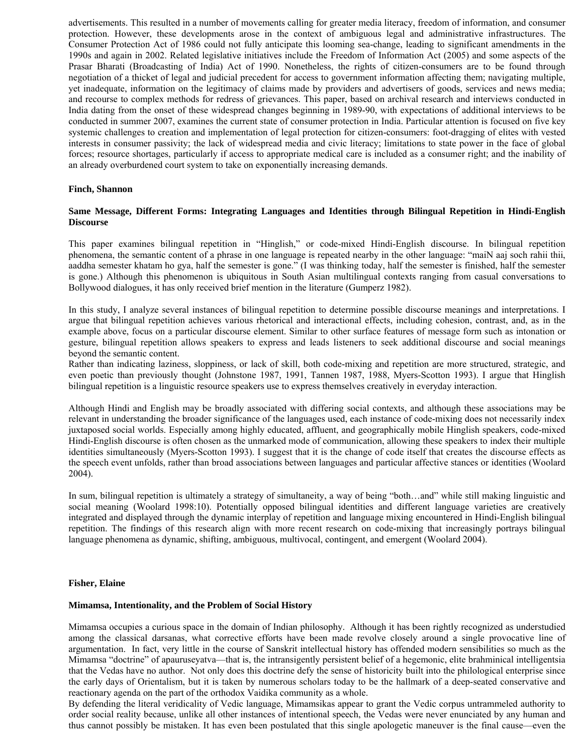advertisements. This resulted in a number of movements calling for greater media literacy, freedom of information, and consumer protection. However, these developments arose in the context of ambiguous legal and administrative infrastructures. The Consumer Protection Act of 1986 could not fully anticipate this looming sea-change, leading to significant amendments in the 1990s and again in 2002. Related legislative initiatives include the Freedom of Information Act (2005) and some aspects of the Prasar Bharati (Broadcasting of India) Act of 1990. Nonetheless, the rights of citizen-consumers are to be found through negotiation of a thicket of legal and judicial precedent for access to government information affecting them; navigating multiple, yet inadequate, information on the legitimacy of claims made by providers and advertisers of goods, services and news media; and recourse to complex methods for redress of grievances. This paper, based on archival research and interviews conducted in India dating from the onset of these widespread changes beginning in 1989-90, with expectations of additional interviews to be conducted in summer 2007, examines the current state of consumer protection in India. Particular attention is focused on five key systemic challenges to creation and implementation of legal protection for citizen-consumers: foot-dragging of elites with vested interests in consumer passivity; the lack of widespread media and civic literacy; limitations to state power in the face of global forces; resource shortages, particularly if access to appropriate medical care is included as a consumer right; and the inability of an already overburdened court system to take on exponentially increasing demands.

**Finch, Shannon**

**Same Message, Different Forms: Integrating Languages and Identities through Bilingual Repetition in Hindi-English Discourse**

This paper examines bilingual repetition in "Hinglish," or code-mixed Hindi-English discourse. In bilingual repetition phenomena, the semantic content of a phrase in one language is repeated nearby in the other language: "maiN aaj soch rahii thii, aaddha semester khatam ho gya, half the semester is gone." (I was thinking today, half the semester is finished, half the semester is gone.) Although this phenomenon is ubiquitous in South Asian multilingual contexts ranging from casual conversations to Bollywood dialogues, it has only received brief mention in the literature (Gumperz 1982).

In this study, I analyze several instances of bilingual repetition to determine possible discourse meanings and interpretations. I argue that bilingual repetition achieves various rhetorical and interactional effects, including cohesion, contrast, and, as in the example above, focus on a particular discourse element. Similar to other surface features of message form such as intonation or gesture, bilingual repetition allows speakers to express and leads listeners to seek additional discourse and social meanings beyond the semantic content.
Rather than indicating laziness, sloppiness, or lack of skill, both code-mixing and repetition are more structured, strategic, and even poetic than previously thought (Johnstone 1987, 1991, Tannen 1987, 1988, Myers-Scotton 1993). I argue that Hinglish bilingual repetition is a linguistic resource speakers use to express themselves creatively in everyday interaction.

Although Hindi and English may be broadly associated with differing social contexts, and although these associations may be relevant in understanding the broader significance of the languages used, each instance of code-mixing does not necessarily index juxtaposed social worlds. Especially among highly educated, affluent, and geographically mobile Hinglish speakers, code-mixed Hindi-English discourse is often chosen as the unmarked mode of communication, allowing these speakers to index their multiple identities simultaneously (Myers-Scotton 1993). I suggest that it is the change of code itself that creates the discourse effects as the speech event unfolds, rather than broad associations between languages and particular affective stances or identities (Woolard 2004).

In sum, bilingual repetition is ultimately a strategy of simultaneity, a way of being "both…and" while still making linguistic and social meaning (Woolard 1998:10). Potentially opposed bilingual identities and different language varieties are creatively integrated and displayed through the dynamic interplay of repetition and language mixing encountered in Hindi-English bilingual repetition. The findings of this research align with more recent research on code-mixing that increasingly portrays bilingual language phenomena as dynamic, shifting, ambiguous, multivocal, contingent, and emergent (Woolard 2004).

**Fisher, Elaine**

**Mimamsa, Intentionality, and the Problem of Social History**

Mimamsa occupies a curious space in the domain of Indian philosophy. Although it has been rightly recognized as understudied among the classical darsanas, what corrective efforts have been made revolve closely around a single provocative line of argumentation. In fact, very little in the course of Sanskrit intellectual history has offended modern sensibilities so much as the Mimamsa "doctrine" of apauruseyatva—that is, the intransigently persistent belief of a hegemonic, elite brahminical intelligentsia that the Vedas have no author. Not only does this doctrine defy the sense of historicity built into the philological enterprise since the early days of Orientalism, but it is taken by numerous scholars today to be the hallmark of a deep-seated conservative and reactionary agenda on the part of the orthodox Vaidika community as a whole.
By defending the literal veridicality of Vedic language, Mimamsikas appear to grant the Vedic corpus untrammeled authority to order social reality because, unlike all other instances of intentional speech, the Vedas were never enunciated by any human and thus cannot possibly be mistaken. It has even been postulated that this single apologetic maneuver is the final cause—even the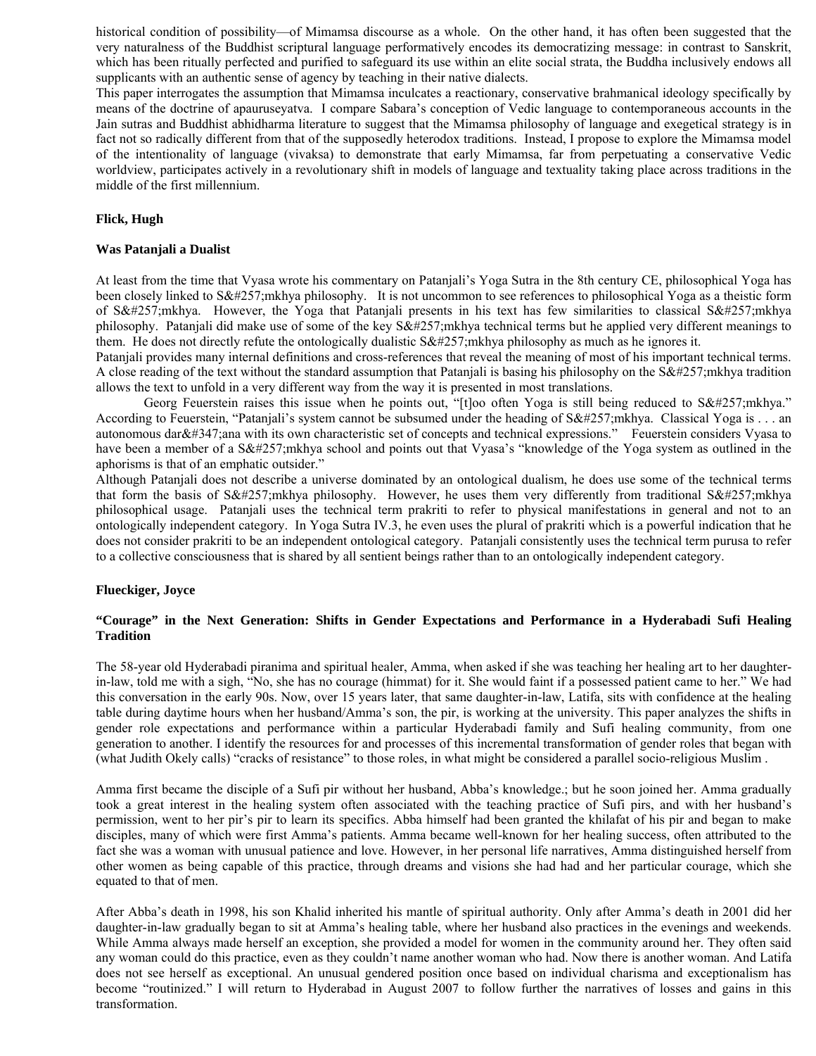historical condition of possibility—of Mimamsa discourse as a whole. On the other hand, it has often been suggested that the very naturalness of the Buddhist scriptural language performatively encodes its democratizing message: in contrast to Sanskrit, which has been ritually perfected and purified to safeguard its use within an elite social strata, the Buddha inclusively endows all supplicants with an authentic sense of agency by teaching in their native dialects.

This paper interrogates the assumption that Mimamsa inculcates a reactionary, conservative brahmanical ideology specifically by means of the doctrine of apauruseyatva. I compare Sabara's conception of Vedic language to contemporaneous accounts in the Jain sutras and Buddhist abhidharma literature to suggest that the Mimamsa philosophy of language and exegetical strategy is in fact not so radically different from that of the supposedly heterodox traditions. Instead, I propose to explore the Mimamsa model of the intentionality of language (vivaksa) to demonstrate that early Mimamsa, far from perpetuating a conservative Vedic worldview, participates actively in a revolutionary shift in models of language and textuality taking place across traditions in the middle of the first millennium.

**Flick, Hugh**

**Was Patanjali a Dualist**

At least from the time that Vyasa wrote his commentary on Patanjali's Yoga Sutra in the 8th century CE, philosophical Yoga has been closely linked to S&#257;mkhya philosophy. It is not uncommon to see references to philosophical Yoga as a theistic form of S&#257;mkhya. However, the Yoga that Patanjali presents in his text has few similarities to classical S&#257;mkhya philosophy. Patanjali did make use of some of the key S&#257;mkhya technical terms but he applied very different meanings to them. He does not directly refute the ontologically dualistic S&#257;mkhya philosophy as much as he ignores it.

Patanjali provides many internal definitions and cross-references that reveal the meaning of most of his important technical terms. A close reading of the text without the standard assumption that Patanjali is basing his philosophy on the S&#257;mkhya tradition allows the text to unfold in a very different way from the way it is presented in most translations.

Georg Feuerstein raises this issue when he points out, "[t]oo often Yoga is still being reduced to S&#257;mkhya." According to Feuerstein, "Patanjali's system cannot be subsumed under the heading of S&#257;mkhya. Classical Yoga is . . . an autonomous dar&#347;ana with its own characteristic set of concepts and technical expressions." Feuerstein considers Vyasa to have been a member of a S&#257;mkhya school and points out that Vyasa's "knowledge of the Yoga system as outlined in the aphorisms is that of an emphatic outsider."

Although Patanjali does not describe a universe dominated by an ontological dualism, he does use some of the technical terms that form the basis of S&#257;mkhya philosophy. However, he uses them very differently from traditional S&#257;mkhya philosophical usage. Patanjali uses the technical term prakriti to refer to physical manifestations in general and not to an ontologically independent category. In Yoga Sutra IV.3, he even uses the plural of prakriti which is a powerful indication that he does not consider prakriti to be an independent ontological category. Patanjali consistently uses the technical term purusa to refer to a collective consciousness that is shared by all sentient beings rather than to an ontologically independent category.

**Flueckiger, Joyce**

**"Courage" in the Next Generation: Shifts in Gender Expectations and Performance in a Hyderabadi Sufi Healing Tradition**

The 58-year old Hyderabadi piranima and spiritual healer, Amma, when asked if she was teaching her healing art to her daughter-in-law, told me with a sigh, "No, she has no courage (himmat) for it. She would faint if a possessed patient came to her." We had this conversation in the early 90s. Now, over 15 years later, that same daughter-in-law, Latifa, sits with confidence at the healing table during daytime hours when her husband/Amma's son, the pir, is working at the university. This paper analyzes the shifts in gender role expectations and performance within a particular Hyderabadi family and Sufi healing community, from one generation to another. I identify the resources for and processes of this incremental transformation of gender roles that began with (what Judith Okely calls) "cracks of resistance" to those roles, in what might be considered a parallel socio-religious Muslim .

Amma first became the disciple of a Sufi pir without her husband, Abba's knowledge.; but he soon joined her. Amma gradually took a great interest in the healing system often associated with the teaching practice of Sufi pirs, and with her husband's permission, went to her pir's pir to learn its specifics. Abba himself had been granted the khilafat of his pir and began to make disciples, many of which were first Amma's patients. Amma became well-known for her healing success, often attributed to the fact she was a woman with unusual patience and love. However, in her personal life narratives, Amma distinguished herself from other women as being capable of this practice, through dreams and visions she had had and her particular courage, which she equated to that of men.

After Abba's death in 1998, his son Khalid inherited his mantle of spiritual authority. Only after Amma's death in 2001 did her daughter-in-law gradually began to sit at Amma's healing table, where her husband also practices in the evenings and weekends. While Amma always made herself an exception, she provided a model for women in the community around her. They often said any woman could do this practice, even as they couldn't name another woman who had. Now there is another woman. And Latifa does not see herself as exceptional. An unusual gendered position once based on individual charisma and exceptionalism has become "routinized." I will return to Hyderabad in August 2007 to follow further the narratives of losses and gains in this transformation.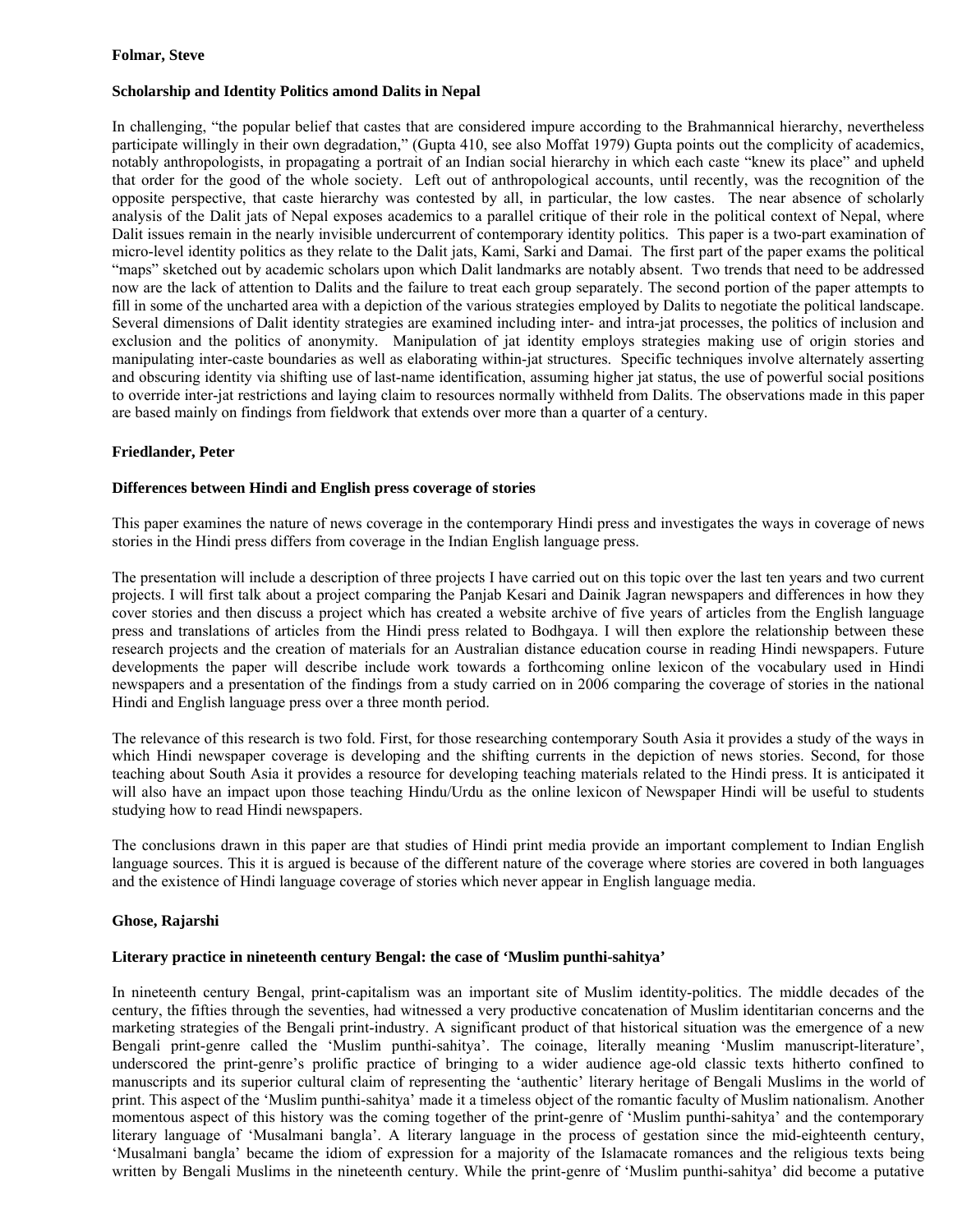**Folmar, Steve**

**Scholarship and Identity Politics amond Dalits in Nepal**

In challenging, "the popular belief that castes that are considered impure according to the Brahmannical hierarchy, nevertheless participate willingly in their own degradation," (Gupta 410, see also Moffat 1979) Gupta points out the complicity of academics, notably anthropologists, in propagating a portrait of an Indian social hierarchy in which each caste "knew its place" and upheld that order for the good of the whole society. Left out of anthropological accounts, until recently, was the recognition of the opposite perspective, that caste hierarchy was contested by all, in particular, the low castes. The near absence of scholarly analysis of the Dalit jats of Nepal exposes academics to a parallel critique of their role in the political context of Nepal, where Dalit issues remain in the nearly invisible undercurrent of contemporary identity politics. This paper is a two-part examination of micro-level identity politics as they relate to the Dalit jats, Kami, Sarki and Damai. The first part of the paper exams the political "maps" sketched out by academic scholars upon which Dalit landmarks are notably absent. Two trends that need to be addressed now are the lack of attention to Dalits and the failure to treat each group separately. The second portion of the paper attempts to fill in some of the uncharted area with a depiction of the various strategies employed by Dalits to negotiate the political landscape. Several dimensions of Dalit identity strategies are examined including inter- and intra-jat processes, the politics of inclusion and exclusion and the politics of anonymity. Manipulation of jat identity employs strategies making use of origin stories and manipulating inter-caste boundaries as well as elaborating within-jat structures. Specific techniques involve alternately asserting and obscuring identity via shifting use of last-name identification, assuming higher jat status, the use of powerful social positions to override inter-jat restrictions and laying claim to resources normally withheld from Dalits. The observations made in this paper are based mainly on findings from fieldwork that extends over more than a quarter of a century.

**Friedlander, Peter**

**Differences between Hindi and English press coverage of stories**

This paper examines the nature of news coverage in the contemporary Hindi press and investigates the ways in coverage of news stories in the Hindi press differs from coverage in the Indian English language press.

The presentation will include a description of three projects I have carried out on this topic over the last ten years and two current projects. I will first talk about a project comparing the Panjab Kesari and Dainik Jagran newspapers and differences in how they cover stories and then discuss a project which has created a website archive of five years of articles from the English language press and translations of articles from the Hindi press related to Bodhgaya. I will then explore the relationship between these research projects and the creation of materials for an Australian distance education course in reading Hindi newspapers. Future developments the paper will describe include work towards a forthcoming online lexicon of the vocabulary used in Hindi newspapers and a presentation of the findings from a study carried on in 2006 comparing the coverage of stories in the national Hindi and English language press over a three month period.

The relevance of this research is two fold. First, for those researching contemporary South Asia it provides a study of the ways in which Hindi newspaper coverage is developing and the shifting currents in the depiction of news stories. Second, for those teaching about South Asia it provides a resource for developing teaching materials related to the Hindi press. It is anticipated it will also have an impact upon those teaching Hindu/Urdu as the online lexicon of Newspaper Hindi will be useful to students studying how to read Hindi newspapers.

The conclusions drawn in this paper are that studies of Hindi print media provide an important complement to Indian English language sources. This it is argued is because of the different nature of the coverage where stories are covered in both languages and the existence of Hindi language coverage of stories which never appear in English language media.

**Ghose, Rajarshi**

**Literary practice in nineteenth century Bengal: the case of 'Muslim punthi-sahitya'**

In nineteenth century Bengal, print-capitalism was an important site of Muslim identity-politics. The middle decades of the century, the fifties through the seventies, had witnessed a very productive concatenation of Muslim identitarian concerns and the marketing strategies of the Bengali print-industry. A significant product of that historical situation was the emergence of a new Bengali print-genre called the 'Muslim punthi-sahitya'. The coinage, literally meaning 'Muslim manuscript-literature', underscored the print-genre's prolific practice of bringing to a wider audience age-old classic texts hitherto confined to manuscripts and its superior cultural claim of representing the 'authentic' literary heritage of Bengali Muslims in the world of print. This aspect of the 'Muslim punthi-sahitya' made it a timeless object of the romantic faculty of Muslim nationalism. Another momentous aspect of this history was the coming together of the print-genre of 'Muslim punthi-sahitya' and the contemporary literary language of 'Musalmani bangla'. A literary language in the process of gestation since the mid-eighteenth century, 'Musalmani bangla' became the idiom of expression for a majority of the Islamacate romances and the religious texts being written by Bengali Muslims in the nineteenth century. While the print-genre of 'Muslim punthi-sahitya' did become a putative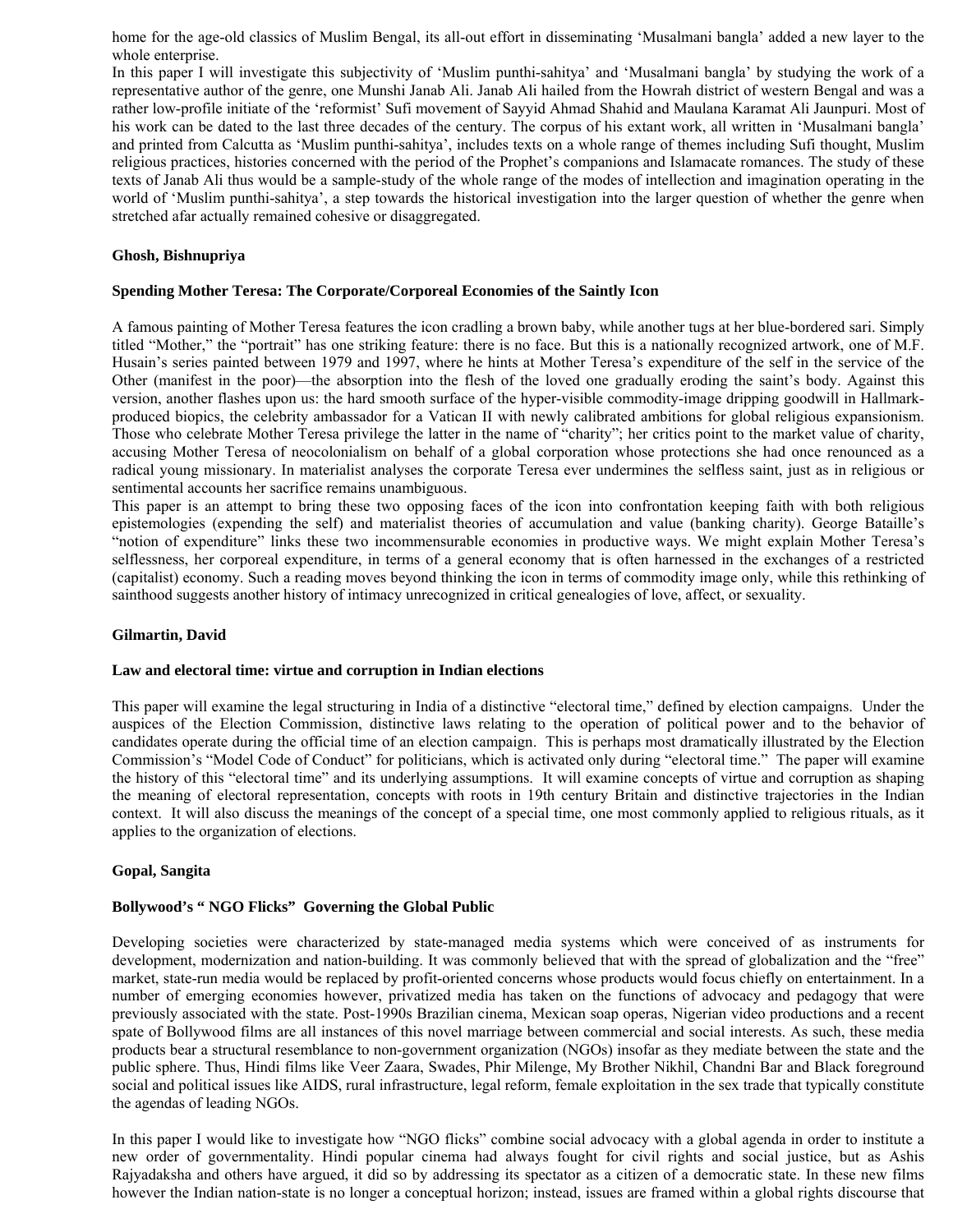home for the age-old classics of Muslim Bengal, its all-out effort in disseminating 'Musalmani bangla' added a new layer to the whole enterprise.

In this paper I will investigate this subjectivity of 'Muslim punthi-sahitya' and 'Musalmani bangla' by studying the work of a representative author of the genre, one Munshi Janab Ali. Janab Ali hailed from the Howrah district of western Bengal and was a rather low-profile initiate of the 'reformist' Sufi movement of Sayyid Ahmad Shahid and Maulana Karamat Ali Jaunpuri. Most of his work can be dated to the last three decades of the century. The corpus of his extant work, all written in 'Musalmani bangla' and printed from Calcutta as 'Muslim punthi-sahitya', includes texts on a whole range of themes including Sufi thought, Muslim religious practices, histories concerned with the period of the Prophet's companions and Islamacate romances. The study of these texts of Janab Ali thus would be a sample-study of the whole range of the modes of intellection and imagination operating in the world of 'Muslim punthi-sahitya', a step towards the historical investigation into the larger question of whether the genre when stretched afar actually remained cohesive or disaggregated.

**Ghosh, Bishnupriya**

**Spending Mother Teresa: The Corporate/Corporeal Economies of the Saintly Icon**

A famous painting of Mother Teresa features the icon cradling a brown baby, while another tugs at her blue-bordered sari. Simply titled "Mother," the "portrait" has one striking feature: there is no face. But this is a nationally recognized artwork, one of M.F. Husain's series painted between 1979 and 1997, where he hints at Mother Teresa's expenditure of the self in the service of the Other (manifest in the poor)—the absorption into the flesh of the loved one gradually eroding the saint's body. Against this version, another flashes upon us: the hard smooth surface of the hyper-visible commodity-image dripping goodwill in Hallmark-produced biopics, the celebrity ambassador for a Vatican II with newly calibrated ambitions for global religious expansionism. Those who celebrate Mother Teresa privilege the latter in the name of "charity"; her critics point to the market value of charity, accusing Mother Teresa of neocolonialism on behalf of a global corporation whose protections she had once renounced as a radical young missionary. In materialist analyses the corporate Teresa ever undermines the selfless saint, just as in religious or sentimental accounts her sacrifice remains unambiguous.

This paper is an attempt to bring these two opposing faces of the icon into confrontation keeping faith with both religious epistemologies (expending the self) and materialist theories of accumulation and value (banking charity). George Bataille's "notion of expenditure" links these two incommensurable economies in productive ways. We might explain Mother Teresa's selflessness, her corporeal expenditure, in terms of a general economy that is often harnessed in the exchanges of a restricted (capitalist) economy. Such a reading moves beyond thinking the icon in terms of commodity image only, while this rethinking of sainthood suggests another history of intimacy unrecognized in critical genealogies of love, affect, or sexuality.

**Gilmartin, David**

**Law and electoral time: virtue and corruption in Indian elections**

This paper will examine the legal structuring in India of a distinctive "electoral time," defined by election campaigns. Under the auspices of the Election Commission, distinctive laws relating to the operation of political power and to the behavior of candidates operate during the official time of an election campaign. This is perhaps most dramatically illustrated by the Election Commission's "Model Code of Conduct" for politicians, which is activated only during "electoral time." The paper will examine the history of this "electoral time" and its underlying assumptions. It will examine concepts of virtue and corruption as shaping the meaning of electoral representation, concepts with roots in 19th century Britain and distinctive trajectories in the Indian context. It will also discuss the meanings of the concept of a special time, one most commonly applied to religious rituals, as it applies to the organization of elections.

**Gopal, Sangita**

**Bollywood's " NGO Flicks" Governing the Global Public**

Developing societies were characterized by state-managed media systems which were conceived of as instruments for development, modernization and nation-building. It was commonly believed that with the spread of globalization and the "free" market, state-run media would be replaced by profit-oriented concerns whose products would focus chiefly on entertainment. In a number of emerging economies however, privatized media has taken on the functions of advocacy and pedagogy that were previously associated with the state. Post-1990s Brazilian cinema, Mexican soap operas, Nigerian video productions and a recent spate of Bollywood films are all instances of this novel marriage between commercial and social interests. As such, these media products bear a structural resemblance to non-government organization (NGOs) insofar as they mediate between the state and the public sphere. Thus, Hindi films like Veer Zaara, Swades, Phir Milenge, My Brother Nikhil, Chandni Bar and Black foreground social and political issues like AIDS, rural infrastructure, legal reform, female exploitation in the sex trade that typically constitute the agendas of leading NGOs.

In this paper I would like to investigate how "NGO flicks" combine social advocacy with a global agenda in order to institute a new order of governmentality. Hindi popular cinema had always fought for civil rights and social justice, but as Ashis Rajyadaksha and others have argued, it did so by addressing its spectator as a citizen of a democratic state. In these new films however the Indian nation-state is no longer a conceptual horizon; instead, issues are framed within a global rights discourse that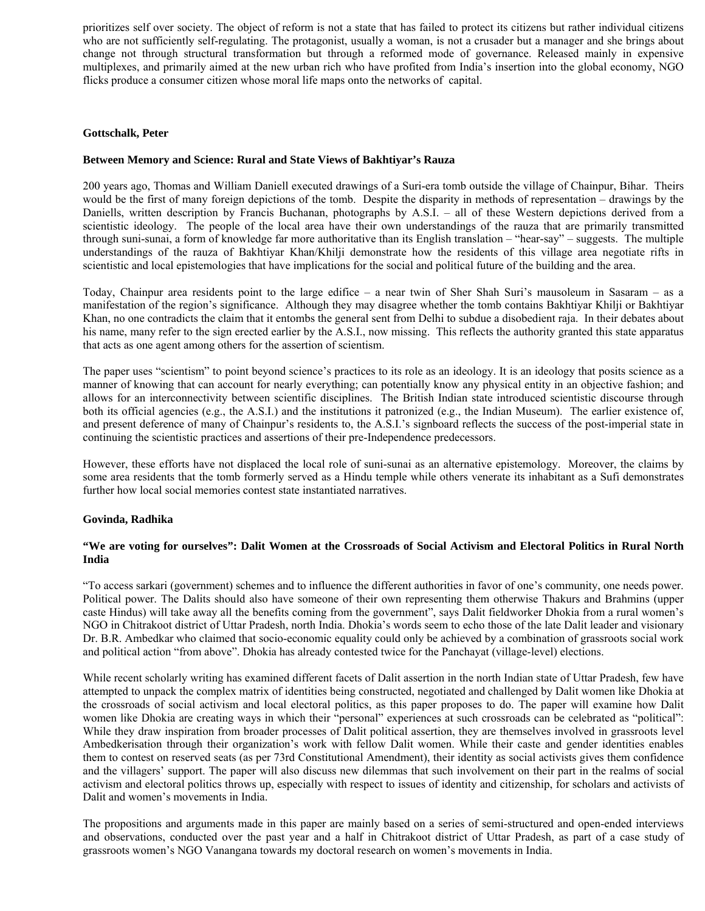prioritizes self over society. The object of reform is not a state that has failed to protect its citizens but rather individual citizens who are not sufficiently self-regulating. The protagonist, usually a woman, is not a crusader but a manager and she brings about change not through structural transformation but through a reformed mode of governance. Released mainly in expensive multiplexes, and primarily aimed at the new urban rich who have profited from India's insertion into the global economy, NGO flicks produce a consumer citizen whose moral life maps onto the networks of capital.

**Gottschalk, Peter**

**Between Memory and Science: Rural and State Views of Bakhtiyar's Rauza**

200 years ago, Thomas and William Daniell executed drawings of a Suri-era tomb outside the village of Chainpur, Bihar. Theirs would be the first of many foreign depictions of the tomb. Despite the disparity in methods of representation – drawings by the Daniells, written description by Francis Buchanan, photographs by A.S.I. – all of these Western depictions derived from a scientistic ideology. The people of the local area have their own understandings of the rauza that are primarily transmitted through suni-sunai, a form of knowledge far more authoritative than its English translation – "hear-say" – suggests. The multiple understandings of the rauza of Bakhtiyar Khan/Khilji demonstrate how the residents of this village area negotiate rifts in scientistic and local epistemologies that have implications for the social and political future of the building and the area.

Today, Chainpur area residents point to the large edifice – a near twin of Sher Shah Suri's mausoleum in Sasaram – as a manifestation of the region's significance. Although they may disagree whether the tomb contains Bakhtiyar Khilji or Bakhtiyar Khan, no one contradicts the claim that it entombs the general sent from Delhi to subdue a disobedient raja. In their debates about his name, many refer to the sign erected earlier by the A.S.I., now missing. This reflects the authority granted this state apparatus that acts as one agent among others for the assertion of scientism.

The paper uses "scientism" to point beyond science's practices to its role as an ideology. It is an ideology that posits science as a manner of knowing that can account for nearly everything; can potentially know any physical entity in an objective fashion; and allows for an interconnectivity between scientific disciplines. The British Indian state introduced scientistic discourse through both its official agencies (e.g., the A.S.I.) and the institutions it patronized (e.g., the Indian Museum). The earlier existence of, and present deference of many of Chainpur's residents to, the A.S.I.'s signboard reflects the success of the post-imperial state in continuing the scientistic practices and assertions of their pre-Independence predecessors.

However, these efforts have not displaced the local role of suni-sunai as an alternative epistemology. Moreover, the claims by some area residents that the tomb formerly served as a Hindu temple while others venerate its inhabitant as a Sufi demonstrates further how local social memories contest state instantiated narratives.

**Govinda, Radhika**

**"We are voting for ourselves": Dalit Women at the Crossroads of Social Activism and Electoral Politics in Rural North India**

"To access sarkari (government) schemes and to influence the different authorities in favor of one's community, one needs power. Political power. The Dalits should also have someone of their own representing them otherwise Thakurs and Brahmins (upper caste Hindus) will take away all the benefits coming from the government", says Dalit fieldworker Dhokia from a rural women's NGO in Chitrakoot district of Uttar Pradesh, north India. Dhokia's words seem to echo those of the late Dalit leader and visionary Dr. B.R. Ambedkar who claimed that socio-economic equality could only be achieved by a combination of grassroots social work and political action "from above". Dhokia has already contested twice for the Panchayat (village-level) elections.

While recent scholarly writing has examined different facets of Dalit assertion in the north Indian state of Uttar Pradesh, few have attempted to unpack the complex matrix of identities being constructed, negotiated and challenged by Dalit women like Dhokia at the crossroads of social activism and local electoral politics, as this paper proposes to do. The paper will examine how Dalit women like Dhokia are creating ways in which their "personal" experiences at such crossroads can be celebrated as "political": While they draw inspiration from broader processes of Dalit political assertion, they are themselves involved in grassroots level Ambedkerisation through their organization's work with fellow Dalit women. While their caste and gender identities enables them to contest on reserved seats (as per 73rd Constitutional Amendment), their identity as social activists gives them confidence and the villagers' support. The paper will also discuss new dilemmas that such involvement on their part in the realms of social activism and electoral politics throws up, especially with respect to issues of identity and citizenship, for scholars and activists of Dalit and women's movements in India.

The propositions and arguments made in this paper are mainly based on a series of semi-structured and open-ended interviews and observations, conducted over the past year and a half in Chitrakoot district of Uttar Pradesh, as part of a case study of grassroots women's NGO Vanangana towards my doctoral research on women's movements in India.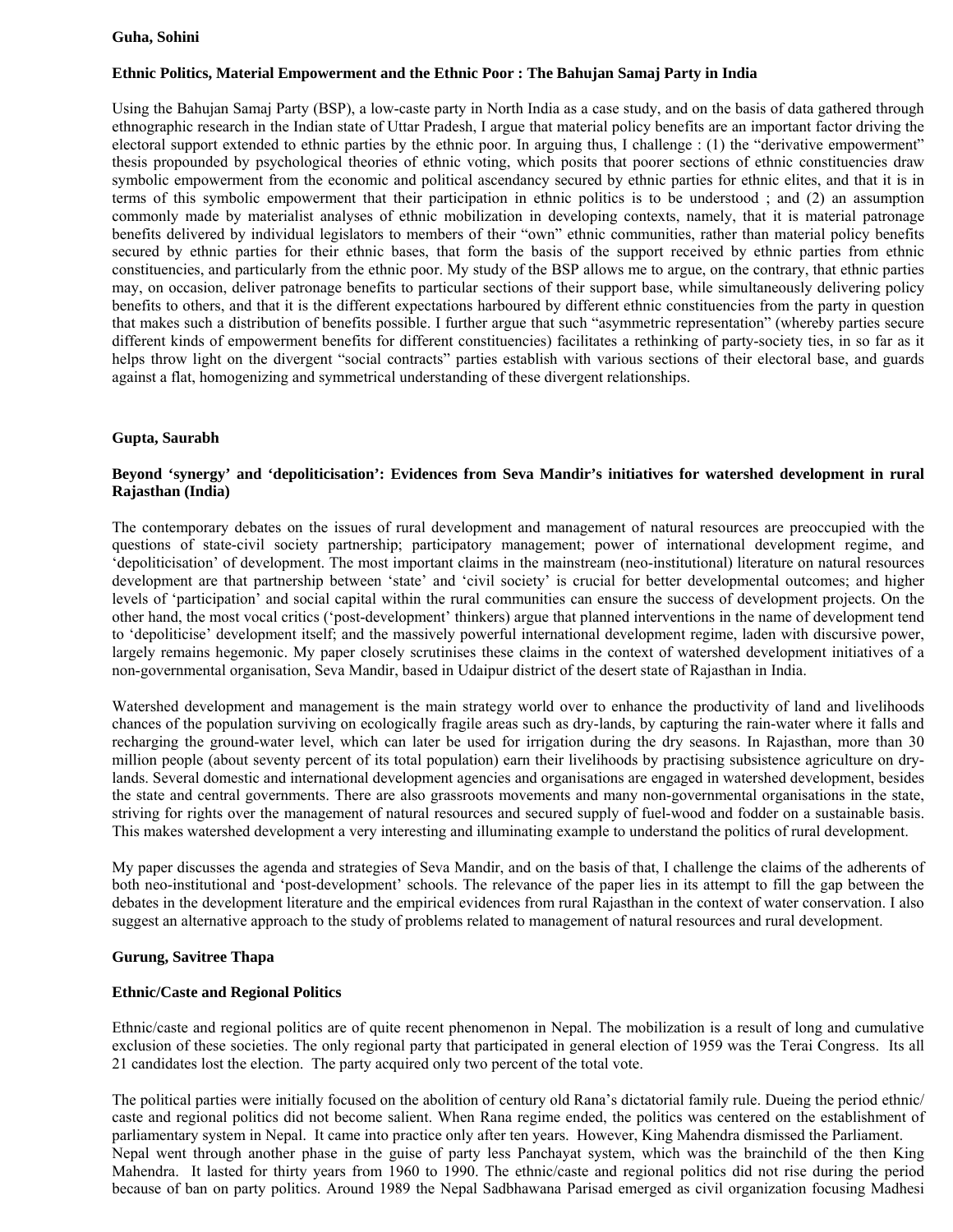**Guha, Sohini**

**Ethnic Politics, Material Empowerment and the Ethnic Poor : The Bahujan Samaj Party in India**

Using the Bahujan Samaj Party (BSP), a low-caste party in North India as a case study, and on the basis of data gathered through ethnographic research in the Indian state of Uttar Pradesh, I argue that material policy benefits are an important factor driving the electoral support extended to ethnic parties by the ethnic poor. In arguing thus, I challenge : (1) the "derivative empowerment" thesis propounded by psychological theories of ethnic voting, which posits that poorer sections of ethnic constituencies draw symbolic empowerment from the economic and political ascendancy secured by ethnic parties for ethnic elites, and that it is in terms of this symbolic empowerment that their participation in ethnic politics is to be understood ; and (2) an assumption commonly made by materialist analyses of ethnic mobilization in developing contexts, namely, that it is material patronage benefits delivered by individual legislators to members of their "own" ethnic communities, rather than material policy benefits secured by ethnic parties for their ethnic bases, that form the basis of the support received by ethnic parties from ethnic constituencies, and particularly from the ethnic poor. My study of the BSP allows me to argue, on the contrary, that ethnic parties may, on occasion, deliver patronage benefits to particular sections of their support base, while simultaneously delivering policy benefits to others, and that it is the different expectations harboured by different ethnic constituencies from the party in question that makes such a distribution of benefits possible. I further argue that such "asymmetric representation" (whereby parties secure different kinds of empowerment benefits for different constituencies) facilitates a rethinking of party-society ties, in so far as it helps throw light on the divergent "social contracts" parties establish with various sections of their electoral base, and guards against a flat, homogenizing and symmetrical understanding of these divergent relationships.

**Gupta, Saurabh**

**Beyond 'synergy' and 'depoliticisation': Evidences from Seva Mandir's initiatives for watershed development in rural Rajasthan (India)**

The contemporary debates on the issues of rural development and management of natural resources are preoccupied with the questions of state-civil society partnership; participatory management; power of international development regime, and 'depoliticisation' of development. The most important claims in the mainstream (neo-institutional) literature on natural resources development are that partnership between 'state' and 'civil society' is crucial for better developmental outcomes; and higher levels of 'participation' and social capital within the rural communities can ensure the success of development projects. On the other hand, the most vocal critics ('post-development' thinkers) argue that planned interventions in the name of development tend to 'depoliticise' development itself; and the massively powerful international development regime, laden with discursive power, largely remains hegemonic. My paper closely scrutinises these claims in the context of watershed development initiatives of a non-governmental organisation, Seva Mandir, based in Udaipur district of the desert state of Rajasthan in India.

Watershed development and management is the main strategy world over to enhance the productivity of land and livelihoods chances of the population surviving on ecologically fragile areas such as dry-lands, by capturing the rain-water where it falls and recharging the ground-water level, which can later be used for irrigation during the dry seasons. In Rajasthan, more than 30 million people (about seventy percent of its total population) earn their livelihoods by practising subsistence agriculture on dry-lands. Several domestic and international development agencies and organisations are engaged in watershed development, besides the state and central governments. There are also grassroots movements and many non-governmental organisations in the state, striving for rights over the management of natural resources and secured supply of fuel-wood and fodder on a sustainable basis. This makes watershed development a very interesting and illuminating example to understand the politics of rural development.

My paper discusses the agenda and strategies of Seva Mandir, and on the basis of that, I challenge the claims of the adherents of both neo-institutional and 'post-development' schools. The relevance of the paper lies in its attempt to fill the gap between the debates in the development literature and the empirical evidences from rural Rajasthan in the context of water conservation. I also suggest an alternative approach to the study of problems related to management of natural resources and rural development.

**Gurung, Savitree Thapa**

**Ethnic/Caste and Regional Politics**

Ethnic/caste and regional politics are of quite recent phenomenon in Nepal. The mobilization is a result of long and cumulative exclusion of these societies. The only regional party that participated in general election of 1959 was the Terai Congress. Its all 21 candidates lost the election. The party acquired only two percent of the total vote.

The political parties were initially focused on the abolition of century old Rana's dictatorial family rule. Dueing the period ethnic/ caste and regional politics did not become salient. When Rana regime ended, the politics was centered on the establishment of parliamentary system in Nepal. It came into practice only after ten years. However, King Mahendra dismissed the Parliament. Nepal went through another phase in the guise of party less Panchayat system, which was the brainchild of the then King Mahendra. It lasted for thirty years from 1960 to 1990. The ethnic/caste and regional politics did not rise during the period because of ban on party politics. Around 1989 the Nepal Sadbhawana Parisad emerged as civil organization focusing Madhesi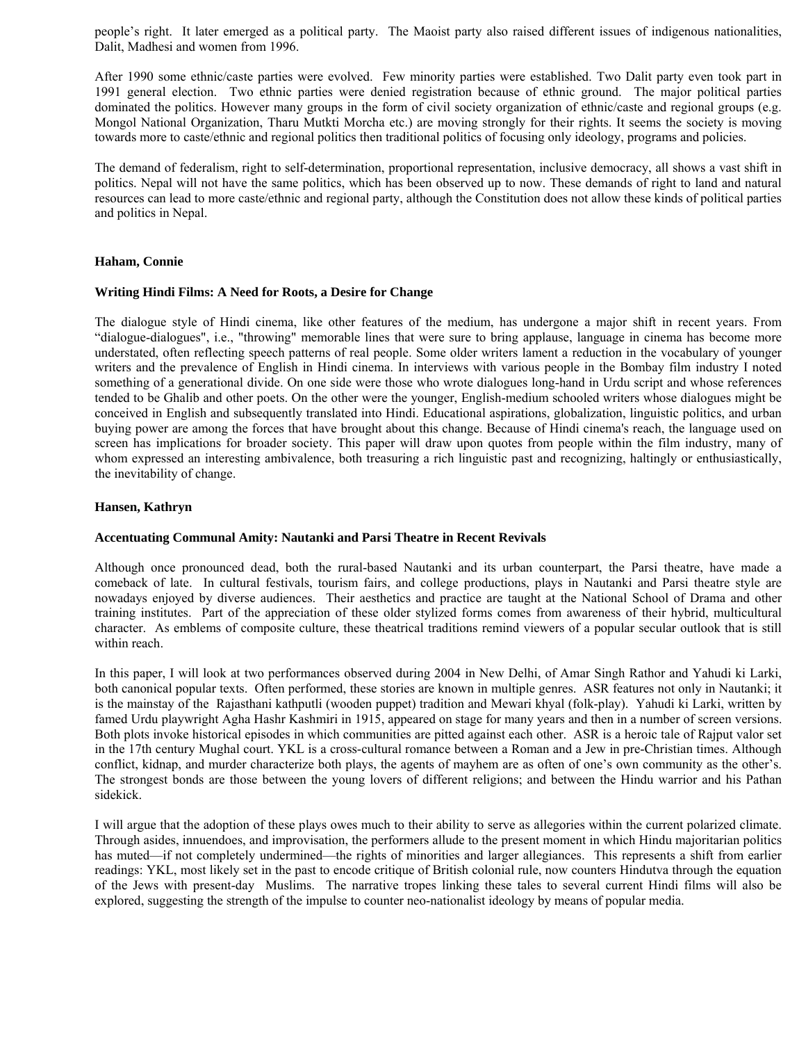people's right. It later emerged as a political party. The Maoist party also raised different issues of indigenous nationalities, Dalit, Madhesi and women from 1996.

After 1990 some ethnic/caste parties were evolved. Few minority parties were established. Two Dalit party even took part in 1991 general election. Two ethnic parties were denied registration because of ethnic ground. The major political parties dominated the politics. However many groups in the form of civil society organization of ethnic/caste and regional groups (e.g. Mongol National Organization, Tharu Mutkti Morcha etc.) are moving strongly for their rights. It seems the society is moving towards more to caste/ethnic and regional politics then traditional politics of focusing only ideology, programs and policies.

The demand of federalism, right to self-determination, proportional representation, inclusive democracy, all shows a vast shift in politics. Nepal will not have the same politics, which has been observed up to now. These demands of right to land and natural resources can lead to more caste/ethnic and regional party, although the Constitution does not allow these kinds of political parties and politics in Nepal.

**Haham, Connie**

**Writing Hindi Films: A Need for Roots, a Desire for Change**

The dialogue style of Hindi cinema, like other features of the medium, has undergone a major shift in recent years. From "dialogue-dialogues", i.e., "throwing" memorable lines that were sure to bring applause, language in cinema has become more understated, often reflecting speech patterns of real people. Some older writers lament a reduction in the vocabulary of younger writers and the prevalence of English in Hindi cinema. In interviews with various people in the Bombay film industry I noted something of a generational divide. On one side were those who wrote dialogues long-hand in Urdu script and whose references tended to be Ghalib and other poets. On the other were the younger, English-medium schooled writers whose dialogues might be conceived in English and subsequently translated into Hindi. Educational aspirations, globalization, linguistic politics, and urban buying power are among the forces that have brought about this change. Because of Hindi cinema's reach, the language used on screen has implications for broader society. This paper will draw upon quotes from people within the film industry, many of whom expressed an interesting ambivalence, both treasuring a rich linguistic past and recognizing, haltingly or enthusiastically, the inevitability of change.

**Hansen, Kathryn**

**Accentuating Communal Amity: Nautanki and Parsi Theatre in Recent Revivals**

Although once pronounced dead, both the rural-based Nautanki and its urban counterpart, the Parsi theatre, have made a comeback of late. In cultural festivals, tourism fairs, and college productions, plays in Nautanki and Parsi theatre style are nowadays enjoyed by diverse audiences. Their aesthetics and practice are taught at the National School of Drama and other training institutes. Part of the appreciation of these older stylized forms comes from awareness of their hybrid, multicultural character. As emblems of composite culture, these theatrical traditions remind viewers of a popular secular outlook that is still within reach.

In this paper, I will look at two performances observed during 2004 in New Delhi, of Amar Singh Rathor and Yahudi ki Larki, both canonical popular texts. Often performed, these stories are known in multiple genres. ASR features not only in Nautanki; it is the mainstay of the Rajasthani kathputli (wooden puppet) tradition and Mewari khyal (folk-play). Yahudi ki Larki, written by famed Urdu playwright Agha Hashr Kashmiri in 1915, appeared on stage for many years and then in a number of screen versions. Both plots invoke historical episodes in which communities are pitted against each other. ASR is a heroic tale of Rajput valor set in the 17th century Mughal court. YKL is a cross-cultural romance between a Roman and a Jew in pre-Christian times. Although conflict, kidnap, and murder characterize both plays, the agents of mayhem are as often of one's own community as the other's. The strongest bonds are those between the young lovers of different religions; and between the Hindu warrior and his Pathan sidekick.

I will argue that the adoption of these plays owes much to their ability to serve as allegories within the current polarized climate. Through asides, innuendoes, and improvisation, the performers allude to the present moment in which Hindu majoritarian politics has muted—if not completely undermined—the rights of minorities and larger allegiances. This represents a shift from earlier readings: YKL, most likely set in the past to encode critique of British colonial rule, now counters Hindutva through the equation of the Jews with present-day Muslims. The narrative tropes linking these tales to several current Hindi films will also be explored, suggesting the strength of the impulse to counter neo-nationalist ideology by means of popular media.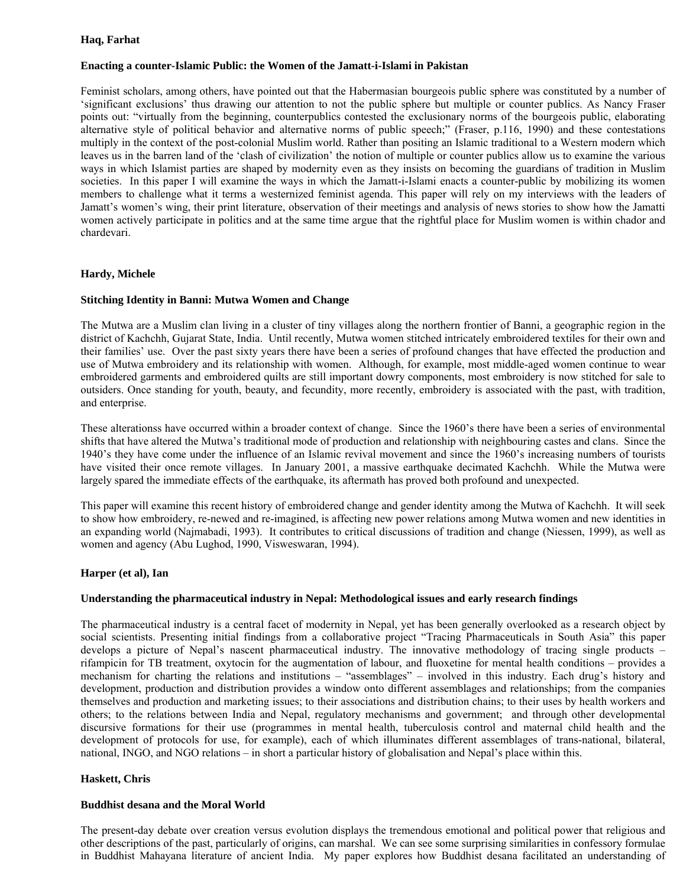**Haq, Farhat**

**Enacting a counter-Islamic Public: the Women of the Jamatt-i-Islami in Pakistan**

Feminist scholars, among others, have pointed out that the Habermasian bourgeois public sphere was constituted by a number of 'significant exclusions' thus drawing our attention to not the public sphere but multiple or counter publics. As Nancy Fraser points out: "virtually from the beginning, counterpublics contested the exclusionary norms of the bourgeois public, elaborating alternative style of political behavior and alternative norms of public speech;" (Fraser, p.116, 1990) and these contestations multiply in the context of the post-colonial Muslim world. Rather than positing an Islamic traditional to a Western modern which leaves us in the barren land of the 'clash of civilization' the notion of multiple or counter publics allow us to examine the various ways in which Islamist parties are shaped by modernity even as they insists on becoming the guardians of tradition in Muslim societies. In this paper I will examine the ways in which the Jamatt-i-Islami enacts a counter-public by mobilizing its women members to challenge what it terms a westernized feminist agenda. This paper will rely on my interviews with the leaders of Jamatt's women's wing, their print literature, observation of their meetings and analysis of news stories to show how the Jamatti women actively participate in politics and at the same time argue that the rightful place for Muslim women is within chador and chardevari.

**Hardy, Michele**

**Stitching Identity in Banni: Mutwa Women and Change**

The Mutwa are a Muslim clan living in a cluster of tiny villages along the northern frontier of Banni, a geographic region in the district of Kachchh, Gujarat State, India. Until recently, Mutwa women stitched intricately embroidered textiles for their own and their families' use. Over the past sixty years there have been a series of profound changes that have effected the production and use of Mutwa embroidery and its relationship with women. Although, for example, most middle-aged women continue to wear embroidered garments and embroidered quilts are still important dowry components, most embroidery is now stitched for sale to outsiders. Once standing for youth, beauty, and fecundity, more recently, embroidery is associated with the past, with tradition, and enterprise.

These alterationss have occurred within a broader context of change. Since the 1960's there have been a series of environmental shifts that have altered the Mutwa's traditional mode of production and relationship with neighbouring castes and clans. Since the 1940's they have come under the influence of an Islamic revival movement and since the 1960's increasing numbers of tourists have visited their once remote villages. In January 2001, a massive earthquake decimated Kachchh. While the Mutwa were largely spared the immediate effects of the earthquake, its aftermath has proved both profound and unexpected.

This paper will examine this recent history of embroidered change and gender identity among the Mutwa of Kachchh. It will seek to show how embroidery, re-newed and re-imagined, is affecting new power relations among Mutwa women and new identities in an expanding world (Najmabadi, 1993). It contributes to critical discussions of tradition and change (Niessen, 1999), as well as women and agency (Abu Lughod, 1990, Visweswaran, 1994).

**Harper (et al), Ian**

**Understanding the pharmaceutical industry in Nepal: Methodological issues and early research findings**

The pharmaceutical industry is a central facet of modernity in Nepal, yet has been generally overlooked as a research object by social scientists. Presenting initial findings from a collaborative project "Tracing Pharmaceuticals in South Asia" this paper develops a picture of Nepal's nascent pharmaceutical industry. The innovative methodology of tracing single products – rifampicin for TB treatment, oxytocin for the augmentation of labour, and fluoxetine for mental health conditions – provides a mechanism for charting the relations and institutions – "assemblages" – involved in this industry. Each drug's history and development, production and distribution provides a window onto different assemblages and relationships; from the companies themselves and production and marketing issues; to their associations and distribution chains; to their uses by health workers and others; to the relations between India and Nepal, regulatory mechanisms and government; and through other developmental discursive formations for their use (programmes in mental health, tuberculosis control and maternal child health and the development of protocols for use, for example), each of which illuminates different assemblages of trans-national, bilateral, national, INGO, and NGO relations – in short a particular history of globalisation and Nepal's place within this.

**Haskett, Chris**

**Buddhist desana and the Moral World**

The present-day debate over creation versus evolution displays the tremendous emotional and political power that religious and other descriptions of the past, particularly of origins, can marshal. We can see some surprising similarities in confessory formulae in Buddhist Mahayana literature of ancient India. My paper explores how Buddhist desana facilitated an understanding of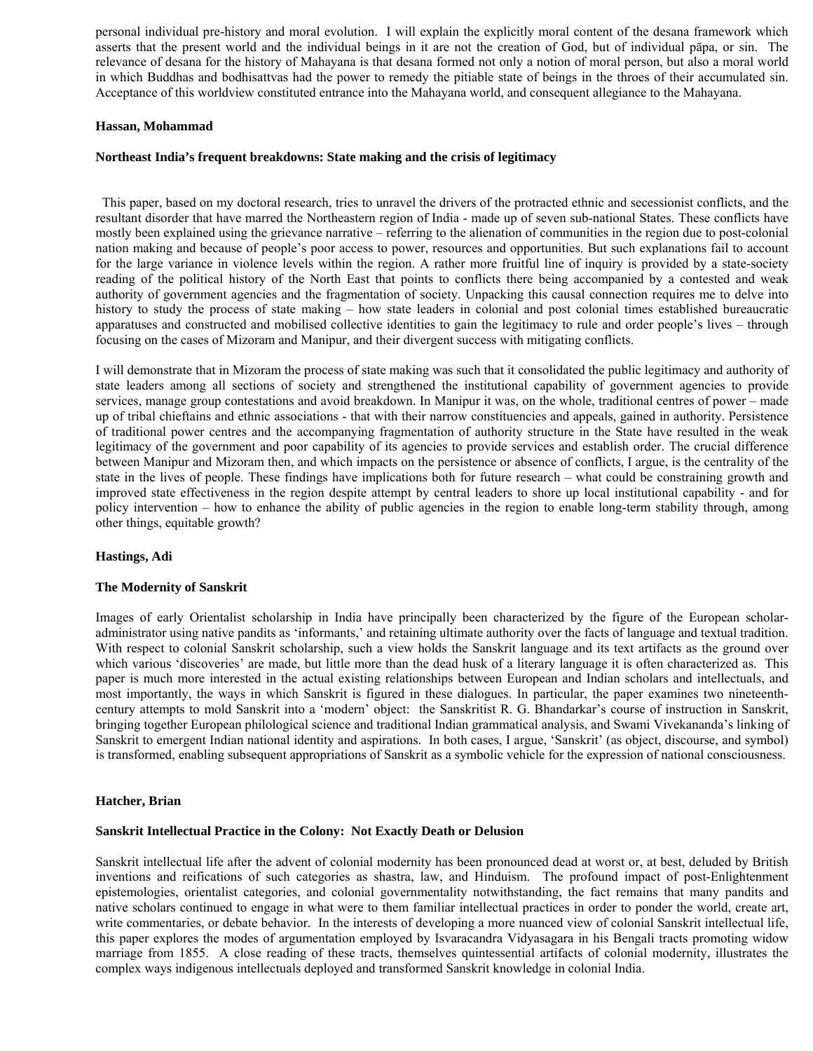personal individual pre-history and moral evolution. I will explain the explicitly moral content of the desana framework which asserts that the present world and the individual beings in it are not the creation of God, but of individual pāpa, or sin. The relevance of desana for the history of Mahayana is that desana formed not only a notion of moral person, but also a moral world in which Buddhas and bodhisattvas had the power to remedy the pitiable state of beings in the throes of their accumulated sin. Acceptance of this worldview constituted entrance into the Mahayana world, and consequent allegiance to the Mahayana.

**Hassan, Mohammad**

**Northeast India's frequent breakdowns: State making and the crisis of legitimacy**

This paper, based on my doctoral research, tries to unravel the drivers of the protracted ethnic and secessionist conflicts, and the resultant disorder that have marred the Northeastern region of India - made up of seven sub-national States. These conflicts have mostly been explained using the grievance narrative – referring to the alienation of communities in the region due to post-colonial nation making and because of people's poor access to power, resources and opportunities. But such explanations fail to account for the large variance in violence levels within the region. A rather more fruitful line of inquiry is provided by a state-society reading of the political history of the North East that points to conflicts there being accompanied by a contested and weak authority of government agencies and the fragmentation of society. Unpacking this causal connection requires me to delve into history to study the process of state making – how state leaders in colonial and post colonial times established bureaucratic apparatuses and constructed and mobilised collective identities to gain the legitimacy to rule and order people's lives – through focusing on the cases of Mizoram and Manipur, and their divergent success with mitigating conflicts.

I will demonstrate that in Mizoram the process of state making was such that it consolidated the public legitimacy and authority of state leaders among all sections of society and strengthened the institutional capability of government agencies to provide services, manage group contestations and avoid breakdown. In Manipur it was, on the whole, traditional centres of power – made up of tribal chieftains and ethnic associations - that with their narrow constituencies and appeals, gained in authority. Persistence of traditional power centres and the accompanying fragmentation of authority structure in the State have resulted in the weak legitimacy of the government and poor capability of its agencies to provide services and establish order. The crucial difference between Manipur and Mizoram then, and which impacts on the persistence or absence of conflicts, I argue, is the centrality of the state in the lives of people. These findings have implications both for future research – what could be constraining growth and improved state effectiveness in the region despite attempt by central leaders to shore up local institutional capability - and for policy intervention – how to enhance the ability of public agencies in the region to enable long-term stability through, among other things, equitable growth?

**Hastings, Adi**

**The Modernity of Sanskrit**

Images of early Orientalist scholarship in India have principally been characterized by the figure of the European scholar-administrator using native pandits as 'informants,' and retaining ultimate authority over the facts of language and textual tradition. With respect to colonial Sanskrit scholarship, such a view holds the Sanskrit language and its text artifacts as the ground over which various 'discoveries' are made, but little more than the dead husk of a literary language it is often characterized as. This paper is much more interested in the actual existing relationships between European and Indian scholars and intellectuals, and most importantly, the ways in which Sanskrit is figured in these dialogues. In particular, the paper examines two nineteenth-century attempts to mold Sanskrit into a 'modern' object: the Sanskritist R. G. Bhandarkar's course of instruction in Sanskrit, bringing together European philological science and traditional Indian grammatical analysis, and Swami Vivekananda's linking of Sanskrit to emergent Indian national identity and aspirations. In both cases, I argue, 'Sanskrit' (as object, discourse, and symbol) is transformed, enabling subsequent appropriations of Sanskrit as a symbolic vehicle for the expression of national consciousness.

**Hatcher, Brian**

**Sanskrit Intellectual Practice in the Colony: Not Exactly Death or Delusion**

Sanskrit intellectual life after the advent of colonial modernity has been pronounced dead at worst or, at best, deluded by British inventions and reifications of such categories as shastra, law, and Hinduism. The profound impact of post-Enlightenment epistemologies, orientalist categories, and colonial governmentality notwithstanding, the fact remains that many pandits and native scholars continued to engage in what were to them familiar intellectual practices in order to ponder the world, create art, write commentaries, or debate behavior. In the interests of developing a more nuanced view of colonial Sanskrit intellectual life, this paper explores the modes of argumentation employed by Isvaracandra Vidyasagara in his Bengali tracts promoting widow marriage from 1855. A close reading of these tracts, themselves quintessential artifacts of colonial modernity, illustrates the complex ways indigenous intellectuals deployed and transformed Sanskrit knowledge in colonial India.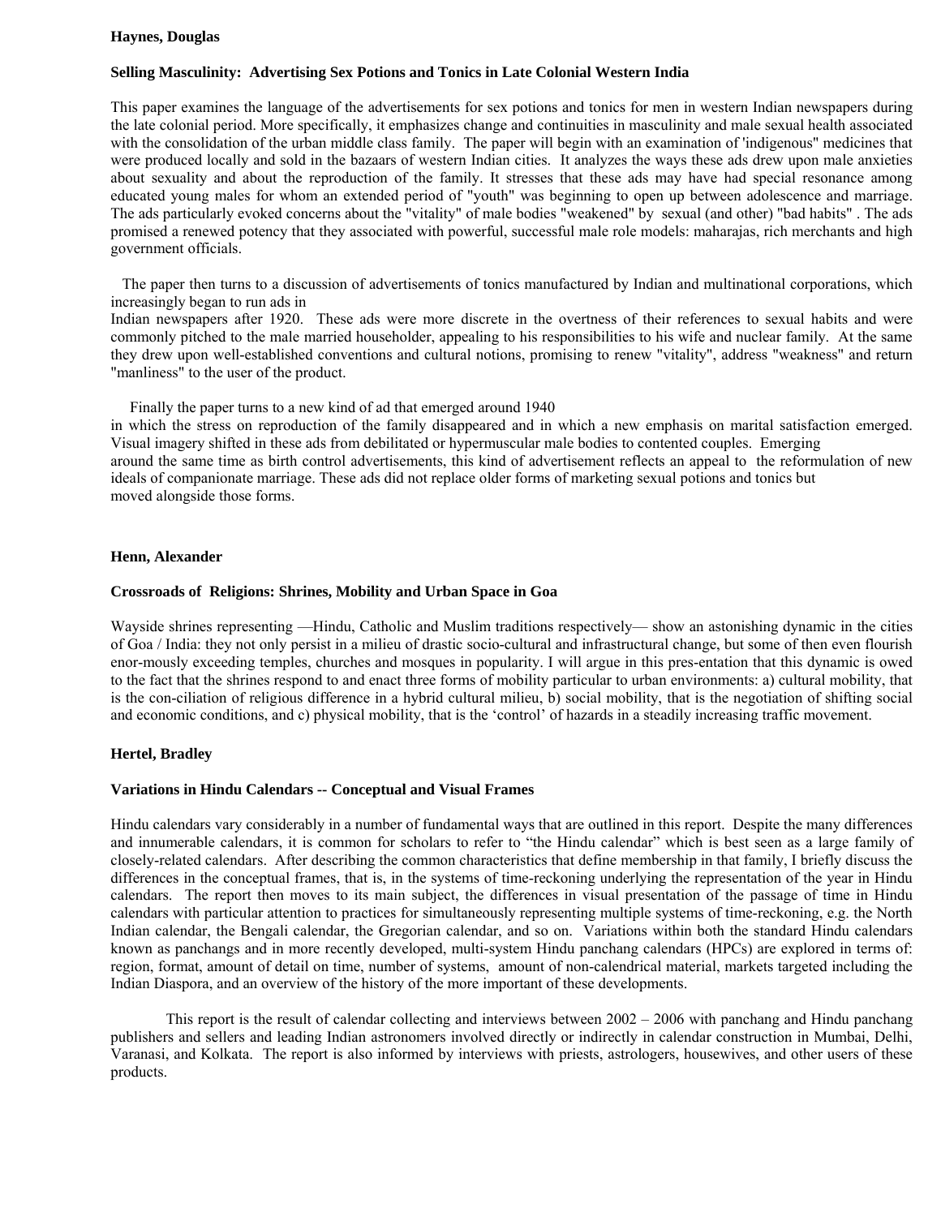**Haynes, Douglas**

**Selling Masculinity: Advertising Sex Potions and Tonics in Late Colonial Western India**

This paper examines the language of the advertisements for sex potions and tonics for men in western Indian newspapers during the late colonial period. More specifically, it emphasizes change and continuities in masculinity and male sexual health associated with the consolidation of the urban middle class family. The paper will begin with an examination of 'indigenous" medicines that were produced locally and sold in the bazaars of western Indian cities. It analyzes the ways these ads drew upon male anxieties about sexuality and about the reproduction of the family. It stresses that these ads may have had special resonance among educated young males for whom an extended period of "youth" was beginning to open up between adolescence and marriage. The ads particularly evoked concerns about the "vitality" of male bodies "weakened" by sexual (and other) "bad habits" . The ads promised a renewed potency that they associated with powerful, successful male role models: maharajas, rich merchants and high government officials.

The paper then turns to a discussion of advertisements of tonics manufactured by Indian and multinational corporations, which increasingly began to run ads in Indian newspapers after 1920. These ads were more discrete in the overtness of their references to sexual habits and were commonly pitched to the male married householder, appealing to his responsibilities to his wife and nuclear family. At the same they drew upon well-established conventions and cultural notions, promising to renew "vitality", address "weakness" and return "manliness" to the user of the product.

Finally the paper turns to a new kind of ad that emerged around 1940 in which the stress on reproduction of the family disappeared and in which a new emphasis on marital satisfaction emerged. Visual imagery shifted in these ads from debilitated or hypermuscular male bodies to contented couples. Emerging around the same time as birth control advertisements, this kind of advertisement reflects an appeal to the reformulation of new ideals of companionate marriage. These ads did not replace older forms of marketing sexual potions and tonics but moved alongside those forms.

**Henn, Alexander**

**Crossroads of Religions: Shrines, Mobility and Urban Space in Goa**

Wayside shrines representing —Hindu, Catholic and Muslim traditions respectively— show an astonishing dynamic in the cities of Goa / India: they not only persist in a milieu of drastic socio-cultural and infrastructural change, but some of then even flourish enor-mously exceeding temples, churches and mosques in popularity. I will argue in this pres-entation that this dynamic is owed to the fact that the shrines respond to and enact three forms of mobility particular to urban environments: a) cultural mobility, that is the con-ciliation of religious difference in a hybrid cultural milieu, b) social mobility, that is the negotiation of shifting social and economic conditions, and c) physical mobility, that is the 'control' of hazards in a steadily increasing traffic movement.

**Hertel, Bradley**

**Variations in Hindu Calendars -- Conceptual and Visual Frames**

Hindu calendars vary considerably in a number of fundamental ways that are outlined in this report. Despite the many differences and innumerable calendars, it is common for scholars to refer to "the Hindu calendar" which is best seen as a large family of closely-related calendars. After describing the common characteristics that define membership in that family, I briefly discuss the differences in the conceptual frames, that is, in the systems of time-reckoning underlying the representation of the year in Hindu calendars. The report then moves to its main subject, the differences in visual presentation of the passage of time in Hindu calendars with particular attention to practices for simultaneously representing multiple systems of time-reckoning, e.g. the North Indian calendar, the Bengali calendar, the Gregorian calendar, and so on. Variations within both the standard Hindu calendars known as panchangs and in more recently developed, multi-system Hindu panchang calendars (HPCs) are explored in terms of: region, format, amount of detail on time, number of systems, amount of non-calendrical material, markets targeted including the Indian Diaspora, and an overview of the history of the more important of these developments.

This report is the result of calendar collecting and interviews between 2002 – 2006 with panchang and Hindu panchang publishers and sellers and leading Indian astronomers involved directly or indirectly in calendar construction in Mumbai, Delhi, Varanasi, and Kolkata. The report is also informed by interviews with priests, astrologers, housewives, and other users of these products.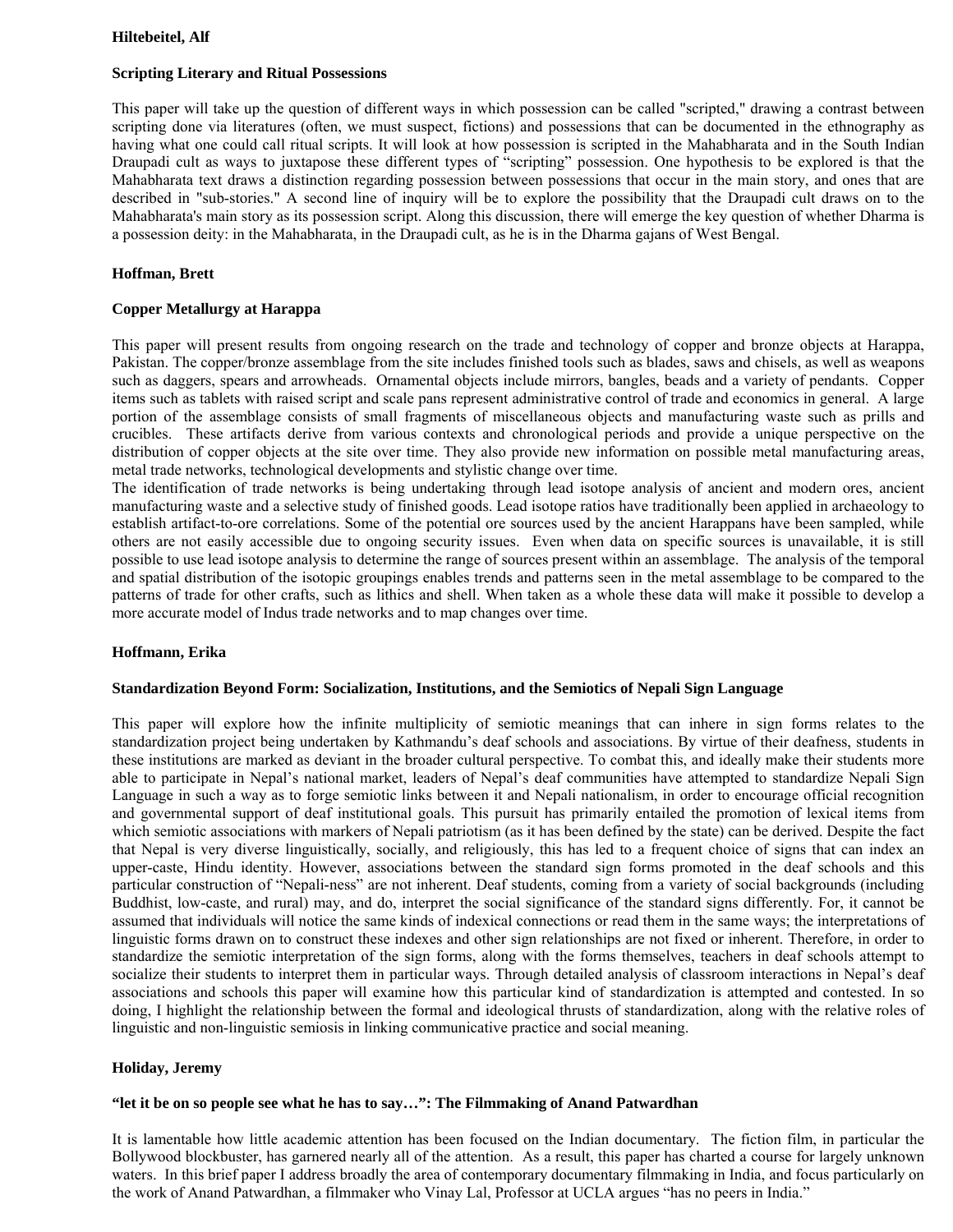**Hiltebeitel, Alf**

**Scripting Literary and Ritual Possessions**

This paper will take up the question of different ways in which possession can be called "scripted," drawing a contrast between scripting done via literatures (often, we must suspect, fictions) and possessions that can be documented in the ethnography as having what one could call ritual scripts. It will look at how possession is scripted in the Mahabharata and in the South Indian Draupadi cult as ways to juxtapose these different types of "scripting" possession. One hypothesis to be explored is that the Mahabharata text draws a distinction regarding possession between possessions that occur in the main story, and ones that are described in "sub-stories." A second line of inquiry will be to explore the possibility that the Draupadi cult draws on to the Mahabharata's main story as its possession script. Along this discussion, there will emerge the key question of whether Dharma is a possession deity: in the Mahabharata, in the Draupadi cult, as he is in the Dharma gajans of West Bengal.

**Hoffman, Brett**

**Copper Metallurgy at Harappa**

This paper will present results from ongoing research on the trade and technology of copper and bronze objects at Harappa, Pakistan. The copper/bronze assemblage from the site includes finished tools such as blades, saws and chisels, as well as weapons such as daggers, spears and arrowheads. Ornamental objects include mirrors, bangles, beads and a variety of pendants. Copper items such as tablets with raised script and scale pans represent administrative control of trade and economics in general. A large portion of the assemblage consists of small fragments of miscellaneous objects and manufacturing waste such as prills and crucibles. These artifacts derive from various contexts and chronological periods and provide a unique perspective on the distribution of copper objects at the site over time. They also provide new information on possible metal manufacturing areas, metal trade networks, technological developments and stylistic change over time.
The identification of trade networks is being undertaking through lead isotope analysis of ancient and modern ores, ancient manufacturing waste and a selective study of finished goods. Lead isotope ratios have traditionally been applied in archaeology to establish artifact-to-ore correlations. Some of the potential ore sources used by the ancient Harappans have been sampled, while others are not easily accessible due to ongoing security issues. Even when data on specific sources is unavailable, it is still possible to use lead isotope analysis to determine the range of sources present within an assemblage. The analysis of the temporal and spatial distribution of the isotopic groupings enables trends and patterns seen in the metal assemblage to be compared to the patterns of trade for other crafts, such as lithics and shell. When taken as a whole these data will make it possible to develop a more accurate model of Indus trade networks and to map changes over time.

**Hoffmann, Erika**

**Standardization Beyond Form: Socialization, Institutions, and the Semiotics of Nepali Sign Language**

This paper will explore how the infinite multiplicity of semiotic meanings that can inhere in sign forms relates to the standardization project being undertaken by Kathmandu's deaf schools and associations. By virtue of their deafness, students in these institutions are marked as deviant in the broader cultural perspective. To combat this, and ideally make their students more able to participate in Nepal's national market, leaders of Nepal's deaf communities have attempted to standardize Nepali Sign Language in such a way as to forge semiotic links between it and Nepali nationalism, in order to encourage official recognition and governmental support of deaf institutional goals. This pursuit has primarily entailed the promotion of lexical items from which semiotic associations with markers of Nepali patriotism (as it has been defined by the state) can be derived. Despite the fact that Nepal is very diverse linguistically, socially, and religiously, this has led to a frequent choice of signs that can index an upper-caste, Hindu identity. However, associations between the standard sign forms promoted in the deaf schools and this particular construction of "Nepali-ness" are not inherent. Deaf students, coming from a variety of social backgrounds (including Buddhist, low-caste, and rural) may, and do, interpret the social significance of the standard signs differently. For, it cannot be assumed that individuals will notice the same kinds of indexical connections or read them in the same ways; the interpretations of linguistic forms drawn on to construct these indexes and other sign relationships are not fixed or inherent. Therefore, in order to standardize the semiotic interpretation of the sign forms, along with the forms themselves, teachers in deaf schools attempt to socialize their students to interpret them in particular ways. Through detailed analysis of classroom interactions in Nepal's deaf associations and schools this paper will examine how this particular kind of standardization is attempted and contested. In so doing, I highlight the relationship between the formal and ideological thrusts of standardization, along with the relative roles of linguistic and non-linguistic semiosis in linking communicative practice and social meaning.

**Holiday, Jeremy**

**"let it be on so people see what he has to say…": The Filmmaking of Anand Patwardhan**

It is lamentable how little academic attention has been focused on the Indian documentary. The fiction film, in particular the Bollywood blockbuster, has garnered nearly all of the attention. As a result, this paper has charted a course for largely unknown waters. In this brief paper I address broadly the area of contemporary documentary filmmaking in India, and focus particularly on the work of Anand Patwardhan, a filmmaker who Vinay Lal, Professor at UCLA argues "has no peers in India."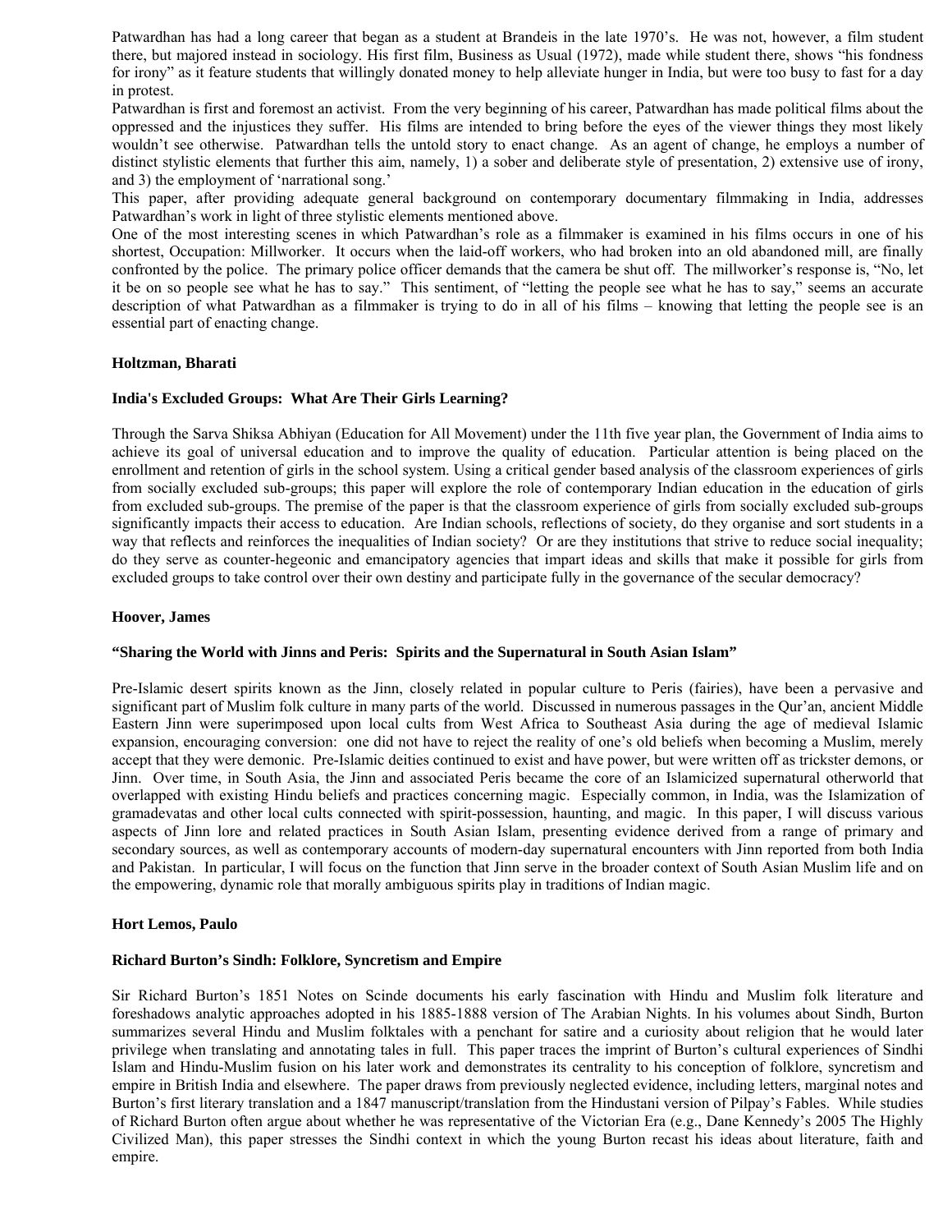Patwardhan has had a long career that began as a student at Brandeis in the late 1970's. He was not, however, a film student there, but majored instead in sociology. His first film, Business as Usual (1972), made while student there, shows "his fondness for irony" as it feature students that willingly donated money to help alleviate hunger in India, but were too busy to fast for a day in protest.

Patwardhan is first and foremost an activist. From the very beginning of his career, Patwardhan has made political films about the oppressed and the injustices they suffer. His films are intended to bring before the eyes of the viewer things they most likely wouldn't see otherwise. Patwardhan tells the untold story to enact change. As an agent of change, he employs a number of distinct stylistic elements that further this aim, namely, 1) a sober and deliberate style of presentation, 2) extensive use of irony, and 3) the employment of 'narrational song.'

This paper, after providing adequate general background on contemporary documentary filmmaking in India, addresses Patwardhan's work in light of three stylistic elements mentioned above.

One of the most interesting scenes in which Patwardhan's role as a filmmaker is examined in his films occurs in one of his shortest, Occupation: Millworker. It occurs when the laid-off workers, who had broken into an old abandoned mill, are finally confronted by the police. The primary police officer demands that the camera be shut off. The millworker's response is, "No, let it be on so people see what he has to say." This sentiment, of "letting the people see what he has to say," seems an accurate description of what Patwardhan as a filmmaker is trying to do in all of his films – knowing that letting the people see is an essential part of enacting change.

**Holtzman, Bharati**

**India's Excluded Groups: What Are Their Girls Learning?**

Through the Sarva Shiksa Abhiyan (Education for All Movement) under the 11th five year plan, the Government of India aims to achieve its goal of universal education and to improve the quality of education. Particular attention is being placed on the enrollment and retention of girls in the school system. Using a critical gender based analysis of the classroom experiences of girls from socially excluded sub-groups; this paper will explore the role of contemporary Indian education in the education of girls from excluded sub-groups. The premise of the paper is that the classroom experience of girls from socially excluded sub-groups significantly impacts their access to education. Are Indian schools, reflections of society, do they organise and sort students in a way that reflects and reinforces the inequalities of Indian society? Or are they institutions that strive to reduce social inequality; do they serve as counter-hegeonic and emancipatory agencies that impart ideas and skills that make it possible for girls from excluded groups to take control over their own destiny and participate fully in the governance of the secular democracy?

**Hoover, James**

**"Sharing the World with Jinns and Peris: Spirits and the Supernatural in South Asian Islam"**

Pre-Islamic desert spirits known as the Jinn, closely related in popular culture to Peris (fairies), have been a pervasive and significant part of Muslim folk culture in many parts of the world. Discussed in numerous passages in the Qur'an, ancient Middle Eastern Jinn were superimposed upon local cults from West Africa to Southeast Asia during the age of medieval Islamic expansion, encouraging conversion: one did not have to reject the reality of one's old beliefs when becoming a Muslim, merely accept that they were demonic. Pre-Islamic deities continued to exist and have power, but were written off as trickster demons, or Jinn. Over time, in South Asia, the Jinn and associated Peris became the core of an Islamicized supernatural otherworld that overlapped with existing Hindu beliefs and practices concerning magic. Especially common, in India, was the Islamization of gramadevatas and other local cults connected with spirit-possession, haunting, and magic. In this paper, I will discuss various aspects of Jinn lore and related practices in South Asian Islam, presenting evidence derived from a range of primary and secondary sources, as well as contemporary accounts of modern-day supernatural encounters with Jinn reported from both India and Pakistan. In particular, I will focus on the function that Jinn serve in the broader context of South Asian Muslim life and on the empowering, dynamic role that morally ambiguous spirits play in traditions of Indian magic.

**Hort Lemos, Paulo**

**Richard Burton's Sindh: Folklore, Syncretism and Empire**

Sir Richard Burton's 1851 Notes on Scinde documents his early fascination with Hindu and Muslim folk literature and foreshadows analytic approaches adopted in his 1885-1888 version of The Arabian Nights. In his volumes about Sindh, Burton summarizes several Hindu and Muslim folktales with a penchant for satire and a curiosity about religion that he would later privilege when translating and annotating tales in full. This paper traces the imprint of Burton's cultural experiences of Sindhi Islam and Hindu-Muslim fusion on his later work and demonstrates its centrality to his conception of folklore, syncretism and empire in British India and elsewhere. The paper draws from previously neglected evidence, including letters, marginal notes and Burton's first literary translation and a 1847 manuscript/translation from the Hindustani version of Pilpay's Fables. While studies of Richard Burton often argue about whether he was representative of the Victorian Era (e.g., Dane Kennedy's 2005 The Highly Civilized Man), this paper stresses the Sindhi context in which the young Burton recast his ideas about literature, faith and empire.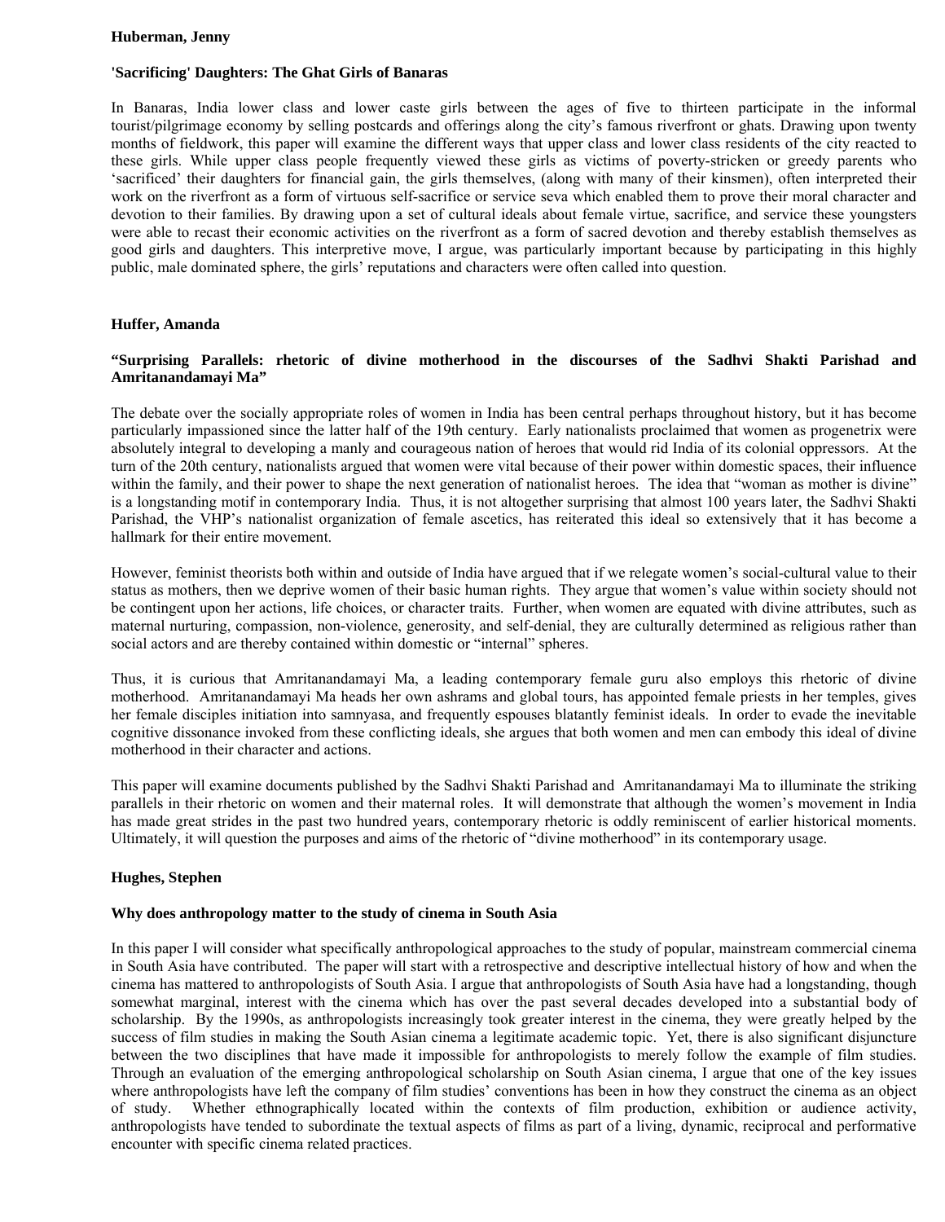**Huberman, Jenny**

**'Sacrificing' Daughters: The Ghat Girls of Banaras**

In Banaras, India lower class and lower caste girls between the ages of five to thirteen participate in the informal tourist/pilgrimage economy by selling postcards and offerings along the city's famous riverfront or ghats. Drawing upon twenty months of fieldwork, this paper will examine the different ways that upper class and lower class residents of the city reacted to these girls. While upper class people frequently viewed these girls as victims of poverty-stricken or greedy parents who 'sacrificed' their daughters for financial gain, the girls themselves, (along with many of their kinsmen), often interpreted their work on the riverfront as a form of virtuous self-sacrifice or service seva which enabled them to prove their moral character and devotion to their families. By drawing upon a set of cultural ideals about female virtue, sacrifice, and service these youngsters were able to recast their economic activities on the riverfront as a form of sacred devotion and thereby establish themselves as good girls and daughters. This interpretive move, I argue, was particularly important because by participating in this highly public, male dominated sphere, the girls' reputations and characters were often called into question.

**Huffer, Amanda**

**"Surprising Parallels: rhetoric of divine motherhood in the discourses of the Sadhvi Shakti Parishad and Amritanandamayi Ma"**

The debate over the socially appropriate roles of women in India has been central perhaps throughout history, but it has become particularly impassioned since the latter half of the 19th century. Early nationalists proclaimed that women as progenetrix were absolutely integral to developing a manly and courageous nation of heroes that would rid India of its colonial oppressors. At the turn of the 20th century, nationalists argued that women were vital because of their power within domestic spaces, their influence within the family, and their power to shape the next generation of nationalist heroes. The idea that "woman as mother is divine" is a longstanding motif in contemporary India. Thus, it is not altogether surprising that almost 100 years later, the Sadhvi Shakti Parishad, the VHP's nationalist organization of female ascetics, has reiterated this ideal so extensively that it has become a hallmark for their entire movement.

However, feminist theorists both within and outside of India have argued that if we relegate women's social-cultural value to their status as mothers, then we deprive women of their basic human rights. They argue that women's value within society should not be contingent upon her actions, life choices, or character traits. Further, when women are equated with divine attributes, such as maternal nurturing, compassion, non-violence, generosity, and self-denial, they are culturally determined as religious rather than social actors and are thereby contained within domestic or "internal" spheres.

Thus, it is curious that Amritanandamayi Ma, a leading contemporary female guru also employs this rhetoric of divine motherhood. Amritanandamayi Ma heads her own ashrams and global tours, has appointed female priests in her temples, gives her female disciples initiation into samnyasa, and frequently espouses blatantly feminist ideals. In order to evade the inevitable cognitive dissonance invoked from these conflicting ideals, she argues that both women and men can embody this ideal of divine motherhood in their character and actions.

This paper will examine documents published by the Sadhvi Shakti Parishad and Amritanandamayi Ma to illuminate the striking parallels in their rhetoric on women and their maternal roles. It will demonstrate that although the women's movement in India has made great strides in the past two hundred years, contemporary rhetoric is oddly reminiscent of earlier historical moments. Ultimately, it will question the purposes and aims of the rhetoric of "divine motherhood" in its contemporary usage.

**Hughes, Stephen**

**Why does anthropology matter to the study of cinema in South Asia**

In this paper I will consider what specifically anthropological approaches to the study of popular, mainstream commercial cinema in South Asia have contributed. The paper will start with a retrospective and descriptive intellectual history of how and when the cinema has mattered to anthropologists of South Asia. I argue that anthropologists of South Asia have had a longstanding, though somewhat marginal, interest with the cinema which has over the past several decades developed into a substantial body of scholarship. By the 1990s, as anthropologists increasingly took greater interest in the cinema, they were greatly helped by the success of film studies in making the South Asian cinema a legitimate academic topic. Yet, there is also significant disjuncture between the two disciplines that have made it impossible for anthropologists to merely follow the example of film studies. Through an evaluation of the emerging anthropological scholarship on South Asian cinema, I argue that one of the key issues where anthropologists have left the company of film studies' conventions has been in how they construct the cinema as an object of study. Whether ethnographically located within the contexts of film production, exhibition or audience activity, anthropologists have tended to subordinate the textual aspects of films as part of a living, dynamic, reciprocal and performative encounter with specific cinema related practices.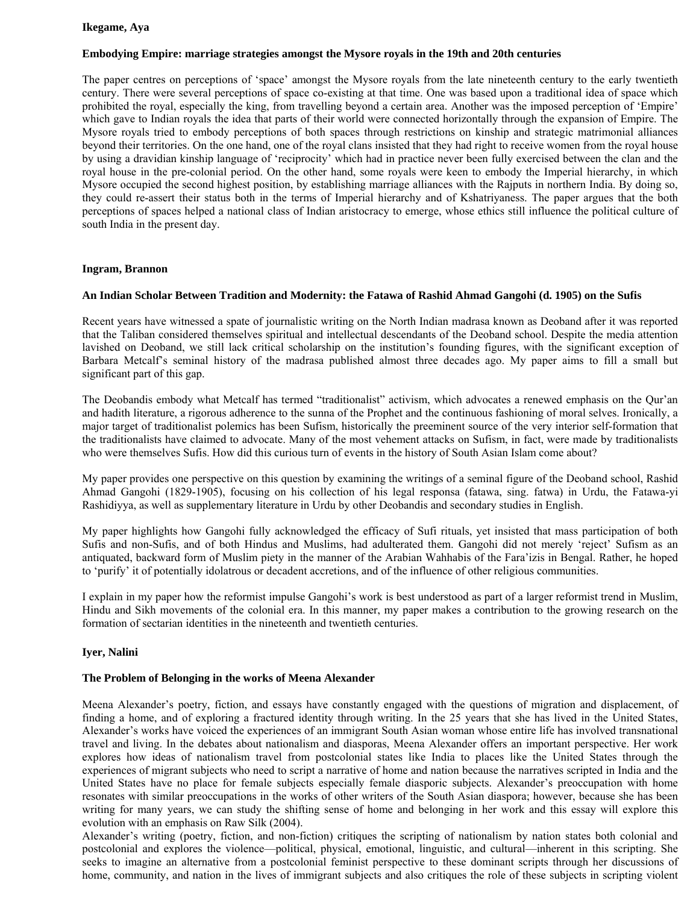**Ikegame, Aya**

**Embodying Empire: marriage strategies amongst the Mysore royals in the 19th and 20th centuries**

The paper centres on perceptions of 'space' amongst the Mysore royals from the late nineteenth century to the early twentieth century. There were several perceptions of space co-existing at that time. One was based upon a traditional idea of space which prohibited the royal, especially the king, from travelling beyond a certain area. Another was the imposed perception of 'Empire' which gave to Indian royals the idea that parts of their world were connected horizontally through the expansion of Empire. The Mysore royals tried to embody perceptions of both spaces through restrictions on kinship and strategic matrimonial alliances beyond their territories. On the one hand, one of the royal clans insisted that they had right to receive women from the royal house by using a dravidian kinship language of 'reciprocity' which had in practice never been fully exercised between the clan and the royal house in the pre-colonial period. On the other hand, some royals were keen to embody the Imperial hierarchy, in which Mysore occupied the second highest position, by establishing marriage alliances with the Rajputs in northern India. By doing so, they could re-assert their status both in the terms of Imperial hierarchy and of Kshatriyaness. The paper argues that the both perceptions of spaces helped a national class of Indian aristocracy to emerge, whose ethics still influence the political culture of south India in the present day.

**Ingram, Brannon**

**An Indian Scholar Between Tradition and Modernity: the Fatawa of Rashid Ahmad Gangohi (d. 1905) on the Sufis**

Recent years have witnessed a spate of journalistic writing on the North Indian madrasa known as Deoband after it was reported that the Taliban considered themselves spiritual and intellectual descendants of the Deoband school. Despite the media attention lavished on Deoband, we still lack critical scholarship on the institution's founding figures, with the significant exception of Barbara Metcalf's seminal history of the madrasa published almost three decades ago. My paper aims to fill a small but significant part of this gap.

The Deobandis embody what Metcalf has termed "traditionalist" activism, which advocates a renewed emphasis on the Qur'an and hadith literature, a rigorous adherence to the sunna of the Prophet and the continuous fashioning of moral selves. Ironically, a major target of traditionalist polemics has been Sufism, historically the preeminent source of the very interior self-formation that the traditionalists have claimed to advocate. Many of the most vehement attacks on Sufism, in fact, were made by traditionalists who were themselves Sufis. How did this curious turn of events in the history of South Asian Islam come about?

My paper provides one perspective on this question by examining the writings of a seminal figure of the Deoband school, Rashid Ahmad Gangohi (1829-1905), focusing on his collection of his legal responsa (fatawa, sing. fatwa) in Urdu, the Fatawa-yi Rashidiyya, as well as supplementary literature in Urdu by other Deobandis and secondary studies in English.

My paper highlights how Gangohi fully acknowledged the efficacy of Sufi rituals, yet insisted that mass participation of both Sufis and non-Sufis, and of both Hindus and Muslims, had adulterated them. Gangohi did not merely 'reject' Sufism as an antiquated, backward form of Muslim piety in the manner of the Arabian Wahhabis of the Fara'izis in Bengal. Rather, he hoped to 'purify' it of potentially idolatrous or decadent accretions, and of the influence of other religious communities.

I explain in my paper how the reformist impulse Gangohi's work is best understood as part of a larger reformist trend in Muslim, Hindu and Sikh movements of the colonial era. In this manner, my paper makes a contribution to the growing research on the formation of sectarian identities in the nineteenth and twentieth centuries.

**Iyer, Nalini**

**The Problem of Belonging in the works of Meena Alexander**

Meena Alexander's poetry, fiction, and essays have constantly engaged with the questions of migration and displacement, of finding a home, and of exploring a fractured identity through writing. In the 25 years that she has lived in the United States, Alexander's works have voiced the experiences of an immigrant South Asian woman whose entire life has involved transnational travel and living. In the debates about nationalism and diasporas, Meena Alexander offers an important perspective. Her work explores how ideas of nationalism travel from postcolonial states like India to places like the United States through the experiences of migrant subjects who need to script a narrative of home and nation because the narratives scripted in India and the United States have no place for female subjects especially female diasporic subjects. Alexander's preoccupation with home resonates with similar preoccupations in the works of other writers of the South Asian diaspora; however, because she has been writing for many years, we can study the shifting sense of home and belonging in her work and this essay will explore this evolution with an emphasis on Raw Silk (2004).

Alexander's writing (poetry, fiction, and non-fiction) critiques the scripting of nationalism by nation states both colonial and postcolonial and explores the violence—political, physical, emotional, linguistic, and cultural—inherent in this scripting. She seeks to imagine an alternative from a postcolonial feminist perspective to these dominant scripts through her discussions of home, community, and nation in the lives of immigrant subjects and also critiques the role of these subjects in scripting violent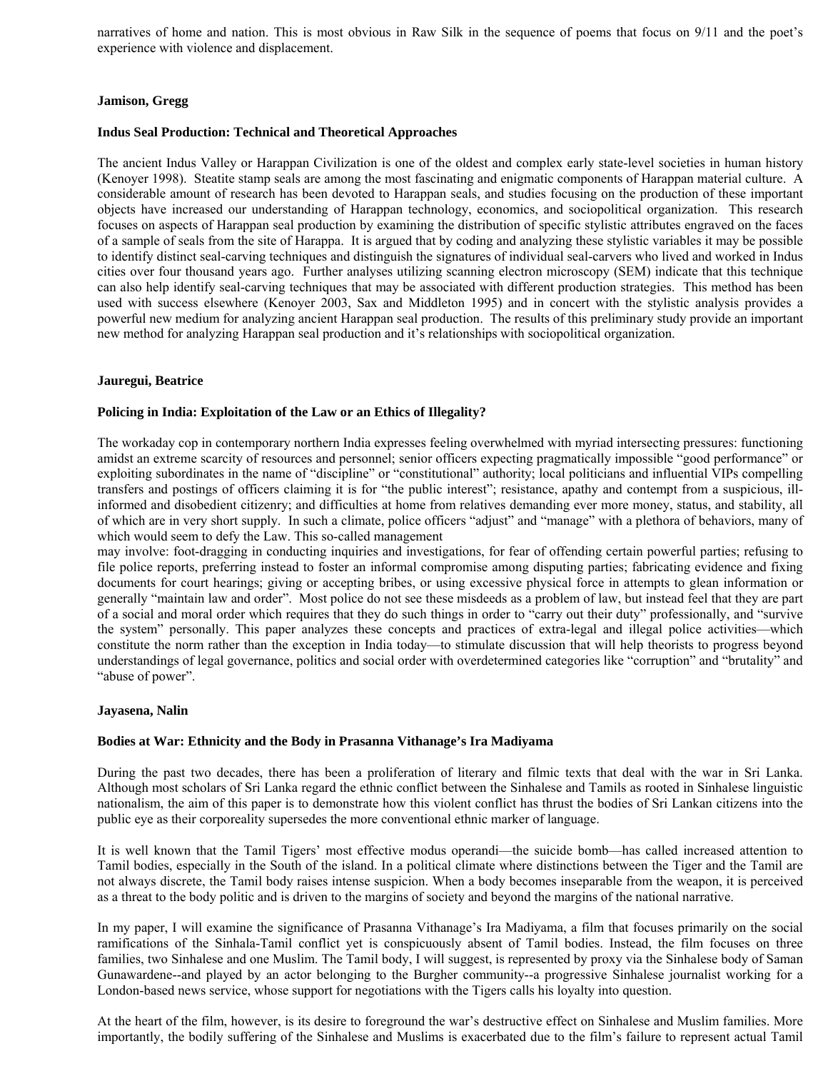narratives of home and nation. This is most obvious in Raw Silk in the sequence of poems that focus on 9/11 and the poet's experience with violence and displacement.

**Jamison, Gregg**

**Indus Seal Production: Technical and Theoretical Approaches**

The ancient Indus Valley or Harappan Civilization is one of the oldest and complex early state-level societies in human history (Kenoyer 1998). Steatite stamp seals are among the most fascinating and enigmatic components of Harappan material culture. A considerable amount of research has been devoted to Harappan seals, and studies focusing on the production of these important objects have increased our understanding of Harappan technology, economics, and sociopolitical organization. This research focuses on aspects of Harappan seal production by examining the distribution of specific stylistic attributes engraved on the faces of a sample of seals from the site of Harappa. It is argued that by coding and analyzing these stylistic variables it may be possible to identify distinct seal-carving techniques and distinguish the signatures of individual seal-carvers who lived and worked in Indus cities over four thousand years ago. Further analyses utilizing scanning electron microscopy (SEM) indicate that this technique can also help identify seal-carving techniques that may be associated with different production strategies. This method has been used with success elsewhere (Kenoyer 2003, Sax and Middleton 1995) and in concert with the stylistic analysis provides a powerful new medium for analyzing ancient Harappan seal production. The results of this preliminary study provide an important new method for analyzing Harappan seal production and it's relationships with sociopolitical organization.

**Jauregui, Beatrice**

**Policing in India: Exploitation of the Law or an Ethics of Illegality?**

The workaday cop in contemporary northern India expresses feeling overwhelmed with myriad intersecting pressures: functioning amidst an extreme scarcity of resources and personnel; senior officers expecting pragmatically impossible "good performance" or exploiting subordinates in the name of "discipline" or "constitutional" authority; local politicians and influential VIPs compelling transfers and postings of officers claiming it is for "the public interest"; resistance, apathy and contempt from a suspicious, ill-informed and disobedient citizenry; and difficulties at home from relatives demanding ever more money, status, and stability, all of which are in very short supply. In such a climate, police officers "adjust" and "manage" with a plethora of behaviors, many of which would seem to defy the Law. This so-called management
may involve: foot-dragging in conducting inquiries and investigations, for fear of offending certain powerful parties; refusing to file police reports, preferring instead to foster an informal compromise among disputing parties; fabricating evidence and fixing documents for court hearings; giving or accepting bribes, or using excessive physical force in attempts to glean information or generally "maintain law and order". Most police do not see these misdeeds as a problem of law, but instead feel that they are part of a social and moral order which requires that they do such things in order to "carry out their duty" professionally, and "survive the system" personally. This paper analyzes these concepts and practices of extra-legal and illegal police activities—which constitute the norm rather than the exception in India today—to stimulate discussion that will help theorists to progress beyond understandings of legal governance, politics and social order with overdetermined categories like "corruption" and "brutality" and "abuse of power".

**Jayasena, Nalin**

**Bodies at War: Ethnicity and the Body in Prasanna Vithanage's Ira Madiyama**

During the past two decades, there has been a proliferation of literary and filmic texts that deal with the war in Sri Lanka. Although most scholars of Sri Lanka regard the ethnic conflict between the Sinhalese and Tamils as rooted in Sinhalese linguistic nationalism, the aim of this paper is to demonstrate how this violent conflict has thrust the bodies of Sri Lankan citizens into the public eye as their corporeality supersedes the more conventional ethnic marker of language.

It is well known that the Tamil Tigers' most effective modus operandi—the suicide bomb—has called increased attention to Tamil bodies, especially in the South of the island. In a political climate where distinctions between the Tiger and the Tamil are not always discrete, the Tamil body raises intense suspicion. When a body becomes inseparable from the weapon, it is perceived as a threat to the body politic and is driven to the margins of society and beyond the margins of the national narrative.

In my paper, I will examine the significance of Prasanna Vithanage's Ira Madiyama, a film that focuses primarily on the social ramifications of the Sinhala-Tamil conflict yet is conspicuously absent of Tamil bodies. Instead, the film focuses on three families, two Sinhalese and one Muslim. The Tamil body, I will suggest, is represented by proxy via the Sinhalese body of Saman Gunawardene--and played by an actor belonging to the Burgher community--a progressive Sinhalese journalist working for a London-based news service, whose support for negotiations with the Tigers calls his loyalty into question.

At the heart of the film, however, is its desire to foreground the war's destructive effect on Sinhalese and Muslim families. More importantly, the bodily suffering of the Sinhalese and Muslims is exacerbated due to the film's failure to represent actual Tamil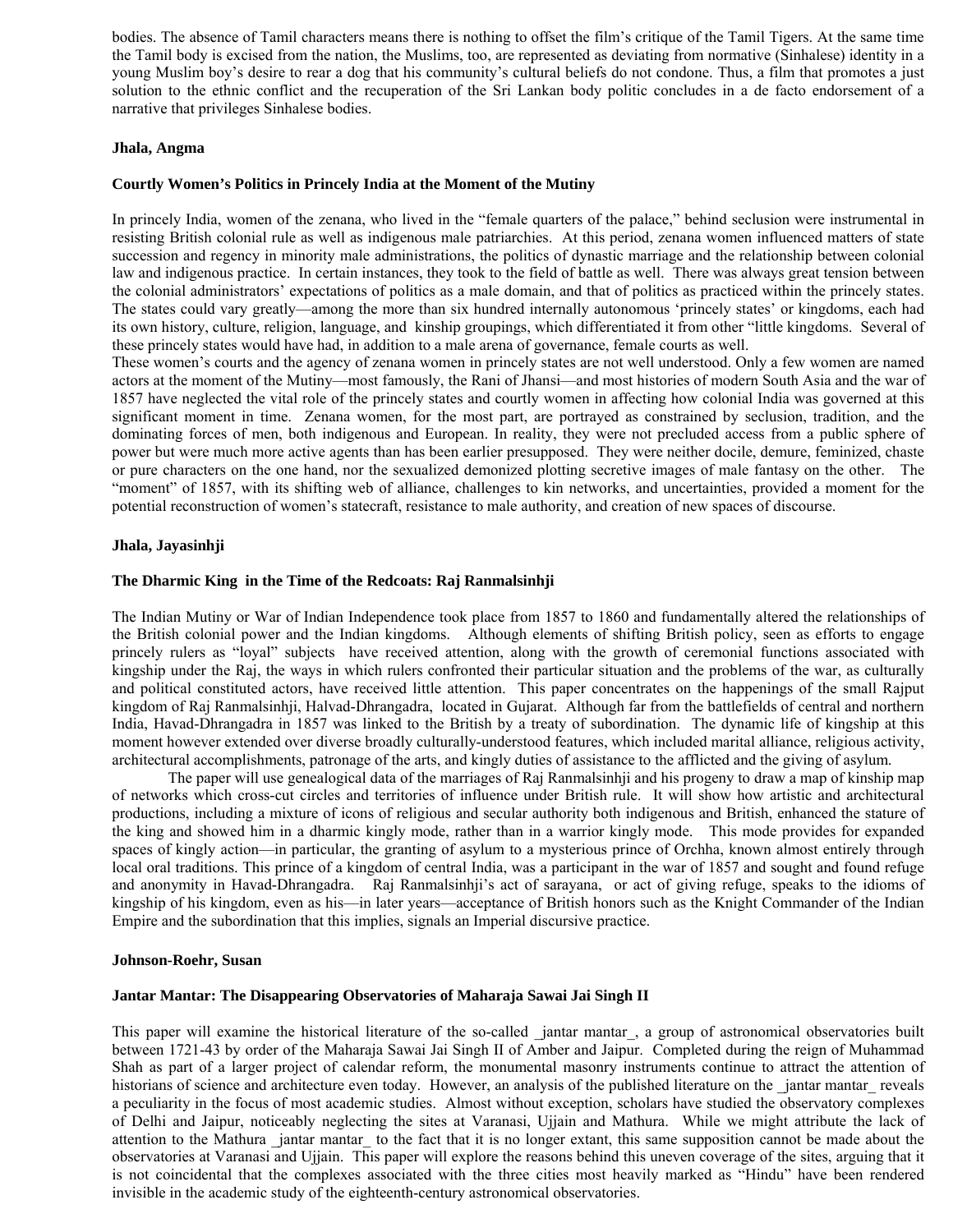bodies. The absence of Tamil characters means there is nothing to offset the film's critique of the Tamil Tigers. At the same time the Tamil body is excised from the nation, the Muslims, too, are represented as deviating from normative (Sinhalese) identity in a young Muslim boy's desire to rear a dog that his community's cultural beliefs do not condone. Thus, a film that promotes a just solution to the ethnic conflict and the recuperation of the Sri Lankan body politic concludes in a de facto endorsement of a narrative that privileges Sinhalese bodies.

**Jhala, Angma**

**Courtly Women's Politics in Princely India at the Moment of the Mutiny**

In princely India, women of the zenana, who lived in the "female quarters of the palace," behind seclusion were instrumental in resisting British colonial rule as well as indigenous male patriarchies. At this period, zenana women influenced matters of state succession and regency in minority male administrations, the politics of dynastic marriage and the relationship between colonial law and indigenous practice. In certain instances, they took to the field of battle as well. There was always great tension between the colonial administrators' expectations of politics as a male domain, and that of politics as practiced within the princely states. The states could vary greatly—among the more than six hundred internally autonomous 'princely states' or kingdoms, each had its own history, culture, religion, language, and kinship groupings, which differentiated it from other "little kingdoms. Several of these princely states would have had, in addition to a male arena of governance, female courts as well.
These women's courts and the agency of zenana women in princely states are not well understood. Only a few women are named actors at the moment of the Mutiny—most famously, the Rani of Jhansi—and most histories of modern South Asia and the war of 1857 have neglected the vital role of the princely states and courtly women in affecting how colonial India was governed at this significant moment in time. Zenana women, for the most part, are portrayed as constrained by seclusion, tradition, and the dominating forces of men, both indigenous and European. In reality, they were not precluded access from a public sphere of power but were much more active agents than has been earlier presupposed. They were neither docile, demure, feminized, chaste or pure characters on the one hand, nor the sexualized demonized plotting secretive images of male fantasy on the other. The "moment" of 1857, with its shifting web of alliance, challenges to kin networks, and uncertainties, provided a moment for the potential reconstruction of women's statecraft, resistance to male authority, and creation of new spaces of discourse.

**Jhala, Jayasinhji**

**The Dharmic King in the Time of the Redcoats: Raj Ranmalsinhji**

The Indian Mutiny or War of Indian Independence took place from 1857 to 1860 and fundamentally altered the relationships of the British colonial power and the Indian kingdoms. Although elements of shifting British policy, seen as efforts to engage princely rulers as "loyal" subjects have received attention, along with the growth of ceremonial functions associated with kingship under the Raj, the ways in which rulers confronted their particular situation and the problems of the war, as culturally and political constituted actors, have received little attention. This paper concentrates on the happenings of the small Rajput kingdom of Raj Ranmalsinhji, Halvad-Dhrangadra, located in Gujarat. Although far from the battlefields of central and northern India, Havad-Dhrangadra in 1857 was linked to the British by a treaty of subordination. The dynamic life of kingship at this moment however extended over diverse broadly culturally-understood features, which included marital alliance, religious activity, architectural accomplishments, patronage of the arts, and kingly duties of assistance to the afflicted and the giving of asylum.

The paper will use genealogical data of the marriages of Raj Ranmalsinhji and his progeny to draw a map of kinship map of networks which cross-cut circles and territories of influence under British rule. It will show how artistic and architectural productions, including a mixture of icons of religious and secular authority both indigenous and British, enhanced the stature of the king and showed him in a dharmic kingly mode, rather than in a warrior kingly mode. This mode provides for expanded spaces of kingly action—in particular, the granting of asylum to a mysterious prince of Orchha, known almost entirely through local oral traditions. This prince of a kingdom of central India, was a participant in the war of 1857 and sought and found refuge and anonymity in Havad-Dhrangadra. Raj Ranmalsinhji's act of sarayana, or act of giving refuge, speaks to the idioms of kingship of his kingdom, even as his—in later years—acceptance of British honors such as the Knight Commander of the Indian Empire and the subordination that this implies, signals an Imperial discursive practice.

**Johnson-Roehr, Susan**

**Jantar Mantar: The Disappearing Observatories of Maharaja Sawai Jai Singh II**

This paper will examine the historical literature of the so-called _jantar mantar_, a group of astronomical observatories built between 1721-43 by order of the Maharaja Sawai Jai Singh II of Amber and Jaipur. Completed during the reign of Muhammad Shah as part of a larger project of calendar reform, the monumental masonry instruments continue to attract the attention of historians of science and architecture even today. However, an analysis of the published literature on the _jantar mantar_ reveals a peculiarity in the focus of most academic studies. Almost without exception, scholars have studied the observatory complexes of Delhi and Jaipur, noticeably neglecting the sites at Varanasi, Ujjain and Mathura. While we might attribute the lack of attention to the Mathura _jantar mantar_ to the fact that it is no longer extant, this same supposition cannot be made about the observatories at Varanasi and Ujjain. This paper will explore the reasons behind this uneven coverage of the sites, arguing that it is not coincidental that the complexes associated with the three cities most heavily marked as "Hindu" have been rendered invisible in the academic study of the eighteenth-century astronomical observatories.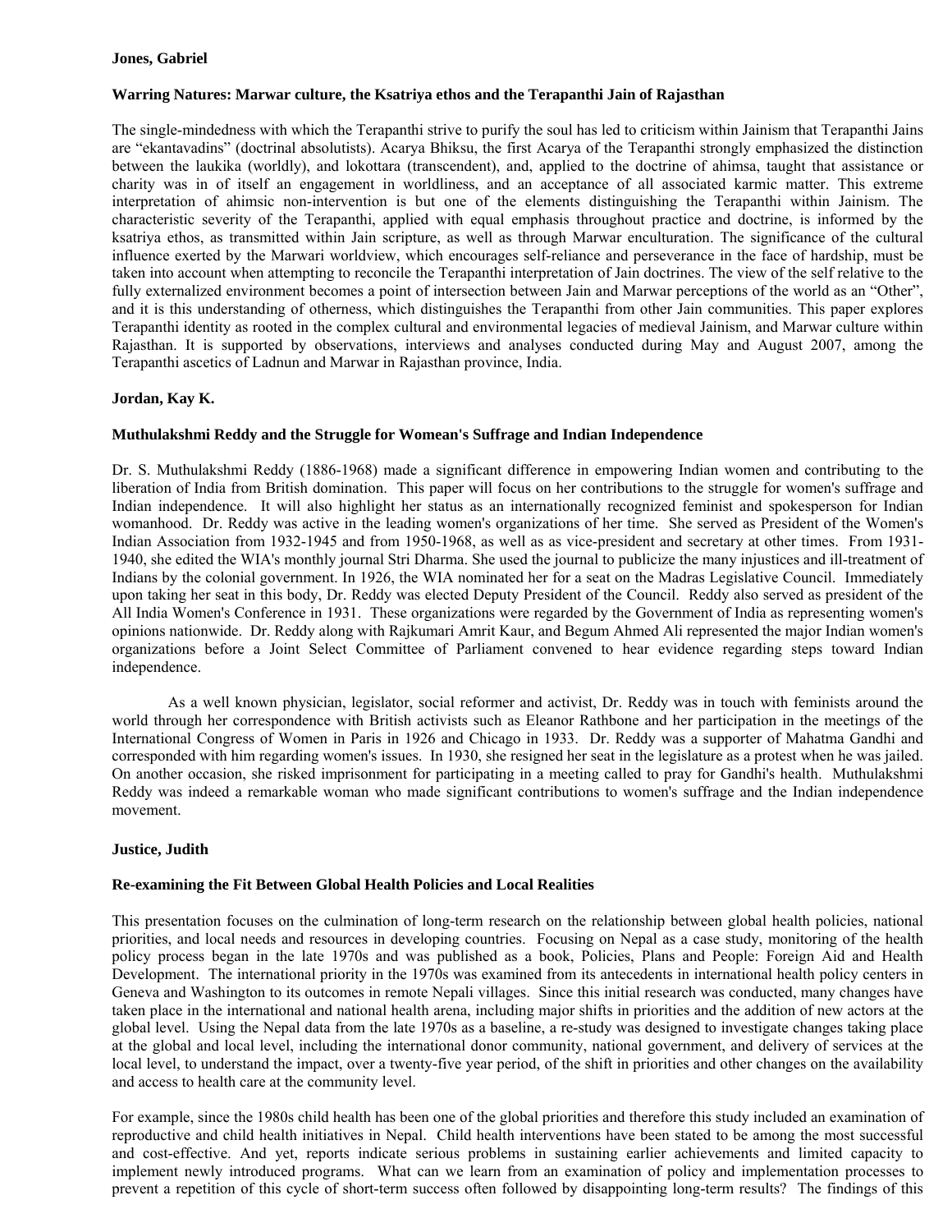**Jones, Gabriel**

**Warring Natures: Marwar culture, the Ksatriya ethos and the Terapanthi Jain of Rajasthan**

The single-mindedness with which the Terapanthi strive to purify the soul has led to criticism within Jainism that Terapanthi Jains are "ekantavadins" (doctrinal absolutists). Acarya Bhiksu, the first Acarya of the Terapanthi strongly emphasized the distinction between the laukika (worldly), and lokottara (transcendent), and, applied to the doctrine of ahimsa, taught that assistance or charity was in of itself an engagement in worldliness, and an acceptance of all associated karmic matter. This extreme interpretation of ahimsic non-intervention is but one of the elements distinguishing the Terapanthi within Jainism. The characteristic severity of the Terapanthi, applied with equal emphasis throughout practice and doctrine, is informed by the ksatriya ethos, as transmitted within Jain scripture, as well as through Marwar enculturation. The significance of the cultural influence exerted by the Marwari worldview, which encourages self-reliance and perseverance in the face of hardship, must be taken into account when attempting to reconcile the Terapanthi interpretation of Jain doctrines. The view of the self relative to the fully externalized environment becomes a point of intersection between Jain and Marwar perceptions of the world as an "Other", and it is this understanding of otherness, which distinguishes the Terapanthi from other Jain communities. This paper explores Terapanthi identity as rooted in the complex cultural and environmental legacies of medieval Jainism, and Marwar culture within Rajasthan. It is supported by observations, interviews and analyses conducted during May and August 2007, among the Terapanthi ascetics of Ladnun and Marwar in Rajasthan province, India.

**Jordan, Kay K.**

**Muthulakshmi Reddy and the Struggle for Womean's Suffrage and Indian Independence**

Dr. S. Muthulakshmi Reddy (1886-1968) made a significant difference in empowering Indian women and contributing to the liberation of India from British domination. This paper will focus on her contributions to the struggle for women's suffrage and Indian independence. It will also highlight her status as an internationally recognized feminist and spokesperson for Indian womanhood. Dr. Reddy was active in the leading women's organizations of her time. She served as President of the Women's Indian Association from 1932-1945 and from 1950-1968, as well as as vice-president and secretary at other times. From 1931-1940, she edited the WIA's monthly journal Stri Dharma. She used the journal to publicize the many injustices and ill-treatment of Indians by the colonial government. In 1926, the WIA nominated her for a seat on the Madras Legislative Council. Immediately upon taking her seat in this body, Dr. Reddy was elected Deputy President of the Council. Reddy also served as president of the All India Women's Conference in 1931. These organizations were regarded by the Government of India as representing women's opinions nationwide. Dr. Reddy along with Rajkumari Amrit Kaur, and Begum Ahmed Ali represented the major Indian women's organizations before a Joint Select Committee of Parliament convened to hear evidence regarding steps toward Indian independence.

As a well known physician, legislator, social reformer and activist, Dr. Reddy was in touch with feminists around the world through her correspondence with British activists such as Eleanor Rathbone and her participation in the meetings of the International Congress of Women in Paris in 1926 and Chicago in 1933. Dr. Reddy was a supporter of Mahatma Gandhi and corresponded with him regarding women's issues. In 1930, she resigned her seat in the legislature as a protest when he was jailed. On another occasion, she risked imprisonment for participating in a meeting called to pray for Gandhi's health. Muthulakshmi Reddy was indeed a remarkable woman who made significant contributions to women's suffrage and the Indian independence movement.

**Justice, Judith**

**Re-examining the Fit Between Global Health Policies and Local Realities**

This presentation focuses on the culmination of long-term research on the relationship between global health policies, national priorities, and local needs and resources in developing countries. Focusing on Nepal as a case study, monitoring of the health policy process began in the late 1970s and was published as a book, Policies, Plans and People: Foreign Aid and Health Development. The international priority in the 1970s was examined from its antecedents in international health policy centers in Geneva and Washington to its outcomes in remote Nepali villages. Since this initial research was conducted, many changes have taken place in the international and national health arena, including major shifts in priorities and the addition of new actors at the global level. Using the Nepal data from the late 1970s as a baseline, a re-study was designed to investigate changes taking place at the global and local level, including the international donor community, national government, and delivery of services at the local level, to understand the impact, over a twenty-five year period, of the shift in priorities and other changes on the availability and access to health care at the community level.

For example, since the 1980s child health has been one of the global priorities and therefore this study included an examination of reproductive and child health initiatives in Nepal. Child health interventions have been stated to be among the most successful and cost-effective. And yet, reports indicate serious problems in sustaining earlier achievements and limited capacity to implement newly introduced programs. What can we learn from an examination of policy and implementation processes to prevent a repetition of this cycle of short-term success often followed by disappointing long-term results? The findings of this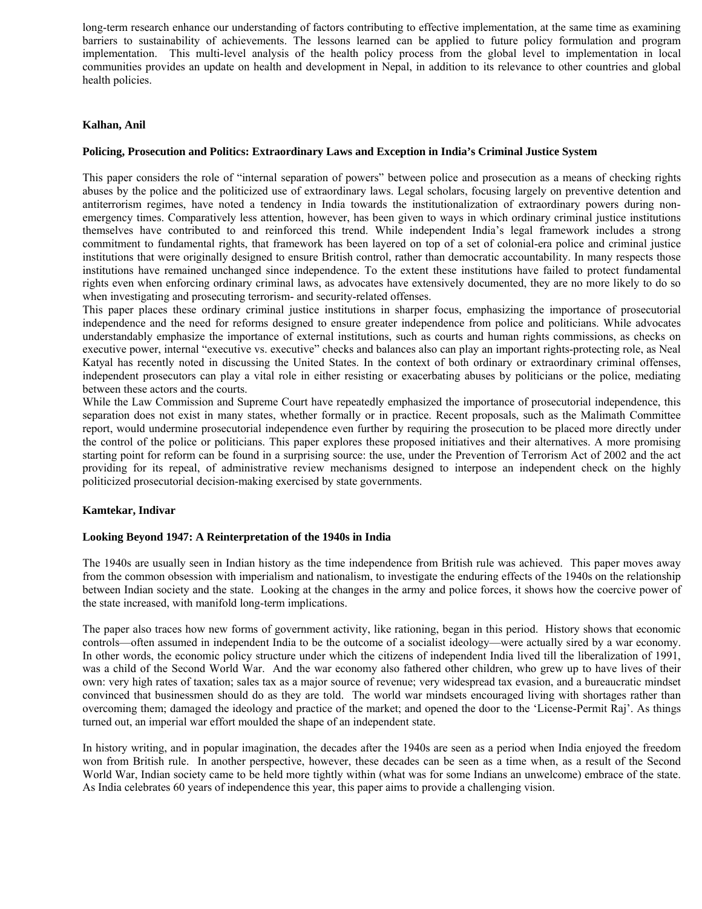long-term research enhance our understanding of factors contributing to effective implementation, at the same time as examining barriers to sustainability of achievements. The lessons learned can be applied to future policy formulation and program implementation. This multi-level analysis of the health policy process from the global level to implementation in local communities provides an update on health and development in Nepal, in addition to its relevance to other countries and global health policies.

**Kalhan, Anil**

**Policing, Prosecution and Politics: Extraordinary Laws and Exception in India's Criminal Justice System**

This paper considers the role of "internal separation of powers" between police and prosecution as a means of checking rights abuses by the police and the politicized use of extraordinary laws. Legal scholars, focusing largely on preventive detention and antiterrorism regimes, have noted a tendency in India towards the institutionalization of extraordinary powers during non-emergency times. Comparatively less attention, however, has been given to ways in which ordinary criminal justice institutions themselves have contributed to and reinforced this trend. While independent India's legal framework includes a strong commitment to fundamental rights, that framework has been layered on top of a set of colonial-era police and criminal justice institutions that were originally designed to ensure British control, rather than democratic accountability. In many respects those institutions have remained unchanged since independence. To the extent these institutions have failed to protect fundamental rights even when enforcing ordinary criminal laws, as advocates have extensively documented, they are no more likely to do so when investigating and prosecuting terrorism- and security-related offenses.

This paper places these ordinary criminal justice institutions in sharper focus, emphasizing the importance of prosecutorial independence and the need for reforms designed to ensure greater independence from police and politicians. While advocates understandably emphasize the importance of external institutions, such as courts and human rights commissions, as checks on executive power, internal "executive vs. executive" checks and balances also can play an important rights-protecting role, as Neal Katyal has recently noted in discussing the United States. In the context of both ordinary or extraordinary criminal offenses, independent prosecutors can play a vital role in either resisting or exacerbating abuses by politicians or the police, mediating between these actors and the courts.

While the Law Commission and Supreme Court have repeatedly emphasized the importance of prosecutorial independence, this separation does not exist in many states, whether formally or in practice. Recent proposals, such as the Malimath Committee report, would undermine prosecutorial independence even further by requiring the prosecution to be placed more directly under the control of the police or politicians. This paper explores these proposed initiatives and their alternatives. A more promising starting point for reform can be found in a surprising source: the use, under the Prevention of Terrorism Act of 2002 and the act providing for its repeal, of administrative review mechanisms designed to interpose an independent check on the highly politicized prosecutorial decision-making exercised by state governments.

**Kamtekar, Indivar**

**Looking Beyond 1947: A Reinterpretation of the 1940s in India**

The 1940s are usually seen in Indian history as the time independence from British rule was achieved. This paper moves away from the common obsession with imperialism and nationalism, to investigate the enduring effects of the 1940s on the relationship between Indian society and the state. Looking at the changes in the army and police forces, it shows how the coercive power of the state increased, with manifold long-term implications.

The paper also traces how new forms of government activity, like rationing, began in this period. History shows that economic controls—often assumed in independent India to be the outcome of a socialist ideology—were actually sired by a war economy. In other words, the economic policy structure under which the citizens of independent India lived till the liberalization of 1991, was a child of the Second World War. And the war economy also fathered other children, who grew up to have lives of their own: very high rates of taxation; sales tax as a major source of revenue; very widespread tax evasion, and a bureaucratic mindset convinced that businessmen should do as they are told. The world war mindsets encouraged living with shortages rather than overcoming them; damaged the ideology and practice of the market; and opened the door to the 'License-Permit Raj'. As things turned out, an imperial war effort moulded the shape of an independent state.

In history writing, and in popular imagination, the decades after the 1940s are seen as a period when India enjoyed the freedom won from British rule. In another perspective, however, these decades can be seen as a time when, as a result of the Second World War, Indian society came to be held more tightly within (what was for some Indians an unwelcome) embrace of the state. As India celebrates 60 years of independence this year, this paper aims to provide a challenging vision.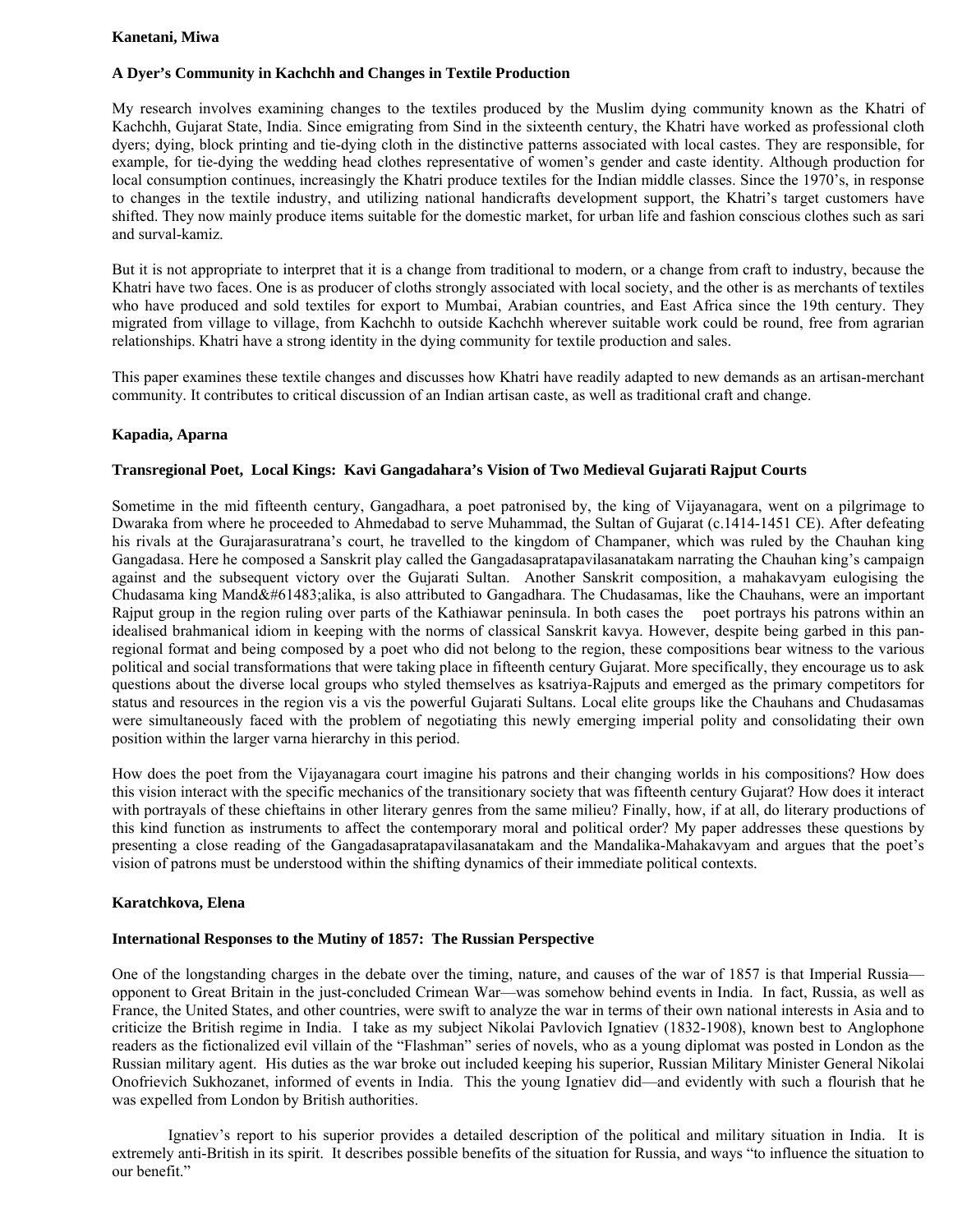**Kanetani, Miwa**

**A Dyer's Community in Kachchh and Changes in Textile Production**

My research involves examining changes to the textiles produced by the Muslim dying community known as the Khatri of Kachchh, Gujarat State, India. Since emigrating from Sind in the sixteenth century, the Khatri have worked as professional cloth dyers; dying, block printing and tie-dying cloth in the distinctive patterns associated with local castes. They are responsible, for example, for tie-dying the wedding head clothes representative of women's gender and caste identity. Although production for local consumption continues, increasingly the Khatri produce textiles for the Indian middle classes. Since the 1970's, in response to changes in the textile industry, and utilizing national handicrafts development support, the Khatri's target customers have shifted. They now mainly produce items suitable for the domestic market, for urban life and fashion conscious clothes such as sari and surval-kamiz.

But it is not appropriate to interpret that it is a change from traditional to modern, or a change from craft to industry, because the Khatri have two faces. One is as producer of cloths strongly associated with local society, and the other is as merchants of textiles who have produced and sold textiles for export to Mumbai, Arabian countries, and East Africa since the 19th century. They migrated from village to village, from Kachchh to outside Kachchh wherever suitable work could be round, free from agrarian relationships. Khatri have a strong identity in the dying community for textile production and sales.

This paper examines these textile changes and discusses how Khatri have readily adapted to new demands as an artisan-merchant community. It contributes to critical discussion of an Indian artisan caste, as well as traditional craft and change.

**Kapadia, Aparna**

**Transregional Poet, Local Kings: Kavi Gangadahara's Vision of Two Medieval Gujarati Rajput Courts**

Sometime in the mid fifteenth century, Gangadhara, a poet patronised by, the king of Vijayanagara, went on a pilgrimage to Dwaraka from where he proceeded to Ahmedabad to serve Muhammad, the Sultan of Gujarat (c.1414-1451 CE). After defeating his rivals at the Gurajarasuratrana's court, he travelled to the kingdom of Champaner, which was ruled by the Chauhan king Gangadasa. Here he composed a Sanskrit play called the Gangadasapratapavilasanatakam narrating the Chauhan king's campaign against and the subsequent victory over the Gujarati Sultan. Another Sanskrit composition, a mahakavyam eulogising the Chudasama king Mand&#61483;alika, is also attributed to Gangadhara. The Chudasamas, like the Chauhans, were an important Rajput group in the region ruling over parts of the Kathiawar peninsula. In both cases the poet portrays his patrons within an idealised brahmanical idiom in keeping with the norms of classical Sanskrit kavya. However, despite being garbed in this pan-regional format and being composed by a poet who did not belong to the region, these compositions bear witness to the various political and social transformations that were taking place in fifteenth century Gujarat. More specifically, they encourage us to ask questions about the diverse local groups who styled themselves as ksatriya-Rajputs and emerged as the primary competitors for status and resources in the region vis a vis the powerful Gujarati Sultans. Local elite groups like the Chauhans and Chudasamas were simultaneously faced with the problem of negotiating this newly emerging imperial polity and consolidating their own position within the larger varna hierarchy in this period.

How does the poet from the Vijayanagara court imagine his patrons and their changing worlds in his compositions? How does this vision interact with the specific mechanics of the transitionary society that was fifteenth century Gujarat? How does it interact with portrayals of these chieftains in other literary genres from the same milieu? Finally, how, if at all, do literary productions of this kind function as instruments to affect the contemporary moral and political order? My paper addresses these questions by presenting a close reading of the Gangadasapratapavilasanatakam and the Mandalika-Mahakavyam and argues that the poet's vision of patrons must be understood within the shifting dynamics of their immediate political contexts.

**Karatchkova, Elena**

**International Responses to the Mutiny of 1857: The Russian Perspective**

One of the longstanding charges in the debate over the timing, nature, and causes of the war of 1857 is that Imperial Russia—opponent to Great Britain in the just-concluded Crimean War—was somehow behind events in India. In fact, Russia, as well as France, the United States, and other countries, were swift to analyze the war in terms of their own national interests in Asia and to criticize the British regime in India. I take as my subject Nikolai Pavlovich Ignatiev (1832-1908), known best to Anglophone readers as the fictionalized evil villain of the "Flashman" series of novels, who as a young diplomat was posted in London as the Russian military agent. His duties as the war broke out included keeping his superior, Russian Military Minister General Nikolai Onofrievich Sukhozanet, informed of events in India. This the young Ignatiev did—and evidently with such a flourish that he was expelled from London by British authorities.

Ignatiev's report to his superior provides a detailed description of the political and military situation in India. It is extremely anti-British in its spirit. It describes possible benefits of the situation for Russia, and ways "to influence the situation to our benefit."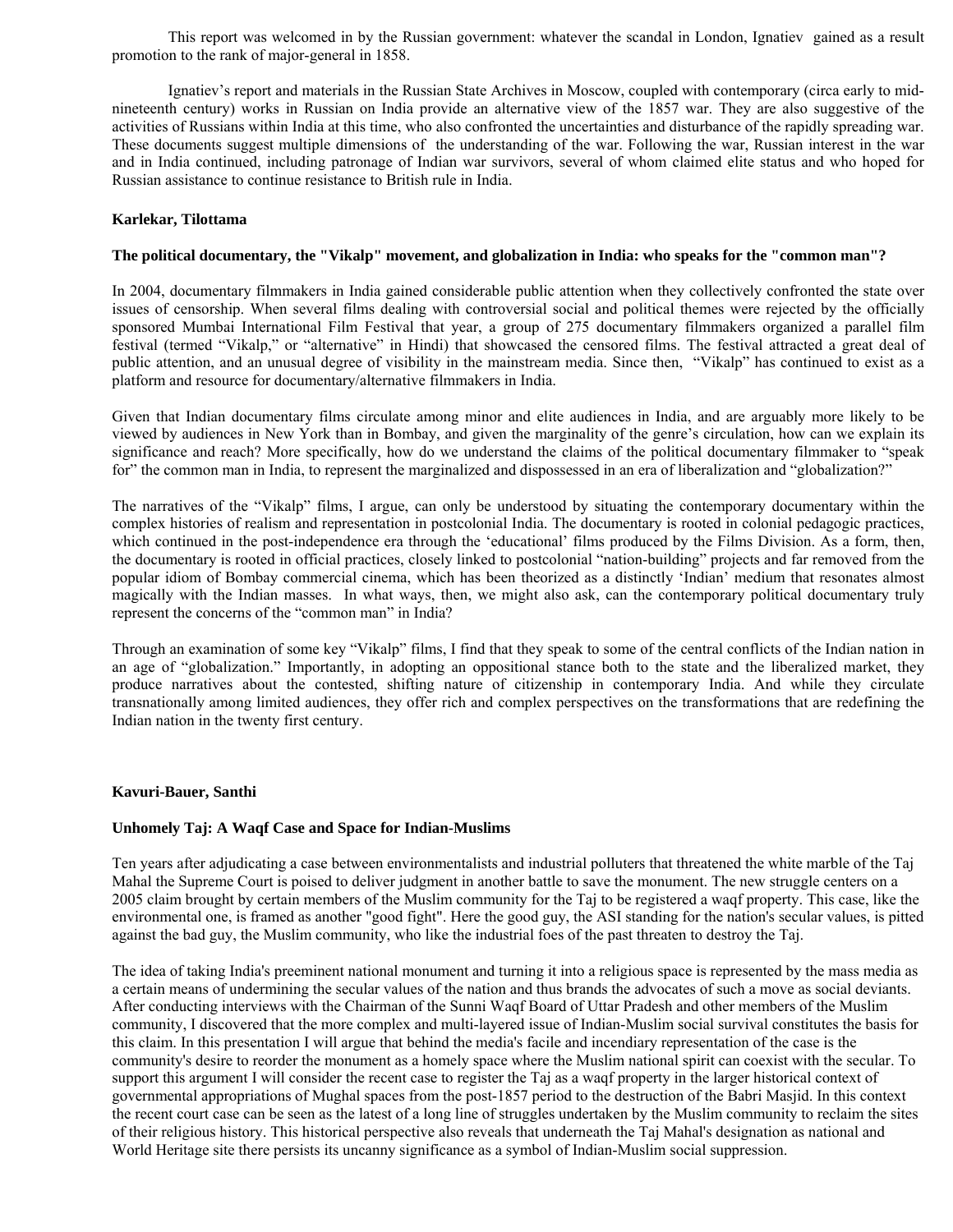This report was welcomed in by the Russian government: whatever the scandal in London, Ignatiev gained as a result promotion to the rank of major-general in 1858.

Ignatiev's report and materials in the Russian State Archives in Moscow, coupled with contemporary (circa early to mid-nineteenth century) works in Russian on India provide an alternative view of the 1857 war. They are also suggestive of the activities of Russians within India at this time, who also confronted the uncertainties and disturbance of the rapidly spreading war. These documents suggest multiple dimensions of the understanding of the war. Following the war, Russian interest in the war and in India continued, including patronage of Indian war survivors, several of whom claimed elite status and who hoped for Russian assistance to continue resistance to British rule in India.

**Karlekar, Tilottama**

**The political documentary, the "Vikalp" movement, and globalization in India: who speaks for the "common man"?**

In 2004, documentary filmmakers in India gained considerable public attention when they collectively confronted the state over issues of censorship. When several films dealing with controversial social and political themes were rejected by the officially sponsored Mumbai International Film Festival that year, a group of 275 documentary filmmakers organized a parallel film festival (termed "Vikalp," or "alternative" in Hindi) that showcased the censored films. The festival attracted a great deal of public attention, and an unusual degree of visibility in the mainstream media. Since then, "Vikalp" has continued to exist as a platform and resource for documentary/alternative filmmakers in India.

Given that Indian documentary films circulate among minor and elite audiences in India, and are arguably more likely to be viewed by audiences in New York than in Bombay, and given the marginality of the genre's circulation, how can we explain its significance and reach? More specifically, how do we understand the claims of the political documentary filmmaker to "speak for" the common man in India, to represent the marginalized and dispossessed in an era of liberalization and "globalization?"

The narratives of the "Vikalp" films, I argue, can only be understood by situating the contemporary documentary within the complex histories of realism and representation in postcolonial India. The documentary is rooted in colonial pedagogic practices, which continued in the post-independence era through the 'educational' films produced by the Films Division. As a form, then, the documentary is rooted in official practices, closely linked to postcolonial "nation-building" projects and far removed from the popular idiom of Bombay commercial cinema, which has been theorized as a distinctly 'Indian' medium that resonates almost magically with the Indian masses. In what ways, then, we might also ask, can the contemporary political documentary truly represent the concerns of the "common man" in India?

Through an examination of some key "Vikalp" films, I find that they speak to some of the central conflicts of the Indian nation in an age of "globalization." Importantly, in adopting an oppositional stance both to the state and the liberalized market, they produce narratives about the contested, shifting nature of citizenship in contemporary India. And while they circulate transnationally among limited audiences, they offer rich and complex perspectives on the transformations that are redefining the Indian nation in the twenty first century.

**Kavuri-Bauer, Santhi**

**Unhomely Taj: A Waqf Case and Space for Indian-Muslims**

Ten years after adjudicating a case between environmentalists and industrial polluters that threatened the white marble of the Taj Mahal the Supreme Court is poised to deliver judgment in another battle to save the monument. The new struggle centers on a 2005 claim brought by certain members of the Muslim community for the Taj to be registered a waqf property. This case, like the environmental one, is framed as another "good fight". Here the good guy, the ASI standing for the nation's secular values, is pitted against the bad guy, the Muslim community, who like the industrial foes of the past threaten to destroy the Taj.

The idea of taking India's preeminent national monument and turning it into a religious space is represented by the mass media as a certain means of undermining the secular values of the nation and thus brands the advocates of such a move as social deviants. After conducting interviews with the Chairman of the Sunni Waqf Board of Uttar Pradesh and other members of the Muslim community, I discovered that the more complex and multi-layered issue of Indian-Muslim social survival constitutes the basis for this claim. In this presentation I will argue that behind the media's facile and incendiary representation of the case is the community's desire to reorder the monument as a homely space where the Muslim national spirit can coexist with the secular. To support this argument I will consider the recent case to register the Taj as a waqf property in the larger historical context of governmental appropriations of Mughal spaces from the post-1857 period to the destruction of the Babri Masjid. In this context the recent court case can be seen as the latest of a long line of struggles undertaken by the Muslim community to reclaim the sites of their religious history. This historical perspective also reveals that underneath the Taj Mahal's designation as national and World Heritage site there persists its uncanny significance as a symbol of Indian-Muslim social suppression.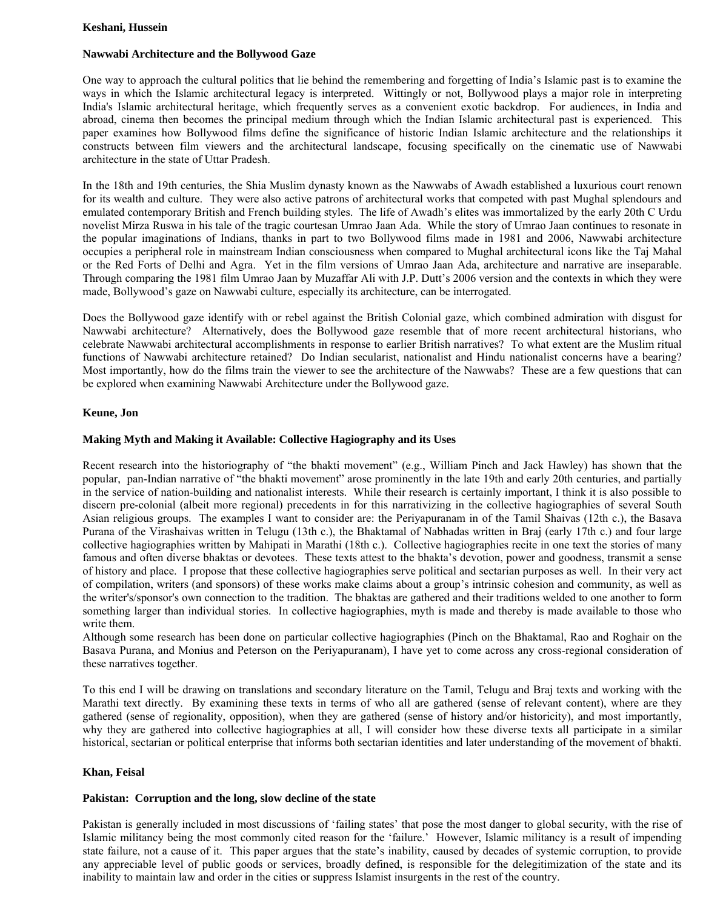**Keshani, Hussein**

**Nawwabi Architecture and the Bollywood Gaze**

One way to approach the cultural politics that lie behind the remembering and forgetting of India's Islamic past is to examine the ways in which the Islamic architectural legacy is interpreted. Wittingly or not, Bollywood plays a major role in interpreting India's Islamic architectural heritage, which frequently serves as a convenient exotic backdrop. For audiences, in India and abroad, cinema then becomes the principal medium through which the Indian Islamic architectural past is experienced. This paper examines how Bollywood films define the significance of historic Indian Islamic architecture and the relationships it constructs between film viewers and the architectural landscape, focusing specifically on the cinematic use of Nawwabi architecture in the state of Uttar Pradesh.

In the 18th and 19th centuries, the Shia Muslim dynasty known as the Nawwabs of Awadh established a luxurious court renown for its wealth and culture. They were also active patrons of architectural works that competed with past Mughal splendours and emulated contemporary British and French building styles. The life of Awadh's elites was immortalized by the early 20th C Urdu novelist Mirza Ruswa in his tale of the tragic courtesan Umrao Jaan Ada. While the story of Umrao Jaan continues to resonate in the popular imaginations of Indians, thanks in part to two Bollywood films made in 1981 and 2006, Nawwabi architecture occupies a peripheral role in mainstream Indian consciousness when compared to Mughal architectural icons like the Taj Mahal or the Red Forts of Delhi and Agra. Yet in the film versions of Umrao Jaan Ada, architecture and narrative are inseparable. Through comparing the 1981 film Umrao Jaan by Muzaffar Ali with J.P. Dutt's 2006 version and the contexts in which they were made, Bollywood's gaze on Nawwabi culture, especially its architecture, can be interrogated.

Does the Bollywood gaze identify with or rebel against the British Colonial gaze, which combined admiration with disgust for Nawwabi architecture? Alternatively, does the Bollywood gaze resemble that of more recent architectural historians, who celebrate Nawwabi architectural accomplishments in response to earlier British narratives? To what extent are the Muslim ritual functions of Nawwabi architecture retained? Do Indian secularist, nationalist and Hindu nationalist concerns have a bearing? Most importantly, how do the films train the viewer to see the architecture of the Nawwabs? These are a few questions that can be explored when examining Nawwabi Architecture under the Bollywood gaze.

**Keune, Jon**

**Making Myth and Making it Available: Collective Hagiography and its Uses**

Recent research into the historiography of "the bhakti movement" (e.g., William Pinch and Jack Hawley) has shown that the popular, pan-Indian narrative of "the bhakti movement" arose prominently in the late 19th and early 20th centuries, and partially in the service of nation-building and nationalist interests. While their research is certainly important, I think it is also possible to discern pre-colonial (albeit more regional) precedents in for this narrativizing in the collective hagiographies of several South Asian religious groups. The examples I want to consider are: the Periyapuranam in of the Tamil Shaivas (12th c.), the Basava Purana of the Virashaivas written in Telugu (13th c.), the Bhaktamal of Nabhadas written in Braj (early 17th c.) and four large collective hagiographies written by Mahipati in Marathi (18th c.). Collective hagiographies recite in one text the stories of many famous and often diverse bhaktas or devotees. These texts attest to the bhakta's devotion, power and goodness, transmit a sense of history and place. I propose that these collective hagiographies serve political and sectarian purposes as well. In their very act of compilation, writers (and sponsors) of these works make claims about a group's intrinsic cohesion and community, as well as the writer's/sponsor's own connection to the tradition. The bhaktas are gathered and their traditions welded to one another to form something larger than individual stories. In collective hagiographies, myth is made and thereby is made available to those who write them.
Although some research has been done on particular collective hagiographies (Pinch on the Bhaktamal, Rao and Roghair on the Basava Purana, and Monius and Peterson on the Periyapuranam), I have yet to come across any cross-regional consideration of these narratives together.

To this end I will be drawing on translations and secondary literature on the Tamil, Telugu and Braj texts and working with the Marathi text directly. By examining these texts in terms of who all are gathered (sense of relevant content), where are they gathered (sense of regionality, opposition), when they are gathered (sense of history and/or historicity), and most importantly, why they are gathered into collective hagiographies at all, I will consider how these diverse texts all participate in a similar historical, sectarian or political enterprise that informs both sectarian identities and later understanding of the movement of bhakti.

**Khan, Feisal**

**Pakistan: Corruption and the long, slow decline of the state**

Pakistan is generally included in most discussions of 'failing states' that pose the most danger to global security, with the rise of Islamic militancy being the most commonly cited reason for the 'failure.' However, Islamic militancy is a result of impending state failure, not a cause of it. This paper argues that the state's inability, caused by decades of systemic corruption, to provide any appreciable level of public goods or services, broadly defined, is responsible for the delegitimization of the state and its inability to maintain law and order in the cities or suppress Islamist insurgents in the rest of the country.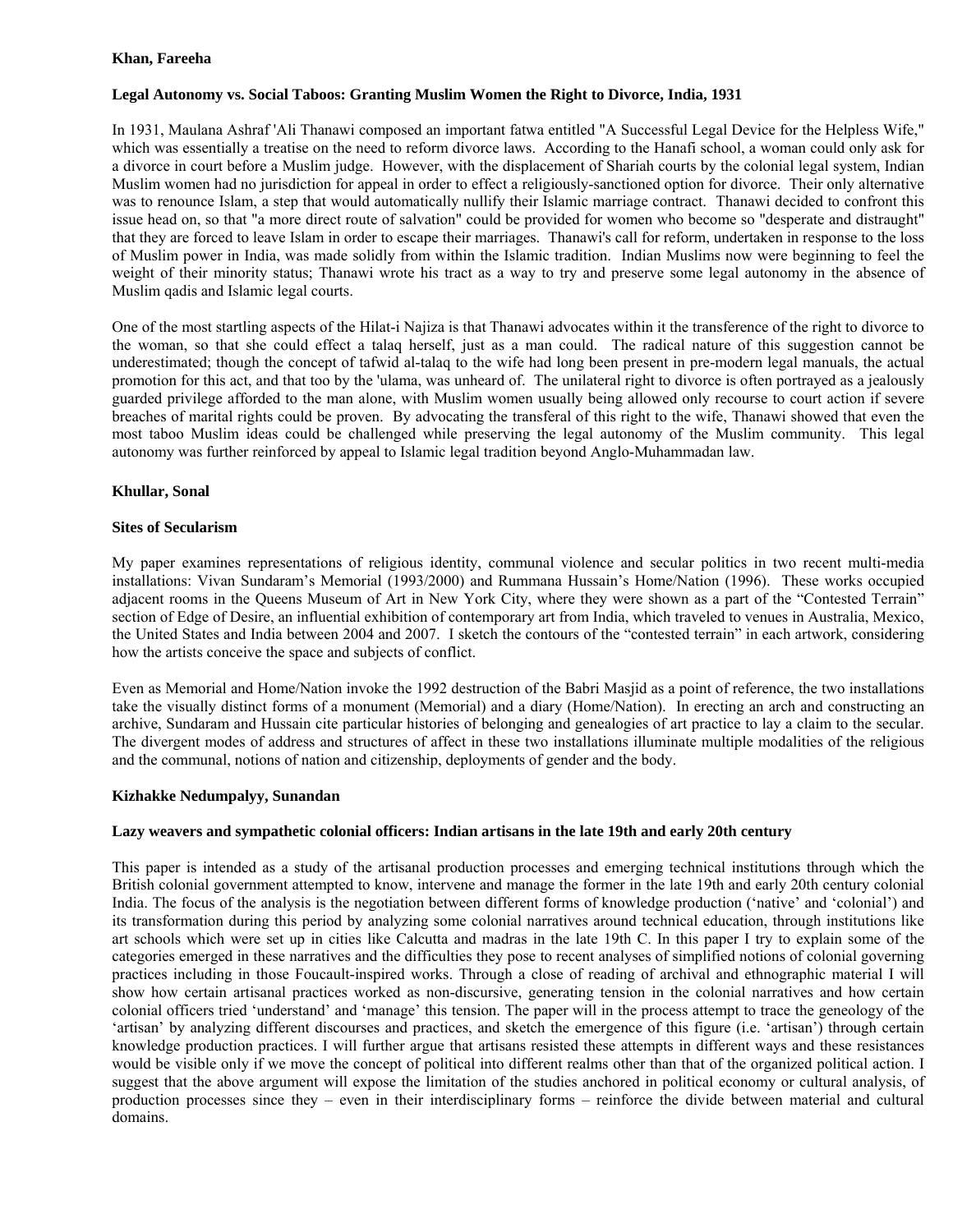**Khan, Fareeha**

**Legal Autonomy vs. Social Taboos: Granting Muslim Women the Right to Divorce, India, 1931**

In 1931, Maulana Ashraf 'Ali Thanawi composed an important fatwa entitled "A Successful Legal Device for the Helpless Wife," which was essentially a treatise on the need to reform divorce laws. According to the Hanafi school, a woman could only ask for a divorce in court before a Muslim judge. However, with the displacement of Shariah courts by the colonial legal system, Indian Muslim women had no jurisdiction for appeal in order to effect a religiously-sanctioned option for divorce. Their only alternative was to renounce Islam, a step that would automatically nullify their Islamic marriage contract. Thanawi decided to confront this issue head on, so that "a more direct route of salvation" could be provided for women who become so "desperate and distraught" that they are forced to leave Islam in order to escape their marriages. Thanawi's call for reform, undertaken in response to the loss of Muslim power in India, was made solidly from within the Islamic tradition. Indian Muslims now were beginning to feel the weight of their minority status; Thanawi wrote his tract as a way to try and preserve some legal autonomy in the absence of Muslim qadis and Islamic legal courts.

One of the most startling aspects of the Hilat-i Najiza is that Thanawi advocates within it the transference of the right to divorce to the woman, so that she could effect a talaq herself, just as a man could. The radical nature of this suggestion cannot be underestimated; though the concept of tafwid al-talaq to the wife had long been present in pre-modern legal manuals, the actual promotion for this act, and that too by the 'ulama, was unheard of. The unilateral right to divorce is often portrayed as a jealously guarded privilege afforded to the man alone, with Muslim women usually being allowed only recourse to court action if severe breaches of marital rights could be proven. By advocating the transferal of this right to the wife, Thanawi showed that even the most taboo Muslim ideas could be challenged while preserving the legal autonomy of the Muslim community. This legal autonomy was further reinforced by appeal to Islamic legal tradition beyond Anglo-Muhammadan law.

**Khullar, Sonal**

**Sites of Secularism**

My paper examines representations of religious identity, communal violence and secular politics in two recent multi-media installations: Vivan Sundaram's Memorial (1993/2000) and Rummana Hussain's Home/Nation (1996). These works occupied adjacent rooms in the Queens Museum of Art in New York City, where they were shown as a part of the "Contested Terrain" section of Edge of Desire, an influential exhibition of contemporary art from India, which traveled to venues in Australia, Mexico, the United States and India between 2004 and 2007. I sketch the contours of the "contested terrain" in each artwork, considering how the artists conceive the space and subjects of conflict.

Even as Memorial and Home/Nation invoke the 1992 destruction of the Babri Masjid as a point of reference, the two installations take the visually distinct forms of a monument (Memorial) and a diary (Home/Nation). In erecting an arch and constructing an archive, Sundaram and Hussain cite particular histories of belonging and genealogies of art practice to lay a claim to the secular. The divergent modes of address and structures of affect in these two installations illuminate multiple modalities of the religious and the communal, notions of nation and citizenship, deployments of gender and the body.

**Kizhakke Nedumpalyy, Sunandan**

**Lazy weavers and sympathetic colonial officers: Indian artisans in the late 19th and early 20th century**

This paper is intended as a study of the artisanal production processes and emerging technical institutions through which the British colonial government attempted to know, intervene and manage the former in the late 19th and early 20th century colonial India. The focus of the analysis is the negotiation between different forms of knowledge production ('native' and 'colonial') and its transformation during this period by analyzing some colonial narratives around technical education, through institutions like art schools which were set up in cities like Calcutta and madras in the late 19th C. In this paper I try to explain some of the categories emerged in these narratives and the difficulties they pose to recent analyses of simplified notions of colonial governing practices including in those Foucault-inspired works. Through a close of reading of archival and ethnographic material I will show how certain artisanal practices worked as non-discursive, generating tension in the colonial narratives and how certain colonial officers tried 'understand' and 'manage' this tension. The paper will in the process attempt to trace the geneology of the 'artisan' by analyzing different discourses and practices, and sketch the emergence of this figure (i.e. 'artisan') through certain knowledge production practices. I will further argue that artisans resisted these attempts in different ways and these resistances would be visible only if we move the concept of political into different realms other than that of the organized political action. I suggest that the above argument will expose the limitation of the studies anchored in political economy or cultural analysis, of production processes since they – even in their interdisciplinary forms – reinforce the divide between material and cultural domains.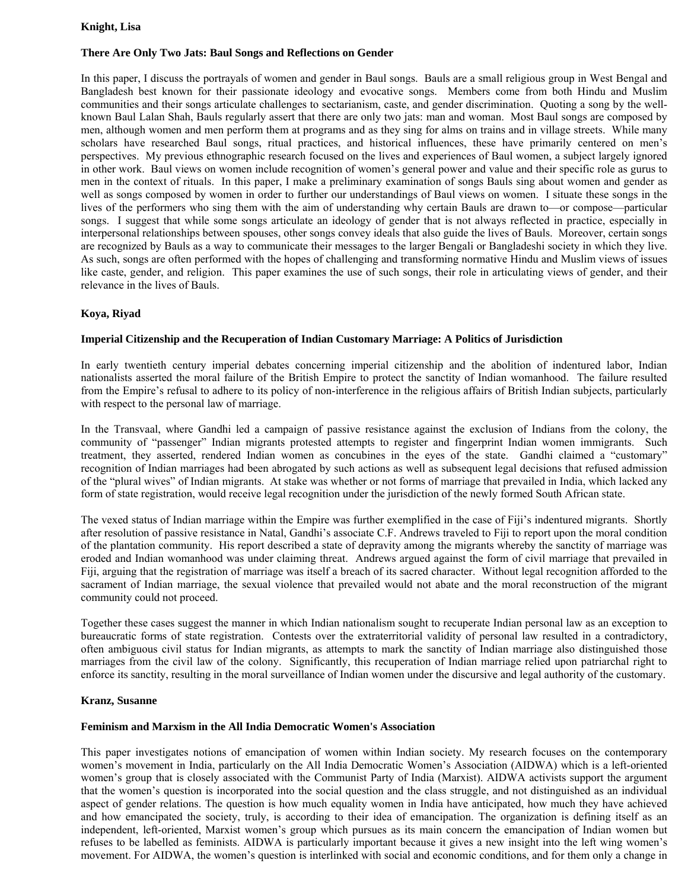**Knight, Lisa**

**There Are Only Two Jats: Baul Songs and Reflections on Gender**

In this paper, I discuss the portrayals of women and gender in Baul songs. Bauls are a small religious group in West Bengal and Bangladesh best known for their passionate ideology and evocative songs. Members come from both Hindu and Muslim communities and their songs articulate challenges to sectarianism, caste, and gender discrimination. Quoting a song by the well-known Baul Lalan Shah, Bauls regularly assert that there are only two jats: man and woman. Most Baul songs are composed by men, although women and men perform them at programs and as they sing for alms on trains and in village streets. While many scholars have researched Baul songs, ritual practices, and historical influences, these have primarily centered on men's perspectives. My previous ethnographic research focused on the lives and experiences of Baul women, a subject largely ignored in other work. Baul views on women include recognition of women's general power and value and their specific role as gurus to men in the context of rituals. In this paper, I make a preliminary examination of songs Bauls sing about women and gender as well as songs composed by women in order to further our understandings of Baul views on women. I situate these songs in the lives of the performers who sing them with the aim of understanding why certain Bauls are drawn to—or compose—particular songs. I suggest that while some songs articulate an ideology of gender that is not always reflected in practice, especially in interpersonal relationships between spouses, other songs convey ideals that also guide the lives of Bauls. Moreover, certain songs are recognized by Bauls as a way to communicate their messages to the larger Bengali or Bangladeshi society in which they live. As such, songs are often performed with the hopes of challenging and transforming normative Hindu and Muslim views of issues like caste, gender, and religion. This paper examines the use of such songs, their role in articulating views of gender, and their relevance in the lives of Bauls.

**Koya, Riyad**

**Imperial Citizenship and the Recuperation of Indian Customary Marriage: A Politics of Jurisdiction**

In early twentieth century imperial debates concerning imperial citizenship and the abolition of indentured labor, Indian nationalists asserted the moral failure of the British Empire to protect the sanctity of Indian womanhood. The failure resulted from the Empire's refusal to adhere to its policy of non-interference in the religious affairs of British Indian subjects, particularly with respect to the personal law of marriage.

In the Transvaal, where Gandhi led a campaign of passive resistance against the exclusion of Indians from the colony, the community of "passenger" Indian migrants protested attempts to register and fingerprint Indian women immigrants. Such treatment, they asserted, rendered Indian women as concubines in the eyes of the state. Gandhi claimed a "customary" recognition of Indian marriages had been abrogated by such actions as well as subsequent legal decisions that refused admission of the "plural wives" of Indian migrants. At stake was whether or not forms of marriage that prevailed in India, which lacked any form of state registration, would receive legal recognition under the jurisdiction of the newly formed South African state.

The vexed status of Indian marriage within the Empire was further exemplified in the case of Fiji's indentured migrants. Shortly after resolution of passive resistance in Natal, Gandhi's associate C.F. Andrews traveled to Fiji to report upon the moral condition of the plantation community. His report described a state of depravity among the migrants whereby the sanctity of marriage was eroded and Indian womanhood was under claiming threat. Andrews argued against the form of civil marriage that prevailed in Fiji, arguing that the registration of marriage was itself a breach of its sacred character. Without legal recognition afforded to the sacrament of Indian marriage, the sexual violence that prevailed would not abate and the moral reconstruction of the migrant community could not proceed.

Together these cases suggest the manner in which Indian nationalism sought to recuperate Indian personal law as an exception to bureaucratic forms of state registration. Contests over the extraterritorial validity of personal law resulted in a contradictory, often ambiguous civil status for Indian migrants, as attempts to mark the sanctity of Indian marriage also distinguished those marriages from the civil law of the colony. Significantly, this recuperation of Indian marriage relied upon patriarchal right to enforce its sanctity, resulting in the moral surveillance of Indian women under the discursive and legal authority of the customary.

**Kranz, Susanne**

**Feminism and Marxism in the All India Democratic Women's Association**

This paper investigates notions of emancipation of women within Indian society. My research focuses on the contemporary women's movement in India, particularly on the All India Democratic Women's Association (AIDWA) which is a left-oriented women's group that is closely associated with the Communist Party of India (Marxist). AIDWA activists support the argument that the women's question is incorporated into the social question and the class struggle, and not distinguished as an individual aspect of gender relations. The question is how much equality women in India have anticipated, how much they have achieved and how emancipated the society, truly, is according to their idea of emancipation. The organization is defining itself as an independent, left-oriented, Marxist women's group which pursues as its main concern the emancipation of Indian women but refuses to be labelled as feminists. AIDWA is particularly important because it gives a new insight into the left wing women's movement. For AIDWA, the women's question is interlinked with social and economic conditions, and for them only a change in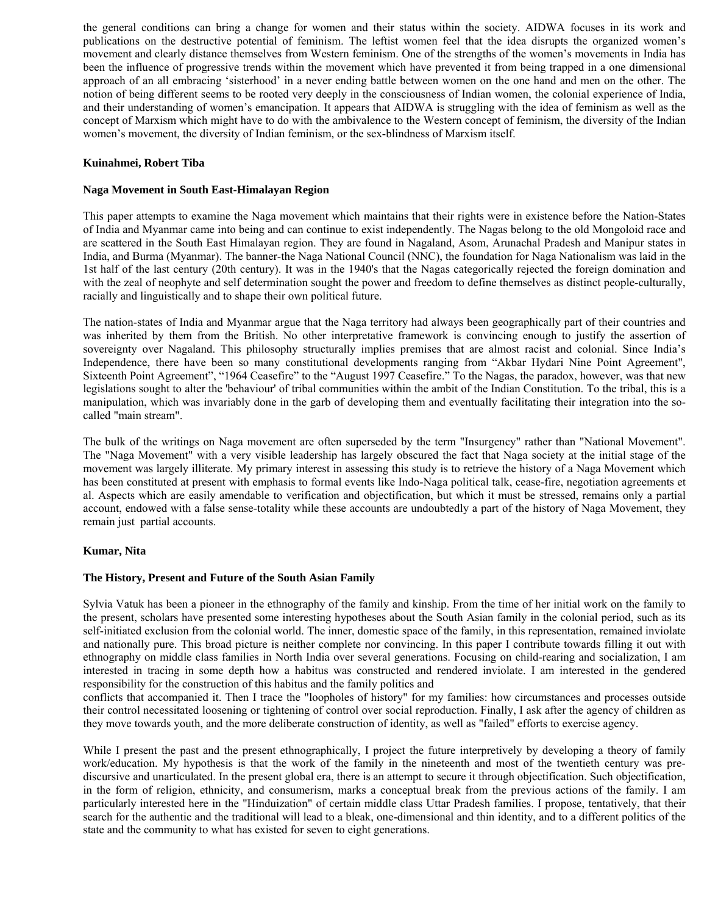the general conditions can bring a change for women and their status within the society. AIDWA focuses in its work and publications on the destructive potential of feminism. The leftist women feel that the idea disrupts the organized women's movement and clearly distance themselves from Western feminism. One of the strengths of the women's movements in India has been the influence of progressive trends within the movement which have prevented it from being trapped in a one dimensional approach of an all embracing 'sisterhood' in a never ending battle between women on the one hand and men on the other. The notion of being different seems to be rooted very deeply in the consciousness of Indian women, the colonial experience of India, and their understanding of women's emancipation. It appears that AIDWA is struggling with the idea of feminism as well as the concept of Marxism which might have to do with the ambivalence to the Western concept of feminism, the diversity of the Indian women's movement, the diversity of Indian feminism, or the sex-blindness of Marxism itself.

**Kuinahmei, Robert Tiba**

**Naga Movement in South East-Himalayan Region**

This paper attempts to examine the Naga movement which maintains that their rights were in existence before the Nation-States of India and Myanmar came into being and can continue to exist independently. The Nagas belong to the old Mongoloid race and are scattered in the South East Himalayan region. They are found in Nagaland, Asom, Arunachal Pradesh and Manipur states in India, and Burma (Myanmar). The banner-the Naga National Council (NNC), the foundation for Naga Nationalism was laid in the 1st half of the last century (20th century). It was in the 1940's that the Nagas categorically rejected the foreign domination and with the zeal of neophyte and self determination sought the power and freedom to define themselves as distinct people-culturally, racially and linguistically and to shape their own political future.

The nation-states of India and Myanmar argue that the Naga territory had always been geographically part of their countries and was inherited by them from the British. No other interpretative framework is convincing enough to justify the assertion of sovereignty over Nagaland. This philosophy structurally implies premises that are almost racist and colonial. Since India's Independence, there have been so many constitutional developments ranging from "Akbar Hydari Nine Point Agreement", Sixteenth Point Agreement", "1964 Ceasefire" to the "August 1997 Ceasefire." To the Nagas, the paradox, however, was that new legislations sought to alter the 'behaviour' of tribal communities within the ambit of the Indian Constitution. To the tribal, this is a manipulation, which was invariably done in the garb of developing them and eventually facilitating their integration into the so-called "main stream".

The bulk of the writings on Naga movement are often superseded by the term "Insurgency" rather than "National Movement". The "Naga Movement" with a very visible leadership has largely obscured the fact that Naga society at the initial stage of the movement was largely illiterate. My primary interest in assessing this study is to retrieve the history of a Naga Movement which has been constituted at present with emphasis to formal events like Indo-Naga political talk, cease-fire, negotiation agreements et al. Aspects which are easily amendable to verification and objectification, but which it must be stressed, remains only a partial account, endowed with a false sense-totality while these accounts are undoubtedly a part of the history of Naga Movement, they remain just partial accounts.

**Kumar, Nita**

**The History, Present and Future of the South Asian Family**

Sylvia Vatuk has been a pioneer in the ethnography of the family and kinship. From the time of her initial work on the family to the present, scholars have presented some interesting hypotheses about the South Asian family in the colonial period, such as its self-initiated exclusion from the colonial world. The inner, domestic space of the family, in this representation, remained inviolate and nationally pure. This broad picture is neither complete nor convincing. In this paper I contribute towards filling it out with ethnography on middle class families in North India over several generations. Focusing on child-rearing and socialization, I am interested in tracing in some depth how a habitus was constructed and rendered inviolate. I am interested in the gendered responsibility for the construction of this habitus and the family politics and conflicts that accompanied it. Then I trace the "loopholes of history" for my families: how circumstances and processes outside their control necessitated loosening or tightening of control over social reproduction. Finally, I ask after the agency of children as they move towards youth, and the more deliberate construction of identity, as well as "failed" efforts to exercise agency.

While I present the past and the present ethnographically, I project the future interpretively by developing a theory of family work/education. My hypothesis is that the work of the family in the nineteenth and most of the twentieth century was pre-discursive and unarticulated. In the present global era, there is an attempt to secure it through objectification. Such objectification, in the form of religion, ethnicity, and consumerism, marks a conceptual break from the previous actions of the family. I am particularly interested here in the "Hinduization" of certain middle class Uttar Pradesh families. I propose, tentatively, that their search for the authentic and the traditional will lead to a bleak, one-dimensional and thin identity, and to a different politics of the state and the community to what has existed for seven to eight generations.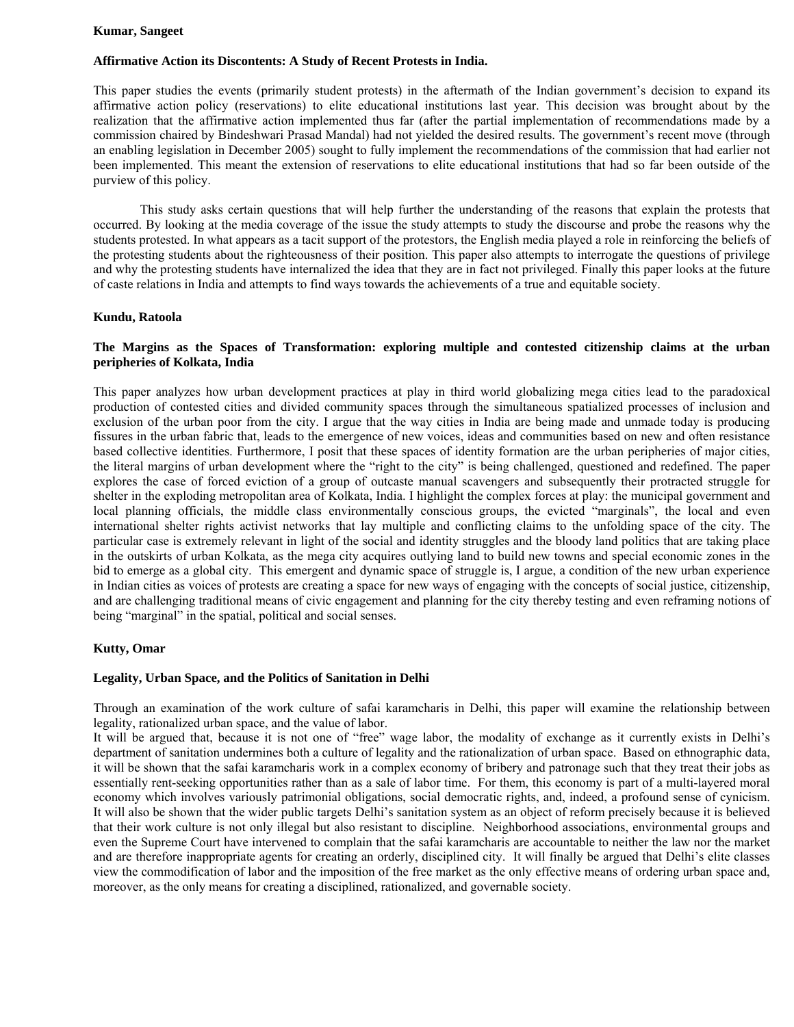**Kumar, Sangeet**

**Affirmative Action its Discontents: A Study of Recent Protests in India.**

This paper studies the events (primarily student protests) in the aftermath of the Indian government's decision to expand its affirmative action policy (reservations) to elite educational institutions last year. This decision was brought about by the realization that the affirmative action implemented thus far (after the partial implementation of recommendations made by a commission chaired by Bindeshwari Prasad Mandal) had not yielded the desired results. The government's recent move (through an enabling legislation in December 2005) sought to fully implement the recommendations of the commission that had earlier not been implemented. This meant the extension of reservations to elite educational institutions that had so far been outside of the purview of this policy.

This study asks certain questions that will help further the understanding of the reasons that explain the protests that occurred. By looking at the media coverage of the issue the study attempts to study the discourse and probe the reasons why the students protested. In what appears as a tacit support of the protestors, the English media played a role in reinforcing the beliefs of the protesting students about the righteousness of their position. This paper also attempts to interrogate the questions of privilege and why the protesting students have internalized the idea that they are in fact not privileged. Finally this paper looks at the future of caste relations in India and attempts to find ways towards the achievements of a true and equitable society.

**Kundu, Ratoola**

**The Margins as the Spaces of Transformation: exploring multiple and contested citizenship claims at the urban peripheries of Kolkata, India**

This paper analyzes how urban development practices at play in third world globalizing mega cities lead to the paradoxical production of contested cities and divided community spaces through the simultaneous spatialized processes of inclusion and exclusion of the urban poor from the city. I argue that the way cities in India are being made and unmade today is producing fissures in the urban fabric that, leads to the emergence of new voices, ideas and communities based on new and often resistance based collective identities. Furthermore, I posit that these spaces of identity formation are the urban peripheries of major cities, the literal margins of urban development where the "right to the city" is being challenged, questioned and redefined. The paper explores the case of forced eviction of a group of outcaste manual scavengers and subsequently their protracted struggle for shelter in the exploding metropolitan area of Kolkata, India. I highlight the complex forces at play: the municipal government and local planning officials, the middle class environmentally conscious groups, the evicted "marginals", the local and even international shelter rights activist networks that lay multiple and conflicting claims to the unfolding space of the city. The particular case is extremely relevant in light of the social and identity struggles and the bloody land politics that are taking place in the outskirts of urban Kolkata, as the mega city acquires outlying land to build new towns and special economic zones in the bid to emerge as a global city. This emergent and dynamic space of struggle is, I argue, a condition of the new urban experience in Indian cities as voices of protests are creating a space for new ways of engaging with the concepts of social justice, citizenship, and are challenging traditional means of civic engagement and planning for the city thereby testing and even reframing notions of being "marginal" in the spatial, political and social senses.

**Kutty, Omar**

**Legality, Urban Space, and the Politics of Sanitation in Delhi**

Through an examination of the work culture of safai karamcharis in Delhi, this paper will examine the relationship between legality, rationalized urban space, and the value of labor.

It will be argued that, because it is not one of "free" wage labor, the modality of exchange as it currently exists in Delhi's department of sanitation undermines both a culture of legality and the rationalization of urban space. Based on ethnographic data, it will be shown that the safai karamcharis work in a complex economy of bribery and patronage such that they treat their jobs as essentially rent-seeking opportunities rather than as a sale of labor time. For them, this economy is part of a multi-layered moral economy which involves variously patrimonial obligations, social democratic rights, and, indeed, a profound sense of cynicism. It will also be shown that the wider public targets Delhi's sanitation system as an object of reform precisely because it is believed that their work culture is not only illegal but also resistant to discipline. Neighborhood associations, environmental groups and even the Supreme Court have intervened to complain that the safai karamcharis are accountable to neither the law nor the market and are therefore inappropriate agents for creating an orderly, disciplined city. It will finally be argued that Delhi's elite classes view the commodification of labor and the imposition of the free market as the only effective means of ordering urban space and, moreover, as the only means for creating a disciplined, rationalized, and governable society.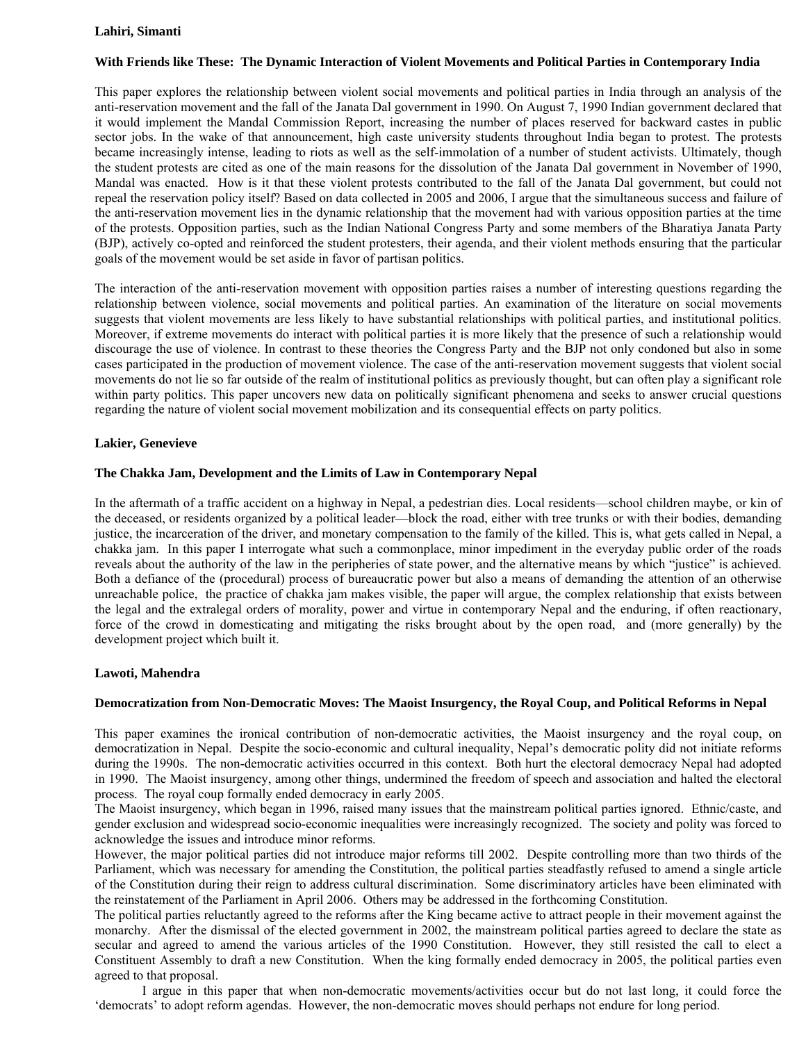**Lahiri, Simanti**

**With Friends like These: The Dynamic Interaction of Violent Movements and Political Parties in Contemporary India**

This paper explores the relationship between violent social movements and political parties in India through an analysis of the anti-reservation movement and the fall of the Janata Dal government in 1990. On August 7, 1990 Indian government declared that it would implement the Mandal Commission Report, increasing the number of places reserved for backward castes in public sector jobs. In the wake of that announcement, high caste university students throughout India began to protest. The protests became increasingly intense, leading to riots as well as the self-immolation of a number of student activists. Ultimately, though the student protests are cited as one of the main reasons for the dissolution of the Janata Dal government in November of 1990, Mandal was enacted. How is it that these violent protests contributed to the fall of the Janata Dal government, but could not repeal the reservation policy itself? Based on data collected in 2005 and 2006, I argue that the simultaneous success and failure of the anti-reservation movement lies in the dynamic relationship that the movement had with various opposition parties at the time of the protests. Opposition parties, such as the Indian National Congress Party and some members of the Bharatiya Janata Party (BJP), actively co-opted and reinforced the student protesters, their agenda, and their violent methods ensuring that the particular goals of the movement would be set aside in favor of partisan politics.

The interaction of the anti-reservation movement with opposition parties raises a number of interesting questions regarding the relationship between violence, social movements and political parties. An examination of the literature on social movements suggests that violent movements are less likely to have substantial relationships with political parties, and institutional politics. Moreover, if extreme movements do interact with political parties it is more likely that the presence of such a relationship would discourage the use of violence. In contrast to these theories the Congress Party and the BJP not only condoned but also in some cases participated in the production of movement violence. The case of the anti-reservation movement suggests that violent social movements do not lie so far outside of the realm of institutional politics as previously thought, but can often play a significant role within party politics. This paper uncovers new data on politically significant phenomena and seeks to answer crucial questions regarding the nature of violent social movement mobilization and its consequential effects on party politics.

**Lakier, Genevieve**

**The Chakka Jam, Development and the Limits of Law in Contemporary Nepal**

In the aftermath of a traffic accident on a highway in Nepal, a pedestrian dies. Local residents—school children maybe, or kin of the deceased, or residents organized by a political leader—block the road, either with tree trunks or with their bodies, demanding justice, the incarceration of the driver, and monetary compensation to the family of the killed. This is, what gets called in Nepal, a chakka jam. In this paper I interrogate what such a commonplace, minor impediment in the everyday public order of the roads reveals about the authority of the law in the peripheries of state power, and the alternative means by which "justice" is achieved. Both a defiance of the (procedural) process of bureaucratic power but also a means of demanding the attention of an otherwise unreachable police, the practice of chakka jam makes visible, the paper will argue, the complex relationship that exists between the legal and the extralegal orders of morality, power and virtue in contemporary Nepal and the enduring, if often reactionary, force of the crowd in domesticating and mitigating the risks brought about by the open road, and (more generally) by the development project which built it.

**Lawoti, Mahendra**

**Democratization from Non-Democratic Moves: The Maoist Insurgency, the Royal Coup, and Political Reforms in Nepal**

This paper examines the ironical contribution of non-democratic activities, the Maoist insurgency and the royal coup, on democratization in Nepal. Despite the socio-economic and cultural inequality, Nepal's democratic polity did not initiate reforms during the 1990s. The non-democratic activities occurred in this context. Both hurt the electoral democracy Nepal had adopted in 1990. The Maoist insurgency, among other things, undermined the freedom of speech and association and halted the electoral process. The royal coup formally ended democracy in early 2005.

The Maoist insurgency, which began in 1996, raised many issues that the mainstream political parties ignored. Ethnic/caste, and gender exclusion and widespread socio-economic inequalities were increasingly recognized. The society and polity was forced to acknowledge the issues and introduce minor reforms.

However, the major political parties did not introduce major reforms till 2002. Despite controlling more than two thirds of the Parliament, which was necessary for amending the Constitution, the political parties steadfastly refused to amend a single article of the Constitution during their reign to address cultural discrimination. Some discriminatory articles have been eliminated with the reinstatement of the Parliament in April 2006. Others may be addressed in the forthcoming Constitution.

The political parties reluctantly agreed to the reforms after the King became active to attract people in their movement against the monarchy. After the dismissal of the elected government in 2002, the mainstream political parties agreed to declare the state as secular and agreed to amend the various articles of the 1990 Constitution. However, they still resisted the call to elect a Constituent Assembly to draft a new Constitution. When the king formally ended democracy in 2005, the political parties even agreed to that proposal.

I argue in this paper that when non-democratic movements/activities occur but do not last long, it could force the 'democrats' to adopt reform agendas. However, the non-democratic moves should perhaps not endure for long period.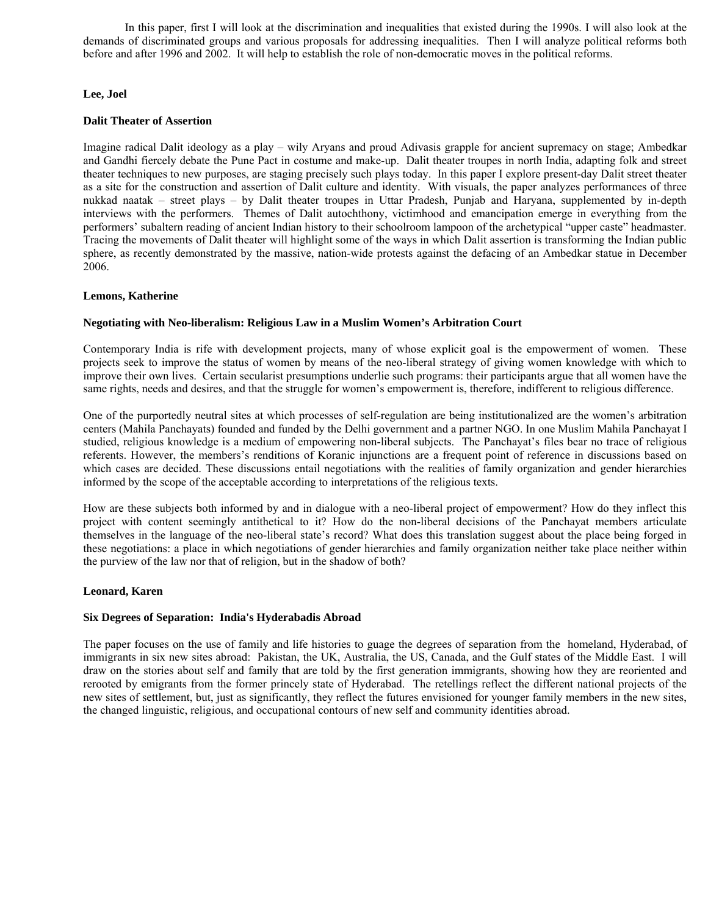In this paper, first I will look at the discrimination and inequalities that existed during the 1990s. I will also look at the demands of discriminated groups and various proposals for addressing inequalities. Then I will analyze political reforms both before and after 1996 and 2002. It will help to establish the role of non-democratic moves in the political reforms.

**Lee, Joel**

**Dalit Theater of Assertion**

Imagine radical Dalit ideology as a play – wily Aryans and proud Adivasis grapple for ancient supremacy on stage; Ambedkar and Gandhi fiercely debate the Pune Pact in costume and make-up. Dalit theater troupes in north India, adapting folk and street theater techniques to new purposes, are staging precisely such plays today. In this paper I explore present-day Dalit street theater as a site for the construction and assertion of Dalit culture and identity. With visuals, the paper analyzes performances of three nukkad naatak – street plays – by Dalit theater troupes in Uttar Pradesh, Punjab and Haryana, supplemented by in-depth interviews with the performers. Themes of Dalit autochthony, victimhood and emancipation emerge in everything from the performers' subaltern reading of ancient Indian history to their schoolroom lampoon of the archetypical "upper caste" headmaster. Tracing the movements of Dalit theater will highlight some of the ways in which Dalit assertion is transforming the Indian public sphere, as recently demonstrated by the massive, nation-wide protests against the defacing of an Ambedkar statue in December 2006.

**Lemons, Katherine**

**Negotiating with Neo-liberalism: Religious Law in a Muslim Women's Arbitration Court**

Contemporary India is rife with development projects, many of whose explicit goal is the empowerment of women. These projects seek to improve the status of women by means of the neo-liberal strategy of giving women knowledge with which to improve their own lives. Certain secularist presumptions underlie such programs: their participants argue that all women have the same rights, needs and desires, and that the struggle for women's empowerment is, therefore, indifferent to religious difference.

One of the purportedly neutral sites at which processes of self-regulation are being institutionalized are the women's arbitration centers (Mahila Panchayats) founded and funded by the Delhi government and a partner NGO. In one Muslim Mahila Panchayat I studied, religious knowledge is a medium of empowering non-liberal subjects. The Panchayat's files bear no trace of religious referents. However, the members's renditions of Koranic injunctions are a frequent point of reference in discussions based on which cases are decided. These discussions entail negotiations with the realities of family organization and gender hierarchies informed by the scope of the acceptable according to interpretations of the religious texts.

How are these subjects both informed by and in dialogue with a neo-liberal project of empowerment? How do they inflect this project with content seemingly antithetical to it? How do the non-liberal decisions of the Panchayat members articulate themselves in the language of the neo-liberal state's record? What does this translation suggest about the place being forged in these negotiations: a place in which negotiations of gender hierarchies and family organization neither take place neither within the purview of the law nor that of religion, but in the shadow of both?

**Leonard, Karen**

**Six Degrees of Separation: India's Hyderabadis Abroad**

The paper focuses on the use of family and life histories to guage the degrees of separation from the homeland, Hyderabad, of immigrants in six new sites abroad: Pakistan, the UK, Australia, the US, Canada, and the Gulf states of the Middle East. I will draw on the stories about self and family that are told by the first generation immigrants, showing how they are reoriented and rerooted by emigrants from the former princely state of Hyderabad. The retellings reflect the different national projects of the new sites of settlement, but, just as significantly, they reflect the futures envisioned for younger family members in the new sites, the changed linguistic, religious, and occupational contours of new self and community identities abroad.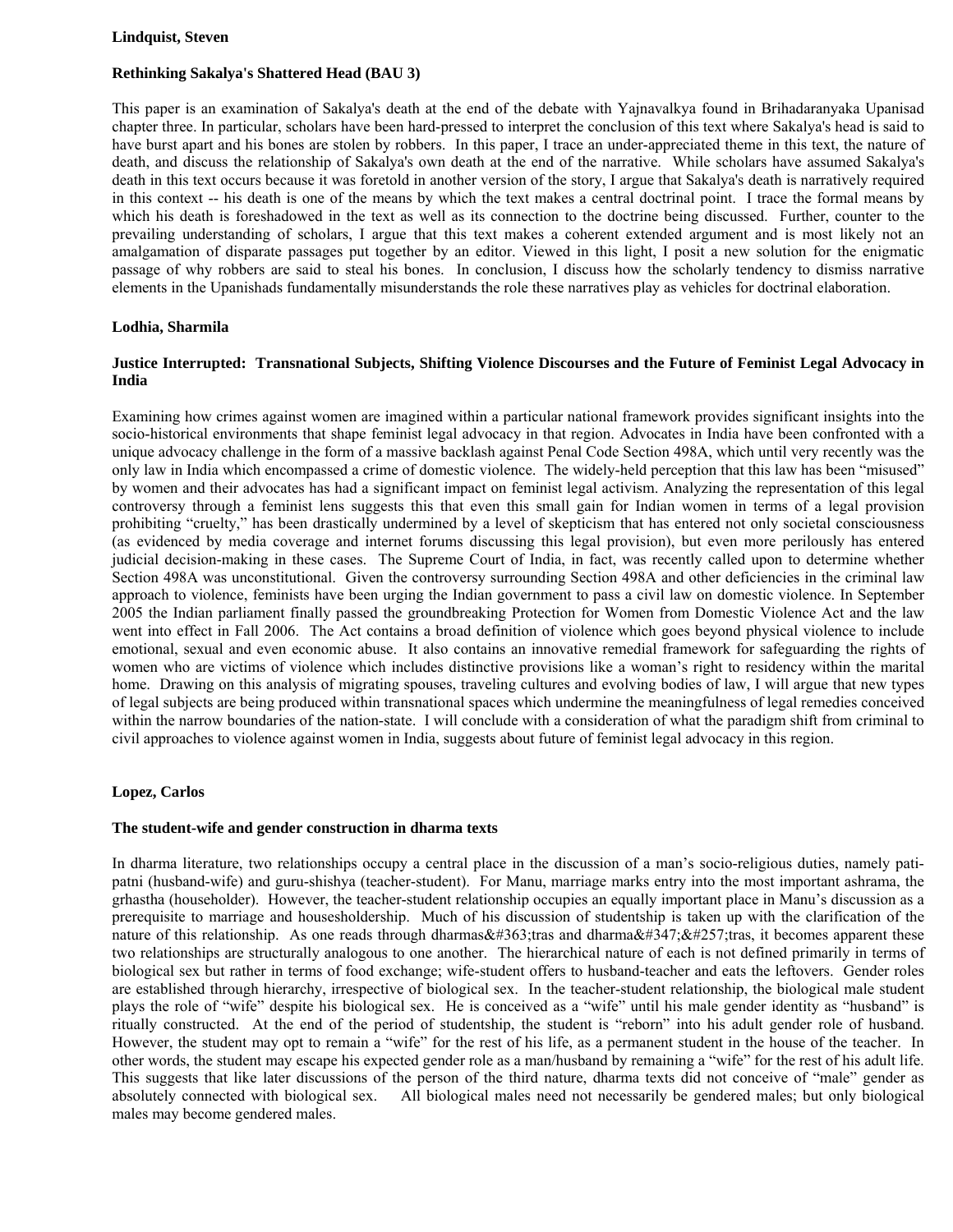**Lindquist, Steven**

**Rethinking Sakalya's Shattered Head (BAU 3)**

This paper is an examination of Sakalya's death at the end of the debate with Yajnavalkya found in Brihadaranyaka Upanisad chapter three. In particular, scholars have been hard-pressed to interpret the conclusion of this text where Sakalya's head is said to have burst apart and his bones are stolen by robbers. In this paper, I trace an under-appreciated theme in this text, the nature of death, and discuss the relationship of Sakalya's own death at the end of the narrative. While scholars have assumed Sakalya's death in this text occurs because it was foretold in another version of the story, I argue that Sakalya's death is narratively required in this context -- his death is one of the means by which the text makes a central doctrinal point. I trace the formal means by which his death is foreshadowed in the text as well as its connection to the doctrine being discussed. Further, counter to the prevailing understanding of scholars, I argue that this text makes a coherent extended argument and is most likely not an amalgamation of disparate passages put together by an editor. Viewed in this light, I posit a new solution for the enigmatic passage of why robbers are said to steal his bones. In conclusion, I discuss how the scholarly tendency to dismiss narrative elements in the Upanishads fundamentally misunderstands the role these narratives play as vehicles for doctrinal elaboration.

**Lodhia, Sharmila**

**Justice Interrupted: Transnational Subjects, Shifting Violence Discourses and the Future of Feminist Legal Advocacy in India**

Examining how crimes against women are imagined within a particular national framework provides significant insights into the socio-historical environments that shape feminist legal advocacy in that region. Advocates in India have been confronted with a unique advocacy challenge in the form of a massive backlash against Penal Code Section 498A, which until very recently was the only law in India which encompassed a crime of domestic violence. The widely-held perception that this law has been "misused" by women and their advocates has had a significant impact on feminist legal activism. Analyzing the representation of this legal controversy through a feminist lens suggests this that even this small gain for Indian women in terms of a legal provision prohibiting "cruelty," has been drastically undermined by a level of skepticism that has entered not only societal consciousness (as evidenced by media coverage and internet forums discussing this legal provision), but even more perilously has entered judicial decision-making in these cases. The Supreme Court of India, in fact, was recently called upon to determine whether Section 498A was unconstitutional. Given the controversy surrounding Section 498A and other deficiencies in the criminal law approach to violence, feminists have been urging the Indian government to pass a civil law on domestic violence. In September 2005 the Indian parliament finally passed the groundbreaking Protection for Women from Domestic Violence Act and the law went into effect in Fall 2006. The Act contains a broad definition of violence which goes beyond physical violence to include emotional, sexual and even economic abuse. It also contains an innovative remedial framework for safeguarding the rights of women who are victims of violence which includes distinctive provisions like a woman's right to residency within the marital home. Drawing on this analysis of migrating spouses, traveling cultures and evolving bodies of law, I will argue that new types of legal subjects are being produced within transnational spaces which undermine the meaningfulness of legal remedies conceived within the narrow boundaries of the nation-state. I will conclude with a consideration of what the paradigm shift from criminal to civil approaches to violence against women in India, suggests about future of feminist legal advocacy in this region.

**Lopez, Carlos**

**The student-wife and gender construction in dharma texts**

In dharma literature, two relationships occupy a central place in the discussion of a man's socio-religious duties, namely pati-patni (husband-wife) and guru-shishya (teacher-student). For Manu, marriage marks entry into the most important ashrama, the grhastha (householder). However, the teacher-student relationship occupies an equally important place in Manu's discussion as a prerequisite to marriage and housesholdership. Much of his discussion of studentship is taken up with the clarification of the nature of this relationship. As one reads through dharmas&#363;tras and dharma&#347;&#257;tras, it becomes apparent these two relationships are structurally analogous to one another. The hierarchical nature of each is not defined primarily in terms of biological sex but rather in terms of food exchange; wife-student offers to husband-teacher and eats the leftovers. Gender roles are established through hierarchy, irrespective of biological sex. In the teacher-student relationship, the biological male student plays the role of "wife" despite his biological sex. He is conceived as a "wife" until his male gender identity as "husband" is ritually constructed. At the end of the period of studentship, the student is "reborn" into his adult gender role of husband. However, the student may opt to remain a "wife" for the rest of his life, as a permanent student in the house of the teacher. In other words, the student may escape his expected gender role as a man/husband by remaining a "wife" for the rest of his adult life. This suggests that like later discussions of the person of the third nature, dharma texts did not conceive of "male" gender as absolutely connected with biological sex. All biological males need not necessarily be gendered males; but only biological males may become gendered males.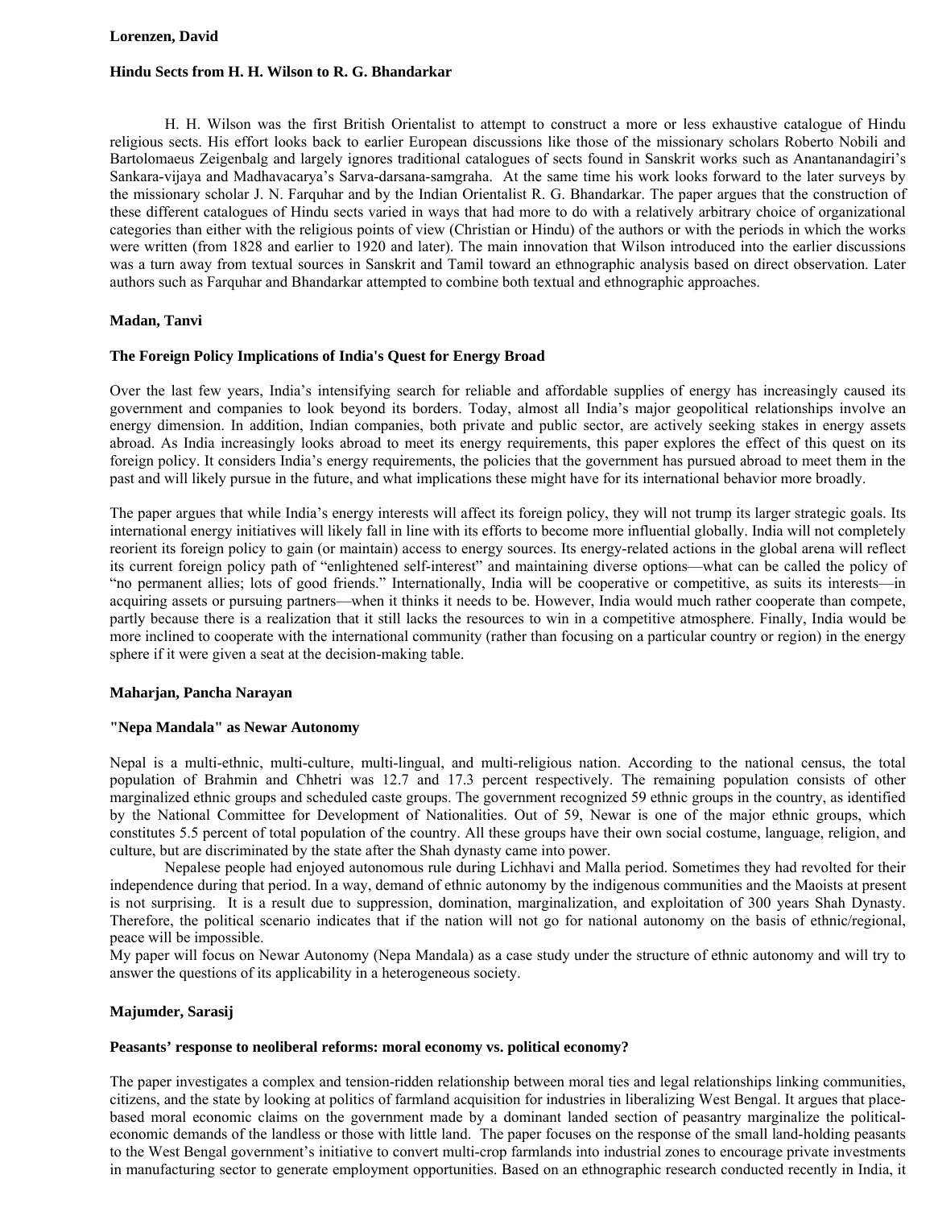**Lorenzen, David**

**Hindu Sects from H. H. Wilson to R. G. Bhandarkar**

H. H. Wilson was the first British Orientalist to attempt to construct a more or less exhaustive catalogue of Hindu religious sects. His effort looks back to earlier European discussions like those of the missionary scholars Roberto Nobili and Bartolomaeus Zeigenbalg and largely ignores traditional catalogues of sects found in Sanskrit works such as Anantanandagiri's Sankara-vijaya and Madhavacarya's Sarva-darsana-samgraha. At the same time his work looks forward to the later surveys by the missionary scholar J. N. Farquhar and by the Indian Orientalist R. G. Bhandarkar. The paper argues that the construction of these different catalogues of Hindu sects varied in ways that had more to do with a relatively arbitrary choice of organizational categories than either with the religious points of view (Christian or Hindu) of the authors or with the periods in which the works were written (from 1828 and earlier to 1920 and later). The main innovation that Wilson introduced into the earlier discussions was a turn away from textual sources in Sanskrit and Tamil toward an ethnographic analysis based on direct observation. Later authors such as Farquhar and Bhandarkar attempted to combine both textual and ethnographic approaches.

**Madan, Tanvi**

**The Foreign Policy Implications of India's Quest for Energy Broad**

Over the last few years, India's intensifying search for reliable and affordable supplies of energy has increasingly caused its government and companies to look beyond its borders. Today, almost all India's major geopolitical relationships involve an energy dimension. In addition, Indian companies, both private and public sector, are actively seeking stakes in energy assets abroad. As India increasingly looks abroad to meet its energy requirements, this paper explores the effect of this quest on its foreign policy. It considers India's energy requirements, the policies that the government has pursued abroad to meet them in the past and will likely pursue in the future, and what implications these might have for its international behavior more broadly.

The paper argues that while India's energy interests will affect its foreign policy, they will not trump its larger strategic goals. Its international energy initiatives will likely fall in line with its efforts to become more influential globally. India will not completely reorient its foreign policy to gain (or maintain) access to energy sources. Its energy-related actions in the global arena will reflect its current foreign policy path of "enlightened self-interest" and maintaining diverse options—what can be called the policy of "no permanent allies; lots of good friends." Internationally, India will be cooperative or competitive, as suits its interests—in acquiring assets or pursuing partners—when it thinks it needs to be. However, India would much rather cooperate than compete, partly because there is a realization that it still lacks the resources to win in a competitive atmosphere. Finally, India would be more inclined to cooperate with the international community (rather than focusing on a particular country or region) in the energy sphere if it were given a seat at the decision-making table.

**Maharjan, Pancha Narayan**

**"Nepa Mandala" as Newar Autonomy**

Nepal is a multi-ethnic, multi-culture, multi-lingual, and multi-religious nation. According to the national census, the total population of Brahmin and Chhetri was 12.7 and 17.3 percent respectively. The remaining population consists of other marginalized ethnic groups and scheduled caste groups. The government recognized 59 ethnic groups in the country, as identified by the National Committee for Development of Nationalities. Out of 59, Newar is one of the major ethnic groups, which constitutes 5.5 percent of total population of the country. All these groups have their own social costume, language, religion, and culture, but are discriminated by the state after the Shah dynasty came into power.

Nepalese people had enjoyed autonomous rule during Lichhavi and Malla period. Sometimes they had revolted for their independence during that period. In a way, demand of ethnic autonomy by the indigenous communities and the Maoists at present is not surprising. It is a result due to suppression, domination, marginalization, and exploitation of 300 years Shah Dynasty. Therefore, the political scenario indicates that if the nation will not go for national autonomy on the basis of ethnic/regional, peace will be impossible.

My paper will focus on Newar Autonomy (Nepa Mandala) as a case study under the structure of ethnic autonomy and will try to answer the questions of its applicability in a heterogeneous society.

**Majumder, Sarasij**

**Peasants' response to neoliberal reforms: moral economy vs. political economy?**

The paper investigates a complex and tension-ridden relationship between moral ties and legal relationships linking communities, citizens, and the state by looking at politics of farmland acquisition for industries in liberalizing West Bengal. It argues that place-based moral economic claims on the government made by a dominant landed section of peasantry marginalize the political-economic demands of the landless or those with little land. The paper focuses on the response of the small land-holding peasants to the West Bengal government's initiative to convert multi-crop farmlands into industrial zones to encourage private investments in manufacturing sector to generate employment opportunities. Based on an ethnographic research conducted recently in India, it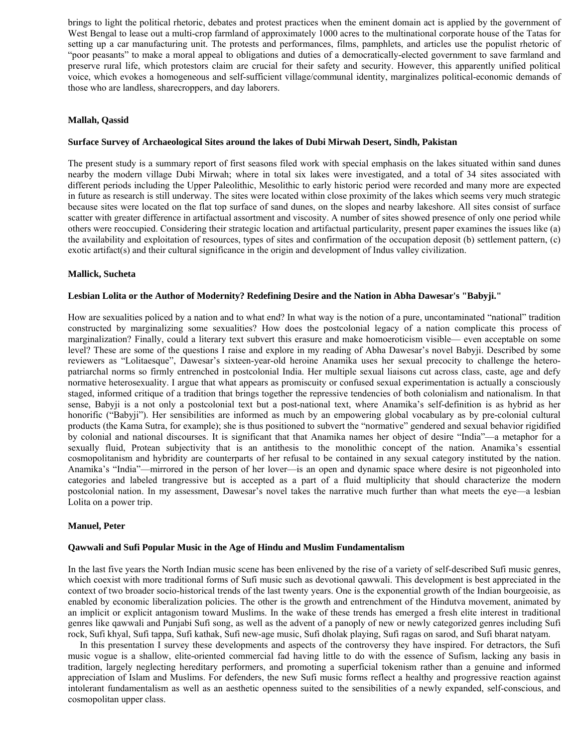brings to light the political rhetoric, debates and protest practices when the eminent domain act is applied by the government of West Bengal to lease out a multi-crop farmland of approximately 1000 acres to the multinational corporate house of the Tatas for setting up a car manufacturing unit. The protests and performances, films, pamphlets, and articles use the populist rhetoric of "poor peasants" to make a moral appeal to obligations and duties of a democratically-elected government to save farmland and preserve rural life, which protestors claim are crucial for their safety and security. However, this apparently unified political voice, which evokes a homogeneous and self-sufficient village/communal identity, marginalizes political-economic demands of those who are landless, sharecroppers, and day laborers.

**Mallah, Qassid**

**Surface Survey of Archaeological Sites around the lakes of Dubi Mirwah Desert, Sindh, Pakistan**

The present study is a summary report of first seasons filed work with special emphasis on the lakes situated within sand dunes nearby the modern village Dubi Mirwah; where in total six lakes were investigated, and a total of 34 sites associated with different periods including the Upper Paleolithic, Mesolithic to early historic period were recorded and many more are expected in future as research is still underway. The sites were located within close proximity of the lakes which seems very much strategic because sites were located on the flat top surface of sand dunes, on the slopes and nearby lakeshore. All sites consist of surface scatter with greater difference in artifactual assortment and viscosity. A number of sites showed presence of only one period while others were reoccupied. Considering their strategic location and artifactual particularity, present paper examines the issues like (a) the availability and exploitation of resources, types of sites and confirmation of the occupation deposit (b) settlement pattern, (c) exotic artifact(s) and their cultural significance in the origin and development of Indus valley civilization.

**Mallick, Sucheta**

**Lesbian Lolita or the Author of Modernity? Redefining Desire and the Nation in Abha Dawesar's "Babyji."**

How are sexualities policed by a nation and to what end? In what way is the notion of a pure, uncontaminated "national" tradition constructed by marginalizing some sexualities? How does the postcolonial legacy of a nation complicate this process of marginalization? Finally, could a literary text subvert this erasure and make homoeroticism visible— even acceptable on some level? These are some of the questions I raise and explore in my reading of Abha Dawesar's novel Babyji. Described by some reviewers as "Lolitaesque", Dawesar's sixteen-year-old heroine Anamika uses her sexual precocity to challenge the hetero-patriarchal norms so firmly entrenched in postcolonial India. Her multiple sexual liaisons cut across class, caste, age and defy normative heterosexuality. I argue that what appears as promiscuity or confused sexual experimentation is actually a consciously staged, informed critique of a tradition that brings together the repressive tendencies of both colonialism and nationalism. In that sense, Babyji is a not only a postcolonial text but a post-national text, where Anamika's self-definition is as hybrid as her honorific ("Babyji"). Her sensibilities are informed as much by an empowering global vocabulary as by pre-colonial cultural products (the Kama Sutra, for example); she is thus positioned to subvert the "normative" gendered and sexual behavior rigidified by colonial and national discourses. It is significant that that Anamika names her object of desire "India"—a metaphor for a sexually fluid, Protean subjectivity that is an antithesis to the monolithic concept of the nation. Anamika's essential cosmopolitanism and hybridity are counterparts of her refusal to be contained in any sexual category instituted by the nation. Anamika's "India"—mirrored in the person of her lover—is an open and dynamic space where desire is not pigeonholed into categories and labeled trangressive but is accepted as a part of a fluid multiplicity that should characterize the modern postcolonial nation. In my assessment, Dawesar's novel takes the narrative much further than what meets the eye—a lesbian Lolita on a power trip.

**Manuel, Peter**

**Qawwali and Sufi Popular Music in the Age of Hindu and Muslim Fundamentalism**

In the last five years the North Indian music scene has been enlivened by the rise of a variety of self-described Sufi music genres, which coexist with more traditional forms of Sufi music such as devotional qawwali. This development is best appreciated in the context of two broader socio-historical trends of the last twenty years. One is the exponential growth of the Indian bourgeoisie, as enabled by economic liberalization policies. The other is the growth and entrenchment of the Hindutva movement, animated by an implicit or explicit antagonism toward Muslims. In the wake of these trends has emerged a fresh elite interest in traditional genres like qawwali and Punjabi Sufi song, as well as the advent of a panoply of new or newly categorized genres including Sufi rock, Sufi khyal, Sufi tappa, Sufi kathak, Sufi new-age music, Sufi dholak playing, Sufi ragas on sarod, and Sufi bharat natyam.

In this presentation I survey these developments and aspects of the controversy they have inspired. For detractors, the Sufi music vogue is a shallow, elite-oriented commercial fad having little to do with the essence of Sufism, lacking any basis in tradition, largely neglecting hereditary performers, and promoting a superficial tokenism rather than a genuine and informed appreciation of Islam and Muslims. For defenders, the new Sufi music forms reflect a healthy and progressive reaction against intolerant fundamentalism as well as an aesthetic openness suited to the sensibilities of a newly expanded, self-conscious, and cosmopolitan upper class.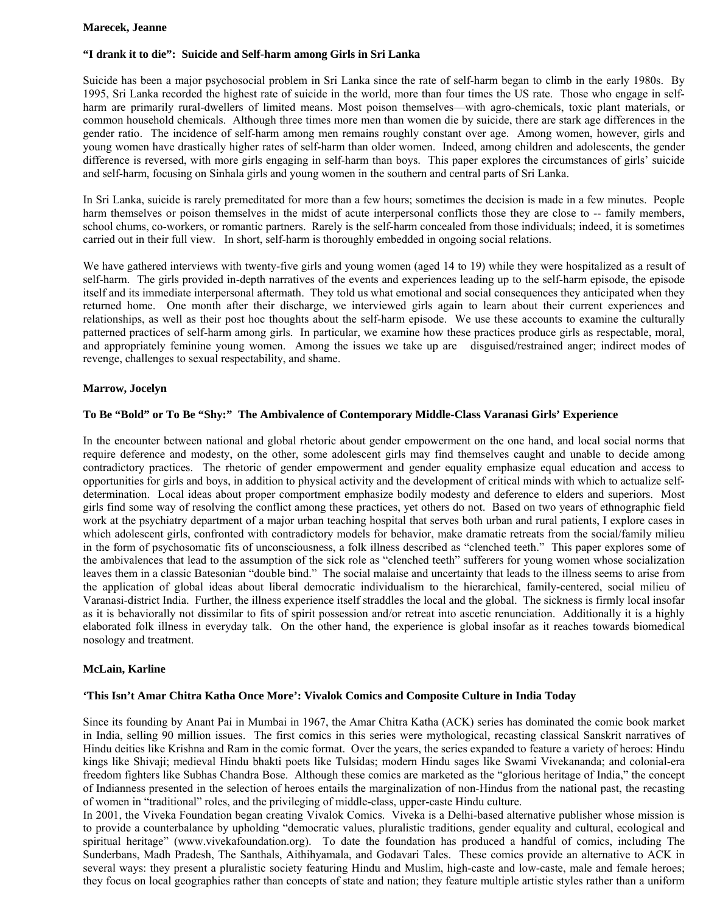**Marecek, Jeanne**

**"I drank it to die": Suicide and Self-harm among Girls in Sri Lanka**

Suicide has been a major psychosocial problem in Sri Lanka since the rate of self-harm began to climb in the early 1980s. By 1995, Sri Lanka recorded the highest rate of suicide in the world, more than four times the US rate. Those who engage in self-harm are primarily rural-dwellers of limited means. Most poison themselves—with agro-chemicals, toxic plant materials, or common household chemicals. Although three times more men than women die by suicide, there are stark age differences in the gender ratio. The incidence of self-harm among men remains roughly constant over age. Among women, however, girls and young women have drastically higher rates of self-harm than older women. Indeed, among children and adolescents, the gender difference is reversed, with more girls engaging in self-harm than boys. This paper explores the circumstances of girls' suicide and self-harm, focusing on Sinhala girls and young women in the southern and central parts of Sri Lanka.

In Sri Lanka, suicide is rarely premeditated for more than a few hours; sometimes the decision is made in a few minutes. People harm themselves or poison themselves in the midst of acute interpersonal conflicts those they are close to -- family members, school chums, co-workers, or romantic partners. Rarely is the self-harm concealed from those individuals; indeed, it is sometimes carried out in their full view. In short, self-harm is thoroughly embedded in ongoing social relations.

We have gathered interviews with twenty-five girls and young women (aged 14 to 19) while they were hospitalized as a result of self-harm. The girls provided in-depth narratives of the events and experiences leading up to the self-harm episode, the episode itself and its immediate interpersonal aftermath. They told us what emotional and social consequences they anticipated when they returned home. One month after their discharge, we interviewed girls again to learn about their current experiences and relationships, as well as their post hoc thoughts about the self-harm episode. We use these accounts to examine the culturally patterned practices of self-harm among girls. In particular, we examine how these practices produce girls as respectable, moral, and appropriately feminine young women. Among the issues we take up are disguised/restrained anger; indirect modes of revenge, challenges to sexual respectability, and shame.

**Marrow, Jocelyn**

**To Be "Bold" or To Be "Shy:" The Ambivalence of Contemporary Middle-Class Varanasi Girls' Experience**

In the encounter between national and global rhetoric about gender empowerment on the one hand, and local social norms that require deference and modesty, on the other, some adolescent girls may find themselves caught and unable to decide among contradictory practices. The rhetoric of gender empowerment and gender equality emphasize equal education and access to opportunities for girls and boys, in addition to physical activity and the development of critical minds with which to actualize self-determination. Local ideas about proper comportment emphasize bodily modesty and deference to elders and superiors. Most girls find some way of resolving the conflict among these practices, yet others do not. Based on two years of ethnographic field work at the psychiatry department of a major urban teaching hospital that serves both urban and rural patients, I explore cases in which adolescent girls, confronted with contradictory models for behavior, make dramatic retreats from the social/family milieu in the form of psychosomatic fits of unconsciousness, a folk illness described as "clenched teeth." This paper explores some of the ambivalences that lead to the assumption of the sick role as "clenched teeth" sufferers for young women whose socialization leaves them in a classic Batesonian "double bind." The social malaise and uncertainty that leads to the illness seems to arise from the application of global ideas about liberal democratic individualism to the hierarchical, family-centered, social milieu of Varanasi-district India. Further, the illness experience itself straddles the local and the global. The sickness is firmly local insofar as it is behaviorally not dissimilar to fits of spirit possession and/or retreat into ascetic renunciation. Additionally it is a highly elaborated folk illness in everyday talk. On the other hand, the experience is global insofar as it reaches towards biomedical nosology and treatment.

**McLain, Karline**

**'This Isn't Amar Chitra Katha Once More': Vivalok Comics and Composite Culture in India Today**

Since its founding by Anant Pai in Mumbai in 1967, the Amar Chitra Katha (ACK) series has dominated the comic book market in India, selling 90 million issues. The first comics in this series were mythological, recasting classical Sanskrit narratives of Hindu deities like Krishna and Ram in the comic format. Over the years, the series expanded to feature a variety of heroes: Hindu kings like Shivaji; medieval Hindu bhakti poets like Tulsidas; modern Hindu sages like Swami Vivekananda; and colonial-era freedom fighters like Subhas Chandra Bose. Although these comics are marketed as the "glorious heritage of India," the concept of Indianness presented in the selection of heroes entails the marginalization of non-Hindus from the national past, the recasting of women in "traditional" roles, and the privileging of middle-class, upper-caste Hindu culture.

In 2001, the Viveka Foundation began creating Vivalok Comics. Viveka is a Delhi-based alternative publisher whose mission is to provide a counterbalance by upholding "democratic values, pluralistic traditions, gender equality and cultural, ecological and spiritual heritage" (www.vivekafoundation.org). To date the foundation has produced a handful of comics, including The Sunderbans, Madh Pradesh, The Santhals, Aithihyamala, and Godavari Tales. These comics provide an alternative to ACK in several ways: they present a pluralistic society featuring Hindu and Muslim, high-caste and low-caste, male and female heroes; they focus on local geographies rather than concepts of state and nation; they feature multiple artistic styles rather than a uniform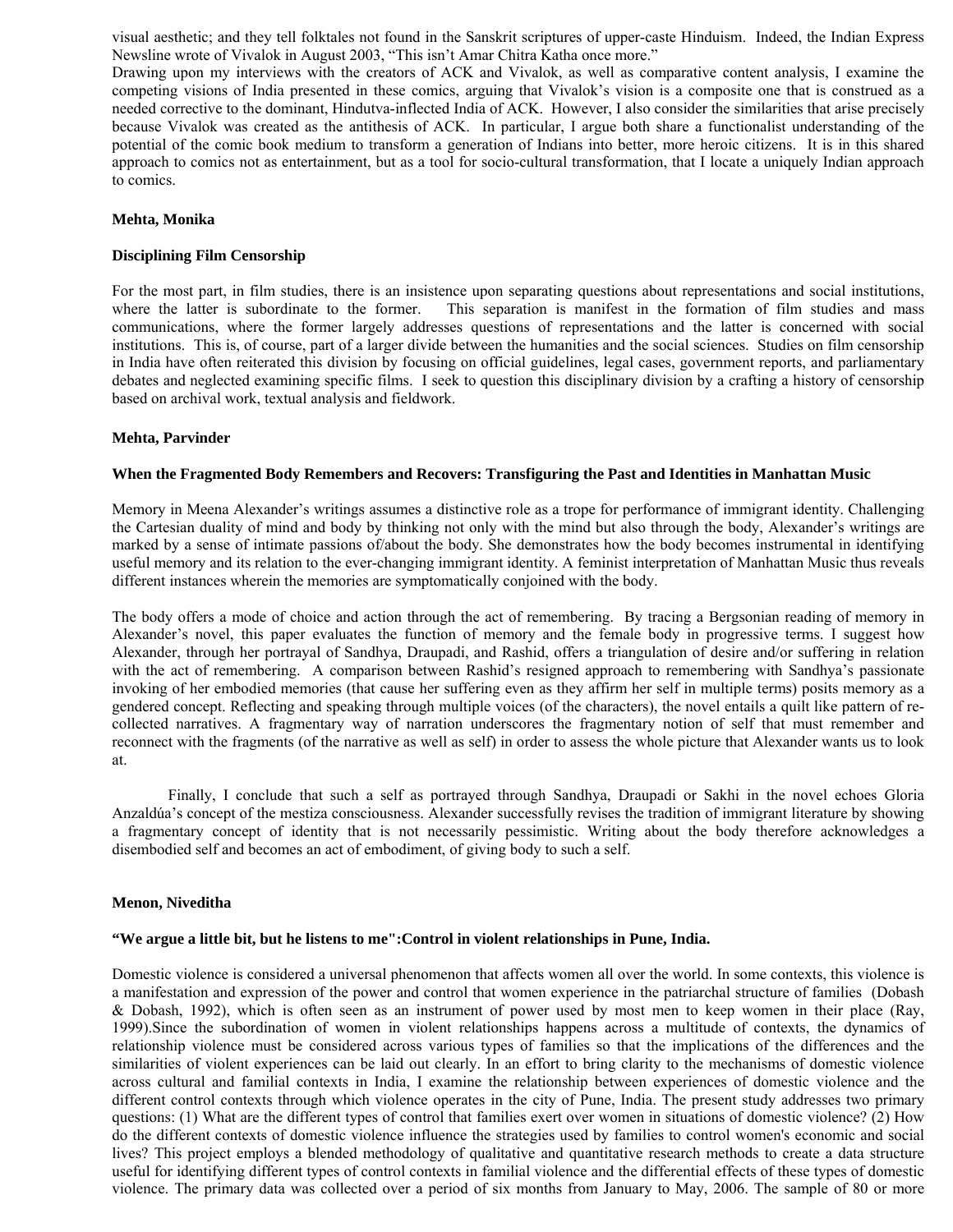visual aesthetic; and they tell folktales not found in the Sanskrit scriptures of upper-caste Hinduism. Indeed, the Indian Express Newsline wrote of Vivalok in August 2003, "This isn't Amar Chitra Katha once more."

Drawing upon my interviews with the creators of ACK and Vivalok, as well as comparative content analysis, I examine the competing visions of India presented in these comics, arguing that Vivalok's vision is a composite one that is construed as a needed corrective to the dominant, Hindutva-inflected India of ACK. However, I also consider the similarities that arise precisely because Vivalok was created as the antithesis of ACK. In particular, I argue both share a functionalist understanding of the potential of the comic book medium to transform a generation of Indians into better, more heroic citizens. It is in this shared approach to comics not as entertainment, but as a tool for socio-cultural transformation, that I locate a uniquely Indian approach to comics.

**Mehta, Monika**

**Disciplining Film Censorship**

For the most part, in film studies, there is an insistence upon separating questions about representations and social institutions, where the latter is subordinate to the former. This separation is manifest in the formation of film studies and mass communications, where the former largely addresses questions of representations and the latter is concerned with social institutions. This is, of course, part of a larger divide between the humanities and the social sciences. Studies on film censorship in India have often reiterated this division by focusing on official guidelines, legal cases, government reports, and parliamentary debates and neglected examining specific films. I seek to question this disciplinary division by a crafting a history of censorship based on archival work, textual analysis and fieldwork.

**Mehta, Parvinder**

**When the Fragmented Body Remembers and Recovers: Transfiguring the Past and Identities in Manhattan Music**

Memory in Meena Alexander's writings assumes a distinctive role as a trope for performance of immigrant identity. Challenging the Cartesian duality of mind and body by thinking not only with the mind but also through the body, Alexander's writings are marked by a sense of intimate passions of/about the body. She demonstrates how the body becomes instrumental in identifying useful memory and its relation to the ever-changing immigrant identity. A feminist interpretation of Manhattan Music thus reveals different instances wherein the memories are symptomatically conjoined with the body.

The body offers a mode of choice and action through the act of remembering. By tracing a Bergsonian reading of memory in Alexander's novel, this paper evaluates the function of memory and the female body in progressive terms. I suggest how Alexander, through her portrayal of Sandhya, Draupadi, and Rashid, offers a triangulation of desire and/or suffering in relation with the act of remembering. A comparison between Rashid's resigned approach to remembering with Sandhya's passionate invoking of her embodied memories (that cause her suffering even as they affirm her self in multiple terms) posits memory as a gendered concept. Reflecting and speaking through multiple voices (of the characters), the novel entails a quilt like pattern of re-collected narratives. A fragmentary way of narration underscores the fragmentary notion of self that must remember and reconnect with the fragments (of the narrative as well as self) in order to assess the whole picture that Alexander wants us to look at.

Finally, I conclude that such a self as portrayed through Sandhya, Draupadi or Sakhi in the novel echoes Gloria Anzaldúa's concept of the mestiza consciousness. Alexander successfully revises the tradition of immigrant literature by showing a fragmentary concept of identity that is not necessarily pessimistic. Writing about the body therefore acknowledges a disembodied self and becomes an act of embodiment, of giving body to such a self.

**Menon, Niveditha**

**"We argue a little bit, but he listens to me":Control in violent relationships in Pune, India.**

Domestic violence is considered a universal phenomenon that affects women all over the world. In some contexts, this violence is a manifestation and expression of the power and control that women experience in the patriarchal structure of families (Dobash & Dobash, 1992), which is often seen as an instrument of power used by most men to keep women in their place (Ray, 1999).Since the subordination of women in violent relationships happens across a multitude of contexts, the dynamics of relationship violence must be considered across various types of families so that the implications of the differences and the similarities of violent experiences can be laid out clearly. In an effort to bring clarity to the mechanisms of domestic violence across cultural and familial contexts in India, I examine the relationship between experiences of domestic violence and the different control contexts through which violence operates in the city of Pune, India. The present study addresses two primary questions: (1) What are the different types of control that families exert over women in situations of domestic violence? (2) How do the different contexts of domestic violence influence the strategies used by families to control women's economic and social lives? This project employs a blended methodology of qualitative and quantitative research methods to create a data structure useful for identifying different types of control contexts in familial violence and the differential effects of these types of domestic violence. The primary data was collected over a period of six months from January to May, 2006. The sample of 80 or more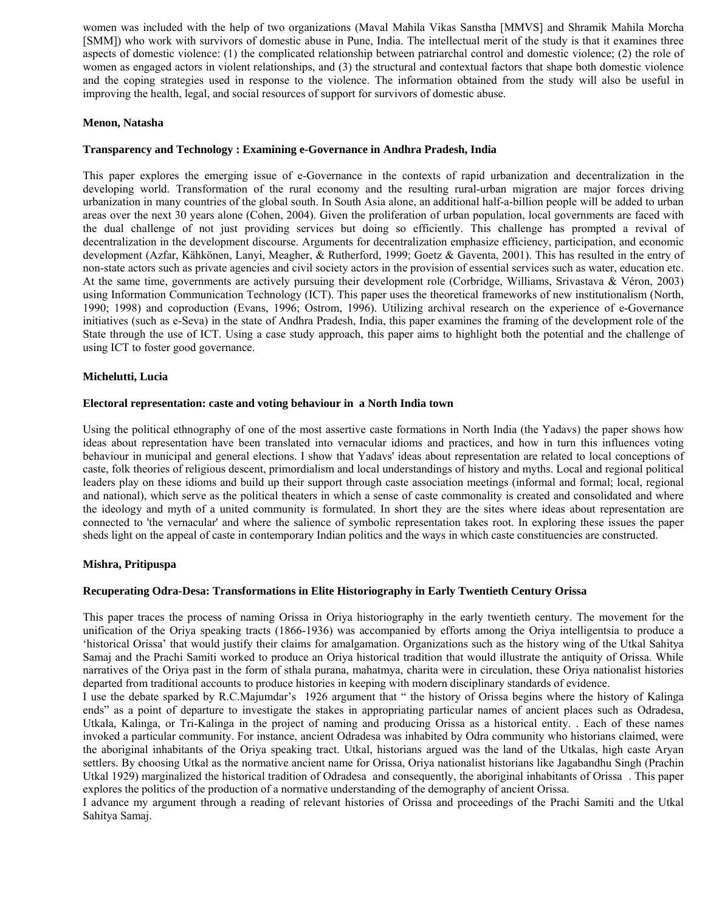women was included with the help of two organizations (Maval Mahila Vikas Sanstha [MMVS] and Shramik Mahila Morcha [SMM]) who work with survivors of domestic abuse in Pune, India. The intellectual merit of the study is that it examines three aspects of domestic violence: (1) the complicated relationship between patriarchal control and domestic violence; (2) the role of women as engaged actors in violent relationships, and (3) the structural and contextual factors that shape both domestic violence and the coping strategies used in response to the violence. The information obtained from the study will also be useful in improving the health, legal, and social resources of support for survivors of domestic abuse.

**Menon, Natasha**

**Transparency and Technology : Examining e-Governance in Andhra Pradesh, India**

This paper explores the emerging issue of e-Governance in the contexts of rapid urbanization and decentralization in the developing world. Transformation of the rural economy and the resulting rural-urban migration are major forces driving urbanization in many countries of the global south. In South Asia alone, an additional half-a-billion people will be added to urban areas over the next 30 years alone (Cohen, 2004). Given the proliferation of urban population, local governments are faced with the dual challenge of not just providing services but doing so efficiently. This challenge has prompted a revival of decentralization in the development discourse. Arguments for decentralization emphasize efficiency, participation, and economic development (Azfar, Kähkönen, Lanyi, Meagher, & Rutherford, 1999; Goetz & Gaventa, 2001). This has resulted in the entry of non-state actors such as private agencies and civil society actors in the provision of essential services such as water, education etc. At the same time, governments are actively pursuing their development role (Corbridge, Williams, Srivastava & Véron, 2003) using Information Communication Technology (ICT). This paper uses the theoretical frameworks of new institutionalism (North, 1990; 1998) and coproduction (Evans, 1996; Ostrom, 1996). Utilizing archival research on the experience of e-Governance initiatives (such as e-Seva) in the state of Andhra Pradesh, India, this paper examines the framing of the development role of the State through the use of ICT. Using a case study approach, this paper aims to highlight both the potential and the challenge of using ICT to foster good governance.

**Michelutti, Lucia**

**Electoral representation: caste and voting behaviour in a North India town**

Using the political ethnography of one of the most assertive caste formations in North India (the Yadavs) the paper shows how ideas about representation have been translated into vernacular idioms and practices, and how in turn this influences voting behaviour in municipal and general elections. I show that Yadavs' ideas about representation are related to local conceptions of caste, folk theories of religious descent, primordialism and local understandings of history and myths. Local and regional political leaders play on these idioms and build up their support through caste association meetings (informal and formal; local, regional and national), which serve as the political theaters in which a sense of caste commonality is created and consolidated and where the ideology and myth of a united community is formulated. In short they are the sites where ideas about representation are connected to 'the vernacular' and where the salience of symbolic representation takes root. In exploring these issues the paper sheds light on the appeal of caste in contemporary Indian politics and the ways in which caste constituencies are constructed.

**Mishra, Pritipuspa**

**Recuperating Odra-Desa: Transformations in Elite Historiography in Early Twentieth Century Orissa**

This paper traces the process of naming Orissa in Oriya historiography in the early twentieth century. The movement for the unification of the Oriya speaking tracts (1866-1936) was accompanied by efforts among the Oriya intelligentsia to produce a 'historical Orissa' that would justify their claims for amalgamation. Organizations such as the history wing of the Utkal Sahitya Samaj and the Prachi Samiti worked to produce an Oriya historical tradition that would illustrate the antiquity of Orissa. While narratives of the Oriya past in the form of sthala purana, mahatmya, charita were in circulation, these Oriya nationalist histories departed from traditional accounts to produce histories in keeping with modern disciplinary standards of evidence.

I use the debate sparked by R.C.Majumdar's 1926 argument that " the history of Orissa begins where the history of Kalinga ends" as a point of departure to investigate the stakes in appropriating particular names of ancient places such as Odradesa, Utkala, Kalinga, or Tri-Kalinga in the project of naming and producing Orissa as a historical entity. . Each of these names invoked a particular community. For instance, ancient Odradesa was inhabited by Odra community who historians claimed, were the aboriginal inhabitants of the Oriya speaking tract. Utkal, historians argued was the land of the Utkalas, high caste Aryan settlers. By choosing Utkal as the normative ancient name for Orissa, Oriya nationalist historians like Jagabandhu Singh (Prachin Utkal 1929) marginalized the historical tradition of Odradesa and consequently, the aboriginal inhabitants of Orissa . This paper explores the politics of the production of a normative understanding of the demography of ancient Orissa.

I advance my argument through a reading of relevant histories of Orissa and proceedings of the Prachi Samiti and the Utkal Sahitya Samaj.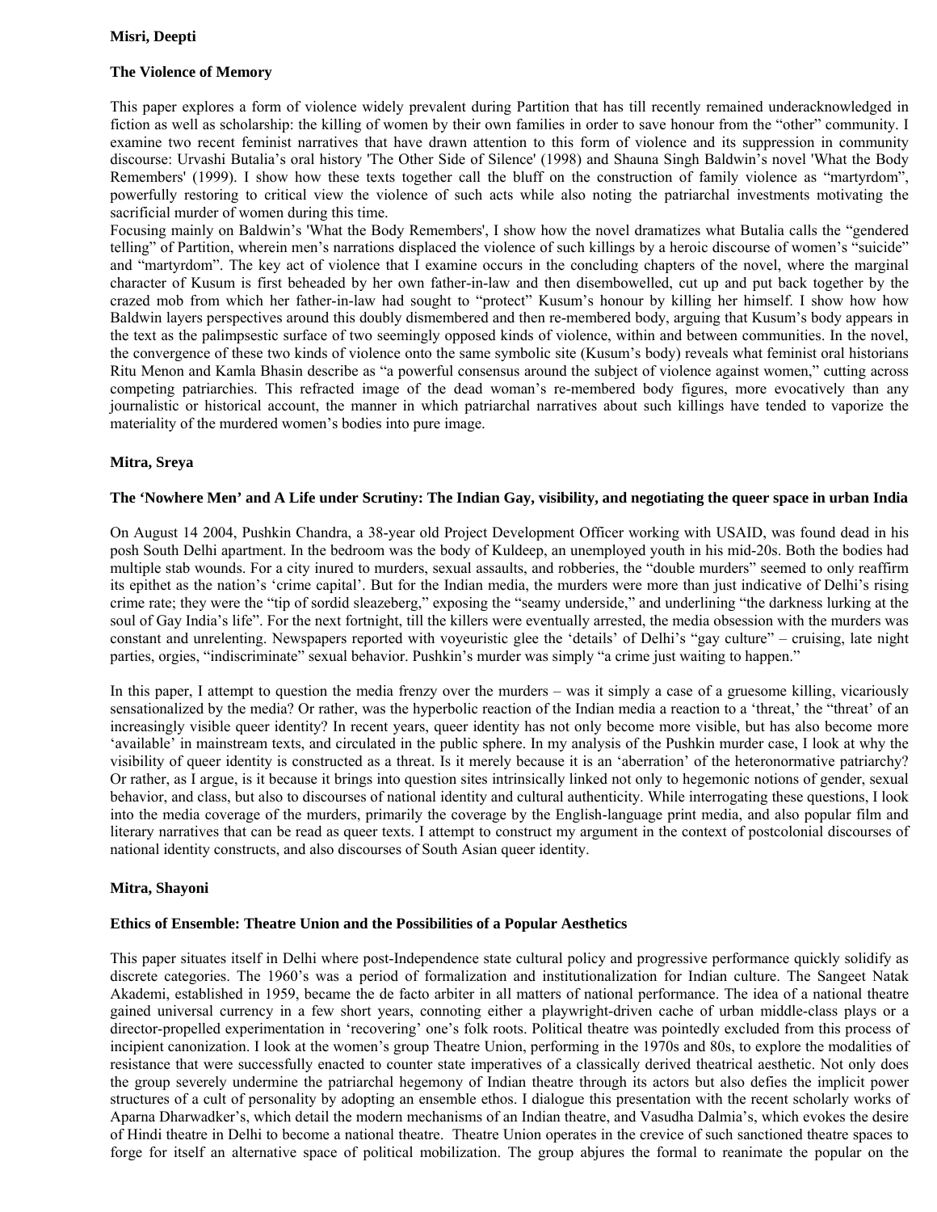**Misri, Deepti**

**The Violence of Memory**

This paper explores a form of violence widely prevalent during Partition that has till recently remained underacknowledged in fiction as well as scholarship: the killing of women by their own families in order to save honour from the “other” community. I examine two recent feminist narratives that have drawn attention to this form of violence and its suppression in community discourse: Urvashi Butalia’s oral history 'The Other Side of Silence' (1998) and Shauna Singh Baldwin’s novel 'What the Body Remembers' (1999). I show how these texts together call the bluff on the construction of family violence as “martyrdom”, powerfully restoring to critical view the violence of such acts while also noting the patriarchal investments motivating the sacrificial murder of women during this time.
Focusing mainly on Baldwin’s 'What the Body Remembers', I show how the novel dramatizes what Butalia calls the “gendered telling” of Partition, wherein men’s narrations displaced the violence of such killings by a heroic discourse of women’s “suicide” and “martyrdom”. The key act of violence that I examine occurs in the concluding chapters of the novel, where the marginal character of Kusum is first beheaded by her own father-in-law and then disembowelled, cut up and put back together by the crazed mob from which her father-in-law had sought to “protect” Kusum’s honour by killing her himself. I show how how Baldwin layers perspectives around this doubly dismembered and then re-membered body, arguing that Kusum’s body appears in the text as the palimpsestic surface of two seemingly opposed kinds of violence, within and between communities. In the novel, the convergence of these two kinds of violence onto the same symbolic site (Kusum’s body) reveals what feminist oral historians Ritu Menon and Kamla Bhasin describe as “a powerful consensus around the subject of violence against women,” cutting across competing patriarchies. This refracted image of the dead woman’s re-membered body figures, more evocatively than any journalistic or historical account, the manner in which patriarchal narratives about such killings have tended to vaporize the materiality of the murdered women’s bodies into pure image.

**Mitra, Sreya**

**The ‘Nowhere Men’ and A Life under Scrutiny: The Indian Gay, visibility, and negotiating the queer space in urban India**

On August 14 2004, Pushkin Chandra, a 38-year old Project Development Officer working with USAID, was found dead in his posh South Delhi apartment. In the bedroom was the body of Kuldeep, an unemployed youth in his mid-20s. Both the bodies had multiple stab wounds. For a city inured to murders, sexual assaults, and robberies, the “double murders” seemed to only reaffirm its epithet as the nation’s ‘crime capital’. But for the Indian media, the murders were more than just indicative of Delhi’s rising crime rate; they were the “tip of sordid sleazeberg,” exposing the “seamy underside,” and underlining “the darkness lurking at the soul of Gay India’s life”. For the next fortnight, till the killers were eventually arrested, the media obsession with the murders was constant and unrelenting. Newspapers reported with voyeuristic glee the ‘details’ of Delhi’s “gay culture” – cruising, late night parties, orgies, “indiscriminate” sexual behavior. Pushkin’s murder was simply “a crime just waiting to happen.”

In this paper, I attempt to question the media frenzy over the murders – was it simply a case of a gruesome killing, vicariously sensationalized by the media? Or rather, was the hyperbolic reaction of the Indian media a reaction to a ‘threat,’ the “threat’ of an increasingly visible queer identity? In recent years, queer identity has not only become more visible, but has also become more ‘available’ in mainstream texts, and circulated in the public sphere. In my analysis of the Pushkin murder case, I look at why the visibility of queer identity is constructed as a threat. Is it merely because it is an ‘aberration’ of the heteronormative patriarchy? Or rather, as I argue, is it because it brings into question sites intrinsically linked not only to hegemonic notions of gender, sexual behavior, and class, but also to discourses of national identity and cultural authenticity. While interrogating these questions, I look into the media coverage of the murders, primarily the coverage by the English-language print media, and also popular film and literary narratives that can be read as queer texts. I attempt to construct my argument in the context of postcolonial discourses of national identity constructs, and also discourses of South Asian queer identity.

**Mitra, Shayoni**

**Ethics of Ensemble: Theatre Union and the Possibilities of a Popular Aesthetics**

This paper situates itself in Delhi where post-Independence state cultural policy and progressive performance quickly solidify as discrete categories. The 1960’s was a period of formalization and institutionalization for Indian culture. The Sangeet Natak Akademi, established in 1959, became the de facto arbiter in all matters of national performance. The idea of a national theatre gained universal currency in a few short years, connoting either a playwright-driven cache of urban middle-class plays or a director-propelled experimentation in ‘recovering’ one’s folk roots. Political theatre was pointedly excluded from this process of incipient canonization. I look at the women’s group Theatre Union, performing in the 1970s and 80s, to explore the modalities of resistance that were successfully enacted to counter state imperatives of a classically derived theatrical aesthetic. Not only does the group severely undermine the patriarchal hegemony of Indian theatre through its actors but also defies the implicit power structures of a cult of personality by adopting an ensemble ethos. I dialogue this presentation with the recent scholarly works of Aparna Dharwadker’s, which detail the modern mechanisms of an Indian theatre, and Vasudha Dalmia’s, which evokes the desire of Hindi theatre in Delhi to become a national theatre. Theatre Union operates in the crevice of such sanctioned theatre spaces to forge for itself an alternative space of political mobilization. The group abjures the formal to reanimate the popular on the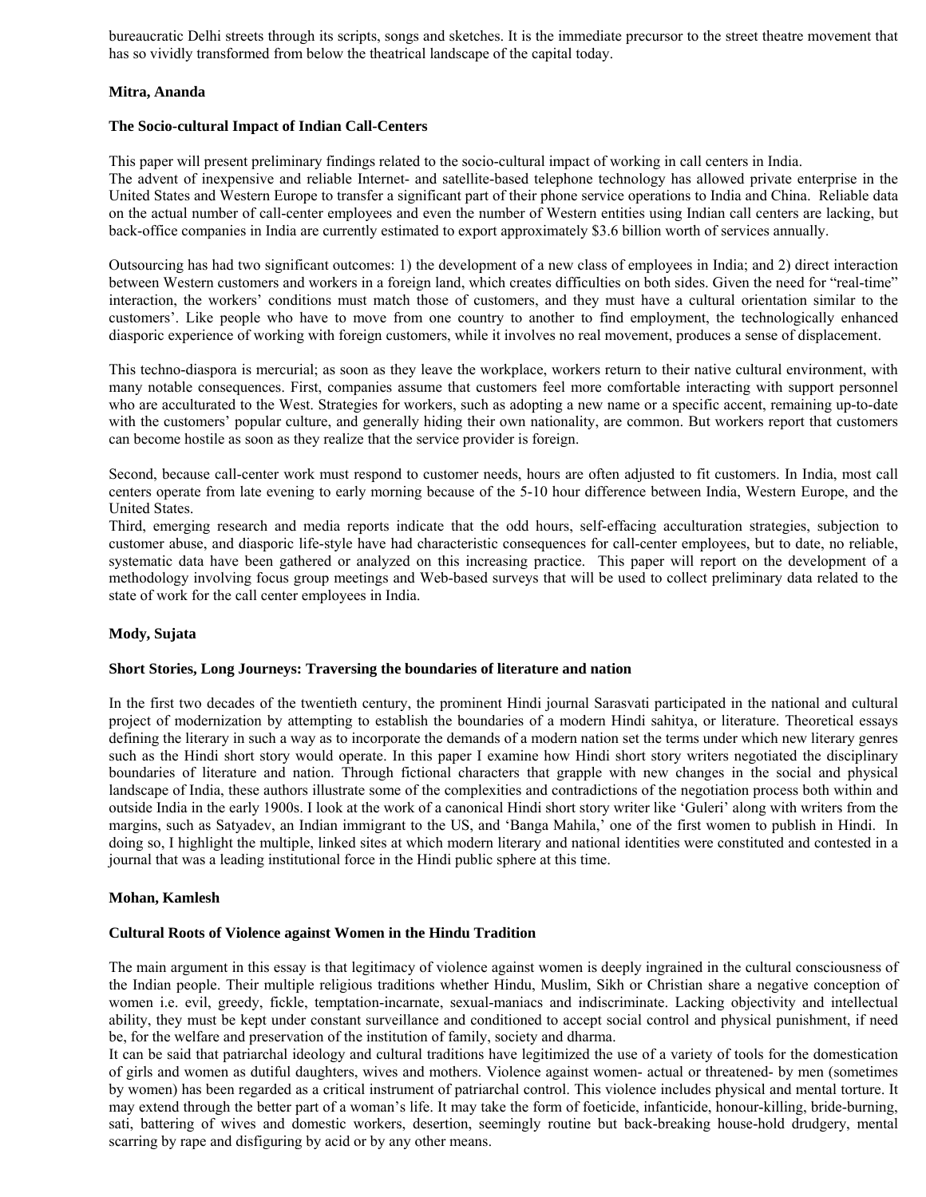bureaucratic Delhi streets through its scripts, songs and sketches. It is the immediate precursor to the street theatre movement that has so vividly transformed from below the theatrical landscape of the capital today.

**Mitra, Ananda**

**The Socio-cultural Impact of Indian Call-Centers**

This paper will present preliminary findings related to the socio-cultural impact of working in call centers in India.
The advent of inexpensive and reliable Internet- and satellite-based telephone technology has allowed private enterprise in the United States and Western Europe to transfer a significant part of their phone service operations to India and China. Reliable data on the actual number of call-center employees and even the number of Western entities using Indian call centers are lacking, but back-office companies in India are currently estimated to export approximately $3.6 billion worth of services annually.

Outsourcing has had two significant outcomes: 1) the development of a new class of employees in India; and 2) direct interaction between Western customers and workers in a foreign land, which creates difficulties on both sides. Given the need for "real-time" interaction, the workers' conditions must match those of customers, and they must have a cultural orientation similar to the customers'. Like people who have to move from one country to another to find employment, the technologically enhanced diasporic experience of working with foreign customers, while it involves no real movement, produces a sense of displacement.

This techno-diaspora is mercurial; as soon as they leave the workplace, workers return to their native cultural environment, with many notable consequences. First, companies assume that customers feel more comfortable interacting with support personnel who are acculturated to the West. Strategies for workers, such as adopting a new name or a specific accent, remaining up-to-date with the customers' popular culture, and generally hiding their own nationality, are common. But workers report that customers can become hostile as soon as they realize that the service provider is foreign.

Second, because call-center work must respond to customer needs, hours are often adjusted to fit customers. In India, most call centers operate from late evening to early morning because of the 5-10 hour difference between India, Western Europe, and the United States.
Third, emerging research and media reports indicate that the odd hours, self-effacing acculturation strategies, subjection to customer abuse, and diasporic life-style have had characteristic consequences for call-center employees, but to date, no reliable, systematic data have been gathered or analyzed on this increasing practice. This paper will report on the development of a methodology involving focus group meetings and Web-based surveys that will be used to collect preliminary data related to the state of work for the call center employees in India.

**Mody, Sujata**

**Short Stories, Long Journeys: Traversing the boundaries of literature and nation**

In the first two decades of the twentieth century, the prominent Hindi journal Sarasvati participated in the national and cultural project of modernization by attempting to establish the boundaries of a modern Hindi sahitya, or literature. Theoretical essays defining the literary in such a way as to incorporate the demands of a modern nation set the terms under which new literary genres such as the Hindi short story would operate. In this paper I examine how Hindi short story writers negotiated the disciplinary boundaries of literature and nation. Through fictional characters that grapple with new changes in the social and physical landscape of India, these authors illustrate some of the complexities and contradictions of the negotiation process both within and outside India in the early 1900s. I look at the work of a canonical Hindi short story writer like 'Guleri' along with writers from the margins, such as Satyadev, an Indian immigrant to the US, and 'Banga Mahila,' one of the first women to publish in Hindi. In doing so, I highlight the multiple, linked sites at which modern literary and national identities were constituted and contested in a journal that was a leading institutional force in the Hindi public sphere at this time.

**Mohan, Kamlesh**

**Cultural Roots of Violence against Women in the Hindu Tradition**

The main argument in this essay is that legitimacy of violence against women is deeply ingrained in the cultural consciousness of the Indian people. Their multiple religious traditions whether Hindu, Muslim, Sikh or Christian share a negative conception of women i.e. evil, greedy, fickle, temptation-incarnate, sexual-maniacs and indiscriminate. Lacking objectivity and intellectual ability, they must be kept under constant surveillance and conditioned to accept social control and physical punishment, if need be, for the welfare and preservation of the institution of family, society and dharma.
It can be said that patriarchal ideology and cultural traditions have legitimized the use of a variety of tools for the domestication of girls and women as dutiful daughters, wives and mothers. Violence against women- actual or threatened- by men (sometimes by women) has been regarded as a critical instrument of patriarchal control. This violence includes physical and mental torture. It may extend through the better part of a woman's life. It may take the form of foeticide, infanticide, honour-killing, bride-burning, sati, battering of wives and domestic workers, desertion, seemingly routine but back-breaking house-hold drudgery, mental scarring by rape and disfiguring by acid or by any other means.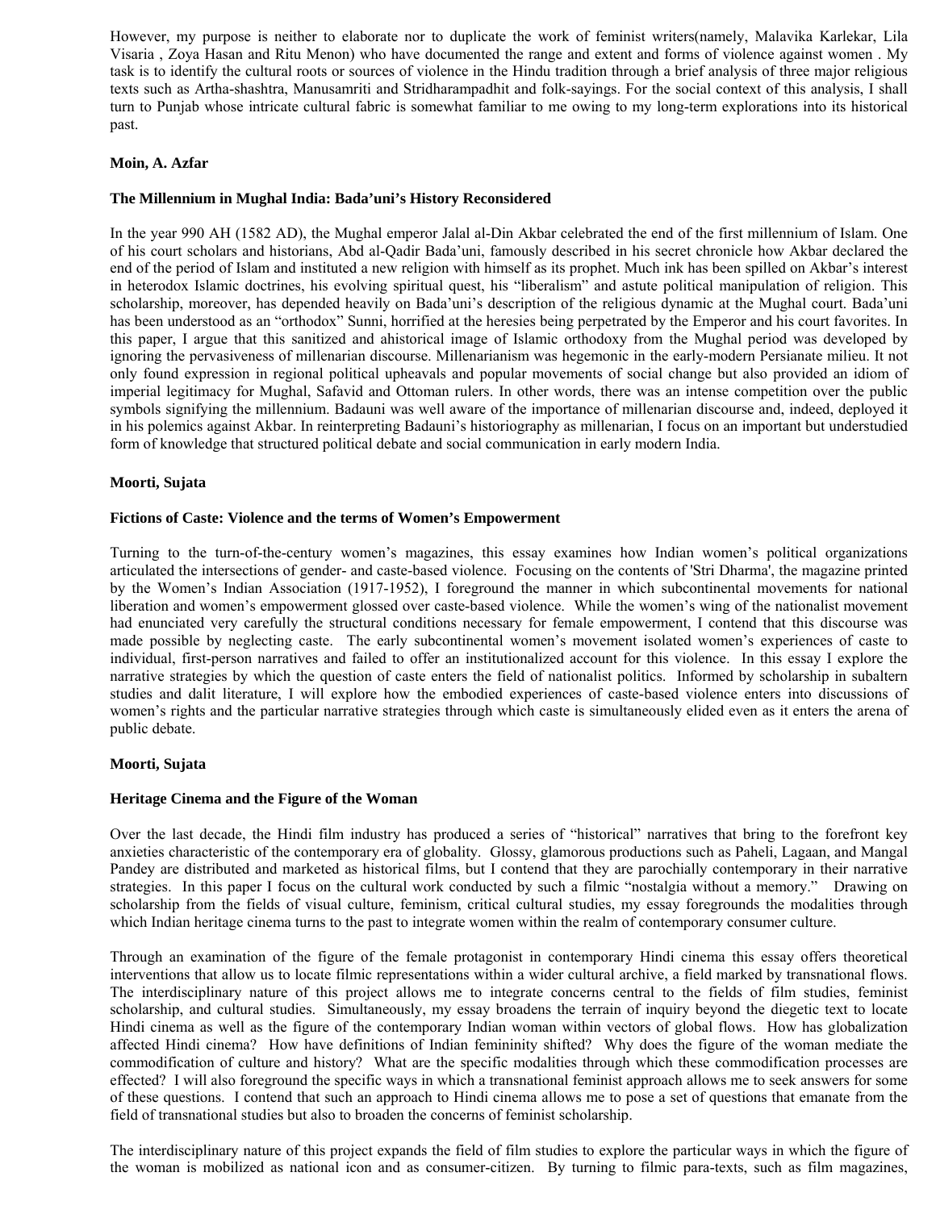However, my purpose is neither to elaborate nor to duplicate the work of feminist writers(namely, Malavika Karlekar, Lila Visaria , Zoya Hasan and Ritu Menon) who have documented the range and extent and forms of violence against women . My task is to identify the cultural roots or sources of violence in the Hindu tradition through a brief analysis of three major religious texts such as Artha-shashtra, Manusamriti and Stridharampadhit and folk-sayings. For the social context of this analysis, I shall turn to Punjab whose intricate cultural fabric is somewhat familiar to me owing to my long-term explorations into its historical past.

**Moin, A. Azfar**

**The Millennium in Mughal India: Bada'uni's History Reconsidered**

In the year 990 AH (1582 AD), the Mughal emperor Jalal al-Din Akbar celebrated the end of the first millennium of Islam. One of his court scholars and historians, Abd al-Qadir Bada'uni, famously described in his secret chronicle how Akbar declared the end of the period of Islam and instituted a new religion with himself as its prophet. Much ink has been spilled on Akbar's interest in heterodox Islamic doctrines, his evolving spiritual quest, his "liberalism" and astute political manipulation of religion. This scholarship, moreover, has depended heavily on Bada'uni's description of the religious dynamic at the Mughal court. Bada'uni has been understood as an "orthodox" Sunni, horrified at the heresies being perpetrated by the Emperor and his court favorites. In this paper, I argue that this sanitized and ahistorical image of Islamic orthodoxy from the Mughal period was developed by ignoring the pervasiveness of millenarian discourse. Millenarianism was hegemonic in the early-modern Persianate milieu. It not only found expression in regional political upheavals and popular movements of social change but also provided an idiom of imperial legitimacy for Mughal, Safavid and Ottoman rulers. In other words, there was an intense competition over the public symbols signifying the millennium. Badauni was well aware of the importance of millenarian discourse and, indeed, deployed it in his polemics against Akbar. In reinterpreting Badauni's historiography as millenarian, I focus on an important but understudied form of knowledge that structured political debate and social communication in early modern India.

**Moorti, Sujata**

**Fictions of Caste: Violence and the terms of Women's Empowerment**

Turning to the turn-of-the-century women's magazines, this essay examines how Indian women's political organizations articulated the intersections of gender- and caste-based violence. Focusing on the contents of 'Stri Dharma', the magazine printed by the Women's Indian Association (1917-1952), I foreground the manner in which subcontinental movements for national liberation and women's empowerment glossed over caste-based violence. While the women's wing of the nationalist movement had enunciated very carefully the structural conditions necessary for female empowerment, I contend that this discourse was made possible by neglecting caste. The early subcontinental women's movement isolated women's experiences of caste to individual, first-person narratives and failed to offer an institutionalized account for this violence. In this essay I explore the narrative strategies by which the question of caste enters the field of nationalist politics. Informed by scholarship in subaltern studies and dalit literature, I will explore how the embodied experiences of caste-based violence enters into discussions of women's rights and the particular narrative strategies through which caste is simultaneously elided even as it enters the arena of public debate.

**Moorti, Sujata**

**Heritage Cinema and the Figure of the Woman**

Over the last decade, the Hindi film industry has produced a series of "historical" narratives that bring to the forefront key anxieties characteristic of the contemporary era of globality. Glossy, glamorous productions such as Paheli, Lagaan, and Mangal Pandey are distributed and marketed as historical films, but I contend that they are parochially contemporary in their narrative strategies. In this paper I focus on the cultural work conducted by such a filmic "nostalgia without a memory." Drawing on scholarship from the fields of visual culture, feminism, critical cultural studies, my essay foregrounds the modalities through which Indian heritage cinema turns to the past to integrate women within the realm of contemporary consumer culture.

Through an examination of the figure of the female protagonist in contemporary Hindi cinema this essay offers theoretical interventions that allow us to locate filmic representations within a wider cultural archive, a field marked by transnational flows. The interdisciplinary nature of this project allows me to integrate concerns central to the fields of film studies, feminist scholarship, and cultural studies. Simultaneously, my essay broadens the terrain of inquiry beyond the diegetic text to locate Hindi cinema as well as the figure of the contemporary Indian woman within vectors of global flows. How has globalization affected Hindi cinema? How have definitions of Indian femininity shifted? Why does the figure of the woman mediate the commodification of culture and history? What are the specific modalities through which these commodification processes are effected? I will also foreground the specific ways in which a transnational feminist approach allows me to seek answers for some of these questions. I contend that such an approach to Hindi cinema allows me to pose a set of questions that emanate from the field of transnational studies but also to broaden the concerns of feminist scholarship.

The interdisciplinary nature of this project expands the field of film studies to explore the particular ways in which the figure of the woman is mobilized as national icon and as consumer-citizen. By turning to filmic para-texts, such as film magazines,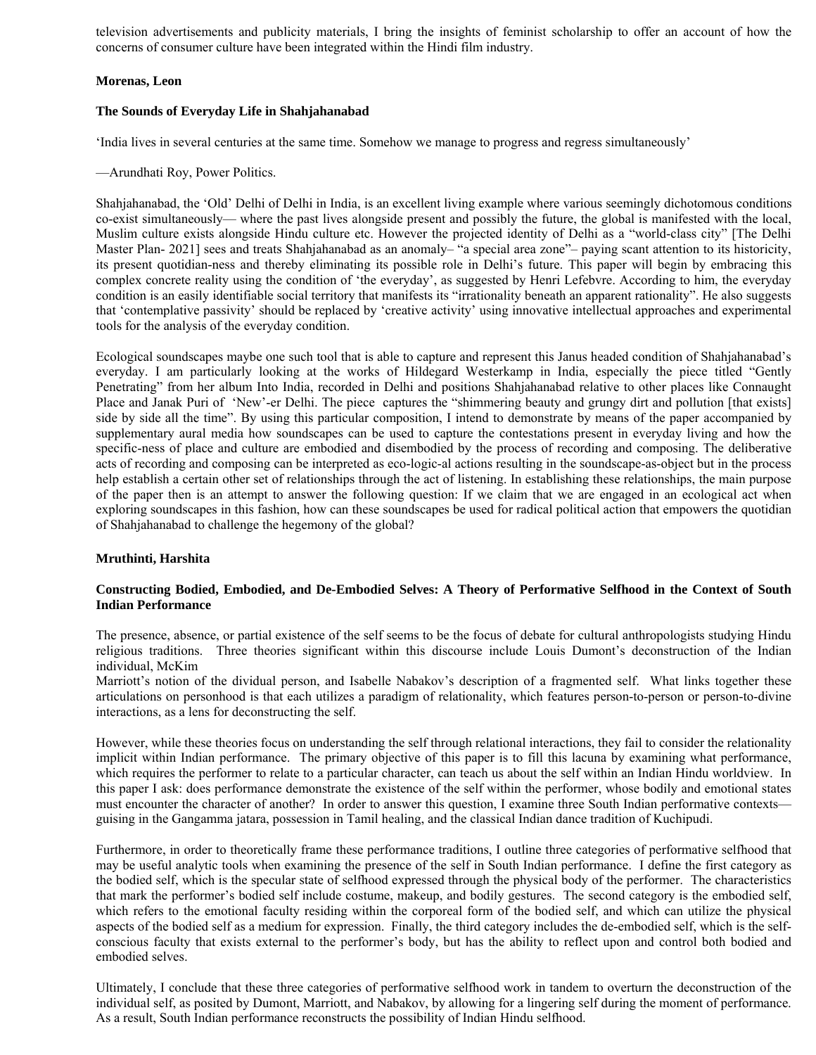television advertisements and publicity materials, I bring the insights of feminist scholarship to offer an account of how the concerns of consumer culture have been integrated within the Hindi film industry.

**Morenas, Leon**

**The Sounds of Everyday Life in Shahjahanabad**

'India lives in several centuries at the same time. Somehow we manage to progress and regress simultaneously'

—Arundhati Roy, Power Politics.

Shahjahanabad, the 'Old' Delhi of Delhi in India, is an excellent living example where various seemingly dichotomous conditions co-exist simultaneously— where the past lives alongside present and possibly the future, the global is manifested with the local, Muslim culture exists alongside Hindu culture etc. However the projected identity of Delhi as a "world-class city" [The Delhi Master Plan- 2021] sees and treats Shahjahanabad as an anomaly– "a special area zone"– paying scant attention to its historicity, its present quotidian-ness and thereby eliminating its possible role in Delhi's future. This paper will begin by embracing this complex concrete reality using the condition of 'the everyday', as suggested by Henri Lefebvre. According to him, the everyday condition is an easily identifiable social territory that manifests its "irrationality beneath an apparent rationality". He also suggests that 'contemplative passivity' should be replaced by 'creative activity' using innovative intellectual approaches and experimental tools for the analysis of the everyday condition.

Ecological soundscapes maybe one such tool that is able to capture and represent this Janus headed condition of Shahjahanabad's everyday. I am particularly looking at the works of Hildegard Westerkamp in India, especially the piece titled "Gently Penetrating" from her album Into India, recorded in Delhi and positions Shahjahanabad relative to other places like Connaught Place and Janak Puri of 'New'-er Delhi. The piece captures the "shimmering beauty and grungy dirt and pollution [that exists] side by side all the time". By using this particular composition, I intend to demonstrate by means of the paper accompanied by supplementary aural media how soundscapes can be used to capture the contestations present in everyday living and how the specific-ness of place and culture are embodied and disembodied by the process of recording and composing. The deliberative acts of recording and composing can be interpreted as eco-logic-al actions resulting in the soundscape-as-object but in the process help establish a certain other set of relationships through the act of listening. In establishing these relationships, the main purpose of the paper then is an attempt to answer the following question: If we claim that we are engaged in an ecological act when exploring soundscapes in this fashion, how can these soundscapes be used for radical political action that empowers the quotidian of Shahjahanabad to challenge the hegemony of the global?

**Mruthinti, Harshita**

**Constructing Bodied, Embodied, and De-Embodied Selves: A Theory of Performative Selfhood in the Context of South Indian Performance**

The presence, absence, or partial existence of the self seems to be the focus of debate for cultural anthropologists studying Hindu religious traditions. Three theories significant within this discourse include Louis Dumont's deconstruction of the Indian individual, McKim Marriott's notion of the dividual person, and Isabelle Nabakov's description of a fragmented self. What links together these articulations on personhood is that each utilizes a paradigm of relationality, which features person-to-person or person-to-divine interactions, as a lens for deconstructing the self.

However, while these theories focus on understanding the self through relational interactions, they fail to consider the relationality implicit within Indian performance. The primary objective of this paper is to fill this lacuna by examining what performance, which requires the performer to relate to a particular character, can teach us about the self within an Indian Hindu worldview. In this paper I ask: does performance demonstrate the existence of the self within the performer, whose bodily and emotional states must encounter the character of another? In order to answer this question, I examine three South Indian performative contexts—guising in the Gangamma jatara, possession in Tamil healing, and the classical Indian dance tradition of Kuchipudi.

Furthermore, in order to theoretically frame these performance traditions, I outline three categories of performative selfhood that may be useful analytic tools when examining the presence of the self in South Indian performance. I define the first category as the bodied self, which is the specular state of selfhood expressed through the physical body of the performer. The characteristics that mark the performer's bodied self include costume, makeup, and bodily gestures. The second category is the embodied self, which refers to the emotional faculty residing within the corporeal form of the bodied self, and which can utilize the physical aspects of the bodied self as a medium for expression. Finally, the third category includes the de-embodied self, which is the self-conscious faculty that exists external to the performer's body, but has the ability to reflect upon and control both bodied and embodied selves.

Ultimately, I conclude that these three categories of performative selfhood work in tandem to overturn the deconstruction of the individual self, as posited by Dumont, Marriott, and Nabakov, by allowing for a lingering self during the moment of performance. As a result, South Indian performance reconstructs the possibility of Indian Hindu selfhood.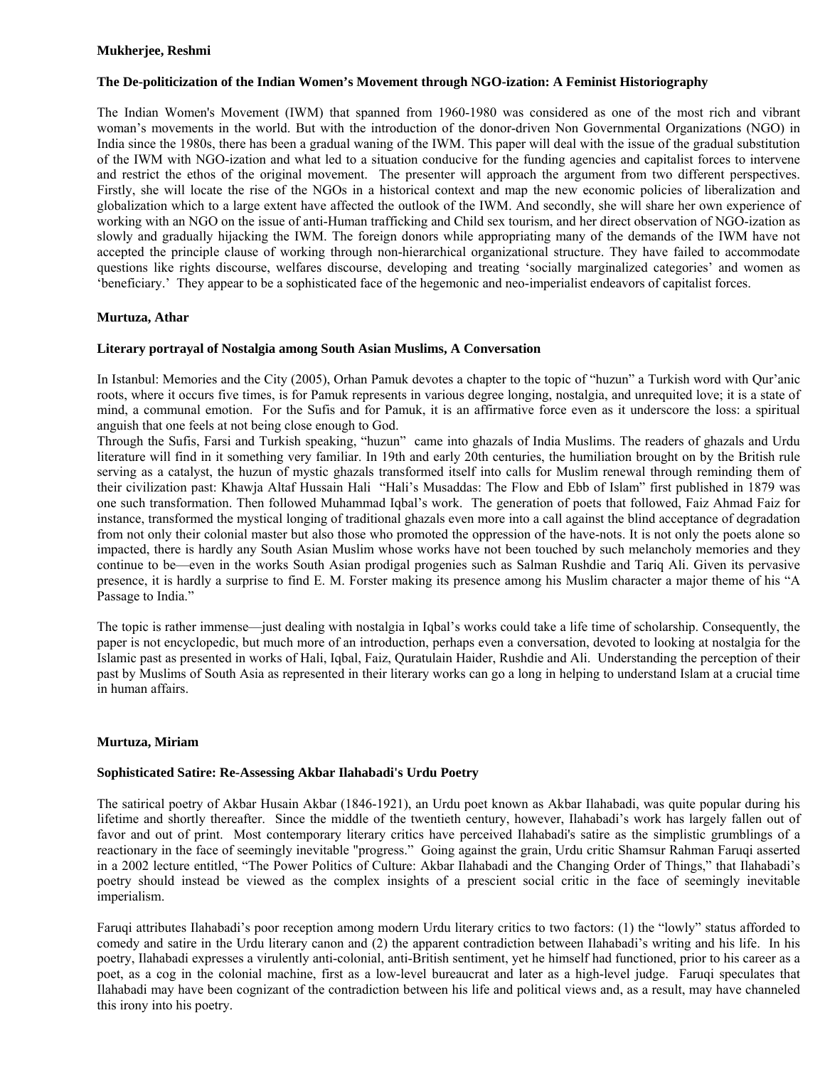**Mukherjee, Reshmi**

**The De-politicization of the Indian Women's Movement through NGO-ization: A Feminist Historiography**

The Indian Women's Movement (IWM) that spanned from 1960-1980 was considered as one of the most rich and vibrant woman's movements in the world. But with the introduction of the donor-driven Non Governmental Organizations (NGO) in India since the 1980s, there has been a gradual waning of the IWM. This paper will deal with the issue of the gradual substitution of the IWM with NGO-ization and what led to a situation conducive for the funding agencies and capitalist forces to intervene and restrict the ethos of the original movement. The presenter will approach the argument from two different perspectives. Firstly, she will locate the rise of the NGOs in a historical context and map the new economic policies of liberalization and globalization which to a large extent have affected the outlook of the IWM. And secondly, she will share her own experience of working with an NGO on the issue of anti-Human trafficking and Child sex tourism, and her direct observation of NGO-ization as slowly and gradually hijacking the IWM. The foreign donors while appropriating many of the demands of the IWM have not accepted the principle clause of working through non-hierarchical organizational structure. They have failed to accommodate questions like rights discourse, welfares discourse, developing and treating 'socially marginalized categories' and women as 'beneficiary.' They appear to be a sophisticated face of the hegemonic and neo-imperialist endeavors of capitalist forces.

**Murtuza, Athar**

**Literary portrayal of Nostalgia among South Asian Muslims, A Conversation**

In Istanbul: Memories and the City (2005), Orhan Pamuk devotes a chapter to the topic of "huzun" a Turkish word with Qur'anic roots, where it occurs five times, is for Pamuk represents in various degree longing, nostalgia, and unrequited love; it is a state of mind, a communal emotion. For the Sufis and for Pamuk, it is an affirmative force even as it underscore the loss: a spiritual anguish that one feels at not being close enough to God.
Through the Sufis, Farsi and Turkish speaking, "huzun" came into ghazals of India Muslims. The readers of ghazals and Urdu literature will find in it something very familiar. In 19th and early 20th centuries, the humiliation brought on by the British rule serving as a catalyst, the huzun of mystic ghazals transformed itself into calls for Muslim renewal through reminding them of their civilization past: Khawja Altaf Hussain Hali "Hali's Musaddas: The Flow and Ebb of Islam" first published in 1879 was one such transformation. Then followed Muhammad Iqbal's work. The generation of poets that followed, Faiz Ahmad Faiz for instance, transformed the mystical longing of traditional ghazals even more into a call against the blind acceptance of degradation from not only their colonial master but also those who promoted the oppression of the have-nots. It is not only the poets alone so impacted, there is hardly any South Asian Muslim whose works have not been touched by such melancholy memories and they continue to be—even in the works South Asian prodigal progenies such as Salman Rushdie and Tariq Ali. Given its pervasive presence, it is hardly a surprise to find E. M. Forster making its presence among his Muslim character a major theme of his "A Passage to India."

The topic is rather immense—just dealing with nostalgia in Iqbal's works could take a life time of scholarship. Consequently, the paper is not encyclopedic, but much more of an introduction, perhaps even a conversation, devoted to looking at nostalgia for the Islamic past as presented in works of Hali, Iqbal, Faiz, Quratulain Haider, Rushdie and Ali. Understanding the perception of their past by Muslims of South Asia as represented in their literary works can go a long in helping to understand Islam at a crucial time in human affairs.

**Murtuza, Miriam**

**Sophisticated Satire: Re-Assessing Akbar Ilahabadi's Urdu Poetry**

The satirical poetry of Akbar Husain Akbar (1846-1921), an Urdu poet known as Akbar Ilahabadi, was quite popular during his lifetime and shortly thereafter. Since the middle of the twentieth century, however, Ilahabadi's work has largely fallen out of favor and out of print. Most contemporary literary critics have perceived Ilahabadi's satire as the simplistic grumblings of a reactionary in the face of seemingly inevitable "progress." Going against the grain, Urdu critic Shamsur Rahman Faruqi asserted in a 2002 lecture entitled, "The Power Politics of Culture: Akbar Ilahabadi and the Changing Order of Things," that Ilahabadi's poetry should instead be viewed as the complex insights of a prescient social critic in the face of seemingly inevitable imperialism.

Faruqi attributes Ilahabadi's poor reception among modern Urdu literary critics to two factors: (1) the "lowly" status afforded to comedy and satire in the Urdu literary canon and (2) the apparent contradiction between Ilahabadi's writing and his life. In his poetry, Ilahabadi expresses a virulently anti-colonial, anti-British sentiment, yet he himself had functioned, prior to his career as a poet, as a cog in the colonial machine, first as a low-level bureaucrat and later as a high-level judge. Faruqi speculates that Ilahabadi may have been cognizant of the contradiction between his life and political views and, as a result, may have channeled this irony into his poetry.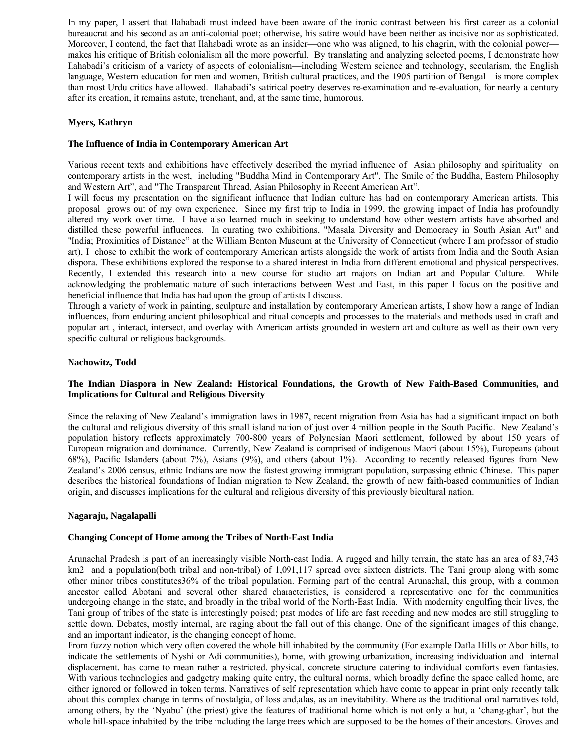In my paper, I assert that Ilahabadi must indeed have been aware of the ironic contrast between his first career as a colonial bureaucrat and his second as an anti-colonial poet; otherwise, his satire would have been neither as incisive nor as sophisticated. Moreover, I contend, the fact that Ilahabadi wrote as an insider—one who was aligned, to his chagrin, with the colonial power—makes his critique of British colonialism all the more powerful. By translating and analyzing selected poems, I demonstrate how Ilahabadi's criticism of a variety of aspects of colonialism—including Western science and technology, secularism, the English language, Western education for men and women, British cultural practices, and the 1905 partition of Bengal—is more complex than most Urdu critics have allowed. Ilahabadi's satirical poetry deserves re-examination and re-evaluation, for nearly a century after its creation, it remains astute, trenchant, and, at the same time, humorous.

**Myers, Kathryn**

**The Influence of India in Contemporary American Art**

Various recent texts and exhibitions have effectively described the myriad influence of Asian philosophy and spirituality on contemporary artists in the west, including "Buddha Mind in Contemporary Art", The Smile of the Buddha, Eastern Philosophy and Western Art", and "The Transparent Thread, Asian Philosophy in Recent American Art".

I will focus my presentation on the significant influence that Indian culture has had on contemporary American artists. This proposal grows out of my own experience. Since my first trip to India in 1999, the growing impact of India has profoundly altered my work over time. I have also learned much in seeking to understand how other western artists have absorbed and distilled these powerful influences. In curating two exhibitions, "Masala Diversity and Democracy in South Asian Art" and "India; Proximities of Distance" at the William Benton Museum at the University of Connecticut (where I am professor of studio art), I chose to exhibit the work of contemporary American artists alongside the work of artists from India and the South Asian dispora. These exhibitions explored the response to a shared interest in India from different emotional and physical perspectives. Recently, I extended this research into a new course for studio art majors on Indian art and Popular Culture. While acknowledging the problematic nature of such interactions between West and East, in this paper I focus on the positive and beneficial influence that India has had upon the group of artists I discuss.

Through a variety of work in painting, sculpture and installation by contemporary American artists, I show how a range of Indian influences, from enduring ancient philosophical and ritual concepts and processes to the materials and methods used in craft and popular art , interact, intersect, and overlay with American artists grounded in western art and culture as well as their own very specific cultural or religious backgrounds.

**Nachowitz, Todd**

**The Indian Diaspora in New Zealand: Historical Foundations, the Growth of New Faith-Based Communities, and Implications for Cultural and Religious Diversity**

Since the relaxing of New Zealand's immigration laws in 1987, recent migration from Asia has had a significant impact on both the cultural and religious diversity of this small island nation of just over 4 million people in the South Pacific. New Zealand's population history reflects approximately 700-800 years of Polynesian Maori settlement, followed by about 150 years of European migration and dominance. Currently, New Zealand is comprised of indigenous Maori (about 15%), Europeans (about 68%), Pacific Islanders (about 7%), Asians (9%), and others (about 1%). According to recently released figures from New Zealand's 2006 census, ethnic Indians are now the fastest growing immigrant population, surpassing ethnic Chinese. This paper describes the historical foundations of Indian migration to New Zealand, the growth of new faith-based communities of Indian origin, and discusses implications for the cultural and religious diversity of this previously bicultural nation.

**Nagaraju, Nagalapalli**

**Changing Concept of Home among the Tribes of North-East India**

Arunachal Pradesh is part of an increasingly visible North-east India. A rugged and hilly terrain, the state has an area of 83,743 km2 and a population(both tribal and non-tribal) of 1,091,117 spread over sixteen districts. The Tani group along with some other minor tribes constitutes36% of the tribal population. Forming part of the central Arunachal, this group, with a common ancestor called Abotani and several other shared characteristics, is considered a representative one for the communities undergoing change in the state, and broadly in the tribal world of the North-East India. With modernity engulfing their lives, the Tani group of tribes of the state is interestingly poised; past modes of life are fast receding and new modes are still struggling to settle down. Debates, mostly internal, are raging about the fall out of this change. One of the significant images of this change, and an important indicator, is the changing concept of home.

From fuzzy notion which very often covered the whole hill inhabited by the community (For example Dafla Hills or Abor hills, to indicate the settlements of Nyshi or Adi communities), home, with growing urbanization, increasing individuation and internal displacement, has come to mean rather a restricted, physical, concrete structure catering to individual comforts even fantasies. With various technologies and gadgetry making quite entry, the cultural norms, which broadly define the space called home, are either ignored or followed in token terms. Narratives of self representation which have come to appear in print only recently talk about this complex change in terms of nostalgia, of loss and,alas, as an inevitability. Where as the traditional oral narratives told, among others, by the 'Nyabu' (the priest) give the features of traditional home which is not only a hut, a 'chang-ghar', but the whole hill-space inhabited by the tribe including the large trees which are supposed to be the homes of their ancestors. Groves and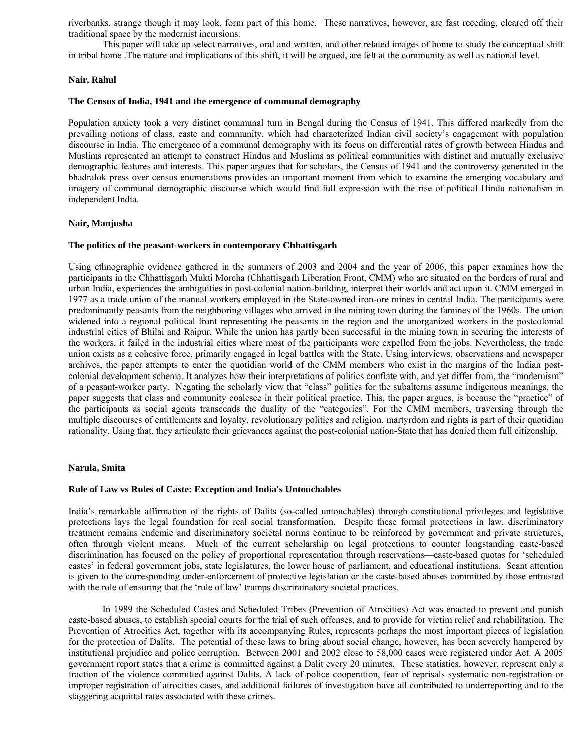riverbanks, strange though it may look, form part of this home. These narratives, however, are fast receding, cleared off their traditional space by the modernist incursions.

This paper will take up select narratives, oral and written, and other related images of home to study the conceptual shift in tribal home .The nature and implications of this shift, it will be argued, are felt at the community as well as national level.

**Nair, Rahul**

**The Census of India, 1941 and the emergence of communal demography**

Population anxiety took a very distinct communal turn in Bengal during the Census of 1941. This differed markedly from the prevailing notions of class, caste and community, which had characterized Indian civil society's engagement with population discourse in India. The emergence of a communal demography with its focus on differential rates of growth between Hindus and Muslims represented an attempt to construct Hindus and Muslims as political communities with distinct and mutually exclusive demographic features and interests. This paper argues that for scholars, the Census of 1941 and the controversy generated in the bhadralok press over census enumerations provides an important moment from which to examine the emerging vocabulary and imagery of communal demographic discourse which would find full expression with the rise of political Hindu nationalism in independent India.

**Nair, Manjusha**

**The politics of the peasant-workers in contemporary Chhattisgarh**

Using ethnographic evidence gathered in the summers of 2003 and 2004 and the year of 2006, this paper examines how the participants in the Chhattisgarh Mukti Morcha (Chhattisgarh Liberation Front, CMM) who are situated on the borders of rural and urban India, experiences the ambiguities in post-colonial nation-building, interpret their worlds and act upon it. CMM emerged in 1977 as a trade union of the manual workers employed in the State-owned iron-ore mines in central India. The participants were predominantly peasants from the neighboring villages who arrived in the mining town during the famines of the 1960s. The union widened into a regional political front representing the peasants in the region and the unorganized workers in the postcolonial industrial cities of Bhilai and Raipur. While the union has partly been successful in the mining town in securing the interests of the workers, it failed in the industrial cities where most of the participants were expelled from the jobs. Nevertheless, the trade union exists as a cohesive force, primarily engaged in legal battles with the State. Using interviews, observations and newspaper archives, the paper attempts to enter the quotidian world of the CMM members who exist in the margins of the Indian post-colonial development schema. It analyzes how their interpretations of politics conflate with, and yet differ from, the "modernism" of a peasant-worker party. Negating the scholarly view that "class" politics for the subalterns assume indigenous meanings, the paper suggests that class and community coalesce in their political practice. This, the paper argues, is because the "practice" of the participants as social agents transcends the duality of the "categories". For the CMM members, traversing through the multiple discourses of entitlements and loyalty, revolutionary politics and religion, martyrdom and rights is part of their quotidian rationality. Using that, they articulate their grievances against the post-colonial nation-State that has denied them full citizenship.

**Narula, Smita**

**Rule of Law vs Rules of Caste: Exception and India's Untouchables**

India's remarkable affirmation of the rights of Dalits (so-called untouchables) through constitutional privileges and legislative protections lays the legal foundation for real social transformation. Despite these formal protections in law, discriminatory treatment remains endemic and discriminatory societal norms continue to be reinforced by government and private structures, often through violent means. Much of the current scholarship on legal protections to counter longstanding caste-based discrimination has focused on the policy of proportional representation through reservations—caste-based quotas for 'scheduled castes' in federal government jobs, state legislatures, the lower house of parliament, and educational institutions. Scant attention is given to the corresponding under-enforcement of protective legislation or the caste-based abuses committed by those entrusted with the role of ensuring that the 'rule of law' trumps discriminatory societal practices.

In 1989 the Scheduled Castes and Scheduled Tribes (Prevention of Atrocities) Act was enacted to prevent and punish caste-based abuses, to establish special courts for the trial of such offenses, and to provide for victim relief and rehabilitation. The Prevention of Atrocities Act, together with its accompanying Rules, represents perhaps the most important pieces of legislation for the protection of Dalits. The potential of these laws to bring about social change, however, has been severely hampered by institutional prejudice and police corruption. Between 2001 and 2002 close to 58,000 cases were registered under Act. A 2005 government report states that a crime is committed against a Dalit every 20 minutes. These statistics, however, represent only a fraction of the violence committed against Dalits. A lack of police cooperation, fear of reprisals systematic non-registration or improper registration of atrocities cases, and additional failures of investigation have all contributed to underreporting and to the staggering acquittal rates associated with these crimes.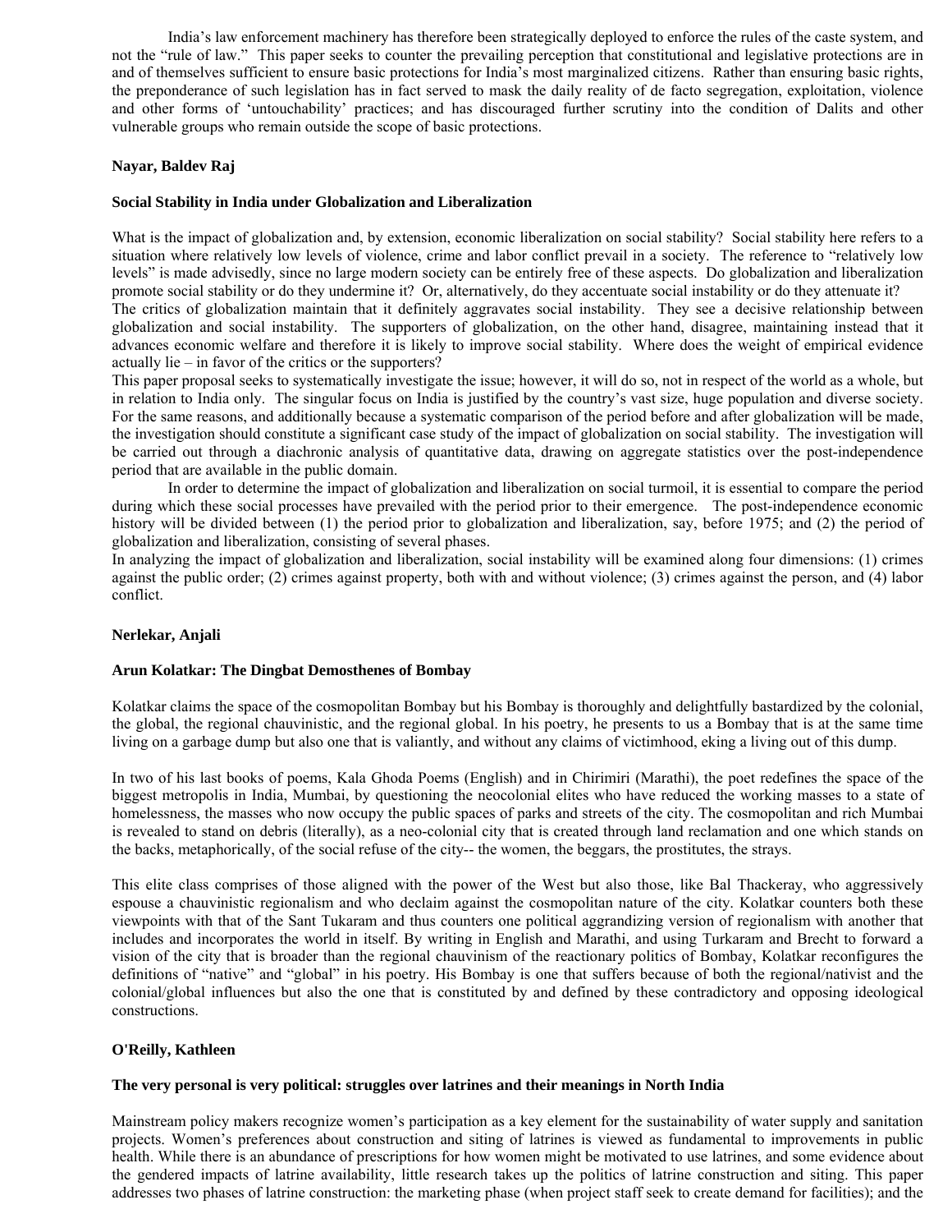India's law enforcement machinery has therefore been strategically deployed to enforce the rules of the caste system, and not the "rule of law." This paper seeks to counter the prevailing perception that constitutional and legislative protections are in and of themselves sufficient to ensure basic protections for India's most marginalized citizens. Rather than ensuring basic rights, the preponderance of such legislation has in fact served to mask the daily reality of de facto segregation, exploitation, violence and other forms of 'untouchability' practices; and has discouraged further scrutiny into the condition of Dalits and other vulnerable groups who remain outside the scope of basic protections.

**Nayar, Baldev Raj**

**Social Stability in India under Globalization and Liberalization**

What is the impact of globalization and, by extension, economic liberalization on social stability? Social stability here refers to a situation where relatively low levels of violence, crime and labor conflict prevail in a society. The reference to "relatively low levels" is made advisedly, since no large modern society can be entirely free of these aspects. Do globalization and liberalization promote social stability or do they undermine it? Or, alternatively, do they accentuate social instability or do they attenuate it?
The critics of globalization maintain that it definitely aggravates social instability. They see a decisive relationship between globalization and social instability. The supporters of globalization, on the other hand, disagree, maintaining instead that it advances economic welfare and therefore it is likely to improve social stability. Where does the weight of empirical evidence actually lie – in favor of the critics or the supporters?
This paper proposal seeks to systematically investigate the issue; however, it will do so, not in respect of the world as a whole, but in relation to India only. The singular focus on India is justified by the country's vast size, huge population and diverse society. For the same reasons, and additionally because a systematic comparison of the period before and after globalization will be made, the investigation should constitute a significant case study of the impact of globalization on social stability. The investigation will be carried out through a diachronic analysis of quantitative data, drawing on aggregate statistics over the post-independence period that are available in the public domain.
In order to determine the impact of globalization and liberalization on social turmoil, it is essential to compare the period during which these social processes have prevailed with the period prior to their emergence. The post-independence economic history will be divided between (1) the period prior to globalization and liberalization, say, before 1975; and (2) the period of globalization and liberalization, consisting of several phases.
In analyzing the impact of globalization and liberalization, social instability will be examined along four dimensions: (1) crimes against the public order; (2) crimes against property, both with and without violence; (3) crimes against the person, and (4) labor conflict.

**Nerlekar, Anjali**

**Arun Kolatkar: The Dingbat Demosthenes of Bombay**

Kolatkar claims the space of the cosmopolitan Bombay but his Bombay is thoroughly and delightfully bastardized by the colonial, the global, the regional chauvinistic, and the regional global. In his poetry, he presents to us a Bombay that is at the same time living on a garbage dump but also one that is valiantly, and without any claims of victimhood, eking a living out of this dump.

In two of his last books of poems, Kala Ghoda Poems (English) and in Chirimiri (Marathi), the poet redefines the space of the biggest metropolis in India, Mumbai, by questioning the neocolonial elites who have reduced the working masses to a state of homelessness, the masses who now occupy the public spaces of parks and streets of the city. The cosmopolitan and rich Mumbai is revealed to stand on debris (literally), as a neo-colonial city that is created through land reclamation and one which stands on the backs, metaphorically, of the social refuse of the city-- the women, the beggars, the prostitutes, the strays.

This elite class comprises of those aligned with the power of the West but also those, like Bal Thackeray, who aggressively espouse a chauvinistic regionalism and who declaim against the cosmopolitan nature of the city. Kolatkar counters both these viewpoints with that of the Sant Tukaram and thus counters one political aggrandizing version of regionalism with another that includes and incorporates the world in itself. By writing in English and Marathi, and using Turkaram and Brecht to forward a vision of the city that is broader than the regional chauvinism of the reactionary politics of Bombay, Kolatkar reconfigures the definitions of "native" and "global" in his poetry. His Bombay is one that suffers because of both the regional/nativist and the colonial/global influences but also the one that is constituted by and defined by these contradictory and opposing ideological constructions.

**O'Reilly, Kathleen**

**The very personal is very political: struggles over latrines and their meanings in North India**

Mainstream policy makers recognize women's participation as a key element for the sustainability of water supply and sanitation projects. Women's preferences about construction and siting of latrines is viewed as fundamental to improvements in public health. While there is an abundance of prescriptions for how women might be motivated to use latrines, and some evidence about the gendered impacts of latrine availability, little research takes up the politics of latrine construction and siting. This paper addresses two phases of latrine construction: the marketing phase (when project staff seek to create demand for facilities); and the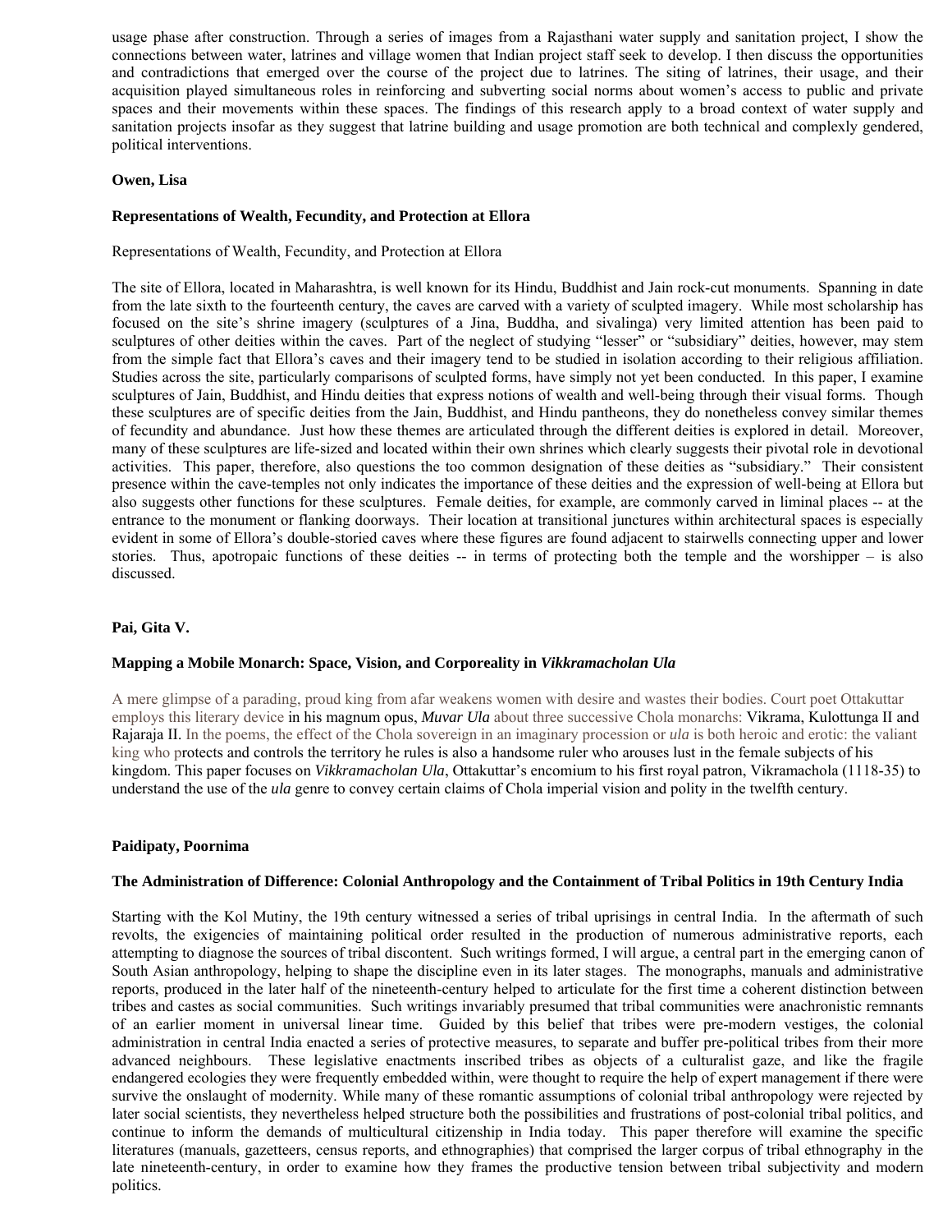usage phase after construction. Through a series of images from a Rajasthani water supply and sanitation project, I show the connections between water, latrines and village women that Indian project staff seek to develop. I then discuss the opportunities and contradictions that emerged over the course of the project due to latrines. The siting of latrines, their usage, and their acquisition played simultaneous roles in reinforcing and subverting social norms about women's access to public and private spaces and their movements within these spaces. The findings of this research apply to a broad context of water supply and sanitation projects insofar as they suggest that latrine building and usage promotion are both technical and complexly gendered, political interventions.

**Owen, Lisa**

**Representations of Wealth, Fecundity, and Protection at Ellora**

Representations of Wealth, Fecundity, and Protection at Ellora

The site of Ellora, located in Maharashtra, is well known for its Hindu, Buddhist and Jain rock-cut monuments. Spanning in date from the late sixth to the fourteenth century, the caves are carved with a variety of sculpted imagery. While most scholarship has focused on the site's shrine imagery (sculptures of a Jina, Buddha, and sivalinga) very limited attention has been paid to sculptures of other deities within the caves. Part of the neglect of studying "lesser" or "subsidiary" deities, however, may stem from the simple fact that Ellora's caves and their imagery tend to be studied in isolation according to their religious affiliation. Studies across the site, particularly comparisons of sculpted forms, have simply not yet been conducted. In this paper, I examine sculptures of Jain, Buddhist, and Hindu deities that express notions of wealth and well-being through their visual forms. Though these sculptures are of specific deities from the Jain, Buddhist, and Hindu pantheons, they do nonetheless convey similar themes of fecundity and abundance. Just how these themes are articulated through the different deities is explored in detail. Moreover, many of these sculptures are life-sized and located within their own shrines which clearly suggests their pivotal role in devotional activities. This paper, therefore, also questions the too common designation of these deities as "subsidiary." Their consistent presence within the cave-temples not only indicates the importance of these deities and the expression of well-being at Ellora but also suggests other functions for these sculptures. Female deities, for example, are commonly carved in liminal places -- at the entrance to the monument or flanking doorways. Their location at transitional junctures within architectural spaces is especially evident in some of Ellora's double-storied caves where these figures are found adjacent to stairwells connecting upper and lower stories. Thus, apotropaic functions of these deities -- in terms of protecting both the temple and the worshipper – is also discussed.

**Pai, Gita V.**

**Mapping a Mobile Monarch: Space, Vision, and Corporeality in *Vikkramacholan Ula***

A mere glimpse of a parading, proud king from afar weakens women with desire and wastes their bodies. Court poet Ottakuttar employs this literary device in his magnum opus, *Muvar Ula* about three successive Chola monarchs: Vikrama, Kulottunga II and Rajaraja II. In the poems, the effect of the Chola sovereign in an imaginary procession or *ula* is both heroic and erotic: the valiant king who protects and controls the territory he rules is also a handsome ruler who arouses lust in the female subjects of his kingdom. This paper focuses on *Vikkramacholan Ula*, Ottakuttar's encomium to his first royal patron, Vikramachola (1118-35) to understand the use of the *ula* genre to convey certain claims of Chola imperial vision and polity in the twelfth century.

**Paidipaty, Poornima**

**The Administration of Difference: Colonial Anthropology and the Containment of Tribal Politics in 19th Century India**

Starting with the Kol Mutiny, the 19th century witnessed a series of tribal uprisings in central India. In the aftermath of such revolts, the exigencies of maintaining political order resulted in the production of numerous administrative reports, each attempting to diagnose the sources of tribal discontent. Such writings formed, I will argue, a central part in the emerging canon of South Asian anthropology, helping to shape the discipline even in its later stages. The monographs, manuals and administrative reports, produced in the later half of the nineteenth-century helped to articulate for the first time a coherent distinction between tribes and castes as social communities. Such writings invariably presumed that tribal communities were anachronistic remnants of an earlier moment in universal linear time. Guided by this belief that tribes were pre-modern vestiges, the colonial administration in central India enacted a series of protective measures, to separate and buffer pre-political tribes from their more advanced neighbours. These legislative enactments inscribed tribes as objects of a culturalist gaze, and like the fragile endangered ecologies they were frequently embedded within, were thought to require the help of expert management if there were survive the onslaught of modernity. While many of these romantic assumptions of colonial tribal anthropology were rejected by later social scientists, they nevertheless helped structure both the possibilities and frustrations of post-colonial tribal politics, and continue to inform the demands of multicultural citizenship in India today. This paper therefore will examine the specific literatures (manuals, gazetteers, census reports, and ethnographies) that comprised the larger corpus of tribal ethnography in the late nineteenth-century, in order to examine how they frames the productive tension between tribal subjectivity and modern politics.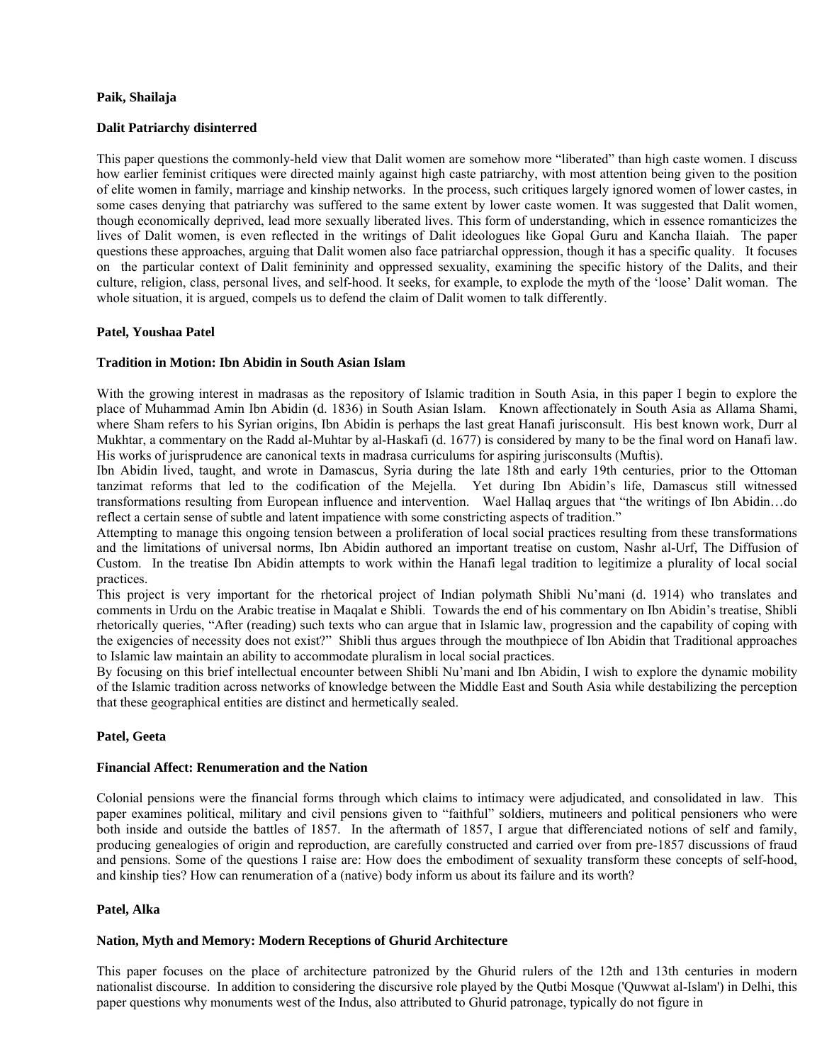**Paik, Shailaja**

**Dalit Patriarchy disinterred**

This paper questions the commonly-held view that Dalit women are somehow more "liberated" than high caste women. I discuss how earlier feminist critiques were directed mainly against high caste patriarchy, with most attention being given to the position of elite women in family, marriage and kinship networks. In the process, such critiques largely ignored women of lower castes, in some cases denying that patriarchy was suffered to the same extent by lower caste women. It was suggested that Dalit women, though economically deprived, lead more sexually liberated lives. This form of understanding, which in essence romanticizes the lives of Dalit women, is even reflected in the writings of Dalit ideologues like Gopal Guru and Kancha Ilaiah. The paper questions these approaches, arguing that Dalit women also face patriarchal oppression, though it has a specific quality. It focuses on the particular context of Dalit femininity and oppressed sexuality, examining the specific history of the Dalits, and their culture, religion, class, personal lives, and self-hood. It seeks, for example, to explode the myth of the 'loose' Dalit woman. The whole situation, it is argued, compels us to defend the claim of Dalit women to talk differently.

**Patel, Youshaa Patel**

**Tradition in Motion: Ibn Abidin in South Asian Islam**

With the growing interest in madrasas as the repository of Islamic tradition in South Asia, in this paper I begin to explore the place of Muhammad Amin Ibn Abidin (d. 1836) in South Asian Islam. Known affectionately in South Asia as Allama Shami, where Sham refers to his Syrian origins, Ibn Abidin is perhaps the last great Hanafi jurisconsult. His best known work, Durr al Mukhtar, a commentary on the Radd al-Muhtar by al-Haskafi (d. 1677) is considered by many to be the final word on Hanafi law. His works of jurisprudence are canonical texts in madrasa curriculums for aspiring jurisconsults (Muftis).

Ibn Abidin lived, taught, and wrote in Damascus, Syria during the late 18th and early 19th centuries, prior to the Ottoman tanzimat reforms that led to the codification of the Mejella. Yet during Ibn Abidin's life, Damascus still witnessed transformations resulting from European influence and intervention. Wael Hallaq argues that "the writings of Ibn Abidin…do reflect a certain sense of subtle and latent impatience with some constricting aspects of tradition."

Attempting to manage this ongoing tension between a proliferation of local social practices resulting from these transformations and the limitations of universal norms, Ibn Abidin authored an important treatise on custom, Nashr al-Urf, The Diffusion of Custom. In the treatise Ibn Abidin attempts to work within the Hanafi legal tradition to legitimize a plurality of local social practices.

This project is very important for the rhetorical project of Indian polymath Shibli Nu'mani (d. 1914) who translates and comments in Urdu on the Arabic treatise in Maqalat e Shibli. Towards the end of his commentary on Ibn Abidin's treatise, Shibli rhetorically queries, "After (reading) such texts who can argue that in Islamic law, progression and the capability of coping with the exigencies of necessity does not exist?" Shibli thus argues through the mouthpiece of Ibn Abidin that Traditional approaches to Islamic law maintain an ability to accommodate pluralism in local social practices.

By focusing on this brief intellectual encounter between Shibli Nu'mani and Ibn Abidin, I wish to explore the dynamic mobility of the Islamic tradition across networks of knowledge between the Middle East and South Asia while destabilizing the perception that these geographical entities are distinct and hermetically sealed.

**Patel, Geeta**

**Financial Affect: Renumeration and the Nation**

Colonial pensions were the financial forms through which claims to intimacy were adjudicated, and consolidated in law. This paper examines political, military and civil pensions given to "faithful" soldiers, mutineers and political pensioners who were both inside and outside the battles of 1857. In the aftermath of 1857, I argue that differenciated notions of self and family, producing genealogies of origin and reproduction, are carefully constructed and carried over from pre-1857 discussions of fraud and pensions. Some of the questions I raise are: How does the embodiment of sexuality transform these concepts of self-hood, and kinship ties? How can renumeration of a (native) body inform us about its failure and its worth?

**Patel, Alka**

**Nation, Myth and Memory: Modern Receptions of Ghurid Architecture**

This paper focuses on the place of architecture patronized by the Ghurid rulers of the 12th and 13th centuries in modern nationalist discourse. In addition to considering the discursive role played by the Qutbi Mosque ('Quwwat al-Islam') in Delhi, this paper questions why monuments west of the Indus, also attributed to Ghurid patronage, typically do not figure in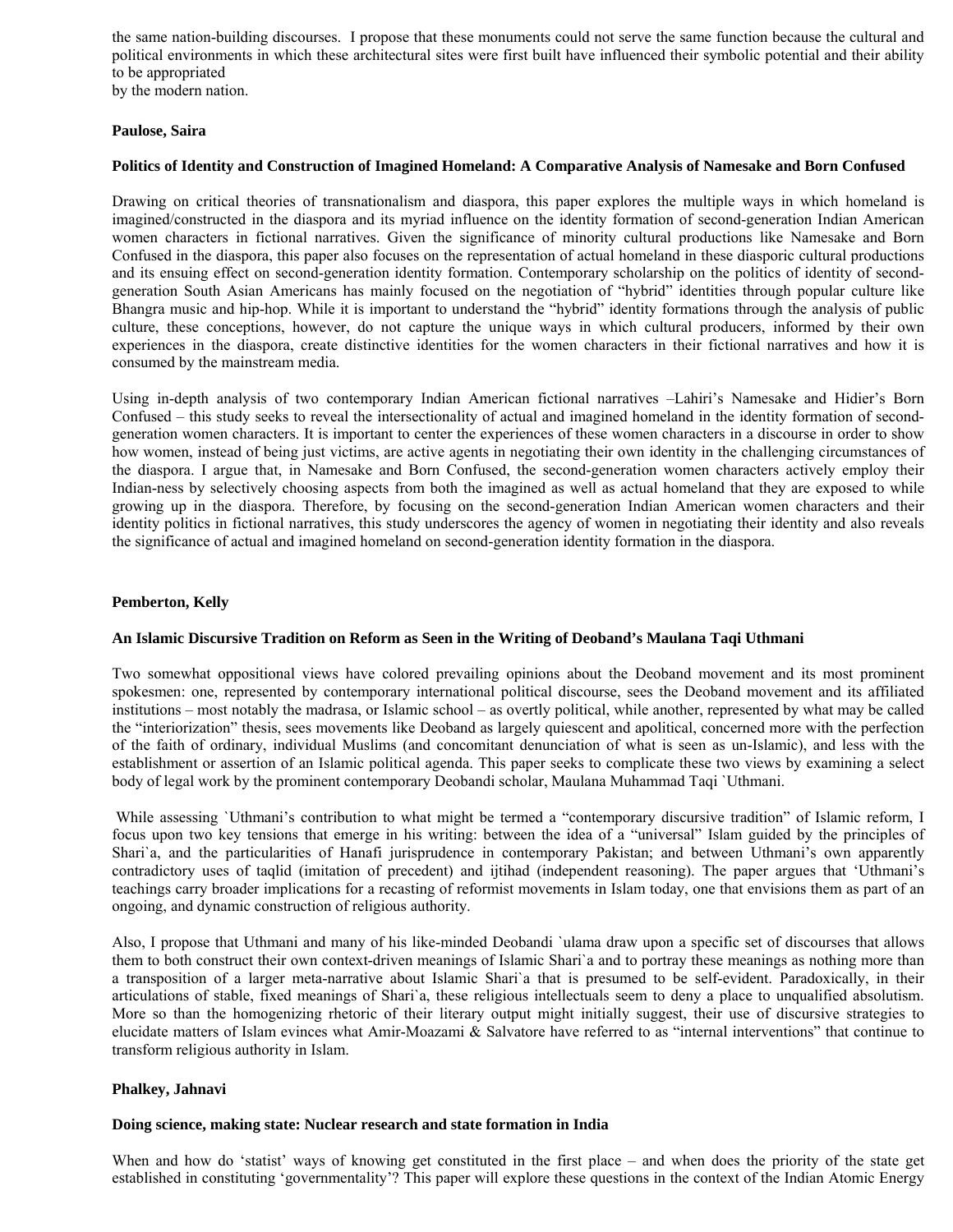the same nation-building discourses. I propose that these monuments could not serve the same function because the cultural and political environments in which these architectural sites were first built have influenced their symbolic potential and their ability to be appropriated
by the modern nation.

**Paulose, Saira**

**Politics of Identity and Construction of Imagined Homeland: A Comparative Analysis of Namesake and Born Confused**

Drawing on critical theories of transnationalism and diaspora, this paper explores the multiple ways in which homeland is imagined/constructed in the diaspora and its myriad influence on the identity formation of second-generation Indian American women characters in fictional narratives. Given the significance of minority cultural productions like Namesake and Born Confused in the diaspora, this paper also focuses on the representation of actual homeland in these diasporic cultural productions and its ensuing effect on second-generation identity formation. Contemporary scholarship on the politics of identity of second-generation South Asian Americans has mainly focused on the negotiation of "hybrid" identities through popular culture like Bhangra music and hip-hop. While it is important to understand the "hybrid" identity formations through the analysis of public culture, these conceptions, however, do not capture the unique ways in which cultural producers, informed by their own experiences in the diaspora, create distinctive identities for the women characters in their fictional narratives and how it is consumed by the mainstream media.

Using in-depth analysis of two contemporary Indian American fictional narratives –Lahiri's Namesake and Hidier's Born Confused – this study seeks to reveal the intersectionality of actual and imagined homeland in the identity formation of second-generation women characters. It is important to center the experiences of these women characters in a discourse in order to show how women, instead of being just victims, are active agents in negotiating their own identity in the challenging circumstances of the diaspora. I argue that, in Namesake and Born Confused, the second-generation women characters actively employ their Indian-ness by selectively choosing aspects from both the imagined as well as actual homeland that they are exposed to while growing up in the diaspora. Therefore, by focusing on the second-generation Indian American women characters and their identity politics in fictional narratives, this study underscores the agency of women in negotiating their identity and also reveals the significance of actual and imagined homeland on second-generation identity formation in the diaspora.

**Pemberton, Kelly**

**An Islamic Discursive Tradition on Reform as Seen in the Writing of Deoband's Maulana Taqi Uthmani**

Two somewhat oppositional views have colored prevailing opinions about the Deoband movement and its most prominent spokesmen: one, represented by contemporary international political discourse, sees the Deoband movement and its affiliated institutions – most notably the madrasa, or Islamic school – as overtly political, while another, represented by what may be called the "interiorization" thesis, sees movements like Deoband as largely quiescent and apolitical, concerned more with the perfection of the faith of ordinary, individual Muslims (and concomitant denunciation of what is seen as un-Islamic), and less with the establishment or assertion of an Islamic political agenda. This paper seeks to complicate these two views by examining a select body of legal work by the prominent contemporary Deobandi scholar, Maulana Muhammad Taqi `Uthmani.

While assessing `Uthmani's contribution to what might be termed a "contemporary discursive tradition" of Islamic reform, I focus upon two key tensions that emerge in his writing: between the idea of a "universal" Islam guided by the principles of Shari`a, and the particularities of Hanafi jurisprudence in contemporary Pakistan; and between Uthmani's own apparently contradictory uses of taqlid (imitation of precedent) and ijtihad (independent reasoning). The paper argues that 'Uthmani's teachings carry broader implications for a recasting of reformist movements in Islam today, one that envisions them as part of an ongoing, and dynamic construction of religious authority.

Also, I propose that Uthmani and many of his like-minded Deobandi `ulama draw upon a specific set of discourses that allows them to both construct their own context-driven meanings of Islamic Shari`a and to portray these meanings as nothing more than a transposition of a larger meta-narrative about Islamic Shari`a that is presumed to be self-evident. Paradoxically, in their articulations of stable, fixed meanings of Shari`a, these religious intellectuals seem to deny a place to unqualified absolutism. More so than the homogenizing rhetoric of their literary output might initially suggest, their use of discursive strategies to elucidate matters of Islam evinces what Amir-Moazami & Salvatore have referred to as "internal interventions" that continue to transform religious authority in Islam.

**Phalkey, Jahnavi**

**Doing science, making state: Nuclear research and state formation in India**

When and how do 'statist' ways of knowing get constituted in the first place – and when does the priority of the state get established in constituting 'governmentality'? This paper will explore these questions in the context of the Indian Atomic Energy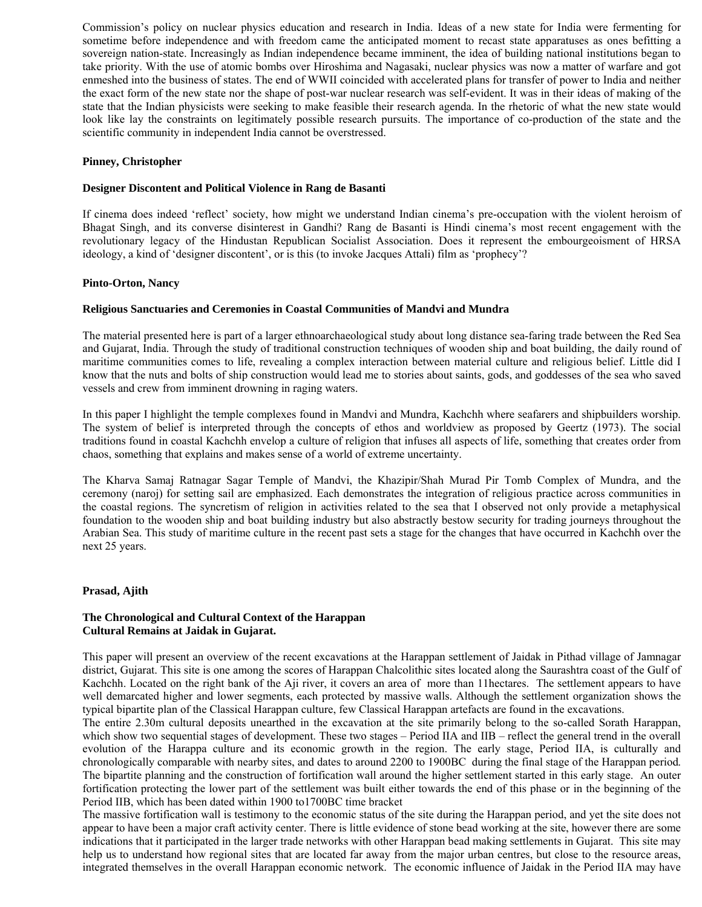Commission's policy on nuclear physics education and research in India. Ideas of a new state for India were fermenting for sometime before independence and with freedom came the anticipated moment to recast state apparatuses as ones befitting a sovereign nation-state. Increasingly as Indian independence became imminent, the idea of building national institutions began to take priority. With the use of atomic bombs over Hiroshima and Nagasaki, nuclear physics was now a matter of warfare and got enmeshed into the business of states. The end of WWII coincided with accelerated plans for transfer of power to India and neither the exact form of the new state nor the shape of post-war nuclear research was self-evident. It was in their ideas of making of the state that the Indian physicists were seeking to make feasible their research agenda. In the rhetoric of what the new state would look like lay the constraints on legitimately possible research pursuits. The importance of co-production of the state and the scientific community in independent India cannot be overstressed.

**Pinney, Christopher**

**Designer Discontent and Political Violence in Rang de Basanti**

If cinema does indeed 'reflect' society, how might we understand Indian cinema's pre-occupation with the violent heroism of Bhagat Singh, and its converse disinterest in Gandhi? Rang de Basanti is Hindi cinema's most recent engagement with the revolutionary legacy of the Hindustan Republican Socialist Association. Does it represent the embourgeoisment of HRSA ideology, a kind of 'designer discontent', or is this (to invoke Jacques Attali) film as 'prophecy'?

**Pinto-Orton, Nancy**

**Religious Sanctuaries and Ceremonies in Coastal Communities of Mandvi and Mundra**

The material presented here is part of a larger ethnoarchaeological study about long distance sea-faring trade between the Red Sea and Gujarat, India. Through the study of traditional construction techniques of wooden ship and boat building, the daily round of maritime communities comes to life, revealing a complex interaction between material culture and religious belief. Little did I know that the nuts and bolts of ship construction would lead me to stories about saints, gods, and goddesses of the sea who saved vessels and crew from imminent drowning in raging waters.

In this paper I highlight the temple complexes found in Mandvi and Mundra, Kachchh where seafarers and shipbuilders worship. The system of belief is interpreted through the concepts of ethos and worldview as proposed by Geertz (1973). The social traditions found in coastal Kachchh envelop a culture of religion that infuses all aspects of life, something that creates order from chaos, something that explains and makes sense of a world of extreme uncertainty.

The Kharva Samaj Ratnagar Sagar Temple of Mandvi, the Khazipir/Shah Murad Pir Tomb Complex of Mundra, and the ceremony (naroj) for setting sail are emphasized. Each demonstrates the integration of religious practice across communities in the coastal regions. The syncretism of religion in activities related to the sea that I observed not only provide a metaphysical foundation to the wooden ship and boat building industry but also abstractly bestow security for trading journeys throughout the Arabian Sea. This study of maritime culture in the recent past sets a stage for the changes that have occurred in Kachchh over the next 25 years.

**Prasad, Ajith**

**The Chronological and Cultural Context of the Harappan Cultural Remains at Jaidak in Gujarat.**

This paper will present an overview of the recent excavations at the Harappan settlement of Jaidak in Pithad village of Jamnagar district, Gujarat. This site is one among the scores of Harappan Chalcolithic sites located along the Saurashtra coast of the Gulf of Kachchh. Located on the right bank of the Aji river, it covers an area of more than 11hectares. The settlement appears to have well demarcated higher and lower segments, each protected by massive walls. Although the settlement organization shows the typical bipartite plan of the Classical Harappan culture, few Classical Harappan artefacts are found in the excavations.

The entire 2.30m cultural deposits unearthed in the excavation at the site primarily belong to the so-called Sorath Harappan, which show two sequential stages of development. These two stages – Period IIA and IIB – reflect the general trend in the overall evolution of the Harappa culture and its economic growth in the region. The early stage, Period IIA, is culturally and chronologically comparable with nearby sites, and dates to around 2200 to 1900BC during the final stage of the Harappan period. The bipartite planning and the construction of fortification wall around the higher settlement started in this early stage. An outer fortification protecting the lower part of the settlement was built either towards the end of this phase or in the beginning of the Period IIB, which has been dated within 1900 to1700BC time bracket

The massive fortification wall is testimony to the economic status of the site during the Harappan period, and yet the site does not appear to have been a major craft activity center. There is little evidence of stone bead working at the site, however there are some indications that it participated in the larger trade networks with other Harappan bead making settlements in Gujarat. This site may help us to understand how regional sites that are located far away from the major urban centres, but close to the resource areas, integrated themselves in the overall Harappan economic network. The economic influence of Jaidak in the Period IIA may have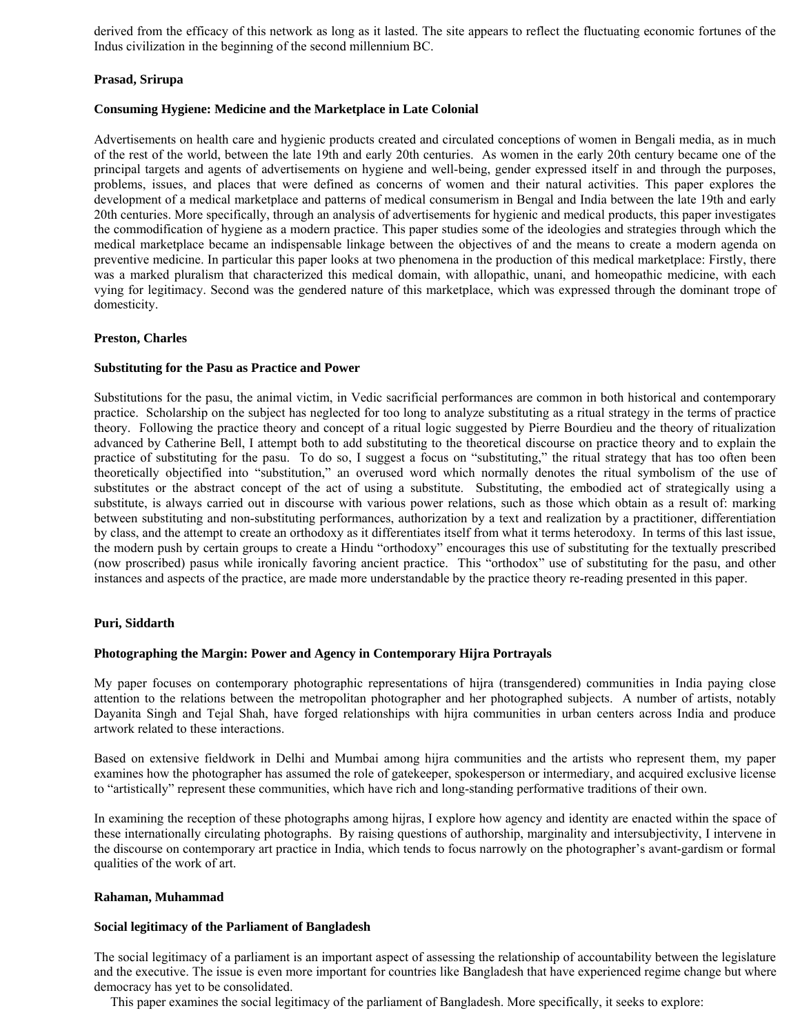derived from the efficacy of this network as long as it lasted. The site appears to reflect the fluctuating economic fortunes of the Indus civilization in the beginning of the second millennium BC.

**Prasad, Srirupa**

**Consuming Hygiene: Medicine and the Marketplace in Late Colonial**

Advertisements on health care and hygienic products created and circulated conceptions of women in Bengali media, as in much of the rest of the world, between the late 19th and early 20th centuries. As women in the early 20th century became one of the principal targets and agents of advertisements on hygiene and well-being, gender expressed itself in and through the purposes, problems, issues, and places that were defined as concerns of women and their natural activities. This paper explores the development of a medical marketplace and patterns of medical consumerism in Bengal and India between the late 19th and early 20th centuries. More specifically, through an analysis of advertisements for hygienic and medical products, this paper investigates the commodification of hygiene as a modern practice. This paper studies some of the ideologies and strategies through which the medical marketplace became an indispensable linkage between the objectives of and the means to create a modern agenda on preventive medicine. In particular this paper looks at two phenomena in the production of this medical marketplace: Firstly, there was a marked pluralism that characterized this medical domain, with allopathic, unani, and homeopathic medicine, with each vying for legitimacy. Second was the gendered nature of this marketplace, which was expressed through the dominant trope of domesticity.

**Preston, Charles**

**Substituting for the Pasu as Practice and Power**

Substitutions for the pasu, the animal victim, in Vedic sacrificial performances are common in both historical and contemporary practice. Scholarship on the subject has neglected for too long to analyze substituting as a ritual strategy in the terms of practice theory. Following the practice theory and concept of a ritual logic suggested by Pierre Bourdieu and the theory of ritualization advanced by Catherine Bell, I attempt both to add substituting to the theoretical discourse on practice theory and to explain the practice of substituting for the pasu. To do so, I suggest a focus on "substituting," the ritual strategy that has too often been theoretically objectified into "substitution," an overused word which normally denotes the ritual symbolism of the use of substitutes or the abstract concept of the act of using a substitute. Substituting, the embodied act of strategically using a substitute, is always carried out in discourse with various power relations, such as those which obtain as a result of: marking between substituting and non-substituting performances, authorization by a text and realization by a practitioner, differentiation by class, and the attempt to create an orthodoxy as it differentiates itself from what it terms heterodoxy. In terms of this last issue, the modern push by certain groups to create a Hindu "orthodoxy" encourages this use of substituting for the textually prescribed (now proscribed) pasus while ironically favoring ancient practice. This "orthodox" use of substituting for the pasu, and other instances and aspects of the practice, are made more understandable by the practice theory re-reading presented in this paper.

**Puri, Siddarth**

**Photographing the Margin: Power and Agency in Contemporary Hijra Portrayals**

My paper focuses on contemporary photographic representations of hijra (transgendered) communities in India paying close attention to the relations between the metropolitan photographer and her photographed subjects. A number of artists, notably Dayanita Singh and Tejal Shah, have forged relationships with hijra communities in urban centers across India and produce artwork related to these interactions.

Based on extensive fieldwork in Delhi and Mumbai among hijra communities and the artists who represent them, my paper examines how the photographer has assumed the role of gatekeeper, spokesperson or intermediary, and acquired exclusive license to "artistically" represent these communities, which have rich and long-standing performative traditions of their own.

In examining the reception of these photographs among hijras, I explore how agency and identity are enacted within the space of these internationally circulating photographs. By raising questions of authorship, marginality and intersubjectivity, I intervene in the discourse on contemporary art practice in India, which tends to focus narrowly on the photographer's avant-gardism or formal qualities of the work of art.

**Rahaman, Muhammad**

**Social legitimacy of the Parliament of Bangladesh**

The social legitimacy of a parliament is an important aspect of assessing the relationship of accountability between the legislature and the executive. The issue is even more important for countries like Bangladesh that have experienced regime change but where democracy has yet to be consolidated.

This paper examines the social legitimacy of the parliament of Bangladesh. More specifically, it seeks to explore: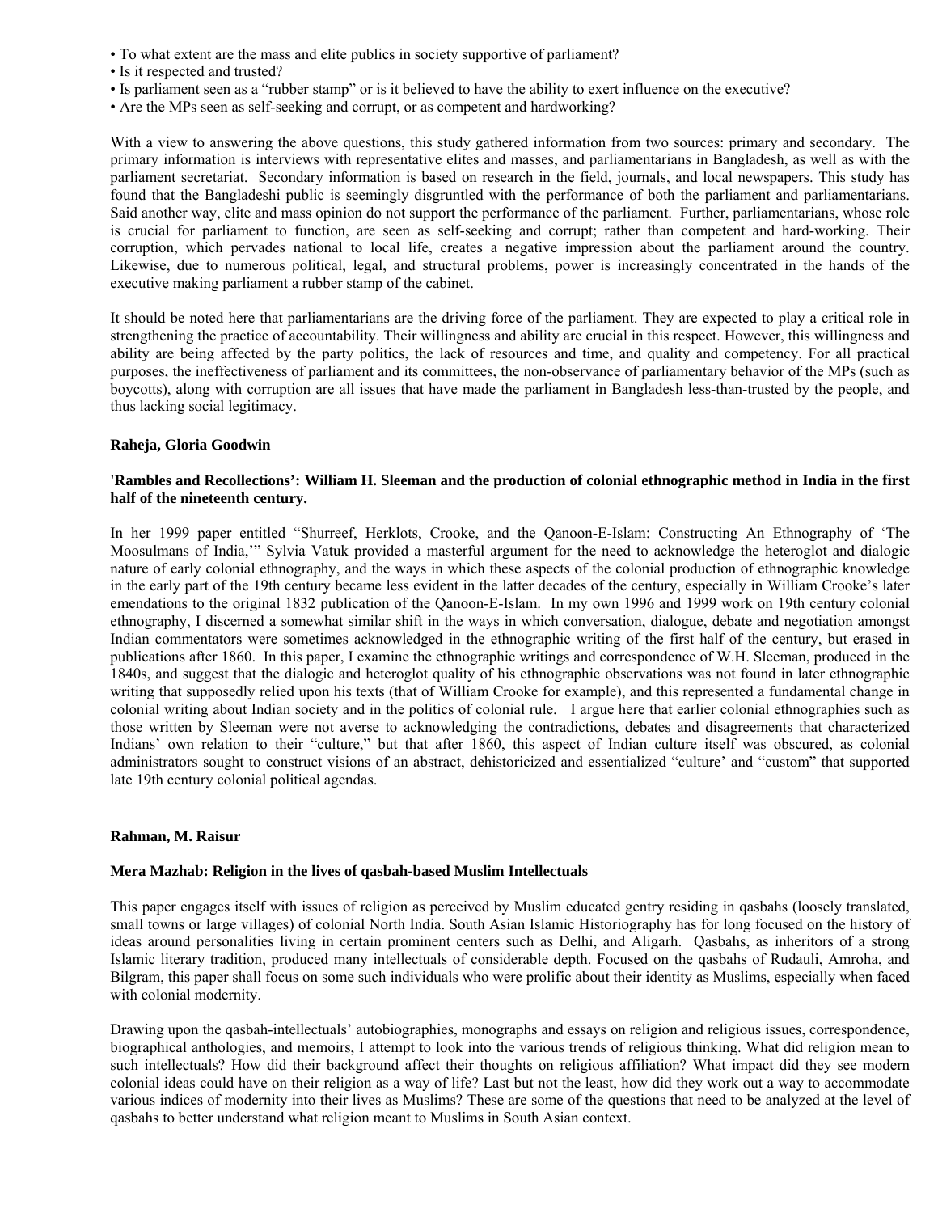- To what extent are the mass and elite publics in society supportive of parliament?
- Is it respected and trusted?
- Is parliament seen as a "rubber stamp" or is it believed to have the ability to exert influence on the executive?
- Are the MPs seen as self-seeking and corrupt, or as competent and hardworking?

With a view to answering the above questions, this study gathered information from two sources: primary and secondary. The primary information is interviews with representative elites and masses, and parliamentarians in Bangladesh, as well as with the parliament secretariat. Secondary information is based on research in the field, journals, and local newspapers. This study has found that the Bangladeshi public is seemingly disgruntled with the performance of both the parliament and parliamentarians. Said another way, elite and mass opinion do not support the performance of the parliament. Further, parliamentarians, whose role is crucial for parliament to function, are seen as self-seeking and corrupt; rather than competent and hard-working. Their corruption, which pervades national to local life, creates a negative impression about the parliament around the country. Likewise, due to numerous political, legal, and structural problems, power is increasingly concentrated in the hands of the executive making parliament a rubber stamp of the cabinet.

It should be noted here that parliamentarians are the driving force of the parliament. They are expected to play a critical role in strengthening the practice of accountability. Their willingness and ability are crucial in this respect. However, this willingness and ability are being affected by the party politics, the lack of resources and time, and quality and competency. For all practical purposes, the ineffectiveness of parliament and its committees, the non-observance of parliamentary behavior of the MPs (such as boycotts), along with corruption are all issues that have made the parliament in Bangladesh less-than-trusted by the people, and thus lacking social legitimacy.

**Raheja, Gloria Goodwin**

**'Rambles and Recollections': William H. Sleeman and the production of colonial ethnographic method in India in the first half of the nineteenth century.**

In her 1999 paper entitled "Shurreef, Herklots, Crooke, and the Qanoon-E-Islam: Constructing An Ethnography of 'The Moosulmans of India,'" Sylvia Vatuk provided a masterful argument for the need to acknowledge the heteroglot and dialogic nature of early colonial ethnography, and the ways in which these aspects of the colonial production of ethnographic knowledge in the early part of the 19th century became less evident in the latter decades of the century, especially in William Crooke's later emendations to the original 1832 publication of the Qanoon-E-Islam. In my own 1996 and 1999 work on 19th century colonial ethnography, I discerned a somewhat similar shift in the ways in which conversation, dialogue, debate and negotiation amongst Indian commentators were sometimes acknowledged in the ethnographic writing of the first half of the century, but erased in publications after 1860. In this paper, I examine the ethnographic writings and correspondence of W.H. Sleeman, produced in the 1840s, and suggest that the dialogic and heteroglot quality of his ethnographic observations was not found in later ethnographic writing that supposedly relied upon his texts (that of William Crooke for example), and this represented a fundamental change in colonial writing about Indian society and in the politics of colonial rule. I argue here that earlier colonial ethnographies such as those written by Sleeman were not averse to acknowledging the contradictions, debates and disagreements that characterized Indians' own relation to their "culture," but that after 1860, this aspect of Indian culture itself was obscured, as colonial administrators sought to construct visions of an abstract, dehistoricized and essentialized "culture' and "custom" that supported late 19th century colonial political agendas.

**Rahman, M. Raisur**

**Mera Mazhab: Religion in the lives of qasbah-based Muslim Intellectuals**

This paper engages itself with issues of religion as perceived by Muslim educated gentry residing in qasbahs (loosely translated, small towns or large villages) of colonial North India. South Asian Islamic Historiography has for long focused on the history of ideas around personalities living in certain prominent centers such as Delhi, and Aligarh. Qasbahs, as inheritors of a strong Islamic literary tradition, produced many intellectuals of considerable depth. Focused on the qasbahs of Rudauli, Amroha, and Bilgram, this paper shall focus on some such individuals who were prolific about their identity as Muslims, especially when faced with colonial modernity.

Drawing upon the qasbah-intellectuals' autobiographies, monographs and essays on religion and religious issues, correspondence, biographical anthologies, and memoirs, I attempt to look into the various trends of religious thinking. What did religion mean to such intellectuals? How did their background affect their thoughts on religious affiliation? What impact did they see modern colonial ideas could have on their religion as a way of life? Last but not the least, how did they work out a way to accommodate various indices of modernity into their lives as Muslims? These are some of the questions that need to be analyzed at the level of qasbahs to better understand what religion meant to Muslims in South Asian context.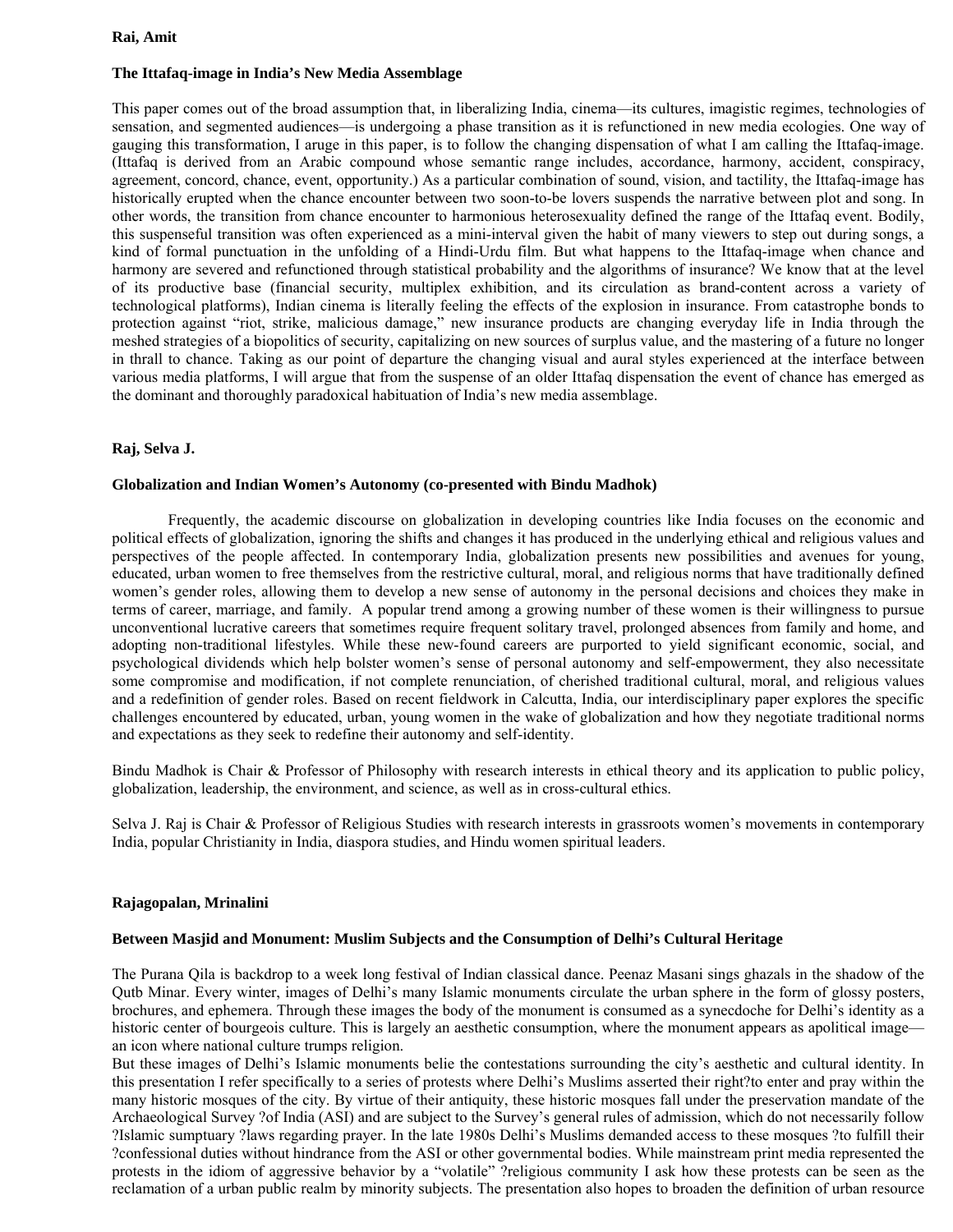**Rai, Amit**

**The Ittafaq-image in India's New Media Assemblage**

This paper comes out of the broad assumption that, in liberalizing India, cinema—its cultures, imagistic regimes, technologies of sensation, and segmented audiences—is undergoing a phase transition as it is refunctioned in new media ecologies. One way of gauging this transformation, I aruge in this paper, is to follow the changing dispensation of what I am calling the Ittafaq-image. (Ittafaq is derived from an Arabic compound whose semantic range includes, accordance, harmony, accident, conspiracy, agreement, concord, chance, event, opportunity.) As a particular combination of sound, vision, and tactility, the Ittafaq-image has historically erupted when the chance encounter between two soon-to-be lovers suspends the narrative between plot and song. In other words, the transition from chance encounter to harmonious heterosexuality defined the range of the Ittafaq event. Bodily, this suspenseful transition was often experienced as a mini-interval given the habit of many viewers to step out during songs, a kind of formal punctuation in the unfolding of a Hindi-Urdu film. But what happens to the Ittafaq-image when chance and harmony are severed and refunctioned through statistical probability and the algorithms of insurance? We know that at the level of its productive base (financial security, multiplex exhibition, and its circulation as brand-content across a variety of technological platforms), Indian cinema is literally feeling the effects of the explosion in insurance. From catastrophe bonds to protection against "riot, strike, malicious damage," new insurance products are changing everyday life in India through the meshed strategies of a biopolitics of security, capitalizing on new sources of surplus value, and the mastering of a future no longer in thrall to chance. Taking as our point of departure the changing visual and aural styles experienced at the interface between various media platforms, I will argue that from the suspense of an older Ittafaq dispensation the event of chance has emerged as the dominant and thoroughly paradoxical habituation of India's new media assemblage.

**Raj, Selva J.**

**Globalization and Indian Women's Autonomy (co-presented with Bindu Madhok)**

Frequently, the academic discourse on globalization in developing countries like India focuses on the economic and political effects of globalization, ignoring the shifts and changes it has produced in the underlying ethical and religious values and perspectives of the people affected. In contemporary India, globalization presents new possibilities and avenues for young, educated, urban women to free themselves from the restrictive cultural, moral, and religious norms that have traditionally defined women's gender roles, allowing them to develop a new sense of autonomy in the personal decisions and choices they make in terms of career, marriage, and family. A popular trend among a growing number of these women is their willingness to pursue unconventional lucrative careers that sometimes require frequent solitary travel, prolonged absences from family and home, and adopting non-traditional lifestyles. While these new-found careers are purported to yield significant economic, social, and psychological dividends which help bolster women's sense of personal autonomy and self-empowerment, they also necessitate some compromise and modification, if not complete renunciation, of cherished traditional cultural, moral, and religious values and a redefinition of gender roles. Based on recent fieldwork in Calcutta, India, our interdisciplinary paper explores the specific challenges encountered by educated, urban, young women in the wake of globalization and how they negotiate traditional norms and expectations as they seek to redefine their autonomy and self-identity.

Bindu Madhok is Chair & Professor of Philosophy with research interests in ethical theory and its application to public policy, globalization, leadership, the environment, and science, as well as in cross-cultural ethics.

Selva J. Raj is Chair & Professor of Religious Studies with research interests in grassroots women's movements in contemporary India, popular Christianity in India, diaspora studies, and Hindu women spiritual leaders.

**Rajagopalan, Mrinalini**

**Between Masjid and Monument: Muslim Subjects and the Consumption of Delhi's Cultural Heritage**

The Purana Qila is backdrop to a week long festival of Indian classical dance. Peenaz Masani sings ghazals in the shadow of the Qutb Minar. Every winter, images of Delhi's many Islamic monuments circulate the urban sphere in the form of glossy posters, brochures, and ephemera. Through these images the body of the monument is consumed as a synecdoche for Delhi's identity as a historic center of bourgeois culture. This is largely an aesthetic consumption, where the monument appears as apolitical image—an icon where national culture trumps religion.

But these images of Delhi's Islamic monuments belie the contestations surrounding the city's aesthetic and cultural identity. In this presentation I refer specifically to a series of protests where Delhi's Muslims asserted their right?to enter and pray within the many historic mosques of the city. By virtue of their antiquity, these historic mosques fall under the preservation mandate of the Archaeological Survey ?of India (ASI) and are subject to the Survey's general rules of admission, which do not necessarily follow ?Islamic sumptuary ?laws regarding prayer. In the late 1980s Delhi's Muslims demanded access to these mosques ?to fulfill their ?confessional duties without hindrance from the ASI or other governmental bodies. While mainstream print media represented the protests in the idiom of aggressive behavior by a "volatile" ?religious community I ask how these protests can be seen as the reclamation of a urban public realm by minority subjects. The presentation also hopes to broaden the definition of urban resource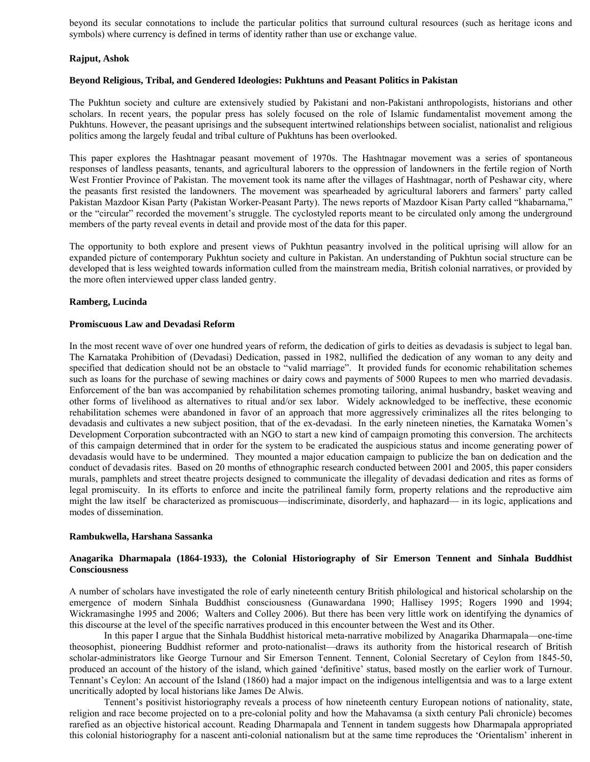beyond its secular connotations to include the particular politics that surround cultural resources (such as heritage icons and symbols) where currency is defined in terms of identity rather than use or exchange value.

**Rajput, Ashok**

**Beyond Religious, Tribal, and Gendered Ideologies: Pukhtuns and Peasant Politics in Pakistan**

The Pukhtun society and culture are extensively studied by Pakistani and non-Pakistani anthropologists, historians and other scholars. In recent years, the popular press has solely focused on the role of Islamic fundamentalist movement among the Pukhtuns. However, the peasant uprisings and the subsequent intertwined relationships between socialist, nationalist and religious politics among the largely feudal and tribal culture of Pukhtuns has been overlooked.

This paper explores the Hashtnagar peasant movement of 1970s. The Hashtnagar movement was a series of spontaneous responses of landless peasants, tenants, and agricultural laborers to the oppression of landowners in the fertile region of North West Frontier Province of Pakistan. The movement took its name after the villages of Hashtnagar, north of Peshawar city, where the peasants first resisted the landowners. The movement was spearheaded by agricultural laborers and farmers' party called Pakistan Mazdoor Kisan Party (Pakistan Worker-Peasant Party). The news reports of Mazdoor Kisan Party called "khabarnama," or the "circular" recorded the movement's struggle. The cyclostyled reports meant to be circulated only among the underground members of the party reveal events in detail and provide most of the data for this paper.

The opportunity to both explore and present views of Pukhtun peasantry involved in the political uprising will allow for an expanded picture of contemporary Pukhtun society and culture in Pakistan. An understanding of Pukhtun social structure can be developed that is less weighted towards information culled from the mainstream media, British colonial narratives, or provided by the more often interviewed upper class landed gentry.

**Ramberg, Lucinda**

**Promiscuous Law and Devadasi Reform**

In the most recent wave of over one hundred years of reform, the dedication of girls to deities as devadasis is subject to legal ban. The Karnataka Prohibition of (Devadasi) Dedication, passed in 1982, nullified the dedication of any woman to any deity and specified that dedication should not be an obstacle to "valid marriage". It provided funds for economic rehabilitation schemes such as loans for the purchase of sewing machines or dairy cows and payments of 5000 Rupees to men who married devadasis. Enforcement of the ban was accompanied by rehabilitation schemes promoting tailoring, animal husbandry, basket weaving and other forms of livelihood as alternatives to ritual and/or sex labor. Widely acknowledged to be ineffective, these economic rehabilitation schemes were abandoned in favor of an approach that more aggressively criminalizes all the rites belonging to devadasis and cultivates a new subject position, that of the ex-devadasi. In the early nineteen nineties, the Karnataka Women's Development Corporation subcontracted with an NGO to start a new kind of campaign promoting this conversion. The architects of this campaign determined that in order for the system to be eradicated the auspicious status and income generating power of devadasis would have to be undermined. They mounted a major education campaign to publicize the ban on dedication and the conduct of devadasis rites. Based on 20 months of ethnographic research conducted between 2001 and 2005, this paper considers murals, pamphlets and street theatre projects designed to communicate the illegality of devadasi dedication and rites as forms of legal promiscuity. In its efforts to enforce and incite the patrilineal family form, property relations and the reproductive aim might the law itself be characterized as promiscuous—indiscriminate, disorderly, and haphazard— in its logic, applications and modes of dissemination.

**Rambukwella, Harshana Sassanka**

**Anagarika Dharmapala (1864-1933), the Colonial Historiography of Sir Emerson Tennent and Sinhala Buddhist Consciousness**

A number of scholars have investigated the role of early nineteenth century British philological and historical scholarship on the emergence of modern Sinhala Buddhist consciousness (Gunawardana 1990; Hallisey 1995; Rogers 1990 and 1994; Wickramasinghe 1995 and 2006; Walters and Colley 2006). But there has been very little work on identifying the dynamics of this discourse at the level of the specific narratives produced in this encounter between the West and its Other.

In this paper I argue that the Sinhala Buddhist historical meta-narrative mobilized by Anagarika Dharmapala—one-time theosophist, pioneering Buddhist reformer and proto-nationalist—draws its authority from the historical research of British scholar-administrators like George Turnour and Sir Emerson Tennent. Tennent, Colonial Secretary of Ceylon from 1845-50, produced an account of the history of the island, which gained 'definitive' status, based mostly on the earlier work of Turnour. Tennant's Ceylon: An account of the Island (1860) had a major impact on the indigenous intelligentsia and was to a large extent uncritically adopted by local historians like James De Alwis.

Tennent's positivist historiography reveals a process of how nineteenth century European notions of nationality, state, religion and race become projected on to a pre-colonial polity and how the Mahavamsa (a sixth century Pali chronicle) becomes rarefied as an objective historical account. Reading Dharmapala and Tennent in tandem suggests how Dharmapala appropriated this colonial historiography for a nascent anti-colonial nationalism but at the same time reproduces the 'Orientalism' inherent in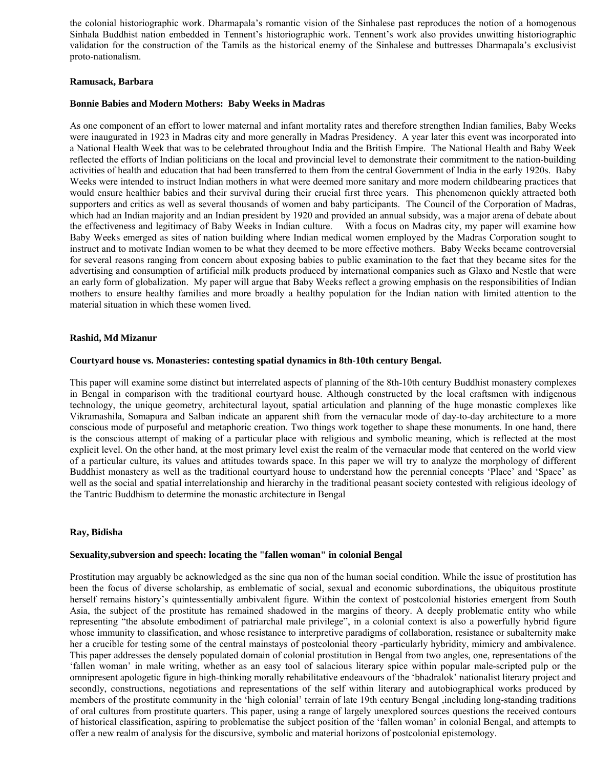the colonial historiographic work. Dharmapala's romantic vision of the Sinhalese past reproduces the notion of a homogenous Sinhala Buddhist nation embedded in Tennent's historiographic work. Tennent's work also provides unwitting historiographic validation for the construction of the Tamils as the historical enemy of the Sinhalese and buttresses Dharmapala's exclusivist proto-nationalism.

**Ramusack, Barbara**

**Bonnie Babies and Modern Mothers: Baby Weeks in Madras**

As one component of an effort to lower maternal and infant mortality rates and therefore strengthen Indian families, Baby Weeks were inaugurated in 1923 in Madras city and more generally in Madras Presidency. A year later this event was incorporated into a National Health Week that was to be celebrated throughout India and the British Empire. The National Health and Baby Week reflected the efforts of Indian politicians on the local and provincial level to demonstrate their commitment to the nation-building activities of health and education that had been transferred to them from the central Government of India in the early 1920s. Baby Weeks were intended to instruct Indian mothers in what were deemed more sanitary and more modern childbearing practices that would ensure healthier babies and their survival during their crucial first three years. This phenomenon quickly attracted both supporters and critics as well as several thousands of women and baby participants. The Council of the Corporation of Madras, which had an Indian majority and an Indian president by 1920 and provided an annual subsidy, was a major arena of debate about the effectiveness and legitimacy of Baby Weeks in Indian culture. With a focus on Madras city, my paper will examine how Baby Weeks emerged as sites of nation building where Indian medical women employed by the Madras Corporation sought to instruct and to motivate Indian women to be what they deemed to be more effective mothers. Baby Weeks became controversial for several reasons ranging from concern about exposing babies to public examination to the fact that they became sites for the advertising and consumption of artificial milk products produced by international companies such as Glaxo and Nestle that were an early form of globalization. My paper will argue that Baby Weeks reflect a growing emphasis on the responsibilities of Indian mothers to ensure healthy families and more broadly a healthy population for the Indian nation with limited attention to the material situation in which these women lived.

**Rashid, Md Mizanur**

**Courtyard house vs. Monasteries: contesting spatial dynamics in 8th-10th century Bengal.**

This paper will examine some distinct but interrelated aspects of planning of the 8th-10th century Buddhist monastery complexes in Bengal in comparison with the traditional courtyard house. Although constructed by the local craftsmen with indigenous technology, the unique geometry, architectural layout, spatial articulation and planning of the huge monastic complexes like Vikramashila, Somapura and Salban indicate an apparent shift from the vernacular mode of day-to-day architecture to a more conscious mode of purposeful and metaphoric creation. Two things work together to shape these monuments. In one hand, there is the conscious attempt of making of a particular place with religious and symbolic meaning, which is reflected at the most explicit level. On the other hand, at the most primary level exist the realm of the vernacular mode that centered on the world view of a particular culture, its values and attitudes towards space. In this paper we will try to analyze the morphology of different Buddhist monastery as well as the traditional courtyard house to understand how the perennial concepts 'Place' and 'Space' as well as the social and spatial interrelationship and hierarchy in the traditional peasant society contested with religious ideology of the Tantric Buddhism to determine the monastic architecture in Bengal

**Ray, Bidisha**

**Sexuality,subversion and speech: locating the "fallen woman" in colonial Bengal**

Prostitution may arguably be acknowledged as the sine qua non of the human social condition. While the issue of prostitution has been the focus of diverse scholarship, as emblematic of social, sexual and economic subordinations, the ubiquitous prostitute herself remains history's quintessentially ambivalent figure. Within the context of postcolonial histories emergent from South Asia, the subject of the prostitute has remained shadowed in the margins of theory. A deeply problematic entity who while representing "the absolute embodiment of patriarchal male privilege", in a colonial context is also a powerfully hybrid figure whose immunity to classification, and whose resistance to interpretive paradigms of collaboration, resistance or subalternity make her a crucible for testing some of the central mainstays of postcolonial theory -particularly hybridity, mimicry and ambivalence. This paper addresses the densely populated domain of colonial prostitution in Bengal from two angles, one, representations of the 'fallen woman' in male writing, whether as an easy tool of salacious literary spice within popular male-scripted pulp or the omnipresent apologetic figure in high-thinking morally rehabilitative endeavours of the 'bhadralok' nationalist literary project and secondly, constructions, negotiations and representations of the self within literary and autobiographical works produced by members of the prostitute community in the 'high colonial' terrain of late 19th century Bengal ,including long-standing traditions of oral cultures from prostitute quarters. This paper, using a range of largely unexplored sources questions the received contours of historical classification, aspiring to problematise the subject position of the 'fallen woman' in colonial Bengal, and attempts to offer a new realm of analysis for the discursive, symbolic and material horizons of postcolonial epistemology.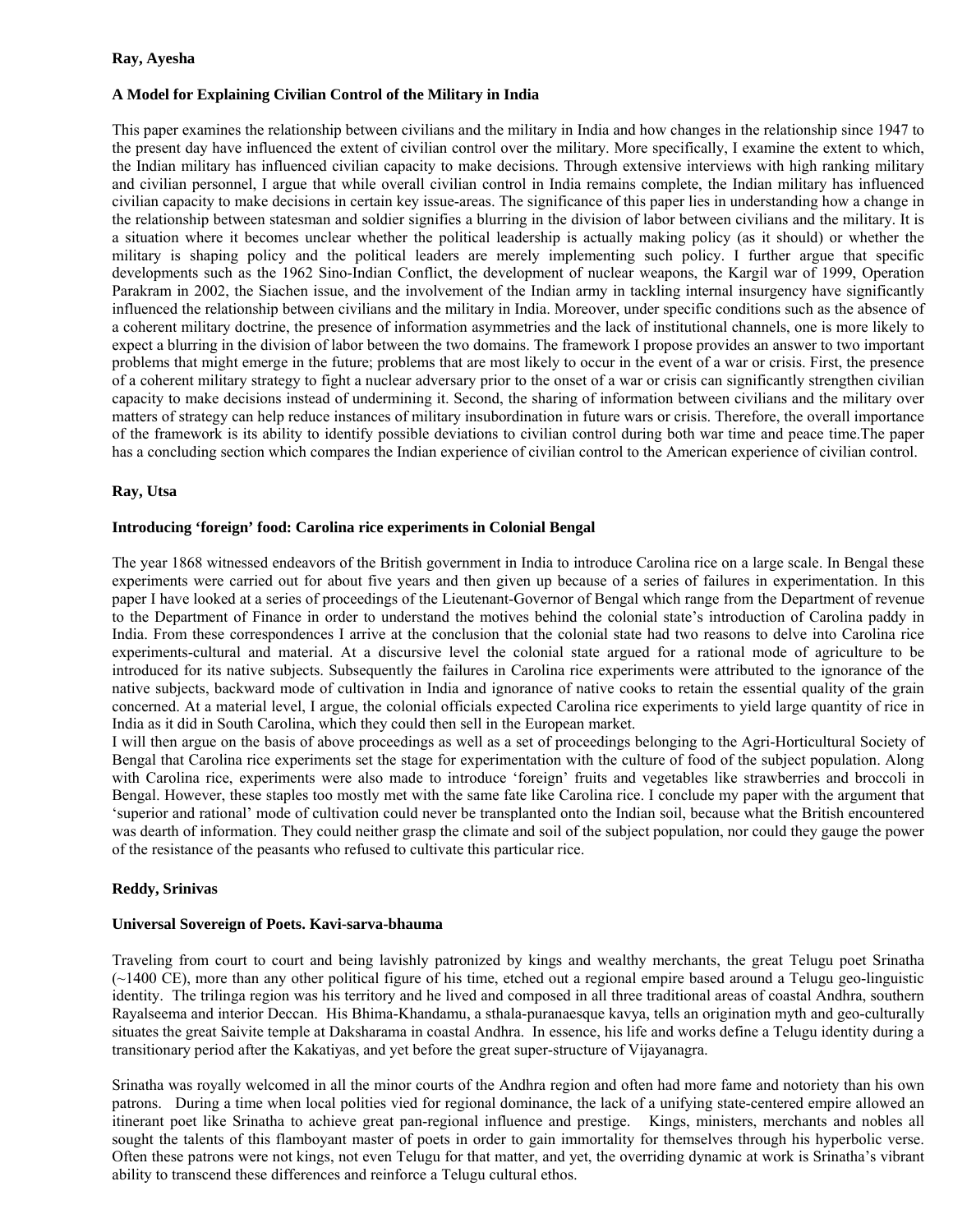**Ray, Ayesha**

**A Model for Explaining Civilian Control of the Military in India**

This paper examines the relationship between civilians and the military in India and how changes in the relationship since 1947 to the present day have influenced the extent of civilian control over the military. More specifically, I examine the extent to which, the Indian military has influenced civilian capacity to make decisions. Through extensive interviews with high ranking military and civilian personnel, I argue that while overall civilian control in India remains complete, the Indian military has influenced civilian capacity to make decisions in certain key issue-areas. The significance of this paper lies in understanding how a change in the relationship between statesman and soldier signifies a blurring in the division of labor between civilians and the military. It is a situation where it becomes unclear whether the political leadership is actually making policy (as it should) or whether the military is shaping policy and the political leaders are merely implementing such policy. I further argue that specific developments such as the 1962 Sino-Indian Conflict, the development of nuclear weapons, the Kargil war of 1999, Operation Parakram in 2002, the Siachen issue, and the involvement of the Indian army in tackling internal insurgency have significantly influenced the relationship between civilians and the military in India. Moreover, under specific conditions such as the absence of a coherent military doctrine, the presence of information asymmetries and the lack of institutional channels, one is more likely to expect a blurring in the division of labor between the two domains. The framework I propose provides an answer to two important problems that might emerge in the future; problems that are most likely to occur in the event of a war or crisis. First, the presence of a coherent military strategy to fight a nuclear adversary prior to the onset of a war or crisis can significantly strengthen civilian capacity to make decisions instead of undermining it. Second, the sharing of information between civilians and the military over matters of strategy can help reduce instances of military insubordination in future wars or crisis. Therefore, the overall importance of the framework is its ability to identify possible deviations to civilian control during both war time and peace time.The paper has a concluding section which compares the Indian experience of civilian control to the American experience of civilian control.

**Ray, Utsa**

**Introducing 'foreign' food: Carolina rice experiments in Colonial Bengal**

The year 1868 witnessed endeavors of the British government in India to introduce Carolina rice on a large scale. In Bengal these experiments were carried out for about five years and then given up because of a series of failures in experimentation. In this paper I have looked at a series of proceedings of the Lieutenant-Governor of Bengal which range from the Department of revenue to the Department of Finance in order to understand the motives behind the colonial state's introduction of Carolina paddy in India. From these correspondences I arrive at the conclusion that the colonial state had two reasons to delve into Carolina rice experiments-cultural and material. At a discursive level the colonial state argued for a rational mode of agriculture to be introduced for its native subjects. Subsequently the failures in Carolina rice experiments were attributed to the ignorance of the native subjects, backward mode of cultivation in India and ignorance of native cooks to retain the essential quality of the grain concerned. At a material level, I argue, the colonial officials expected Carolina rice experiments to yield large quantity of rice in India as it did in South Carolina, which they could then sell in the European market.
I will then argue on the basis of above proceedings as well as a set of proceedings belonging to the Agri-Horticultural Society of Bengal that Carolina rice experiments set the stage for experimentation with the culture of food of the subject population. Along with Carolina rice, experiments were also made to introduce 'foreign' fruits and vegetables like strawberries and broccoli in Bengal. However, these staples too mostly met with the same fate like Carolina rice. I conclude my paper with the argument that 'superior and rational' mode of cultivation could never be transplanted onto the Indian soil, because what the British encountered was dearth of information. They could neither grasp the climate and soil of the subject population, nor could they gauge the power of the resistance of the peasants who refused to cultivate this particular rice.

**Reddy, Srinivas**

**Universal Sovereign of Poets. Kavi-sarva-bhauma**

Traveling from court to court and being lavishly patronized by kings and wealthy merchants, the great Telugu poet Srinatha (~1400 CE), more than any other political figure of his time, etched out a regional empire based around a Telugu geo-linguistic identity. The trilinga region was his territory and he lived and composed in all three traditional areas of coastal Andhra, southern Rayalseema and interior Deccan. His Bhima-Khandamu, a sthala-puranaesque kavya, tells an origination myth and geo-culturally situates the great Saivite temple at Daksharama in coastal Andhra. In essence, his life and works define a Telugu identity during a transitionary period after the Kakatiyas, and yet before the great super-structure of Vijayanagra.

Srinatha was royally welcomed in all the minor courts of the Andhra region and often had more fame and notoriety than his own patrons. During a time when local polities vied for regional dominance, the lack of a unifying state-centered empire allowed an itinerant poet like Srinatha to achieve great pan-regional influence and prestige. Kings, ministers, merchants and nobles all sought the talents of this flamboyant master of poets in order to gain immortality for themselves through his hyperbolic verse. Often these patrons were not kings, not even Telugu for that matter, and yet, the overriding dynamic at work is Srinatha's vibrant ability to transcend these differences and reinforce a Telugu cultural ethos.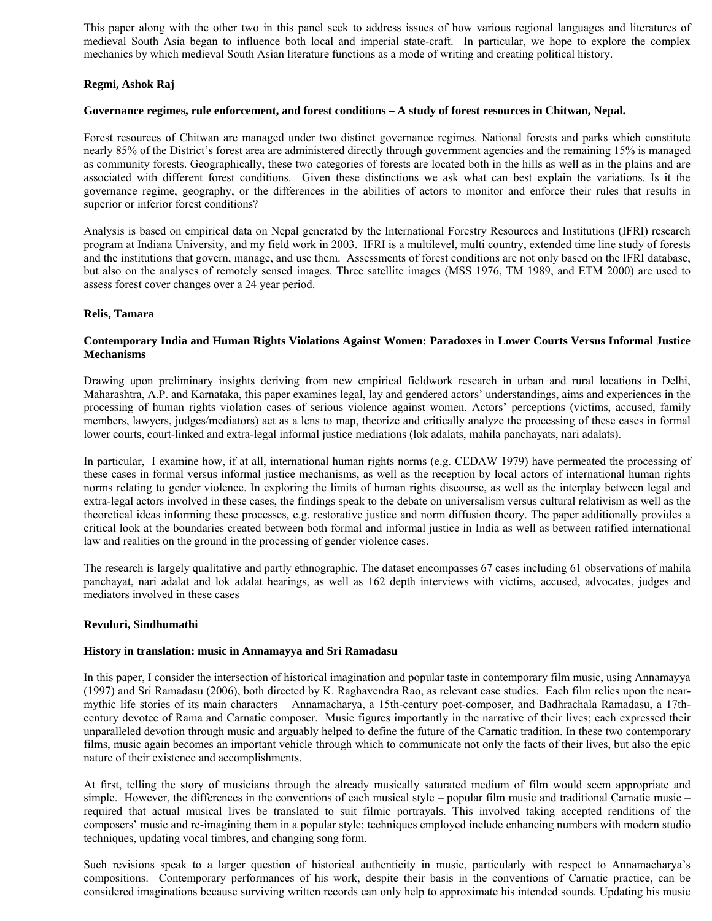This paper along with the other two in this panel seek to address issues of how various regional languages and literatures of medieval South Asia began to influence both local and imperial state-craft. In particular, we hope to explore the complex mechanics by which medieval South Asian literature functions as a mode of writing and creating political history.

**Regmi, Ashok Raj**

**Governance regimes, rule enforcement, and forest conditions – A study of forest resources in Chitwan, Nepal.**

Forest resources of Chitwan are managed under two distinct governance regimes. National forests and parks which constitute nearly 85% of the District's forest area are administered directly through government agencies and the remaining 15% is managed as community forests. Geographically, these two categories of forests are located both in the hills as well as in the plains and are associated with different forest conditions. Given these distinctions we ask what can best explain the variations. Is it the governance regime, geography, or the differences in the abilities of actors to monitor and enforce their rules that results in superior or inferior forest conditions?

Analysis is based on empirical data on Nepal generated by the International Forestry Resources and Institutions (IFRI) research program at Indiana University, and my field work in 2003. IFRI is a multilevel, multi country, extended time line study of forests and the institutions that govern, manage, and use them. Assessments of forest conditions are not only based on the IFRI database, but also on the analyses of remotely sensed images. Three satellite images (MSS 1976, TM 1989, and ETM 2000) are used to assess forest cover changes over a 24 year period.

**Relis, Tamara**

**Contemporary India and Human Rights Violations Against Women: Paradoxes in Lower Courts Versus Informal Justice Mechanisms**

Drawing upon preliminary insights deriving from new empirical fieldwork research in urban and rural locations in Delhi, Maharashtra, A.P. and Karnataka, this paper examines legal, lay and gendered actors' understandings, aims and experiences in the processing of human rights violation cases of serious violence against women. Actors' perceptions (victims, accused, family members, lawyers, judges/mediators) act as a lens to map, theorize and critically analyze the processing of these cases in formal lower courts, court-linked and extra-legal informal justice mediations (lok adalats, mahila panchayats, nari adalats).

In particular, I examine how, if at all, international human rights norms (e.g. CEDAW 1979) have permeated the processing of these cases in formal versus informal justice mechanisms, as well as the reception by local actors of international human rights norms relating to gender violence. In exploring the limits of human rights discourse, as well as the interplay between legal and extra-legal actors involved in these cases, the findings speak to the debate on universalism versus cultural relativism as well as the theoretical ideas informing these processes, e.g. restorative justice and norm diffusion theory. The paper additionally provides a critical look at the boundaries created between both formal and informal justice in India as well as between ratified international law and realities on the ground in the processing of gender violence cases.

The research is largely qualitative and partly ethnographic. The dataset encompasses 67 cases including 61 observations of mahila panchayat, nari adalat and lok adalat hearings, as well as 162 depth interviews with victims, accused, advocates, judges and mediators involved in these cases

**Revuluri, Sindhumathi**

**History in translation: music in Annamayya and Sri Ramadasu**

In this paper, I consider the intersection of historical imagination and popular taste in contemporary film music, using Annamayya (1997) and Sri Ramadasu (2006), both directed by K. Raghavendra Rao, as relevant case studies. Each film relies upon the near-mythic life stories of its main characters – Annamacharya, a 15th-century poet-composer, and Badhrachala Ramadasu, a 17th-century devotee of Rama and Carnatic composer. Music figures importantly in the narrative of their lives; each expressed their unparalleled devotion through music and arguably helped to define the future of the Carnatic tradition. In these two contemporary films, music again becomes an important vehicle through which to communicate not only the facts of their lives, but also the epic nature of their existence and accomplishments.

At first, telling the story of musicians through the already musically saturated medium of film would seem appropriate and simple. However, the differences in the conventions of each musical style – popular film music and traditional Carnatic music – required that actual musical lives be translated to suit filmic portrayals. This involved taking accepted renditions of the composers' music and re-imagining them in a popular style; techniques employed include enhancing numbers with modern studio techniques, updating vocal timbres, and changing song form.

Such revisions speak to a larger question of historical authenticity in music, particularly with respect to Annamacharya's compositions. Contemporary performances of his work, despite their basis in the conventions of Carnatic practice, can be considered imaginations because surviving written records can only help to approximate his intended sounds. Updating his music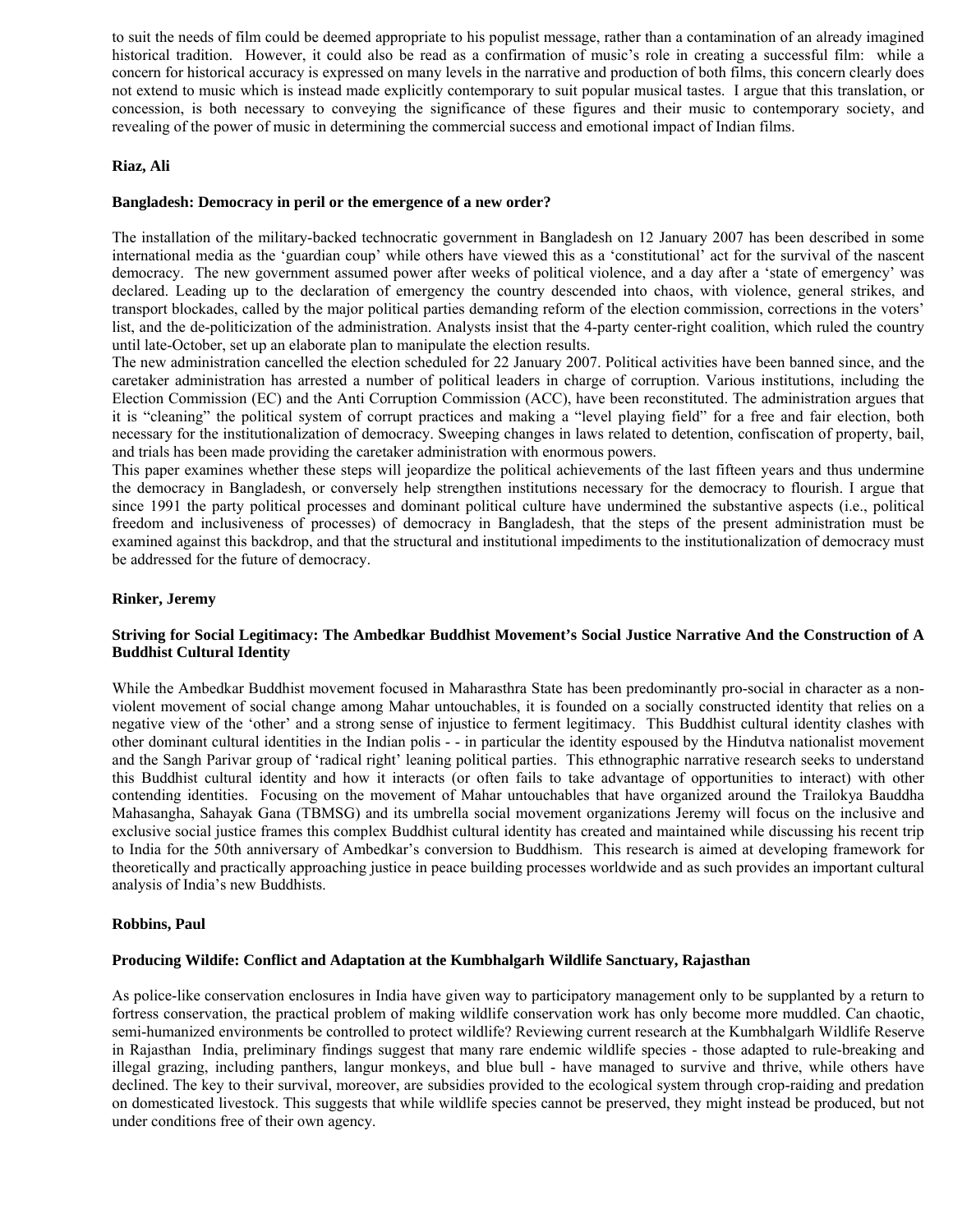to suit the needs of film could be deemed appropriate to his populist message, rather than a contamination of an already imagined historical tradition. However, it could also be read as a confirmation of music's role in creating a successful film: while a concern for historical accuracy is expressed on many levels in the narrative and production of both films, this concern clearly does not extend to music which is instead made explicitly contemporary to suit popular musical tastes. I argue that this translation, or concession, is both necessary to conveying the significance of these figures and their music to contemporary society, and revealing of the power of music in determining the commercial success and emotional impact of Indian films.

**Riaz, Ali**

**Bangladesh: Democracy in peril or the emergence of a new order?**

The installation of the military-backed technocratic government in Bangladesh on 12 January 2007 has been described in some international media as the 'guardian coup' while others have viewed this as a 'constitutional' act for the survival of the nascent democracy. The new government assumed power after weeks of political violence, and a day after a 'state of emergency' was declared. Leading up to the declaration of emergency the country descended into chaos, with violence, general strikes, and transport blockades, called by the major political parties demanding reform of the election commission, corrections in the voters' list, and the de-politicization of the administration. Analysts insist that the 4-party center-right coalition, which ruled the country until late-October, set up an elaborate plan to manipulate the election results.

The new administration cancelled the election scheduled for 22 January 2007. Political activities have been banned since, and the caretaker administration has arrested a number of political leaders in charge of corruption. Various institutions, including the Election Commission (EC) and the Anti Corruption Commission (ACC), have been reconstituted. The administration argues that it is "cleaning" the political system of corrupt practices and making a "level playing field" for a free and fair election, both necessary for the institutionalization of democracy. Sweeping changes in laws related to detention, confiscation of property, bail, and trials has been made providing the caretaker administration with enormous powers.

This paper examines whether these steps will jeopardize the political achievements of the last fifteen years and thus undermine the democracy in Bangladesh, or conversely help strengthen institutions necessary for the democracy to flourish. I argue that since 1991 the party political processes and dominant political culture have undermined the substantive aspects (i.e., political freedom and inclusiveness of processes) of democracy in Bangladesh, that the steps of the present administration must be examined against this backdrop, and that the structural and institutional impediments to the institutionalization of democracy must be addressed for the future of democracy.

**Rinker, Jeremy**

**Striving for Social Legitimacy: The Ambedkar Buddhist Movement's Social Justice Narrative And the Construction of A Buddhist Cultural Identity**

While the Ambedkar Buddhist movement focused in Maharasthra State has been predominantly pro-social in character as a non-violent movement of social change among Mahar untouchables, it is founded on a socially constructed identity that relies on a negative view of the 'other' and a strong sense of injustice to ferment legitimacy. This Buddhist cultural identity clashes with other dominant cultural identities in the Indian polis - - in particular the identity espoused by the Hindutva nationalist movement and the Sangh Parivar group of 'radical right' leaning political parties. This ethnographic narrative research seeks to understand this Buddhist cultural identity and how it interacts (or often fails to take advantage of opportunities to interact) with other contending identities. Focusing on the movement of Mahar untouchables that have organized around the Trailokya Bauddha Mahasangha, Sahayak Gana (TBMSG) and its umbrella social movement organizations Jeremy will focus on the inclusive and exclusive social justice frames this complex Buddhist cultural identity has created and maintained while discussing his recent trip to India for the 50th anniversary of Ambedkar's conversion to Buddhism. This research is aimed at developing framework for theoretically and practically approaching justice in peace building processes worldwide and as such provides an important cultural analysis of India's new Buddhists.

**Robbins, Paul**

**Producing Wildlife: Conflict and Adaptation at the Kumbhalgarh Wildlife Sanctuary, Rajasthan**

As police-like conservation enclosures in India have given way to participatory management only to be supplanted by a return to fortress conservation, the practical problem of making wildlife conservation work has only become more muddled. Can chaotic, semi-humanized environments be controlled to protect wildlife? Reviewing current research at the Kumbhalgarh Wildlife Reserve in Rajasthan India, preliminary findings suggest that many rare endemic wildlife species - those adapted to rule-breaking and illegal grazing, including panthers, langur monkeys, and blue bull - have managed to survive and thrive, while others have declined. The key to their survival, moreover, are subsidies provided to the ecological system through crop-raiding and predation on domesticated livestock. This suggests that while wildlife species cannot be preserved, they might instead be produced, but not under conditions free of their own agency.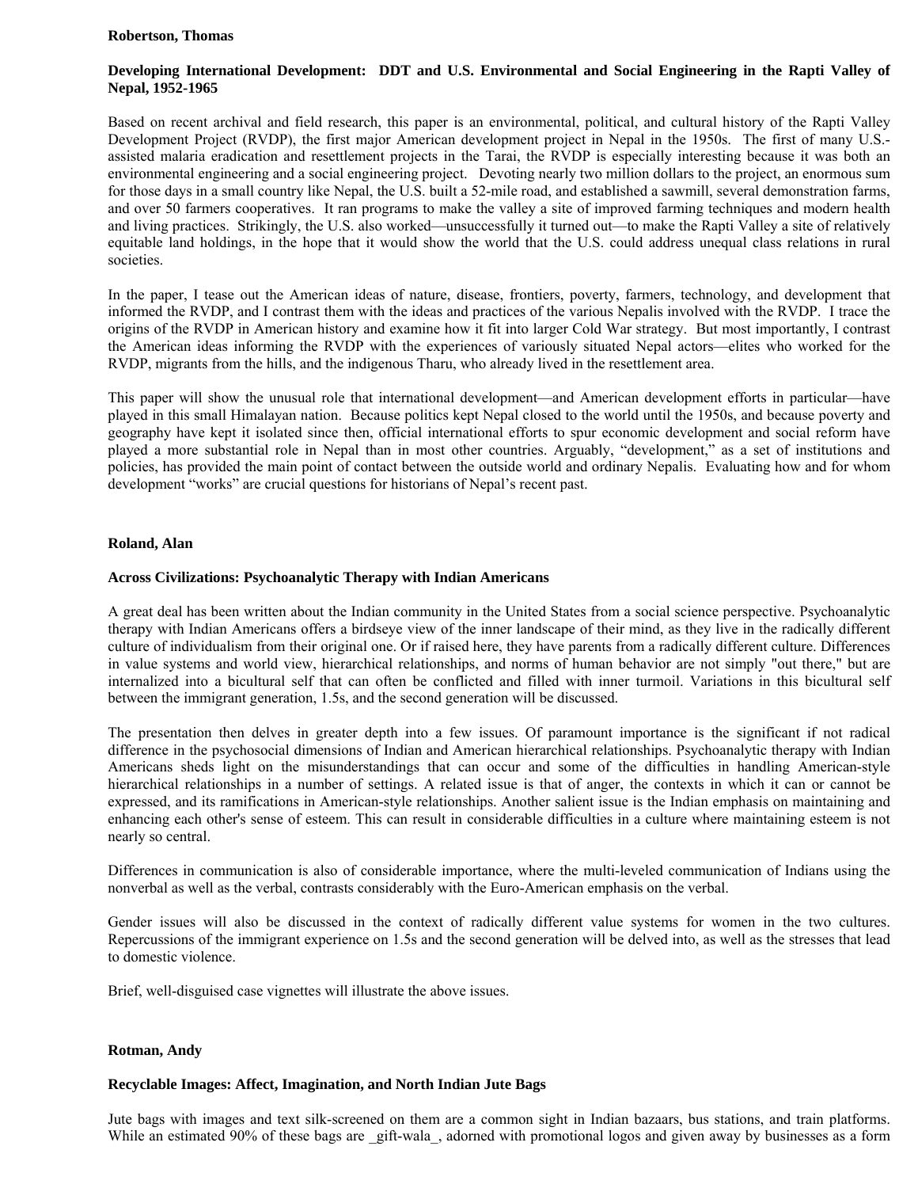**Robertson, Thomas**

**Developing International Development: DDT and U.S. Environmental and Social Engineering in the Rapti Valley of Nepal, 1952-1965**

Based on recent archival and field research, this paper is an environmental, political, and cultural history of the Rapti Valley Development Project (RVDP), the first major American development project in Nepal in the 1950s. The first of many U.S.-assisted malaria eradication and resettlement projects in the Tarai, the RVDP is especially interesting because it was both an environmental engineering and a social engineering project. Devoting nearly two million dollars to the project, an enormous sum for those days in a small country like Nepal, the U.S. built a 52-mile road, and established a sawmill, several demonstration farms, and over 50 farmers cooperatives. It ran programs to make the valley a site of improved farming techniques and modern health and living practices. Strikingly, the U.S. also worked—unsuccessfully it turned out—to make the Rapti Valley a site of relatively equitable land holdings, in the hope that it would show the world that the U.S. could address unequal class relations in rural societies.

In the paper, I tease out the American ideas of nature, disease, frontiers, poverty, farmers, technology, and development that informed the RVDP, and I contrast them with the ideas and practices of the various Nepalis involved with the RVDP. I trace the origins of the RVDP in American history and examine how it fit into larger Cold War strategy. But most importantly, I contrast the American ideas informing the RVDP with the experiences of variously situated Nepal actors—elites who worked for the RVDP, migrants from the hills, and the indigenous Tharu, who already lived in the resettlement area.

This paper will show the unusual role that international development—and American development efforts in particular—have played in this small Himalayan nation. Because politics kept Nepal closed to the world until the 1950s, and because poverty and geography have kept it isolated since then, official international efforts to spur economic development and social reform have played a more substantial role in Nepal than in most other countries. Arguably, "development," as a set of institutions and policies, has provided the main point of contact between the outside world and ordinary Nepalis. Evaluating how and for whom development "works" are crucial questions for historians of Nepal's recent past.

**Roland, Alan**

**Across Civilizations: Psychoanalytic Therapy with Indian Americans**

A great deal has been written about the Indian community in the United States from a social science perspective. Psychoanalytic therapy with Indian Americans offers a birdseye view of the inner landscape of their mind, as they live in the radically different culture of individualism from their original one. Or if raised here, they have parents from a radically different culture. Differences in value systems and world view, hierarchical relationships, and norms of human behavior are not simply "out there," but are internalized into a bicultural self that can often be conflicted and filled with inner turmoil. Variations in this bicultural self between the immigrant generation, 1.5s, and the second generation will be discussed.

The presentation then delves in greater depth into a few issues. Of paramount importance is the significant if not radical difference in the psychosocial dimensions of Indian and American hierarchical relationships. Psychoanalytic therapy with Indian Americans sheds light on the misunderstandings that can occur and some of the difficulties in handling American-style hierarchical relationships in a number of settings. A related issue is that of anger, the contexts in which it can or cannot be expressed, and its ramifications in American-style relationships. Another salient issue is the Indian emphasis on maintaining and enhancing each other's sense of esteem. This can result in considerable difficulties in a culture where maintaining esteem is not nearly so central.

Differences in communication is also of considerable importance, where the multi-leveled communication of Indians using the nonverbal as well as the verbal, contrasts considerably with the Euro-American emphasis on the verbal.

Gender issues will also be discussed in the context of radically different value systems for women in the two cultures. Repercussions of the immigrant experience on 1.5s and the second generation will be delved into, as well as the stresses that lead to domestic violence.

Brief, well-disguised case vignettes will illustrate the above issues.

**Rotman, Andy**

**Recyclable Images: Affect, Imagination, and North Indian Jute Bags**

Jute bags with images and text silk-screened on them are a common sight in Indian bazaars, bus stations, and train platforms. While an estimated 90% of these bags are _gift-wala_, adorned with promotional logos and given away by businesses as a form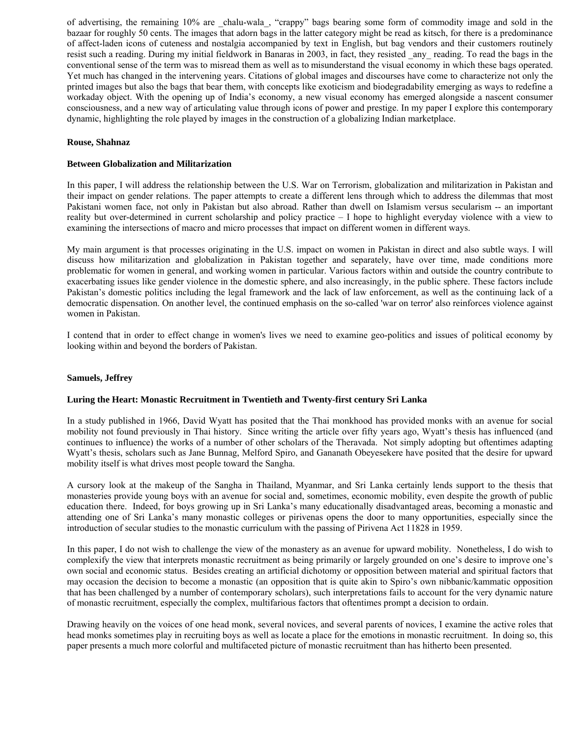of advertising, the remaining 10% are _chalu-wala_, "crappy" bags bearing some form of commodity image and sold in the bazaar for roughly 50 cents. The images that adorn bags in the latter category might be read as kitsch, for there is a predominance of affect-laden icons of cuteness and nostalgia accompanied by text in English, but bag vendors and their customers routinely resist such a reading. During my initial fieldwork in Banaras in 2003, in fact, they resisted _any_ reading. To read the bags in the conventional sense of the term was to misread them as well as to misunderstand the visual economy in which these bags operated. Yet much has changed in the intervening years. Citations of global images and discourses have come to characterize not only the printed images but also the bags that bear them, with concepts like exoticism and biodegradability emerging as ways to redefine a workaday object. With the opening up of India's economy, a new visual economy has emerged alongside a nascent consumer consciousness, and a new way of articulating value through icons of power and prestige. In my paper I explore this contemporary dynamic, highlighting the role played by images in the construction of a globalizing Indian marketplace.

**Rouse, Shahnaz**

**Between Globalization and Militarization**

In this paper, I will address the relationship between the U.S. War on Terrorism, globalization and militarization in Pakistan and their impact on gender relations. The paper attempts to create a different lens through which to address the dilemmas that most Pakistani women face, not only in Pakistan but also abroad. Rather than dwell on Islamism versus secularism -- an important reality but over-determined in current scholarship and policy practice – I hope to highlight everyday violence with a view to examining the intersections of macro and micro processes that impact on different women in different ways.

My main argument is that processes originating in the U.S. impact on women in Pakistan in direct and also subtle ways. I will discuss how militarization and globalization in Pakistan together and separately, have over time, made conditions more problematic for women in general, and working women in particular. Various factors within and outside the country contribute to exacerbating issues like gender violence in the domestic sphere, and also increasingly, in the public sphere. These factors include Pakistan's domestic politics including the legal framework and the lack of law enforcement, as well as the continuing lack of a democratic dispensation. On another level, the continued emphasis on the so-called 'war on terror' also reinforces violence against women in Pakistan.

I contend that in order to effect change in women's lives we need to examine geo-politics and issues of political economy by looking within and beyond the borders of Pakistan.

**Samuels, Jeffrey**

**Luring the Heart: Monastic Recruitment in Twentieth and Twenty-first century Sri Lanka**

In a study published in 1966, David Wyatt has posited that the Thai monkhood has provided monks with an avenue for social mobility not found previously in Thai history. Since writing the article over fifty years ago, Wyatt's thesis has influenced (and continues to influence) the works of a number of other scholars of the Theravada. Not simply adopting but oftentimes adapting Wyatt's thesis, scholars such as Jane Bunnag, Melford Spiro, and Gananath Obeyesekere have posited that the desire for upward mobility itself is what drives most people toward the Sangha.

A cursory look at the makeup of the Sangha in Thailand, Myanmar, and Sri Lanka certainly lends support to the thesis that monasteries provide young boys with an avenue for social and, sometimes, economic mobility, even despite the growth of public education there. Indeed, for boys growing up in Sri Lanka's many educationally disadvantaged areas, becoming a monastic and attending one of Sri Lanka's many monastic colleges or pirivenas opens the door to many opportunities, especially since the introduction of secular studies to the monastic curriculum with the passing of Pirivena Act 11828 in 1959.

In this paper, I do not wish to challenge the view of the monastery as an avenue for upward mobility. Nonetheless, I do wish to complexify the view that interprets monastic recruitment as being primarily or largely grounded on one's desire to improve one's own social and economic status. Besides creating an artificial dichotomy or opposition between material and spiritual factors that may occasion the decision to become a monastic (an opposition that is quite akin to Spiro's own nibbanic/kammatic opposition that has been challenged by a number of contemporary scholars), such interpretations fails to account for the very dynamic nature of monastic recruitment, especially the complex, multifarious factors that oftentimes prompt a decision to ordain.

Drawing heavily on the voices of one head monk, several novices, and several parents of novices, I examine the active roles that head monks sometimes play in recruiting boys as well as locate a place for the emotions in monastic recruitment. In doing so, this paper presents a much more colorful and multifaceted picture of monastic recruitment than has hitherto been presented.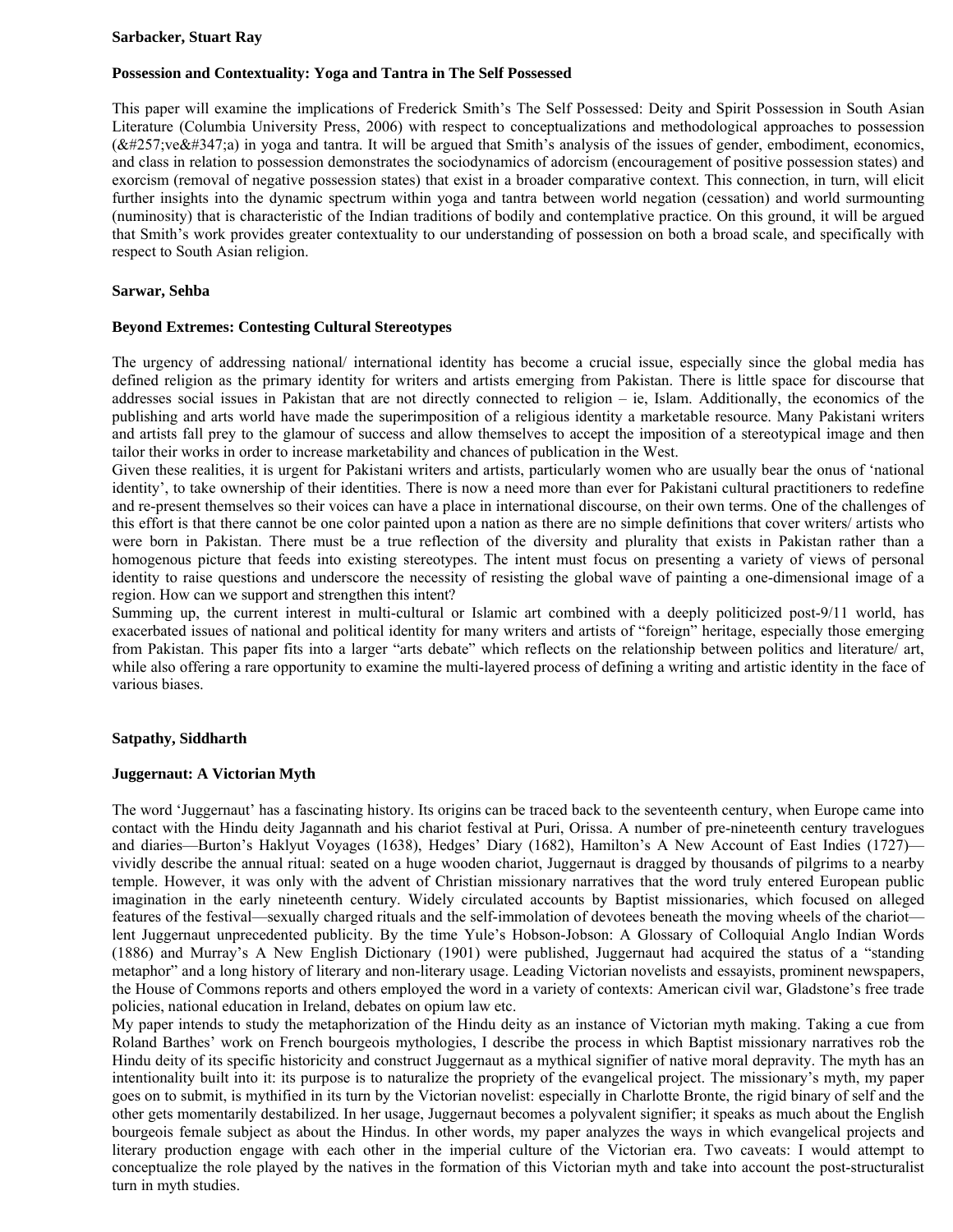**Sarbacker, Stuart Ray**

**Possession and Contextuality: Yoga and Tantra in The Self Possessed**

This paper will examine the implications of Frederick Smith's The Self Possessed: Deity and Spirit Possession in South Asian Literature (Columbia University Press, 2006) with respect to conceptualizations and methodological approaches to possession (&#257;ve&#347;a) in yoga and tantra. It will be argued that Smith's analysis of the issues of gender, embodiment, economics, and class in relation to possession demonstrates the sociodynamics of adorcism (encouragement of positive possession states) and exorcism (removal of negative possession states) that exist in a broader comparative context. This connection, in turn, will elicit further insights into the dynamic spectrum within yoga and tantra between world negation (cessation) and world surmounting (numinosity) that is characteristic of the Indian traditions of bodily and contemplative practice. On this ground, it will be argued that Smith's work provides greater contextuality to our understanding of possession on both a broad scale, and specifically with respect to South Asian religion.

**Sarwar, Sehba**

**Beyond Extremes: Contesting Cultural Stereotypes**

The urgency of addressing national/ international identity has become a crucial issue, especially since the global media has defined religion as the primary identity for writers and artists emerging from Pakistan. There is little space for discourse that addresses social issues in Pakistan that are not directly connected to religion – ie, Islam. Additionally, the economics of the publishing and arts world have made the superimposition of a religious identity a marketable resource. Many Pakistani writers and artists fall prey to the glamour of success and allow themselves to accept the imposition of a stereotypical image and then tailor their works in order to increase marketability and chances of publication in the West.
Given these realities, it is urgent for Pakistani writers and artists, particularly women who are usually bear the onus of 'national identity', to take ownership of their identities. There is now a need more than ever for Pakistani cultural practitioners to redefine and re-present themselves so their voices can have a place in international discourse, on their own terms. One of the challenges of this effort is that there cannot be one color painted upon a nation as there are no simple definitions that cover writers/ artists who were born in Pakistan. There must be a true reflection of the diversity and plurality that exists in Pakistan rather than a homogenous picture that feeds into existing stereotypes. The intent must focus on presenting a variety of views of personal identity to raise questions and underscore the necessity of resisting the global wave of painting a one-dimensional image of a region. How can we support and strengthen this intent?
Summing up, the current interest in multi-cultural or Islamic art combined with a deeply politicized post-9/11 world, has exacerbated issues of national and political identity for many writers and artists of "foreign" heritage, especially those emerging from Pakistan. This paper fits into a larger "arts debate" which reflects on the relationship between politics and literature/ art, while also offering a rare opportunity to examine the multi-layered process of defining a writing and artistic identity in the face of various biases.

**Satpathy, Siddharth**

**Juggernaut: A Victorian Myth**

The word 'Juggernaut' has a fascinating history. Its origins can be traced back to the seventeenth century, when Europe came into contact with the Hindu deity Jagannath and his chariot festival at Puri, Orissa. A number of pre-nineteenth century travelogues and diaries—Burton's Haklyut Voyages (1638), Hedges' Diary (1682), Hamilton's A New Account of East Indies (1727)—vividly describe the annual ritual: seated on a huge wooden chariot, Juggernaut is dragged by thousands of pilgrims to a nearby temple. However, it was only with the advent of Christian missionary narratives that the word truly entered European public imagination in the early nineteenth century. Widely circulated accounts by Baptist missionaries, which focused on alleged features of the festival—sexually charged rituals and the self-immolation of devotees beneath the moving wheels of the chariot—lent Juggernaut unprecedented publicity. By the time Yule's Hobson-Jobson: A Glossary of Colloquial Anglo Indian Words (1886) and Murray's A New English Dictionary (1901) were published, Juggernaut had acquired the status of a "standing metaphor" and a long history of literary and non-literary usage. Leading Victorian novelists and essayists, prominent newspapers, the House of Commons reports and others employed the word in a variety of contexts: American civil war, Gladstone's free trade policies, national education in Ireland, debates on opium law etc.
My paper intends to study the metaphorization of the Hindu deity as an instance of Victorian myth making. Taking a cue from Roland Barthes' work on French bourgeois mythologies, I describe the process in which Baptist missionary narratives rob the Hindu deity of its specific historicity and construct Juggernaut as a mythical signifier of native moral depravity. The myth has an intentionality built into it: its purpose is to naturalize the propriety of the evangelical project. The missionary's myth, my paper goes on to submit, is mythified in its turn by the Victorian novelist: especially in Charlotte Bronte, the rigid binary of self and the other gets momentarily destabilized. In her usage, Juggernaut becomes a polyvalent signifier; it speaks as much about the English bourgeois female subject as about the Hindus. In other words, my paper analyzes the ways in which evangelical projects and literary production engage with each other in the imperial culture of the Victorian era. Two caveats: I would attempt to conceptualize the role played by the natives in the formation of this Victorian myth and take into account the post-structuralist turn in myth studies.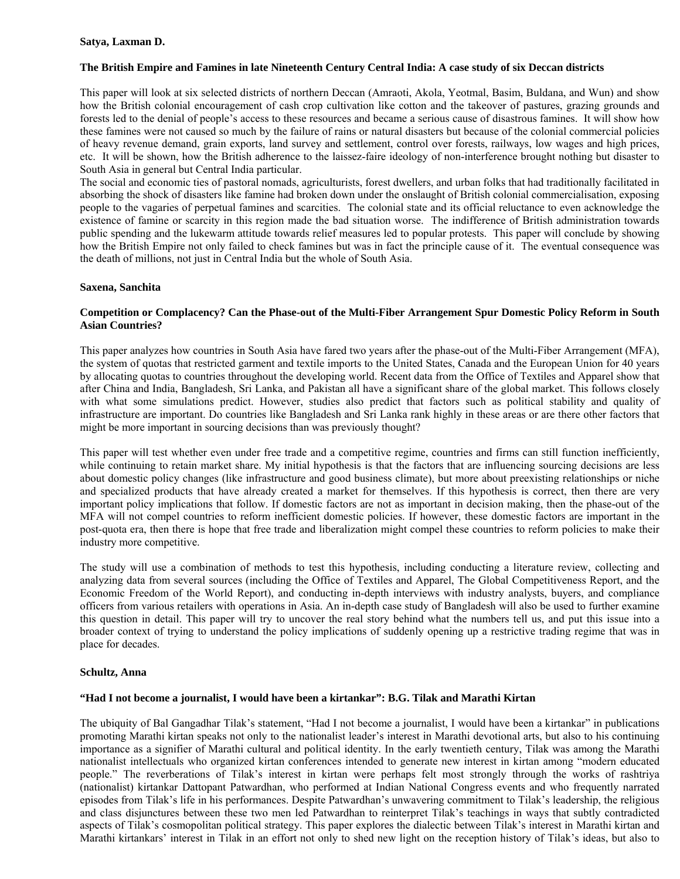**Satya, Laxman D.**

**The British Empire and Famines in late Nineteenth Century Central India: A case study of six Deccan districts**

This paper will look at six selected districts of northern Deccan (Amraoti, Akola, Yeotmal, Basim, Buldana, and Wun) and show how the British colonial encouragement of cash crop cultivation like cotton and the takeover of pastures, grazing grounds and forests led to the denial of people's access to these resources and became a serious cause of disastrous famines. It will show how these famines were not caused so much by the failure of rains or natural disasters but because of the colonial commercial policies of heavy revenue demand, grain exports, land survey and settlement, control over forests, railways, low wages and high prices, etc. It will be shown, how the British adherence to the laissez-faire ideology of non-interference brought nothing but disaster to South Asia in general but Central India particular.
The social and economic ties of pastoral nomads, agriculturists, forest dwellers, and urban folks that had traditionally facilitated in absorbing the shock of disasters like famine had broken down under the onslaught of British colonial commercialisation, exposing people to the vagaries of perpetual famines and scarcities. The colonial state and its official reluctance to even acknowledge the existence of famine or scarcity in this region made the bad situation worse. The indifference of British administration towards public spending and the lukewarm attitude towards relief measures led to popular protests. This paper will conclude by showing how the British Empire not only failed to check famines but was in fact the principle cause of it. The eventual consequence was the death of millions, not just in Central India but the whole of South Asia.

**Saxena, Sanchita**

**Competition or Complacency? Can the Phase-out of the Multi-Fiber Arrangement Spur Domestic Policy Reform in South Asian Countries?**

This paper analyzes how countries in South Asia have fared two years after the phase-out of the Multi-Fiber Arrangement (MFA), the system of quotas that restricted garment and textile imports to the United States, Canada and the European Union for 40 years by allocating quotas to countries throughout the developing world. Recent data from the Office of Textiles and Apparel show that after China and India, Bangladesh, Sri Lanka, and Pakistan all have a significant share of the global market. This follows closely with what some simulations predict. However, studies also predict that factors such as political stability and quality of infrastructure are important. Do countries like Bangladesh and Sri Lanka rank highly in these areas or are there other factors that might be more important in sourcing decisions than was previously thought?

This paper will test whether even under free trade and a competitive regime, countries and firms can still function inefficiently, while continuing to retain market share. My initial hypothesis is that the factors that are influencing sourcing decisions are less about domestic policy changes (like infrastructure and good business climate), but more about preexisting relationships or niche and specialized products that have already created a market for themselves. If this hypothesis is correct, then there are very important policy implications that follow. If domestic factors are not as important in decision making, then the phase-out of the MFA will not compel countries to reform inefficient domestic policies. If however, these domestic factors are important in the post-quota era, then there is hope that free trade and liberalization might compel these countries to reform policies to make their industry more competitive.

The study will use a combination of methods to test this hypothesis, including conducting a literature review, collecting and analyzing data from several sources (including the Office of Textiles and Apparel, The Global Competitiveness Report, and the Economic Freedom of the World Report), and conducting in-depth interviews with industry analysts, buyers, and compliance officers from various retailers with operations in Asia. An in-depth case study of Bangladesh will also be used to further examine this question in detail. This paper will try to uncover the real story behind what the numbers tell us, and put this issue into a broader context of trying to understand the policy implications of suddenly opening up a restrictive trading regime that was in place for decades.

**Schultz, Anna**

**"Had I not become a journalist, I would have been a kirtankar": B.G. Tilak and Marathi Kirtan**

The ubiquity of Bal Gangadhar Tilak's statement, "Had I not become a journalist, I would have been a kirtankar" in publications promoting Marathi kirtan speaks not only to the nationalist leader's interest in Marathi devotional arts, but also to his continuing importance as a signifier of Marathi cultural and political identity. In the early twentieth century, Tilak was among the Marathi nationalist intellectuals who organized kirtan conferences intended to generate new interest in kirtan among "modern educated people." The reverberations of Tilak's interest in kirtan were perhaps felt most strongly through the works of rashtriya (nationalist) kirtankar Dattopant Patwardhan, who performed at Indian National Congress events and who frequently narrated episodes from Tilak's life in his performances. Despite Patwardhan's unwavering commitment to Tilak's leadership, the religious and class disjunctures between these two men led Patwardhan to reinterpret Tilak's teachings in ways that subtly contradicted aspects of Tilak's cosmopolitan political strategy. This paper explores the dialectic between Tilak's interest in Marathi kirtan and Marathi kirtankars' interest in Tilak in an effort not only to shed new light on the reception history of Tilak's ideas, but also to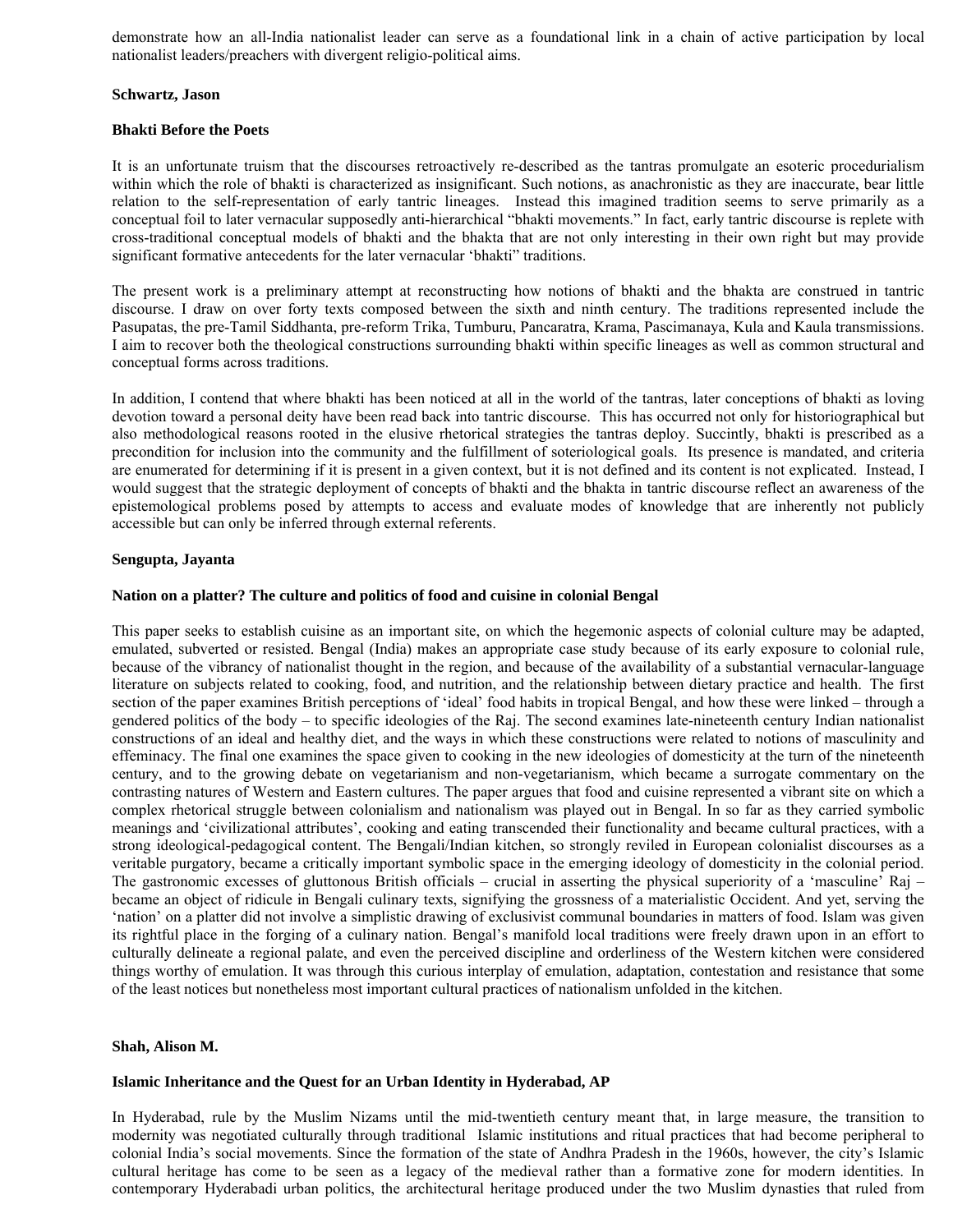demonstrate how an all-India nationalist leader can serve as a foundational link in a chain of active participation by local nationalist leaders/preachers with divergent religio-political aims.

**Schwartz, Jason**

**Bhakti Before the Poets**

It is an unfortunate truism that the discourses retroactively re-described as the tantras promulgate an esoteric procedurialism within which the role of bhakti is characterized as insignificant. Such notions, as anachronistic as they are inaccurate, bear little relation to the self-representation of early tantric lineages. Instead this imagined tradition seems to serve primarily as a conceptual foil to later vernacular supposedly anti-hierarchical "bhakti movements." In fact, early tantric discourse is replete with cross-traditional conceptual models of bhakti and the bhakta that are not only interesting in their own right but may provide significant formative antecedents for the later vernacular 'bhakti" traditions.

The present work is a preliminary attempt at reconstructing how notions of bhakti and the bhakta are construed in tantric discourse. I draw on over forty texts composed between the sixth and ninth century. The traditions represented include the Pasupatas, the pre-Tamil Siddhanta, pre-reform Trika, Tumburu, Pancaratra, Krama, Pascimanaya, Kula and Kaula transmissions. I aim to recover both the theological constructions surrounding bhakti within specific lineages as well as common structural and conceptual forms across traditions.

In addition, I contend that where bhakti has been noticed at all in the world of the tantras, later conceptions of bhakti as loving devotion toward a personal deity have been read back into tantric discourse. This has occurred not only for historiographical but also methodological reasons rooted in the elusive rhetorical strategies the tantras deploy. Succintly, bhakti is prescribed as a precondition for inclusion into the community and the fulfillment of soteriological goals. Its presence is mandated, and criteria are enumerated for determining if it is present in a given context, but it is not defined and its content is not explicated. Instead, I would suggest that the strategic deployment of concepts of bhakti and the bhakta in tantric discourse reflect an awareness of the epistemological problems posed by attempts to access and evaluate modes of knowledge that are inherently not publicly accessible but can only be inferred through external referents.

**Sengupta, Jayanta**

**Nation on a platter? The culture and politics of food and cuisine in colonial Bengal**

This paper seeks to establish cuisine as an important site, on which the hegemonic aspects of colonial culture may be adapted, emulated, subverted or resisted. Bengal (India) makes an appropriate case study because of its early exposure to colonial rule, because of the vibrancy of nationalist thought in the region, and because of the availability of a substantial vernacular-language literature on subjects related to cooking, food, and nutrition, and the relationship between dietary practice and health. The first section of the paper examines British perceptions of 'ideal' food habits in tropical Bengal, and how these were linked – through a gendered politics of the body – to specific ideologies of the Raj. The second examines late-nineteenth century Indian nationalist constructions of an ideal and healthy diet, and the ways in which these constructions were related to notions of masculinity and effeminacy. The final one examines the space given to cooking in the new ideologies of domesticity at the turn of the nineteenth century, and to the growing debate on vegetarianism and non-vegetarianism, which became a surrogate commentary on the contrasting natures of Western and Eastern cultures. The paper argues that food and cuisine represented a vibrant site on which a complex rhetorical struggle between colonialism and nationalism was played out in Bengal. In so far as they carried symbolic meanings and 'civilizational attributes', cooking and eating transcended their functionality and became cultural practices, with a strong ideological-pedagogical content. The Bengali/Indian kitchen, so strongly reviled in European colonialist discourses as a veritable purgatory, became a critically important symbolic space in the emerging ideology of domesticity in the colonial period. The gastronomic excesses of gluttonous British officials – crucial in asserting the physical superiority of a 'masculine' Raj – became an object of ridicule in Bengali culinary texts, signifying the grossness of a materialistic Occident. And yet, serving the 'nation' on a platter did not involve a simplistic drawing of exclusivist communal boundaries in matters of food. Islam was given its rightful place in the forging of a culinary nation. Bengal's manifold local traditions were freely drawn upon in an effort to culturally delineate a regional palate, and even the perceived discipline and orderliness of the Western kitchen were considered things worthy of emulation. It was through this curious interplay of emulation, adaptation, contestation and resistance that some of the least notices but nonetheless most important cultural practices of nationalism unfolded in the kitchen.

**Shah, Alison M.**

**Islamic Inheritance and the Quest for an Urban Identity in Hyderabad, AP**

In Hyderabad, rule by the Muslim Nizams until the mid-twentieth century meant that, in large measure, the transition to modernity was negotiated culturally through traditional Islamic institutions and ritual practices that had become peripheral to colonial India's social movements. Since the formation of the state of Andhra Pradesh in the 1960s, however, the city's Islamic cultural heritage has come to be seen as a legacy of the medieval rather than a formative zone for modern identities. In contemporary Hyderabadi urban politics, the architectural heritage produced under the two Muslim dynasties that ruled from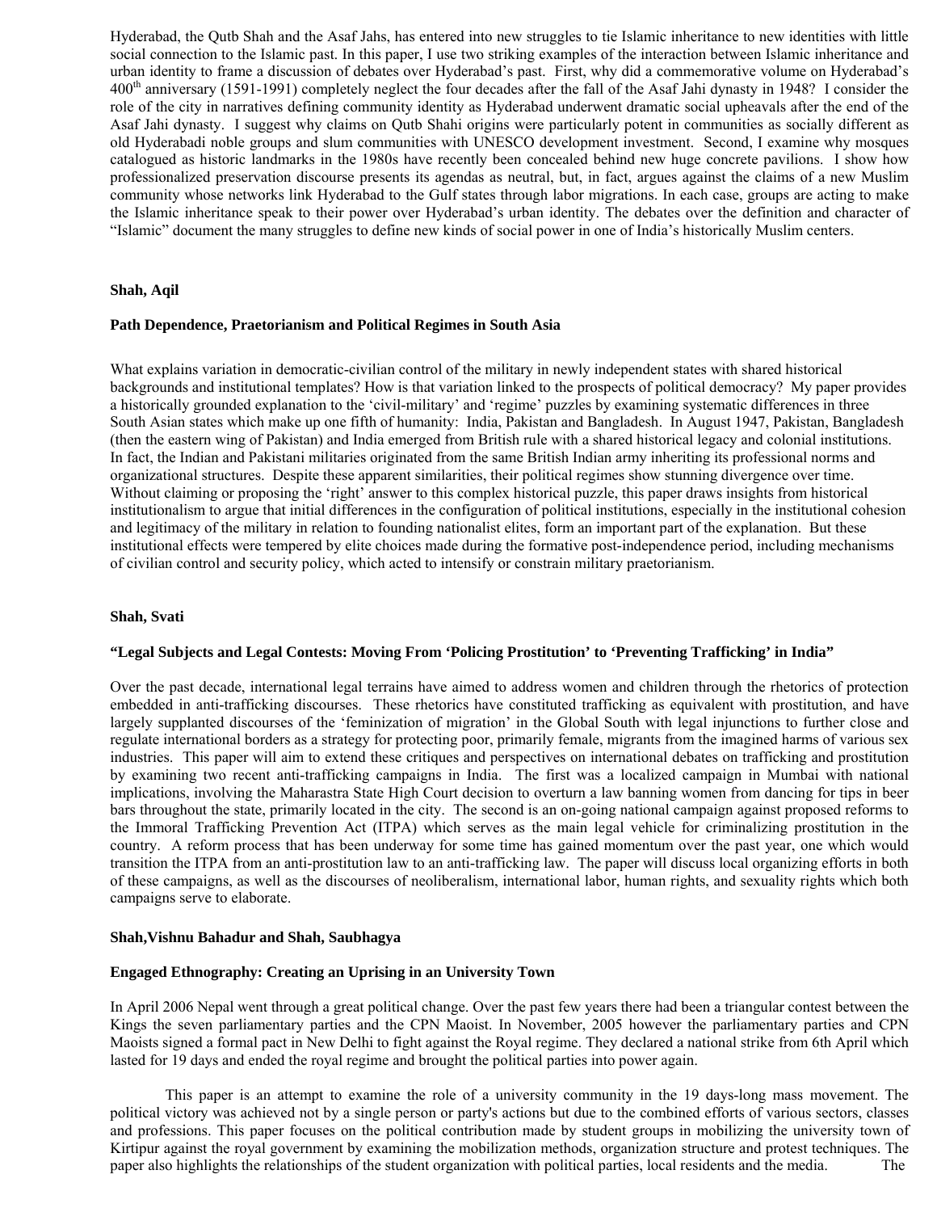Hyderabad, the Qutb Shah and the Asaf Jahs, has entered into new struggles to tie Islamic inheritance to new identities with little social connection to the Islamic past. In this paper, I use two striking examples of the interaction between Islamic inheritance and urban identity to frame a discussion of debates over Hyderabad's past. First, why did a commemorative volume on Hyderabad's 400th anniversary (1591-1991) completely neglect the four decades after the fall of the Asaf Jahi dynasty in 1948? I consider the role of the city in narratives defining community identity as Hyderabad underwent dramatic social upheavals after the end of the Asaf Jahi dynasty. I suggest why claims on Qutb Shahi origins were particularly potent in communities as socially different as old Hyderabadi noble groups and slum communities with UNESCO development investment. Second, I examine why mosques catalogued as historic landmarks in the 1980s have recently been concealed behind new huge concrete pavilions. I show how professionalized preservation discourse presents its agendas as neutral, but, in fact, argues against the claims of a new Muslim community whose networks link Hyderabad to the Gulf states through labor migrations. In each case, groups are acting to make the Islamic inheritance speak to their power over Hyderabad's urban identity. The debates over the definition and character of "Islamic" document the many struggles to define new kinds of social power in one of India's historically Muslim centers.

**Shah, Aqil**

**Path Dependence, Praetorianism and Political Regimes in South Asia**

What explains variation in democratic-civilian control of the military in newly independent states with shared historical backgrounds and institutional templates? How is that variation linked to the prospects of political democracy? My paper provides a historically grounded explanation to the 'civil-military' and 'regime' puzzles by examining systematic differences in three South Asian states which make up one fifth of humanity: India, Pakistan and Bangladesh. In August 1947, Pakistan, Bangladesh (then the eastern wing of Pakistan) and India emerged from British rule with a shared historical legacy and colonial institutions. In fact, the Indian and Pakistani militaries originated from the same British Indian army inheriting its professional norms and organizational structures. Despite these apparent similarities, their political regimes show stunning divergence over time. Without claiming or proposing the 'right' answer to this complex historical puzzle, this paper draws insights from historical institutionalism to argue that initial differences in the configuration of political institutions, especially in the institutional cohesion and legitimacy of the military in relation to founding nationalist elites, form an important part of the explanation. But these institutional effects were tempered by elite choices made during the formative post-independence period, including mechanisms of civilian control and security policy, which acted to intensify or constrain military praetorianism.

**Shah, Svati**

**"Legal Subjects and Legal Contests: Moving From 'Policing Prostitution' to 'Preventing Trafficking' in India"**

Over the past decade, international legal terrains have aimed to address women and children through the rhetorics of protection embedded in anti-trafficking discourses. These rhetorics have constituted trafficking as equivalent with prostitution, and have largely supplanted discourses of the 'feminization of migration' in the Global South with legal injunctions to further close and regulate international borders as a strategy for protecting poor, primarily female, migrants from the imagined harms of various sex industries. This paper will aim to extend these critiques and perspectives on international debates on trafficking and prostitution by examining two recent anti-trafficking campaigns in India. The first was a localized campaign in Mumbai with national implications, involving the Maharastra State High Court decision to overturn a law banning women from dancing for tips in beer bars throughout the state, primarily located in the city. The second is an on-going national campaign against proposed reforms to the Immoral Trafficking Prevention Act (ITPA) which serves as the main legal vehicle for criminalizing prostitution in the country. A reform process that has been underway for some time has gained momentum over the past year, one which would transition the ITPA from an anti-prostitution law to an anti-trafficking law. The paper will discuss local organizing efforts in both of these campaigns, as well as the discourses of neoliberalism, international labor, human rights, and sexuality rights which both campaigns serve to elaborate.

**Shah,Vishnu Bahadur and Shah, Saubhagya**

**Engaged Ethnography: Creating an Uprising in an University Town**

In April 2006 Nepal went through a great political change. Over the past few years there had been a triangular contest between the Kings the seven parliamentary parties and the CPN Maoist. In November, 2005 however the parliamentary parties and CPN Maoists signed a formal pact in New Delhi to fight against the Royal regime. They declared a national strike from 6th April which lasted for 19 days and ended the royal regime and brought the political parties into power again.

This paper is an attempt to examine the role of a university community in the 19 days-long mass movement. The political victory was achieved not by a single person or party's actions but due to the combined efforts of various sectors, classes and professions. This paper focuses on the political contribution made by student groups in mobilizing the university town of Kirtipur against the royal government by examining the mobilization methods, organization structure and protest techniques. The paper also highlights the relationships of the student organization with political parties, local residents and the media. The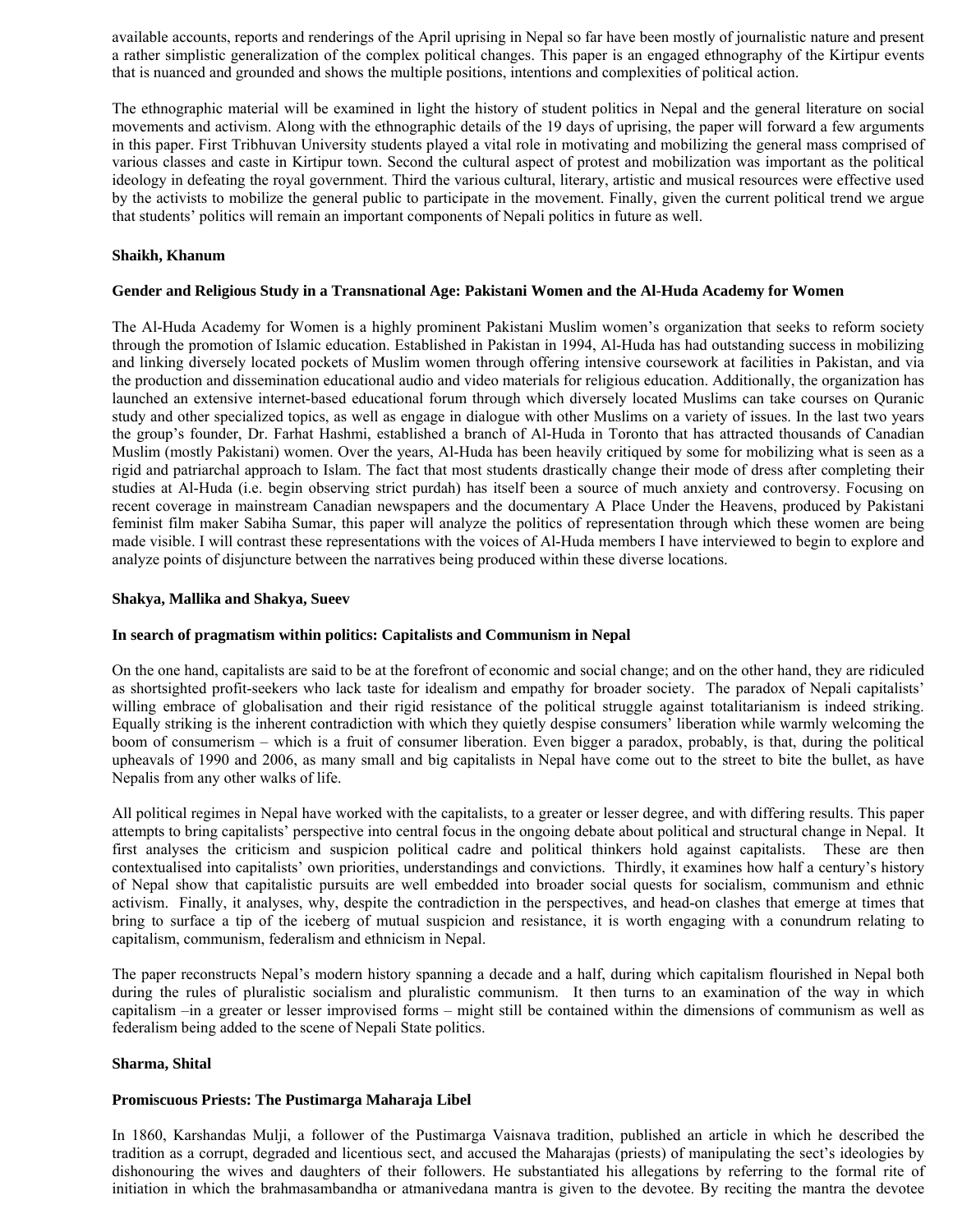available accounts, reports and renderings of the April uprising in Nepal so far have been mostly of journalistic nature and present a rather simplistic generalization of the complex political changes. This paper is an engaged ethnography of the Kirtipur events that is nuanced and grounded and shows the multiple positions, intentions and complexities of political action.

The ethnographic material will be examined in light the history of student politics in Nepal and the general literature on social movements and activism. Along with the ethnographic details of the 19 days of uprising, the paper will forward a few arguments in this paper. First Tribhuvan University students played a vital role in motivating and mobilizing the general mass comprised of various classes and caste in Kirtipur town. Second the cultural aspect of protest and mobilization was important as the political ideology in defeating the royal government. Third the various cultural, literary, artistic and musical resources were effective used by the activists to mobilize the general public to participate in the movement. Finally, given the current political trend we argue that students' politics will remain an important components of Nepali politics in future as well.

**Shaikh, Khanum**

**Gender and Religious Study in a Transnational Age: Pakistani Women and the Al-Huda Academy for Women**

The Al-Huda Academy for Women is a highly prominent Pakistani Muslim women's organization that seeks to reform society through the promotion of Islamic education. Established in Pakistan in 1994, Al-Huda has had outstanding success in mobilizing and linking diversely located pockets of Muslim women through offering intensive coursework at facilities in Pakistan, and via the production and dissemination educational audio and video materials for religious education. Additionally, the organization has launched an extensive internet-based educational forum through which diversely located Muslims can take courses on Quranic study and other specialized topics, as well as engage in dialogue with other Muslims on a variety of issues. In the last two years the group's founder, Dr. Farhat Hashmi, established a branch of Al-Huda in Toronto that has attracted thousands of Canadian Muslim (mostly Pakistani) women. Over the years, Al-Huda has been heavily critiqued by some for mobilizing what is seen as a rigid and patriarchal approach to Islam. The fact that most students drastically change their mode of dress after completing their studies at Al-Huda (i.e. begin observing strict purdah) has itself been a source of much anxiety and controversy. Focusing on recent coverage in mainstream Canadian newspapers and the documentary A Place Under the Heavens, produced by Pakistani feminist film maker Sabiha Sumar, this paper will analyze the politics of representation through which these women are being made visible. I will contrast these representations with the voices of Al-Huda members I have interviewed to begin to explore and analyze points of disjuncture between the narratives being produced within these diverse locations.

**Shakya, Mallika and Shakya, Sueev**

**In search of pragmatism within politics: Capitalists and Communism in Nepal**

On the one hand, capitalists are said to be at the forefront of economic and social change; and on the other hand, they are ridiculed as shortsighted profit-seekers who lack taste for idealism and empathy for broader society. The paradox of Nepali capitalists' willing embrace of globalisation and their rigid resistance of the political struggle against totalitarianism is indeed striking. Equally striking is the inherent contradiction with which they quietly despise consumers' liberation while warmly welcoming the boom of consumerism – which is a fruit of consumer liberation. Even bigger a paradox, probably, is that, during the political upheavals of 1990 and 2006, as many small and big capitalists in Nepal have come out to the street to bite the bullet, as have Nepalis from any other walks of life.

All political regimes in Nepal have worked with the capitalists, to a greater or lesser degree, and with differing results. This paper attempts to bring capitalists' perspective into central focus in the ongoing debate about political and structural change in Nepal. It first analyses the criticism and suspicion political cadre and political thinkers hold against capitalists. These are then contextualised into capitalists' own priorities, understandings and convictions. Thirdly, it examines how half a century's history of Nepal show that capitalistic pursuits are well embedded into broader social quests for socialism, communism and ethnic activism. Finally, it analyses, why, despite the contradiction in the perspectives, and head-on clashes that emerge at times that bring to surface a tip of the iceberg of mutual suspicion and resistance, it is worth engaging with a conundrum relating to capitalism, communism, federalism and ethnicism in Nepal.

The paper reconstructs Nepal's modern history spanning a decade and a half, during which capitalism flourished in Nepal both during the rules of pluralistic socialism and pluralistic communism. It then turns to an examination of the way in which capitalism –in a greater or lesser improvised forms – might still be contained within the dimensions of communism as well as federalism being added to the scene of Nepali State politics.

**Sharma, Shital**

**Promiscuous Priests: The Pustimarga Maharaja Libel**

In 1860, Karshandas Mulji, a follower of the Pustimarga Vaisnava tradition, published an article in which he described the tradition as a corrupt, degraded and licentious sect, and accused the Maharajas (priests) of manipulating the sect's ideologies by dishonouring the wives and daughters of their followers. He substantiated his allegations by referring to the formal rite of initiation in which the brahmasambandha or atmanivedana mantra is given to the devotee. By reciting the mantra the devotee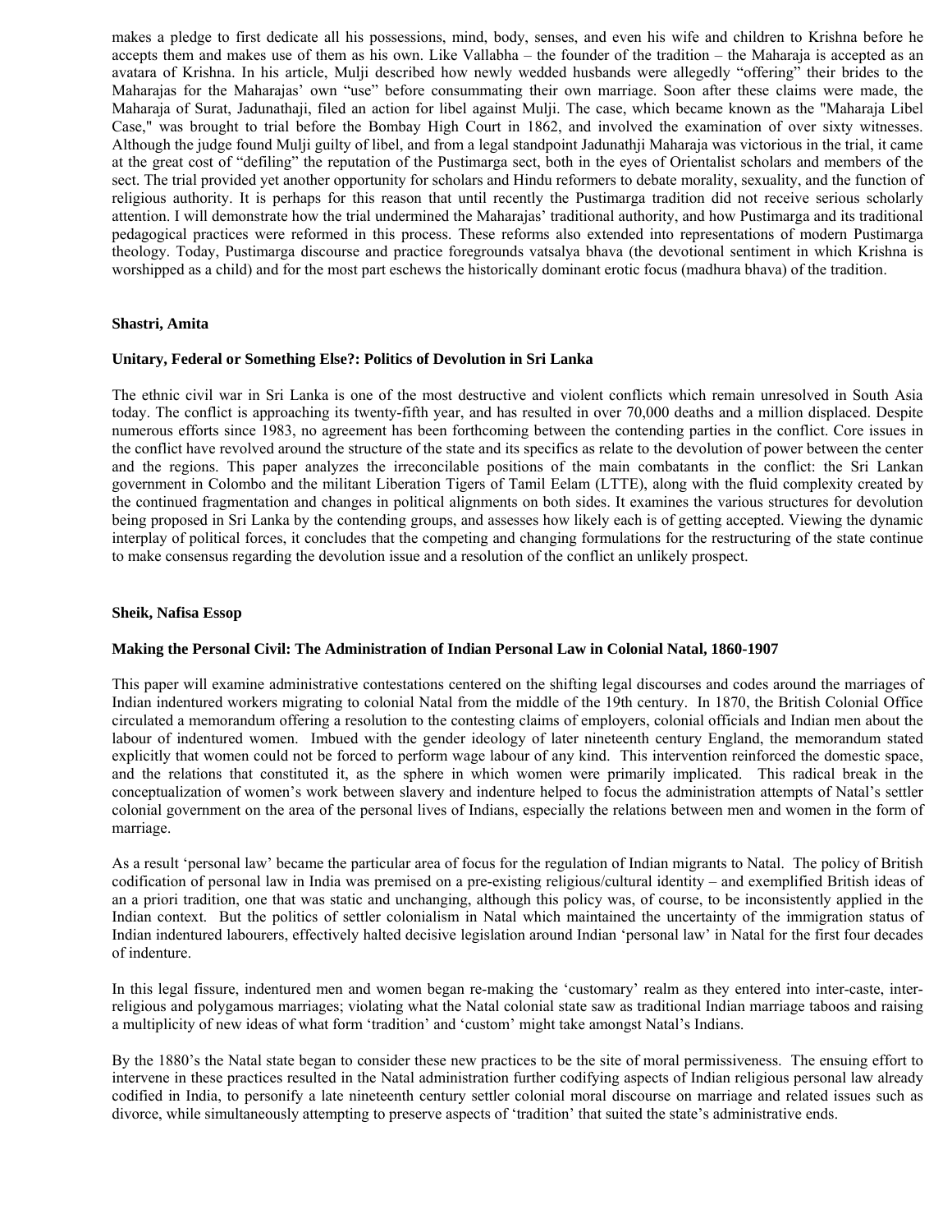makes a pledge to first dedicate all his possessions, mind, body, senses, and even his wife and children to Krishna before he accepts them and makes use of them as his own. Like Vallabha – the founder of the tradition – the Maharaja is accepted as an avatara of Krishna. In his article, Mulji described how newly wedded husbands were allegedly "offering" their brides to the Maharajas for the Maharajas' own "use" before consummating their own marriage. Soon after these claims were made, the Maharaja of Surat, Jadunathaji, filed an action for libel against Mulji. The case, which became known as the "Maharaja Libel Case," was brought to trial before the Bombay High Court in 1862, and involved the examination of over sixty witnesses. Although the judge found Mulji guilty of libel, and from a legal standpoint Jadunathji Maharaja was victorious in the trial, it came at the great cost of "defiling" the reputation of the Pustimarga sect, both in the eyes of Orientalist scholars and members of the sect. The trial provided yet another opportunity for scholars and Hindu reformers to debate morality, sexuality, and the function of religious authority. It is perhaps for this reason that until recently the Pustimarga tradition did not receive serious scholarly attention. I will demonstrate how the trial undermined the Maharajas' traditional authority, and how Pustimarga and its traditional pedagogical practices were reformed in this process. These reforms also extended into representations of modern Pustimarga theology. Today, Pustimarga discourse and practice foregrounds vatsalya bhava (the devotional sentiment in which Krishna is worshipped as a child) and for the most part eschews the historically dominant erotic focus (madhura bhava) of the tradition.

**Shastri, Amita**

**Unitary, Federal or Something Else?: Politics of Devolution in Sri Lanka**

The ethnic civil war in Sri Lanka is one of the most destructive and violent conflicts which remain unresolved in South Asia today. The conflict is approaching its twenty-fifth year, and has resulted in over 70,000 deaths and a million displaced. Despite numerous efforts since 1983, no agreement has been forthcoming between the contending parties in the conflict. Core issues in the conflict have revolved around the structure of the state and its specifics as relate to the devolution of power between the center and the regions. This paper analyzes the irreconcilable positions of the main combatants in the conflict: the Sri Lankan government in Colombo and the militant Liberation Tigers of Tamil Eelam (LTTE), along with the fluid complexity created by the continued fragmentation and changes in political alignments on both sides. It examines the various structures for devolution being proposed in Sri Lanka by the contending groups, and assesses how likely each is of getting accepted. Viewing the dynamic interplay of political forces, it concludes that the competing and changing formulations for the restructuring of the state continue to make consensus regarding the devolution issue and a resolution of the conflict an unlikely prospect.

**Sheik, Nafisa Essop**

**Making the Personal Civil: The Administration of Indian Personal Law in Colonial Natal, 1860-1907**

This paper will examine administrative contestations centered on the shifting legal discourses and codes around the marriages of Indian indentured workers migrating to colonial Natal from the middle of the 19th century. In 1870, the British Colonial Office circulated a memorandum offering a resolution to the contesting claims of employers, colonial officials and Indian men about the labour of indentured women. Imbued with the gender ideology of later nineteenth century England, the memorandum stated explicitly that women could not be forced to perform wage labour of any kind. This intervention reinforced the domestic space, and the relations that constituted it, as the sphere in which women were primarily implicated. This radical break in the conceptualization of women's work between slavery and indenture helped to focus the administration attempts of Natal's settler colonial government on the area of the personal lives of Indians, especially the relations between men and women in the form of marriage.

As a result 'personal law' became the particular area of focus for the regulation of Indian migrants to Natal. The policy of British codification of personal law in India was premised on a pre-existing religious/cultural identity – and exemplified British ideas of an a priori tradition, one that was static and unchanging, although this policy was, of course, to be inconsistently applied in the Indian context. But the politics of settler colonialism in Natal which maintained the uncertainty of the immigration status of Indian indentured labourers, effectively halted decisive legislation around Indian 'personal law' in Natal for the first four decades of indenture.

In this legal fissure, indentured men and women began re-making the 'customary' realm as they entered into inter-caste, inter-religious and polygamous marriages; violating what the Natal colonial state saw as traditional Indian marriage taboos and raising a multiplicity of new ideas of what form 'tradition' and 'custom' might take amongst Natal's Indians.

By the 1880's the Natal state began to consider these new practices to be the site of moral permissiveness. The ensuing effort to intervene in these practices resulted in the Natal administration further codifying aspects of Indian religious personal law already codified in India, to personify a late nineteenth century settler colonial moral discourse on marriage and related issues such as divorce, while simultaneously attempting to preserve aspects of 'tradition' that suited the state's administrative ends.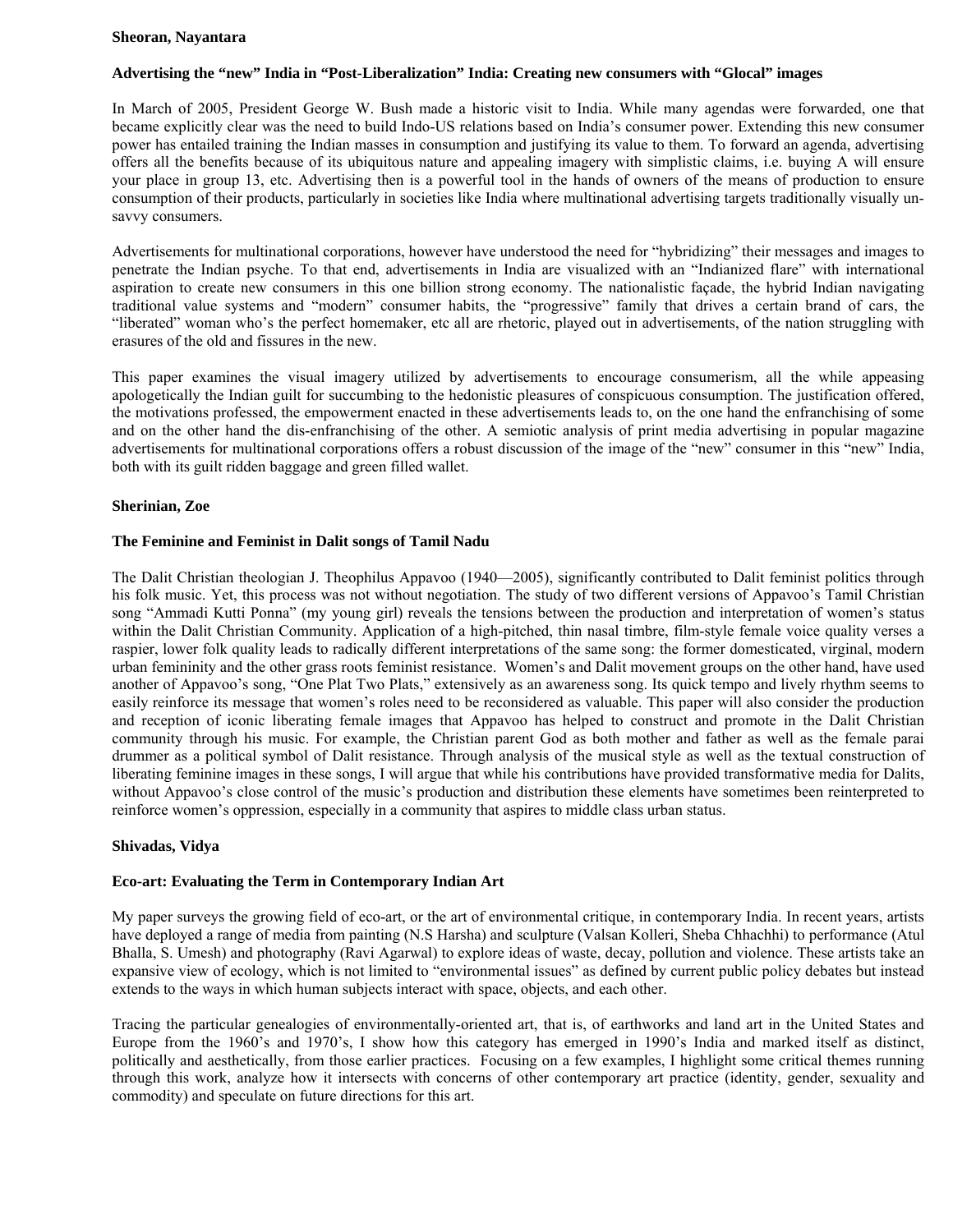**Sheoran, Nayantara**

**Advertising the "new" India in "Post-Liberalization" India: Creating new consumers with "Glocal" images**

In March of 2005, President George W. Bush made a historic visit to India. While many agendas were forwarded, one that became explicitly clear was the need to build Indo-US relations based on India's consumer power. Extending this new consumer power has entailed training the Indian masses in consumption and justifying its value to them. To forward an agenda, advertising offers all the benefits because of its ubiquitous nature and appealing imagery with simplistic claims, i.e. buying A will ensure your place in group 13, etc. Advertising then is a powerful tool in the hands of owners of the means of production to ensure consumption of their products, particularly in societies like India where multinational advertising targets traditionally visually un-savvy consumers.

Advertisements for multinational corporations, however have understood the need for "hybridizing" their messages and images to penetrate the Indian psyche. To that end, advertisements in India are visualized with an "Indianized flare" with international aspiration to create new consumers in this one billion strong economy. The nationalistic façade, the hybrid Indian navigating traditional value systems and "modern" consumer habits, the "progressive" family that drives a certain brand of cars, the "liberated" woman who's the perfect homemaker, etc all are rhetoric, played out in advertisements, of the nation struggling with erasures of the old and fissures in the new.

This paper examines the visual imagery utilized by advertisements to encourage consumerism, all the while appeasing apologetically the Indian guilt for succumbing to the hedonistic pleasures of conspicuous consumption. The justification offered, the motivations professed, the empowerment enacted in these advertisements leads to, on the one hand the enfranchising of some and on the other hand the dis-enfranchising of the other. A semiotic analysis of print media advertising in popular magazine advertisements for multinational corporations offers a robust discussion of the image of the "new" consumer in this "new" India, both with its guilt ridden baggage and green filled wallet.

**Sherinian, Zoe**

**The Feminine and Feminist in Dalit songs of Tamil Nadu**

The Dalit Christian theologian J. Theophilus Appavoo (1940—2005), significantly contributed to Dalit feminist politics through his folk music. Yet, this process was not without negotiation. The study of two different versions of Appavoo's Tamil Christian song "Ammadi Kutti Ponna" (my young girl) reveals the tensions between the production and interpretation of women's status within the Dalit Christian Community. Application of a high-pitched, thin nasal timbre, film-style female voice quality verses a raspier, lower folk quality leads to radically different interpretations of the same song: the former domesticated, virginal, modern urban femininity and the other grass roots feminist resistance. Women's and Dalit movement groups on the other hand, have used another of Appavoo's song, "One Plat Two Plats," extensively as an awareness song. Its quick tempo and lively rhythm seems to easily reinforce its message that women's roles need to be reconsidered as valuable. This paper will also consider the production and reception of iconic liberating female images that Appavoo has helped to construct and promote in the Dalit Christian community through his music. For example, the Christian parent God as both mother and father as well as the female parai drummer as a political symbol of Dalit resistance. Through analysis of the musical style as well as the textual construction of liberating feminine images in these songs, I will argue that while his contributions have provided transformative media for Dalits, without Appavoo's close control of the music's production and distribution these elements have sometimes been reinterpreted to reinforce women's oppression, especially in a community that aspires to middle class urban status.

**Shivadas, Vidya**

**Eco-art: Evaluating the Term in Contemporary Indian Art**

My paper surveys the growing field of eco-art, or the art of environmental critique, in contemporary India. In recent years, artists have deployed a range of media from painting (N.S Harsha) and sculpture (Valsan Kolleri, Sheba Chhachhi) to performance (Atul Bhalla, S. Umesh) and photography (Ravi Agarwal) to explore ideas of waste, decay, pollution and violence. These artists take an expansive view of ecology, which is not limited to "environmental issues" as defined by current public policy debates but instead extends to the ways in which human subjects interact with space, objects, and each other.

Tracing the particular genealogies of environmentally-oriented art, that is, of earthworks and land art in the United States and Europe from the 1960's and 1970's, I show how this category has emerged in 1990's India and marked itself as distinct, politically and aesthetically, from those earlier practices. Focusing on a few examples, I highlight some critical themes running through this work, analyze how it intersects with concerns of other contemporary art practice (identity, gender, sexuality and commodity) and speculate on future directions for this art.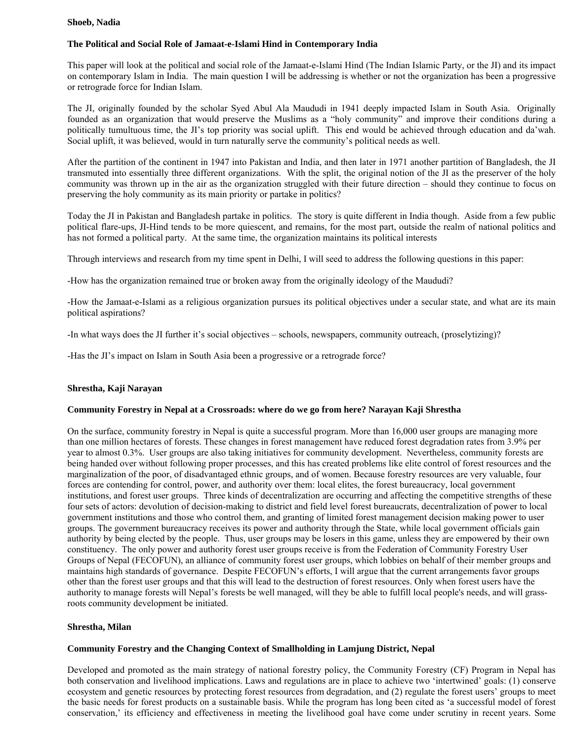**Shoeb, Nadia**

**The Political and Social Role of Jamaat-e-Islami Hind in Contemporary India**

This paper will look at the political and social role of the Jamaat-e-Islami Hind (The Indian Islamic Party, or the JI) and its impact on contemporary Islam in India. The main question I will be addressing is whether or not the organization has been a progressive or retrograde force for Indian Islam.

The JI, originally founded by the scholar Syed Abul Ala Maududi in 1941 deeply impacted Islam in South Asia. Originally founded as an organization that would preserve the Muslims as a "holy community" and improve their conditions during a politically tumultuous time, the JI's top priority was social uplift. This end would be achieved through education and da'wah. Social uplift, it was believed, would in turn naturally serve the community's political needs as well.

After the partition of the continent in 1947 into Pakistan and India, and then later in 1971 another partition of Bangladesh, the JI transmuted into essentially three different organizations. With the split, the original notion of the JI as the preserver of the holy community was thrown up in the air as the organization struggled with their future direction – should they continue to focus on preserving the holy community as its main priority or partake in politics?

Today the JI in Pakistan and Bangladesh partake in politics. The story is quite different in India though. Aside from a few public political flare-ups, JI-Hind tends to be more quiescent, and remains, for the most part, outside the realm of national politics and has not formed a political party. At the same time, the organization maintains its political interests

Through interviews and research from my time spent in Delhi, I will seed to address the following questions in this paper:

-How has the organization remained true or broken away from the originally ideology of the Maududi?

-How the Jamaat-e-Islami as a religious organization pursues its political objectives under a secular state, and what are its main political aspirations?

-In what ways does the JI further it's social objectives – schools, newspapers, community outreach, (proselytizing)?

-Has the JI's impact on Islam in South Asia been a progressive or a retrograde force?

**Shrestha, Kaji Narayan**

**Community Forestry in Nepal at a Crossroads: where do we go from here? Narayan Kaji Shrestha**

On the surface, community forestry in Nepal is quite a successful program. More than 16,000 user groups are managing more than one million hectares of forests. These changes in forest management have reduced forest degradation rates from 3.9% per year to almost 0.3%. User groups are also taking initiatives for community development. Nevertheless, community forests are being handed over without following proper processes, and this has created problems like elite control of forest resources and the marginalization of the poor, of disadvantaged ethnic groups, and of women. Because forestry resources are very valuable, four forces are contending for control, power, and authority over them: local elites, the forest bureaucracy, local government institutions, and forest user groups. Three kinds of decentralization are occurring and affecting the competitive strengths of these four sets of actors: devolution of decision-making to district and field level forest bureaucrats, decentralization of power to local government institutions and those who control them, and granting of limited forest management decision making power to user groups. The government bureaucracy receives its power and authority through the State, while local government officials gain authority by being elected by the people. Thus, user groups may be losers in this game, unless they are empowered by their own constituency. The only power and authority forest user groups receive is from the Federation of Community Forestry User Groups of Nepal (FECOFUN), an alliance of community forest user groups, which lobbies on behalf of their member groups and maintains high standards of governance. Despite FECOFUN's efforts, I will argue that the current arrangements favor groups other than the forest user groups and that this will lead to the destruction of forest resources. Only when forest users have the authority to manage forests will Nepal's forests be well managed, will they be able to fulfill local people's needs, and will grass-roots community development be initiated.

**Shrestha, Milan**

**Community Forestry and the Changing Context of Smallholding in Lamjung District, Nepal**

Developed and promoted as the main strategy of national forestry policy, the Community Forestry (CF) Program in Nepal has both conservation and livelihood implications. Laws and regulations are in place to achieve two 'intertwined' goals: (1) conserve ecosystem and genetic resources by protecting forest resources from degradation, and (2) regulate the forest users' groups to meet the basic needs for forest products on a sustainable basis. While the program has long been cited as 'a successful model of forest conservation,' its efficiency and effectiveness in meeting the livelihood goal have come under scrutiny in recent years. Some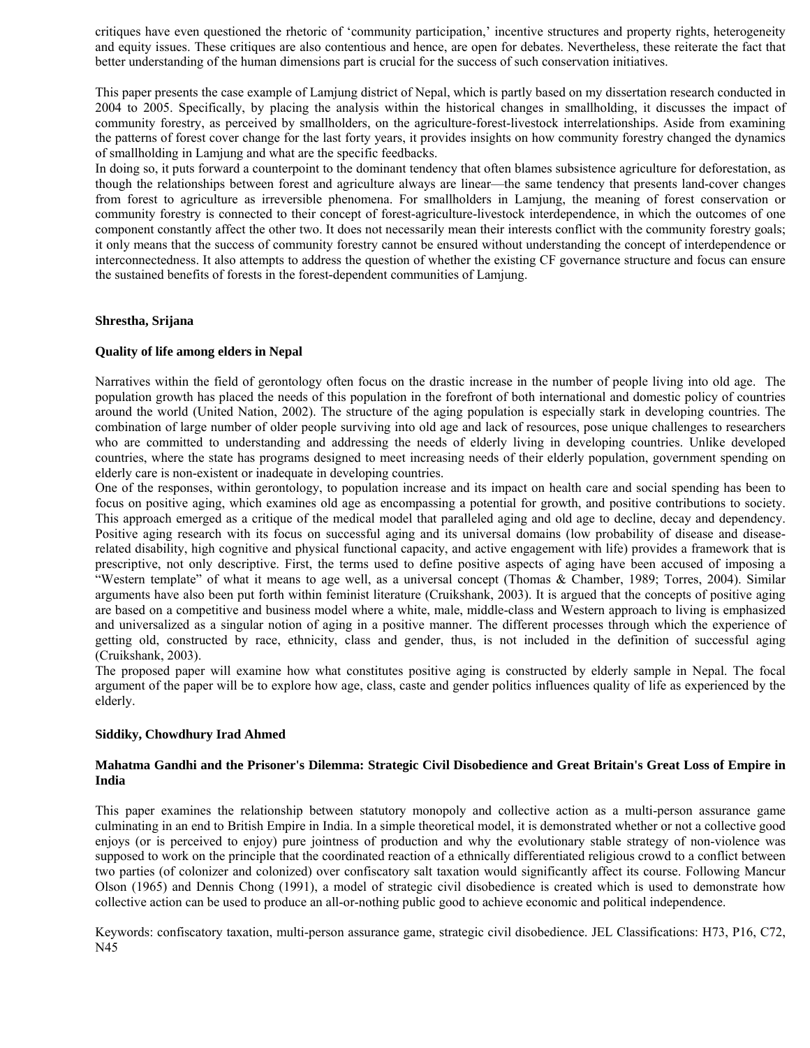critiques have even questioned the rhetoric of 'community participation,' incentive structures and property rights, heterogeneity and equity issues. These critiques are also contentious and hence, are open for debates. Nevertheless, these reiterate the fact that better understanding of the human dimensions part is crucial for the success of such conservation initiatives.

This paper presents the case example of Lamjung district of Nepal, which is partly based on my dissertation research conducted in 2004 to 2005. Specifically, by placing the analysis within the historical changes in smallholding, it discusses the impact of community forestry, as perceived by smallholders, on the agriculture-forest-livestock interrelationships. Aside from examining the patterns of forest cover change for the last forty years, it provides insights on how community forestry changed the dynamics of smallholding in Lamjung and what are the specific feedbacks.
In doing so, it puts forward a counterpoint to the dominant tendency that often blames subsistence agriculture for deforestation, as though the relationships between forest and agriculture always are linear—the same tendency that presents land-cover changes from forest to agriculture as irreversible phenomena. For smallholders in Lamjung, the meaning of forest conservation or community forestry is connected to their concept of forest-agriculture-livestock interdependence, in which the outcomes of one component constantly affect the other two. It does not necessarily mean their interests conflict with the community forestry goals; it only means that the success of community forestry cannot be ensured without understanding the concept of interdependence or interconnectedness. It also attempts to address the question of whether the existing CF governance structure and focus can ensure the sustained benefits of forests in the forest-dependent communities of Lamjung.

**Shrestha, Srijana**

**Quality of life among elders in Nepal**

Narratives within the field of gerontology often focus on the drastic increase in the number of people living into old age. The population growth has placed the needs of this population in the forefront of both international and domestic policy of countries around the world (United Nation, 2002). The structure of the aging population is especially stark in developing countries. The combination of large number of older people surviving into old age and lack of resources, pose unique challenges to researchers who are committed to understanding and addressing the needs of elderly living in developing countries. Unlike developed countries, where the state has programs designed to meet increasing needs of their elderly population, government spending on elderly care is non-existent or inadequate in developing countries.
One of the responses, within gerontology, to population increase and its impact on health care and social spending has been to focus on positive aging, which examines old age as encompassing a potential for growth, and positive contributions to society. This approach emerged as a critique of the medical model that paralleled aging and old age to decline, decay and dependency. Positive aging research with its focus on successful aging and its universal domains (low probability of disease and disease-related disability, high cognitive and physical functional capacity, and active engagement with life) provides a framework that is prescriptive, not only descriptive. First, the terms used to define positive aspects of aging have been accused of imposing a "Western template" of what it means to age well, as a universal concept (Thomas & Chamber, 1989; Torres, 2004). Similar arguments have also been put forth within feminist literature (Cruikshank, 2003). It is argued that the concepts of positive aging are based on a competitive and business model where a white, male, middle-class and Western approach to living is emphasized and universalized as a singular notion of aging in a positive manner. The different processes through which the experience of getting old, constructed by race, ethnicity, class and gender, thus, is not included in the definition of successful aging (Cruikshank, 2003).
The proposed paper will examine how what constitutes positive aging is constructed by elderly sample in Nepal. The focal argument of the paper will be to explore how age, class, caste and gender politics influences quality of life as experienced by the elderly.

**Siddiky, Chowdhury Irad Ahmed**

**Mahatma Gandhi and the Prisoner's Dilemma: Strategic Civil Disobedience and Great Britain's Great Loss of Empire in India**

This paper examines the relationship between statutory monopoly and collective action as a multi-person assurance game culminating in an end to British Empire in India. In a simple theoretical model, it is demonstrated whether or not a collective good enjoys (or is perceived to enjoy) pure jointness of production and why the evolutionary stable strategy of non-violence was supposed to work on the principle that the coordinated reaction of a ethnically differentiated religious crowd to a conflict between two parties (of colonizer and colonized) over confiscatory salt taxation would significantly affect its course. Following Mancur Olson (1965) and Dennis Chong (1991), a model of strategic civil disobedience is created which is used to demonstrate how collective action can be used to produce an all-or-nothing public good to achieve economic and political independence.

Keywords: confiscatory taxation, multi-person assurance game, strategic civil disobedience. JEL Classifications: H73, P16, C72, N45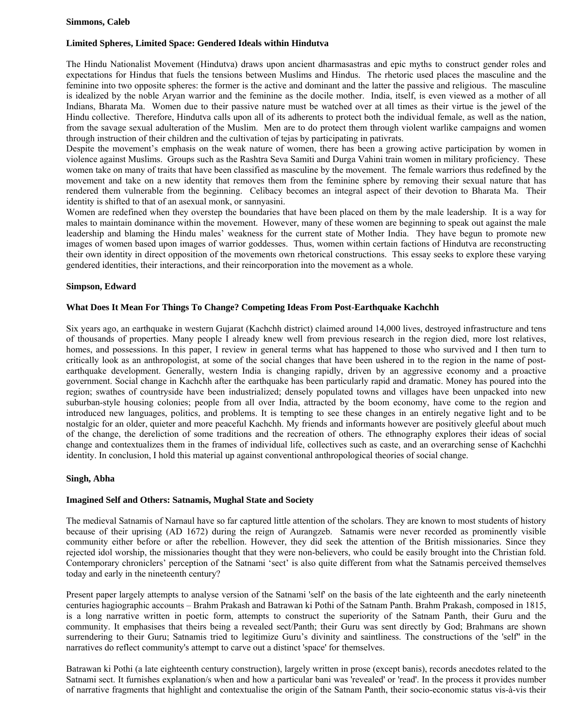**Simmons, Caleb**

**Limited Spheres, Limited Space: Gendered Ideals within Hindutva**

The Hindu Nationalist Movement (Hindutva) draws upon ancient dharmasastras and epic myths to construct gender roles and expectations for Hindus that fuels the tensions between Muslims and Hindus. The rhetoric used places the masculine and the feminine into two opposite spheres: the former is the active and dominant and the latter the passive and religious. The masculine is idealized by the noble Aryan warrior and the feminine as the docile mother. India, itself, is even viewed as a mother of all Indians, Bharata Ma. Women due to their passive nature must be watched over at all times as their virtue is the jewel of the Hindu collective. Therefore, Hindutva calls upon all of its adherents to protect both the individual female, as well as the nation, from the savage sexual adulteration of the Muslim. Men are to do protect them through violent warlike campaigns and women through instruction of their children and the cultivation of tejas by participating in pativrats.
Despite the movement's emphasis on the weak nature of women, there has been a growing active participation by women in violence against Muslims. Groups such as the Rashtra Seva Samiti and Durga Vahini train women in military proficiency. These women take on many of traits that have been classified as masculine by the movement. The female warriors thus redefined by the movement and take on a new identity that removes them from the feminine sphere by removing their sexual nature that has rendered them vulnerable from the beginning. Celibacy becomes an integral aspect of their devotion to Bharata Ma. Their identity is shifted to that of an asexual monk, or sannyasini.
Women are redefined when they overstep the boundaries that have been placed on them by the male leadership. It is a way for males to maintain dominance within the movement. However, many of these women are beginning to speak out against the male leadership and blaming the Hindu males' weakness for the current state of Mother India. They have begun to promote new images of women based upon images of warrior goddesses. Thus, women within certain factions of Hindutva are reconstructing their own identity in direct opposition of the movements own rhetorical constructions. This essay seeks to explore these varying gendered identities, their interactions, and their reincorporation into the movement as a whole.

**Simpson, Edward**

**What Does It Mean For Things To Change? Competing Ideas From Post-Earthquake Kachchh**

Six years ago, an earthquake in western Gujarat (Kachchh district) claimed around 14,000 lives, destroyed infrastructure and tens of thousands of properties. Many people I already knew well from previous research in the region died, more lost relatives, homes, and possessions. In this paper, I review in general terms what has happened to those who survived and I then turn to critically look as an anthropologist, at some of the social changes that have been ushered in to the region in the name of post-earthquake development. Generally, western India is changing rapidly, driven by an aggressive economy and a proactive government. Social change in Kachchh after the earthquake has been particularly rapid and dramatic. Money has poured into the region; swathes of countryside have been industrialized; densely populated towns and villages have been unpacked into new suburban-style housing colonies; people from all over India, attracted by the boom economy, have come to the region and introduced new languages, politics, and problems. It is tempting to see these changes in an entirely negative light and to be nostalgic for an older, quieter and more peaceful Kachchh. My friends and informants however are positively gleeful about much of the change, the dereliction of some traditions and the recreation of others. The ethnography explores their ideas of social change and contextualizes them in the frames of individual life, collectives such as caste, and an overarching sense of Kachchhi identity. In conclusion, I hold this material up against conventional anthropological theories of social change.

**Singh, Abha**

**Imagined Self and Others: Satnamis, Mughal State and Society**

The medieval Satnamis of Narnaul have so far captured little attention of the scholars. They are known to most students of history because of their uprising (AD 1672) during the reign of Aurangzeb. Satnamis were never recorded as prominently visible community either before or after the rebellion. However, they did seek the attention of the British missionaries. Since they rejected idol worship, the missionaries thought that they were non-believers, who could be easily brought into the Christian fold. Contemporary chroniclers' perception of the Satnami 'sect' is also quite different from what the Satnamis perceived themselves today and early in the nineteenth century?

Present paper largely attempts to analyse version of the Satnami 'self' on the basis of the late eighteenth and the early nineteenth centuries hagiographic accounts – Brahm Prakash and Batrawan ki Pothi of the Satnam Panth. Brahm Prakash, composed in 1815, is a long narrative written in poetic form, attempts to construct the superiority of the Satnam Panth, their Guru and the community. It emphasises that theirs being a revealed sect/Panth; their Guru was sent directly by God; Brahmans are shown surrendering to their Guru; Satnamis tried to legitimize Guru's divinity and saintliness. The constructions of the 'self'' in the narratives do reflect community's attempt to carve out a distinct 'space' for themselves.

Batrawan ki Pothi (a late eighteenth century construction), largely written in prose (except banis), records anecdotes related to the Satnami sect. It furnishes explanation/s when and how a particular bani was 'revealed' or 'read'. In the process it provides number of narrative fragments that highlight and contextualise the origin of the Satnam Panth, their socio-economic status vis-à-vis their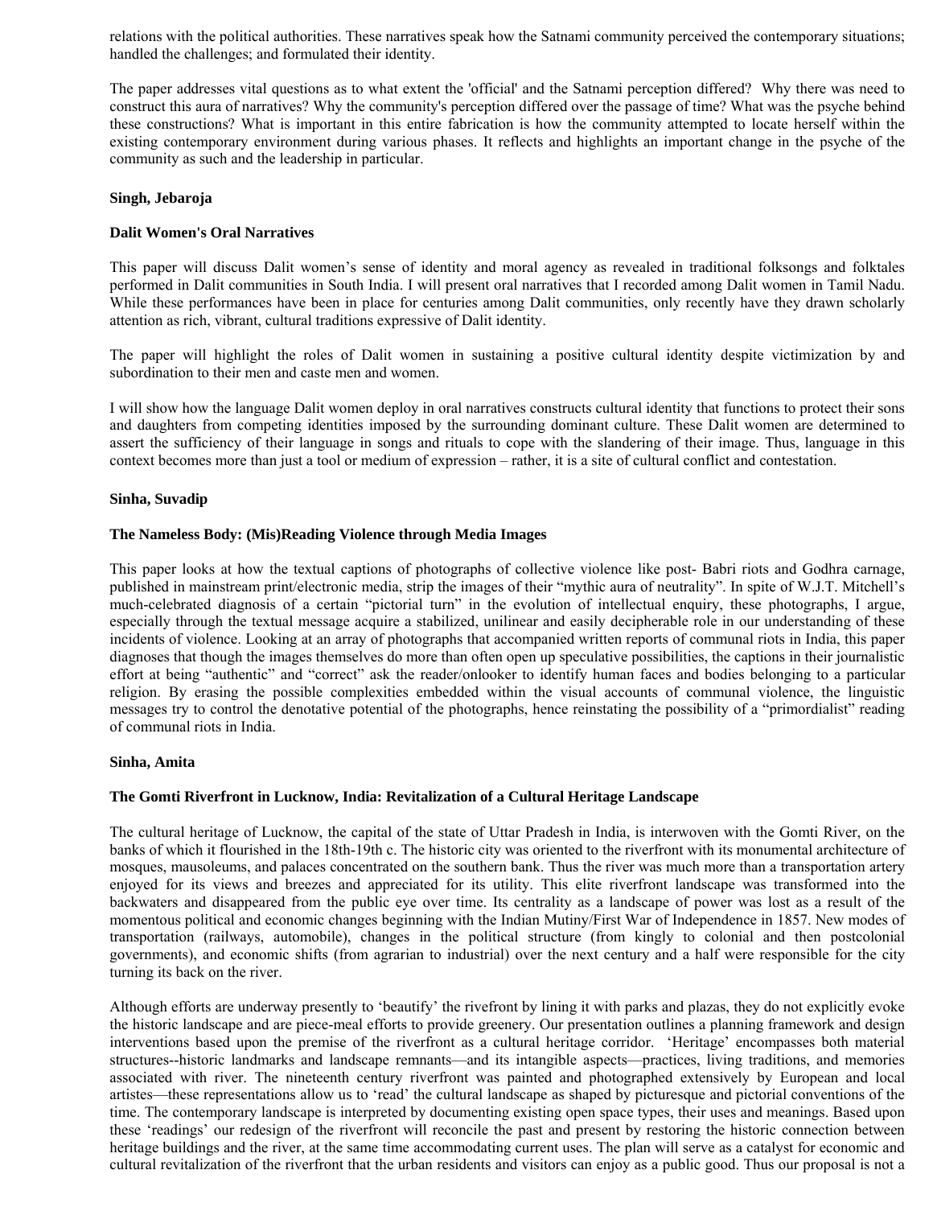relations with the political authorities. These narratives speak how the Satnami community perceived the contemporary situations; handled the challenges; and formulated their identity.

The paper addresses vital questions as to what extent the 'official' and the Satnami perception differed? Why there was need to construct this aura of narratives? Why the community's perception differed over the passage of time? What was the psyche behind these constructions? What is important in this entire fabrication is how the community attempted to locate herself within the existing contemporary environment during various phases. It reflects and highlights an important change in the psyche of the community as such and the leadership in particular.

**Singh, Jebaroja**

**Dalit Women's Oral Narratives**

This paper will discuss Dalit women's sense of identity and moral agency as revealed in traditional folksongs and folktales performed in Dalit communities in South India. I will present oral narratives that I recorded among Dalit women in Tamil Nadu. While these performances have been in place for centuries among Dalit communities, only recently have they drawn scholarly attention as rich, vibrant, cultural traditions expressive of Dalit identity.

The paper will highlight the roles of Dalit women in sustaining a positive cultural identity despite victimization by and subordination to their men and caste men and women.

I will show how the language Dalit women deploy in oral narratives constructs cultural identity that functions to protect their sons and daughters from competing identities imposed by the surrounding dominant culture. These Dalit women are determined to assert the sufficiency of their language in songs and rituals to cope with the slandering of their image. Thus, language in this context becomes more than just a tool or medium of expression – rather, it is a site of cultural conflict and contestation.

**Sinha, Suvadip**

**The Nameless Body: (Mis)Reading Violence through Media Images**

This paper looks at how the textual captions of photographs of collective violence like post- Babri riots and Godhra carnage, published in mainstream print/electronic media, strip the images of their "mythic aura of neutrality". In spite of W.J.T. Mitchell's much-celebrated diagnosis of a certain "pictorial turn" in the evolution of intellectual enquiry, these photographs, I argue, especially through the textual message acquire a stabilized, unilinear and easily decipherable role in our understanding of these incidents of violence. Looking at an array of photographs that accompanied written reports of communal riots in India, this paper diagnoses that though the images themselves do more than often open up speculative possibilities, the captions in their journalistic effort at being "authentic" and "correct" ask the reader/onlooker to identify human faces and bodies belonging to a particular religion. By erasing the possible complexities embedded within the visual accounts of communal violence, the linguistic messages try to control the denotative potential of the photographs, hence reinstating the possibility of a "primordialist" reading of communal riots in India.

**Sinha, Amita**

**The Gomti Riverfront in Lucknow, India: Revitalization of a Cultural Heritage Landscape**

The cultural heritage of Lucknow, the capital of the state of Uttar Pradesh in India, is interwoven with the Gomti River, on the banks of which it flourished in the 18th-19th c. The historic city was oriented to the riverfront with its monumental architecture of mosques, mausoleums, and palaces concentrated on the southern bank. Thus the river was much more than a transportation artery enjoyed for its views and breezes and appreciated for its utility. This elite riverfront landscape was transformed into the backwaters and disappeared from the public eye over time. Its centrality as a landscape of power was lost as a result of the momentous political and economic changes beginning with the Indian Mutiny/First War of Independence in 1857. New modes of transportation (railways, automobile), changes in the political structure (from kingly to colonial and then postcolonial governments), and economic shifts (from agrarian to industrial) over the next century and a half were responsible for the city turning its back on the river.

Although efforts are underway presently to 'beautify' the rivefront by lining it with parks and plazas, they do not explicitly evoke the historic landscape and are piece-meal efforts to provide greenery. Our presentation outlines a planning framework and design interventions based upon the premise of the riverfront as a cultural heritage corridor. 'Heritage' encompasses both material structures--historic landmarks and landscape remnants—and its intangible aspects—practices, living traditions, and memories associated with river. The nineteenth century riverfront was painted and photographed extensively by European and local artistes—these representations allow us to 'read' the cultural landscape as shaped by picturesque and pictorial conventions of the time. The contemporary landscape is interpreted by documenting existing open space types, their uses and meanings. Based upon these 'readings' our redesign of the riverfront will reconcile the past and present by restoring the historic connection between heritage buildings and the river, at the same time accommodating current uses. The plan will serve as a catalyst for economic and cultural revitalization of the riverfront that the urban residents and visitors can enjoy as a public good. Thus our proposal is not a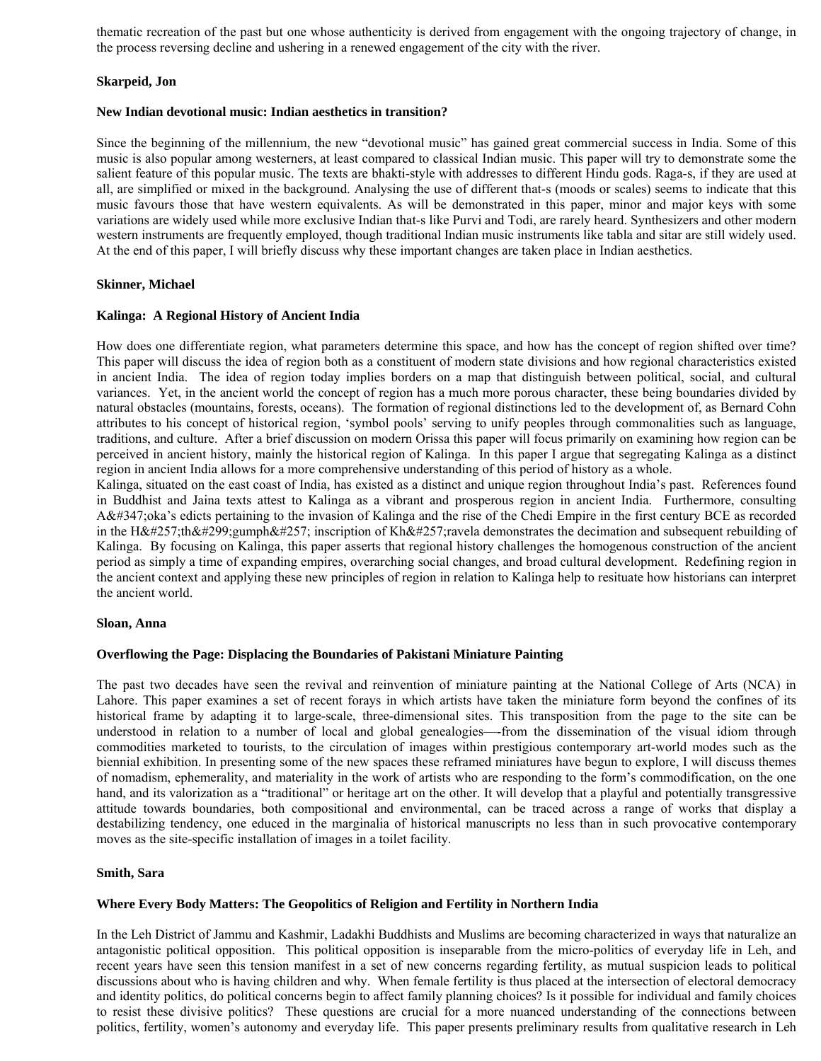thematic recreation of the past but one whose authenticity is derived from engagement with the ongoing trajectory of change, in the process reversing decline and ushering in a renewed engagement of the city with the river.

**Skarpeid, Jon**

**New Indian devotional music: Indian aesthetics in transition?**

Since the beginning of the millennium, the new "devotional music" has gained great commercial success in India. Some of this music is also popular among westerners, at least compared to classical Indian music. This paper will try to demonstrate some the salient feature of this popular music. The texts are bhakti-style with addresses to different Hindu gods. Raga-s, if they are used at all, are simplified or mixed in the background. Analysing the use of different that-s (moods or scales) seems to indicate that this music favours those that have western equivalents. As will be demonstrated in this paper, minor and major keys with some variations are widely used while more exclusive Indian that-s like Purvi and Todi, are rarely heard. Synthesizers and other modern western instruments are frequently employed, though traditional Indian music instruments like tabla and sitar are still widely used. At the end of this paper, I will briefly discuss why these important changes are taken place in Indian aesthetics.

**Skinner, Michael**

**Kalinga: A Regional History of Ancient India**

How does one differentiate region, what parameters determine this space, and how has the concept of region shifted over time? This paper will discuss the idea of region both as a constituent of modern state divisions and how regional characteristics existed in ancient India. The idea of region today implies borders on a map that distinguish between political, social, and cultural variances. Yet, in the ancient world the concept of region has a much more porous character, these being boundaries divided by natural obstacles (mountains, forests, oceans). The formation of regional distinctions led to the development of, as Bernard Cohn attributes to his concept of historical region, 'symbol pools' serving to unify peoples through commonalities such as language, traditions, and culture. After a brief discussion on modern Orissa this paper will focus primarily on examining how region can be perceived in ancient history, mainly the historical region of Kalinga. In this paper I argue that segregating Kalinga as a distinct region in ancient India allows for a more comprehensive understanding of this period of history as a whole.

Kalinga, situated on the east coast of India, has existed as a distinct and unique region throughout India's past. References found in Buddhist and Jaina texts attest to Kalinga as a vibrant and prosperous region in ancient India. Furthermore, consulting A&#347;oka's edicts pertaining to the invasion of Kalinga and the rise of the Chedi Empire in the first century BCE as recorded in the H&#257;th&#299;gumph&#257; inscription of Kh&#257;ravela demonstrates the decimation and subsequent rebuilding of Kalinga. By focusing on Kalinga, this paper asserts that regional history challenges the homogenous construction of the ancient period as simply a time of expanding empires, overarching social changes, and broad cultural development. Redefining region in the ancient context and applying these new principles of region in relation to Kalinga help to resituate how historians can interpret the ancient world.

**Sloan, Anna**

**Overflowing the Page: Displacing the Boundaries of Pakistani Miniature Painting**

The past two decades have seen the revival and reinvention of miniature painting at the National College of Arts (NCA) in Lahore. This paper examines a set of recent forays in which artists have taken the miniature form beyond the confines of its historical frame by adapting it to large-scale, three-dimensional sites. This transposition from the page to the site can be understood in relation to a number of local and global genealogies—-from the dissemination of the visual idiom through commodities marketed to tourists, to the circulation of images within prestigious contemporary art-world modes such as the biennial exhibition. In presenting some of the new spaces these reframed miniatures have begun to explore, I will discuss themes of nomadism, ephemerality, and materiality in the work of artists who are responding to the form's commodification, on the one hand, and its valorization as a "traditional" or heritage art on the other. It will develop that a playful and potentially transgressive attitude towards boundaries, both compositional and environmental, can be traced across a range of works that display a destabilizing tendency, one educed in the marginalia of historical manuscripts no less than in such provocative contemporary moves as the site-specific installation of images in a toilet facility.

**Smith, Sara**

**Where Every Body Matters: The Geopolitics of Religion and Fertility in Northern India**

In the Leh District of Jammu and Kashmir, Ladakhi Buddhists and Muslims are becoming characterized in ways that naturalize an antagonistic political opposition. This political opposition is inseparable from the micro-politics of everyday life in Leh, and recent years have seen this tension manifest in a set of new concerns regarding fertility, as mutual suspicion leads to political discussions about who is having children and why. When female fertility is thus placed at the intersection of electoral democracy and identity politics, do political concerns begin to affect family planning choices? Is it possible for individual and family choices to resist these divisive politics? These questions are crucial for a more nuanced understanding of the connections between politics, fertility, women's autonomy and everyday life. This paper presents preliminary results from qualitative research in Leh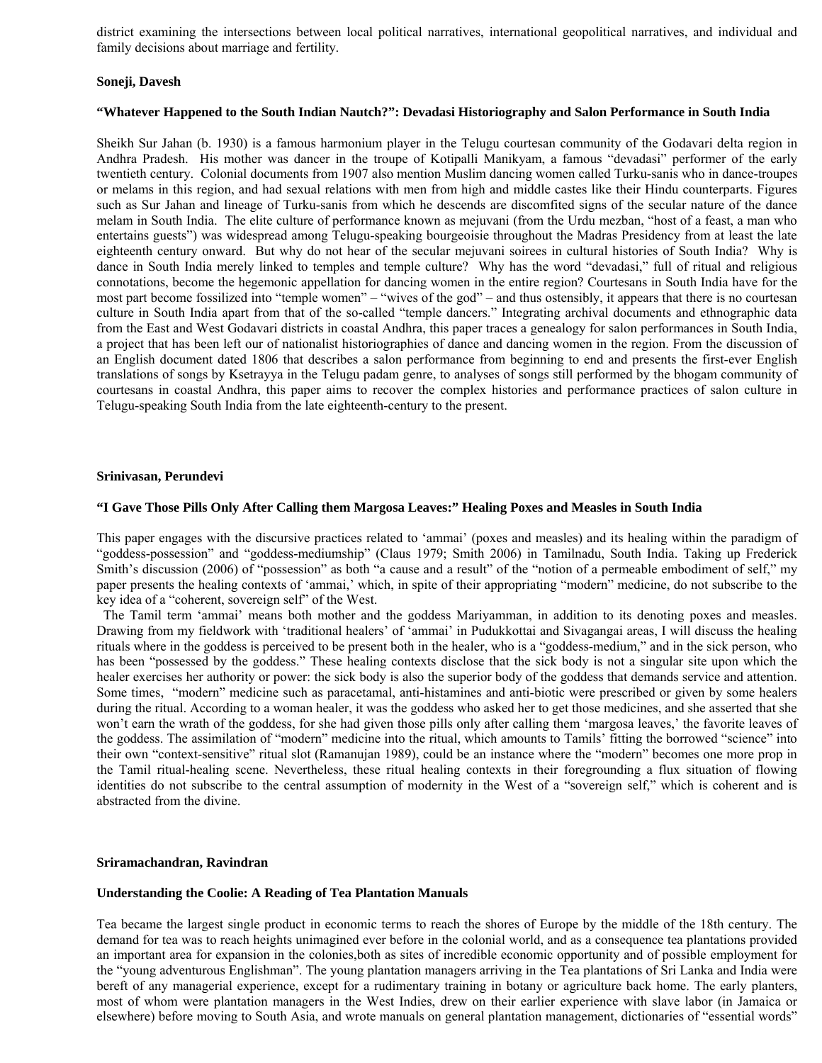district examining the intersections between local political narratives, international geopolitical narratives, and individual and family decisions about marriage and fertility.

**Soneji, Davesh**

**"Whatever Happened to the South Indian Nautch?": Devadasi Historiography and Salon Performance in South India**

Sheikh Sur Jahan (b. 1930) is a famous harmonium player in the Telugu courtesan community of the Godavari delta region in Andhra Pradesh. His mother was dancer in the troupe of Kotipalli Manikyam, a famous "devadasi" performer of the early twentieth century. Colonial documents from 1907 also mention Muslim dancing women called Turku-sanis who in dance-troupes or melams in this region, and had sexual relations with men from high and middle castes like their Hindu counterparts. Figures such as Sur Jahan and lineage of Turku-sanis from which he descends are discomfited signs of the secular nature of the dance melam in South India. The elite culture of performance known as mejuvani (from the Urdu mezban, "host of a feast, a man who entertains guests") was widespread among Telugu-speaking bourgeoisie throughout the Madras Presidency from at least the late eighteenth century onward. But why do not hear of the secular mejuvani soirees in cultural histories of South India? Why is dance in South India merely linked to temples and temple culture? Why has the word "devadasi," full of ritual and religious connotations, become the hegemonic appellation for dancing women in the entire region? Courtesans in South India have for the most part become fossilized into "temple women" – "wives of the god" – and thus ostensibly, it appears that there is no courtesan culture in South India apart from that of the so-called "temple dancers." Integrating archival documents and ethnographic data from the East and West Godavari districts in coastal Andhra, this paper traces a genealogy for salon performances in South India, a project that has been left our of nationalist historiographies of dance and dancing women in the region. From the discussion of an English document dated 1806 that describes a salon performance from beginning to end and presents the first-ever English translations of songs by Ksetrayya in the Telugu padam genre, to analyses of songs still performed by the bhogam community of courtesans in coastal Andhra, this paper aims to recover the complex histories and performance practices of salon culture in Telugu-speaking South India from the late eighteenth-century to the present.

**Srinivasan, Perundevi**

**"I Gave Those Pills Only After Calling them Margosa Leaves:" Healing Poxes and Measles in South India**

This paper engages with the discursive practices related to 'ammai' (poxes and measles) and its healing within the paradigm of "goddess-possession" and "goddess-mediumship" (Claus 1979; Smith 2006) in Tamilnadu, South India. Taking up Frederick Smith's discussion (2006) of "possession" as both "a cause and a result" of the "notion of a permeable embodiment of self," my paper presents the healing contexts of 'ammai,' which, in spite of their appropriating "modern" medicine, do not subscribe to the key idea of a "coherent, sovereign self" of the West.

The Tamil term 'ammai' means both mother and the goddess Mariyamman, in addition to its denoting poxes and measles. Drawing from my fieldwork with 'traditional healers' of 'ammai' in Pudukkottai and Sivagangai areas, I will discuss the healing rituals where in the goddess is perceived to be present both in the healer, who is a "goddess-medium," and in the sick person, who has been "possessed by the goddess." These healing contexts disclose that the sick body is not a singular site upon which the healer exercises her authority or power: the sick body is also the superior body of the goddess that demands service and attention. Some times, "modern" medicine such as paracetamal, anti-histamines and anti-biotic were prescribed or given by some healers during the ritual. According to a woman healer, it was the goddess who asked her to get those medicines, and she asserted that she won't earn the wrath of the goddess, for she had given those pills only after calling them 'margosa leaves,' the favorite leaves of the goddess. The assimilation of "modern" medicine into the ritual, which amounts to Tamils' fitting the borrowed "science" into their own "context-sensitive" ritual slot (Ramanujan 1989), could be an instance where the "modern" becomes one more prop in the Tamil ritual-healing scene. Nevertheless, these ritual healing contexts in their foregrounding a flux situation of flowing identities do not subscribe to the central assumption of modernity in the West of a "sovereign self," which is coherent and is abstracted from the divine.

**Sriramachandran, Ravindran**

**Understanding the Coolie: A Reading of Tea Plantation Manuals**

Tea became the largest single product in economic terms to reach the shores of Europe by the middle of the 18th century. The demand for tea was to reach heights unimagined ever before in the colonial world, and as a consequence tea plantations provided an important area for expansion in the colonies,both as sites of incredible economic opportunity and of possible employment for the "young adventurous Englishman". The young plantation managers arriving in the Tea plantations of Sri Lanka and India were bereft of any managerial experience, except for a rudimentary training in botany or agriculture back home. The early planters, most of whom were plantation managers in the West Indies, drew on their earlier experience with slave labor (in Jamaica or elsewhere) before moving to South Asia, and wrote manuals on general plantation management, dictionaries of "essential words"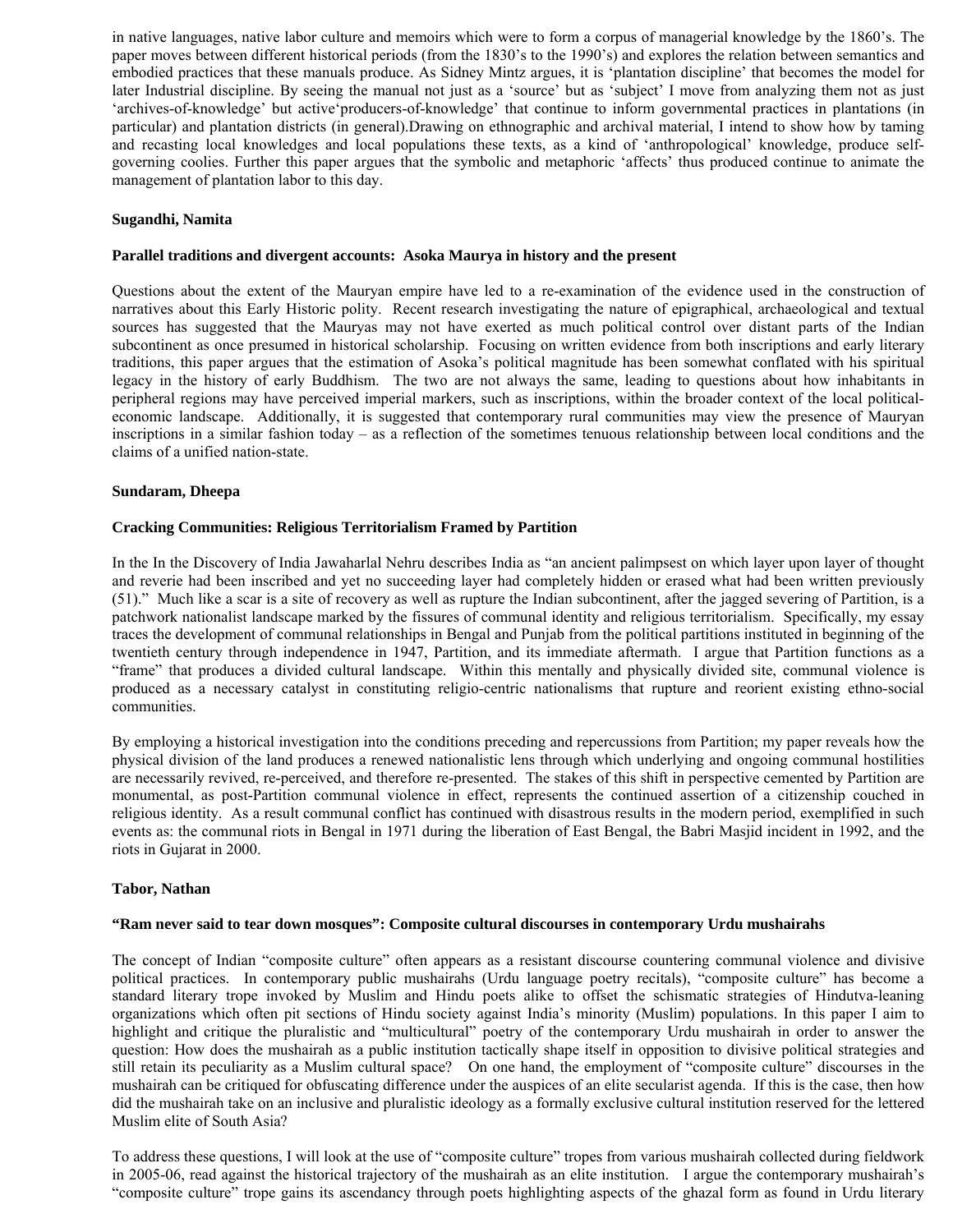in native languages, native labor culture and memoirs which were to form a corpus of managerial knowledge by the 1860's. The paper moves between different historical periods (from the 1830's to the 1990's) and explores the relation between semantics and embodied practices that these manuals produce. As Sidney Mintz argues, it is 'plantation discipline' that becomes the model for later Industrial discipline. By seeing the manual not just as a 'source' but as 'subject' I move from analyzing them not as just 'archives-of-knowledge' but active'producers-of-knowledge' that continue to inform governmental practices in plantations (in particular) and plantation districts (in general).Drawing on ethnographic and archival material, I intend to show how by taming and recasting local knowledges and local populations these texts, as a kind of 'anthropological' knowledge, produce self-governing coolies. Further this paper argues that the symbolic and metaphoric 'affects' thus produced continue to animate the management of plantation labor to this day.

**Sugandhi, Namita**

**Parallel traditions and divergent accounts: Asoka Maurya in history and the present**

Questions about the extent of the Mauryan empire have led to a re-examination of the evidence used in the construction of narratives about this Early Historic polity. Recent research investigating the nature of epigraphical, archaeological and textual sources has suggested that the Mauryas may not have exerted as much political control over distant parts of the Indian subcontinent as once presumed in historical scholarship. Focusing on written evidence from both inscriptions and early literary traditions, this paper argues that the estimation of Asoka's political magnitude has been somewhat conflated with his spiritual legacy in the history of early Buddhism. The two are not always the same, leading to questions about how inhabitants in peripheral regions may have perceived imperial markers, such as inscriptions, within the broader context of the local political-economic landscape. Additionally, it is suggested that contemporary rural communities may view the presence of Mauryan inscriptions in a similar fashion today – as a reflection of the sometimes tenuous relationship between local conditions and the claims of a unified nation-state.

**Sundaram, Dheepa**

**Cracking Communities: Religious Territorialism Framed by Partition**

In the In the Discovery of India Jawaharlal Nehru describes India as "an ancient palimpsest on which layer upon layer of thought and reverie had been inscribed and yet no succeeding layer had completely hidden or erased what had been written previously (51)." Much like a scar is a site of recovery as well as rupture the Indian subcontinent, after the jagged severing of Partition, is a patchwork nationalist landscape marked by the fissures of communal identity and religious territorialism. Specifically, my essay traces the development of communal relationships in Bengal and Punjab from the political partitions instituted in beginning of the twentieth century through independence in 1947, Partition, and its immediate aftermath. I argue that Partition functions as a "frame" that produces a divided cultural landscape. Within this mentally and physically divided site, communal violence is produced as a necessary catalyst in constituting religio-centric nationalisms that rupture and reorient existing ethno-social communities.

By employing a historical investigation into the conditions preceding and repercussions from Partition; my paper reveals how the physical division of the land produces a renewed nationalistic lens through which underlying and ongoing communal hostilities are necessarily revived, re-perceived, and therefore re-presented. The stakes of this shift in perspective cemented by Partition are monumental, as post-Partition communal violence in effect, represents the continued assertion of a citizenship couched in religious identity. As a result communal conflict has continued with disastrous results in the modern period, exemplified in such events as: the communal riots in Bengal in 1971 during the liberation of East Bengal, the Babri Masjid incident in 1992, and the riots in Gujarat in 2000.

**Tabor, Nathan**

**"Ram never said to tear down mosques": Composite cultural discourses in contemporary Urdu mushairahs**

The concept of Indian "composite culture" often appears as a resistant discourse countering communal violence and divisive political practices. In contemporary public mushairahs (Urdu language poetry recitals), "composite culture" has become a standard literary trope invoked by Muslim and Hindu poets alike to offset the schismatic strategies of Hindutva-leaning organizations which often pit sections of Hindu society against India's minority (Muslim) populations. In this paper I aim to highlight and critique the pluralistic and "multicultural" poetry of the contemporary Urdu mushairah in order to answer the question: How does the mushairah as a public institution tactically shape itself in opposition to divisive political strategies and still retain its peculiarity as a Muslim cultural space? On one hand, the employment of "composite culture" discourses in the mushairah can be critiqued for obfuscating difference under the auspices of an elite secularist agenda. If this is the case, then how did the mushairah take on an inclusive and pluralistic ideology as a formally exclusive cultural institution reserved for the lettered Muslim elite of South Asia?

To address these questions, I will look at the use of "composite culture" tropes from various mushairah collected during fieldwork in 2005-06, read against the historical trajectory of the mushairah as an elite institution. I argue the contemporary mushairah's "composite culture" trope gains its ascendancy through poets highlighting aspects of the ghazal form as found in Urdu literary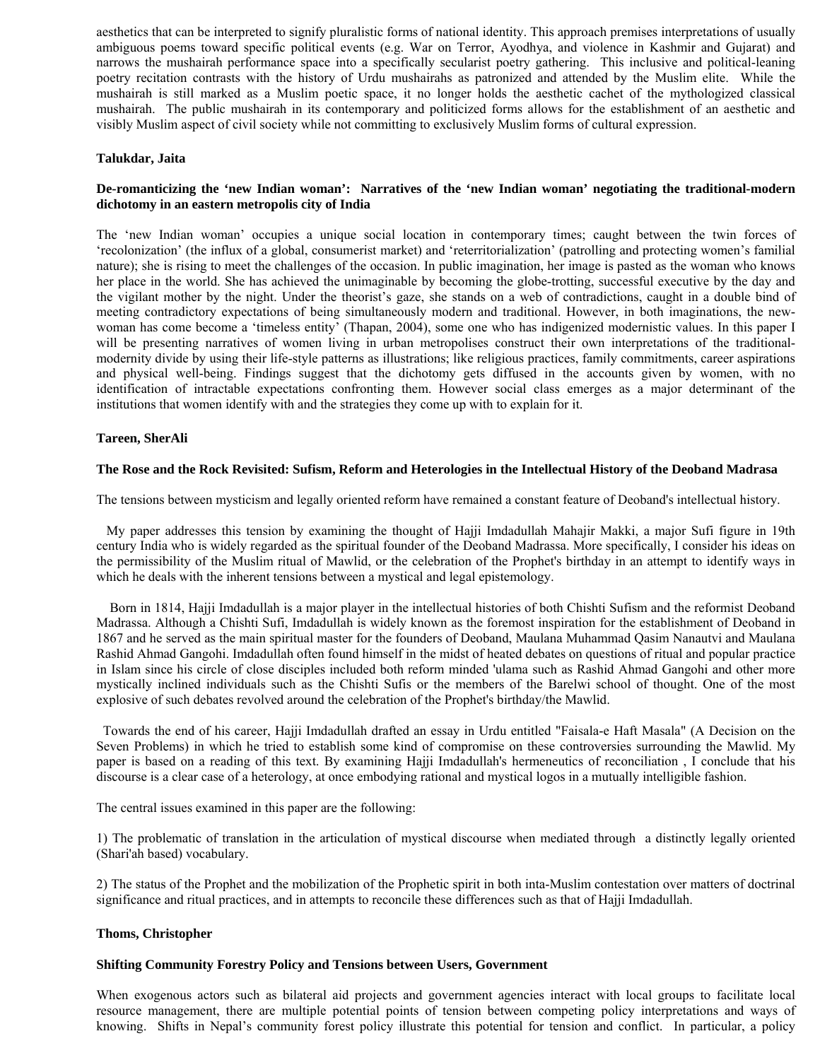aesthetics that can be interpreted to signify pluralistic forms of national identity. This approach premises interpretations of usually ambiguous poems toward specific political events (e.g. War on Terror, Ayodhya, and violence in Kashmir and Gujarat) and narrows the mushairah performance space into a specifically secularist poetry gathering. This inclusive and political-leaning poetry recitation contrasts with the history of Urdu mushairahs as patronized and attended by the Muslim elite. While the mushairah is still marked as a Muslim poetic space, it no longer holds the aesthetic cachet of the mythologized classical mushairah. The public mushairah in its contemporary and politicized forms allows for the establishment of an aesthetic and visibly Muslim aspect of civil society while not committing to exclusively Muslim forms of cultural expression.

**Talukdar, Jaita**

**De-romanticizing the 'new Indian woman': Narratives of the 'new Indian woman' negotiating the traditional-modern dichotomy in an eastern metropolis city of India**

The 'new Indian woman' occupies a unique social location in contemporary times; caught between the twin forces of 'recolonization' (the influx of a global, consumerist market) and 'reterritorialization' (patrolling and protecting women's familial nature); she is rising to meet the challenges of the occasion. In public imagination, her image is pasted as the woman who knows her place in the world. She has achieved the unimaginable by becoming the globe-trotting, successful executive by the day and the vigilant mother by the night. Under the theorist's gaze, she stands on a web of contradictions, caught in a double bind of meeting contradictory expectations of being simultaneously modern and traditional. However, in both imaginations, the new-woman has come become a 'timeless entity' (Thapan, 2004), some one who has indigenized modernistic values. In this paper I will be presenting narratives of women living in urban metropolises construct their own interpretations of the traditional-modernity divide by using their life-style patterns as illustrations; like religious practices, family commitments, career aspirations and physical well-being. Findings suggest that the dichotomy gets diffused in the accounts given by women, with no identification of intractable expectations confronting them. However social class emerges as a major determinant of the institutions that women identify with and the strategies they come up with to explain for it.

**Tareen, SherAli**

**The Rose and the Rock Revisited: Sufism, Reform and Heterologies in the Intellectual History of the Deoband Madrasa**

The tensions between mysticism and legally oriented reform have remained a constant feature of Deoband's intellectual history.

My paper addresses this tension by examining the thought of Hajji Imdadullah Mahajir Makki, a major Sufi figure in 19th century India who is widely regarded as the spiritual founder of the Deoband Madrassa. More specifically, I consider his ideas on the permissibility of the Muslim ritual of Mawlid, or the celebration of the Prophet's birthday in an attempt to identify ways in which he deals with the inherent tensions between a mystical and legal epistemology.

Born in 1814, Hajji Imdadullah is a major player in the intellectual histories of both Chishti Sufism and the reformist Deoband Madrassa. Although a Chishti Sufi, Imdadullah is widely known as the foremost inspiration for the establishment of Deoband in 1867 and he served as the main spiritual master for the founders of Deoband, Maulana Muhammad Qasim Nanautvi and Maulana Rashid Ahmad Gangohi. Imdadullah often found himself in the midst of heated debates on questions of ritual and popular practice in Islam since his circle of close disciples included both reform minded 'ulama such as Rashid Ahmad Gangohi and other more mystically inclined individuals such as the Chishti Sufis or the members of the Barelwi school of thought. One of the most explosive of such debates revolved around the celebration of the Prophet's birthday/the Mawlid.

Towards the end of his career, Hajji Imdadullah drafted an essay in Urdu entitled "Faisala-e Haft Masala" (A Decision on the Seven Problems) in which he tried to establish some kind of compromise on these controversies surrounding the Mawlid. My paper is based on a reading of this text. By examining Hajji Imdadullah's hermeneutics of reconciliation , I conclude that his discourse is a clear case of a heterology, at once embodying rational and mystical logos in a mutually intelligible fashion.

The central issues examined in this paper are the following:

1) The problematic of translation in the articulation of mystical discourse when mediated through a distinctly legally oriented (Shari'ah based) vocabulary.

2) The status of the Prophet and the mobilization of the Prophetic spirit in both inta-Muslim contestation over matters of doctrinal significance and ritual practices, and in attempts to reconcile these differences such as that of Hajji Imdadullah.

**Thoms, Christopher**

**Shifting Community Forestry Policy and Tensions between Users, Government**

When exogenous actors such as bilateral aid projects and government agencies interact with local groups to facilitate local resource management, there are multiple potential points of tension between competing policy interpretations and ways of knowing. Shifts in Nepal's community forest policy illustrate this potential for tension and conflict. In particular, a policy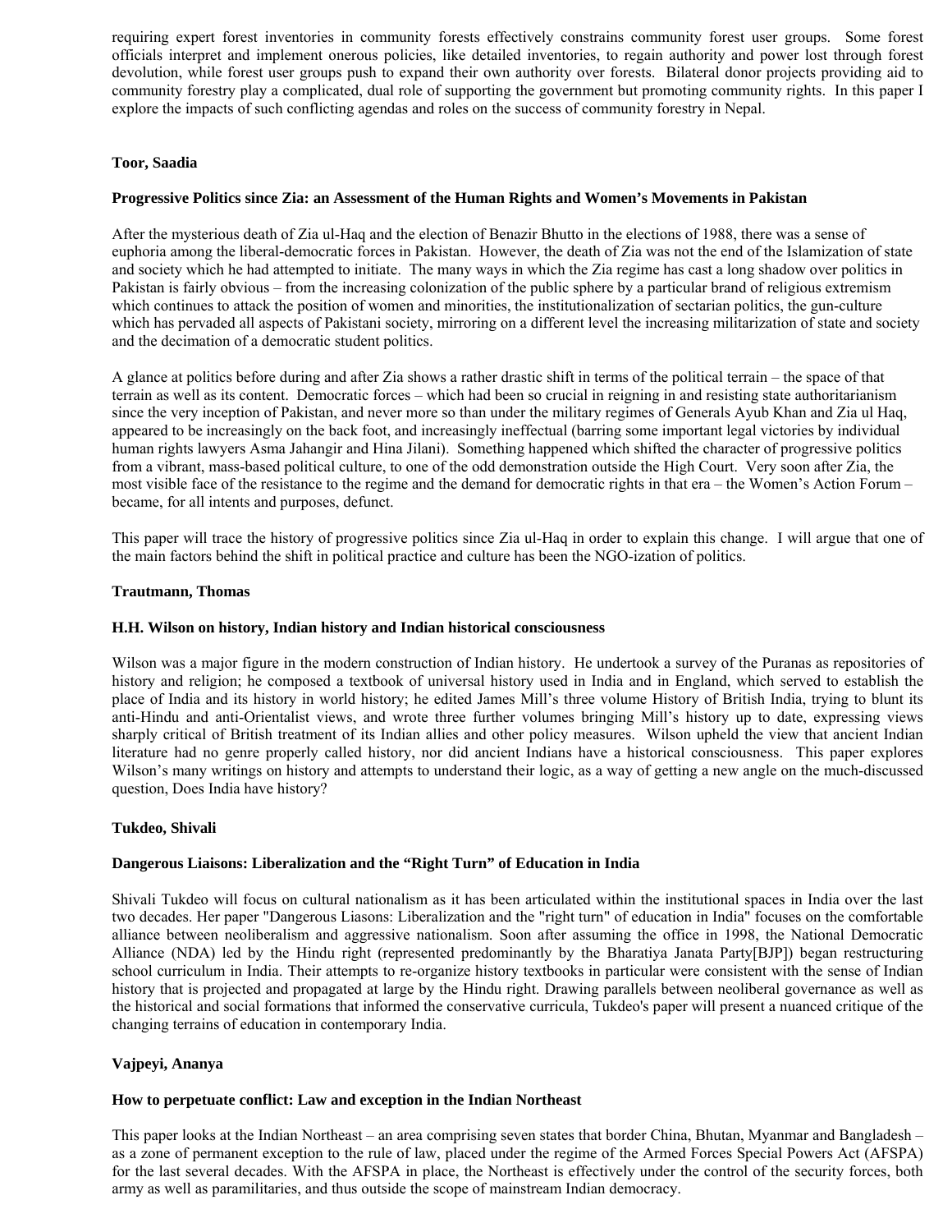requiring expert forest inventories in community forests effectively constrains community forest user groups. Some forest officials interpret and implement onerous policies, like detailed inventories, to regain authority and power lost through forest devolution, while forest user groups push to expand their own authority over forests. Bilateral donor projects providing aid to community forestry play a complicated, dual role of supporting the government but promoting community rights. In this paper I explore the impacts of such conflicting agendas and roles on the success of community forestry in Nepal.

**Toor, Saadia**

**Progressive Politics since Zia: an Assessment of the Human Rights and Women's Movements in Pakistan**

After the mysterious death of Zia ul-Haq and the election of Benazir Bhutto in the elections of 1988, there was a sense of euphoria among the liberal-democratic forces in Pakistan. However, the death of Zia was not the end of the Islamization of state and society which he had attempted to initiate. The many ways in which the Zia regime has cast a long shadow over politics in Pakistan is fairly obvious – from the increasing colonization of the public sphere by a particular brand of religious extremism which continues to attack the position of women and minorities, the institutionalization of sectarian politics, the gun-culture which has pervaded all aspects of Pakistani society, mirroring on a different level the increasing militarization of state and society and the decimation of a democratic student politics.

A glance at politics before during and after Zia shows a rather drastic shift in terms of the political terrain – the space of that terrain as well as its content. Democratic forces – which had been so crucial in reigning in and resisting state authoritarianism since the very inception of Pakistan, and never more so than under the military regimes of Generals Ayub Khan and Zia ul Haq, appeared to be increasingly on the back foot, and increasingly ineffectual (barring some important legal victories by individual human rights lawyers Asma Jahangir and Hina Jilani). Something happened which shifted the character of progressive politics from a vibrant, mass-based political culture, to one of the odd demonstration outside the High Court. Very soon after Zia, the most visible face of the resistance to the regime and the demand for democratic rights in that era – the Women's Action Forum – became, for all intents and purposes, defunct.

This paper will trace the history of progressive politics since Zia ul-Haq in order to explain this change. I will argue that one of the main factors behind the shift in political practice and culture has been the NGO-ization of politics.

**Trautmann, Thomas**

**H.H. Wilson on history, Indian history and Indian historical consciousness**

Wilson was a major figure in the modern construction of Indian history. He undertook a survey of the Puranas as repositories of history and religion; he composed a textbook of universal history used in India and in England, which served to establish the place of India and its history in world history; he edited James Mill's three volume History of British India, trying to blunt its anti-Hindu and anti-Orientalist views, and wrote three further volumes bringing Mill's history up to date, expressing views sharply critical of British treatment of its Indian allies and other policy measures. Wilson upheld the view that ancient Indian literature had no genre properly called history, nor did ancient Indians have a historical consciousness. This paper explores Wilson's many writings on history and attempts to understand their logic, as a way of getting a new angle on the much-discussed question, Does India have history?

**Tukdeo, Shivali**

**Dangerous Liaisons: Liberalization and the "Right Turn" of Education in India**

Shivali Tukdeo will focus on cultural nationalism as it has been articulated within the institutional spaces in India over the last two decades. Her paper "Dangerous Liasons: Liberalization and the "right turn" of education in India" focuses on the comfortable alliance between neoliberalism and aggressive nationalism. Soon after assuming the office in 1998, the National Democratic Alliance (NDA) led by the Hindu right (represented predominantly by the Bharatiya Janata Party[BJP]) began restructuring school curriculum in India. Their attempts to re-organize history textbooks in particular were consistent with the sense of Indian history that is projected and propagated at large by the Hindu right. Drawing parallels between neoliberal governance as well as the historical and social formations that informed the conservative curricula, Tukdeo's paper will present a nuanced critique of the changing terrains of education in contemporary India.

**Vajpeyi, Ananya**

**How to perpetuate conflict: Law and exception in the Indian Northeast**

This paper looks at the Indian Northeast – an area comprising seven states that border China, Bhutan, Myanmar and Bangladesh – as a zone of permanent exception to the rule of law, placed under the regime of the Armed Forces Special Powers Act (AFSPA) for the last several decades. With the AFSPA in place, the Northeast is effectively under the control of the security forces, both army as well as paramilitaries, and thus outside the scope of mainstream Indian democracy.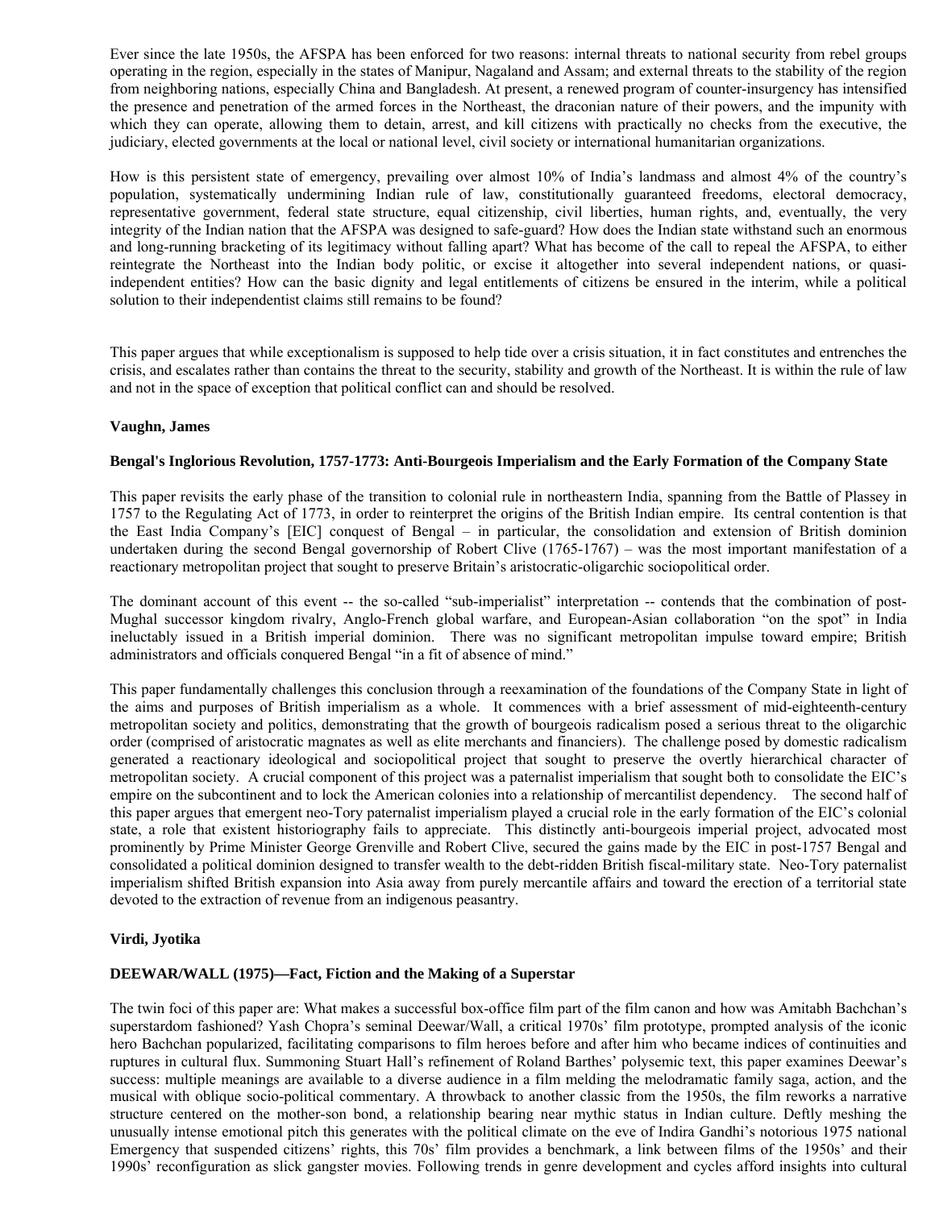Ever since the late 1950s, the AFSPA has been enforced for two reasons: internal threats to national security from rebel groups operating in the region, especially in the states of Manipur, Nagaland and Assam; and external threats to the stability of the region from neighboring nations, especially China and Bangladesh. At present, a renewed program of counter-insurgency has intensified the presence and penetration of the armed forces in the Northeast, the draconian nature of their powers, and the impunity with which they can operate, allowing them to detain, arrest, and kill citizens with practically no checks from the executive, the judiciary, elected governments at the local or national level, civil society or international humanitarian organizations.

How is this persistent state of emergency, prevailing over almost 10% of India's landmass and almost 4% of the country's population, systematically undermining Indian rule of law, constitutionally guaranteed freedoms, electoral democracy, representative government, federal state structure, equal citizenship, civil liberties, human rights, and, eventually, the very integrity of the Indian nation that the AFSPA was designed to safe-guard? How does the Indian state withstand such an enormous and long-running bracketing of its legitimacy without falling apart? What has become of the call to repeal the AFSPA, to either reintegrate the Northeast into the Indian body politic, or excise it altogether into several independent nations, or quasi-independent entities? How can the basic dignity and legal entitlements of citizens be ensured in the interim, while a political solution to their independentist claims still remains to be found?

This paper argues that while exceptionalism is supposed to help tide over a crisis situation, it in fact constitutes and entrenches the crisis, and escalates rather than contains the threat to the security, stability and growth of the Northeast. It is within the rule of law and not in the space of exception that political conflict can and should be resolved.

**Vaughn, James**

**Bengal's Inglorious Revolution, 1757-1773: Anti-Bourgeois Imperialism and the Early Formation of the Company State**

This paper revisits the early phase of the transition to colonial rule in northeastern India, spanning from the Battle of Plassey in 1757 to the Regulating Act of 1773, in order to reinterpret the origins of the British Indian empire. Its central contention is that the East India Company's [EIC] conquest of Bengal – in particular, the consolidation and extension of British dominion undertaken during the second Bengal governorship of Robert Clive (1765-1767) – was the most important manifestation of a reactionary metropolitan project that sought to preserve Britain's aristocratic-oligarchic sociopolitical order.

The dominant account of this event -- the so-called "sub-imperialist" interpretation -- contends that the combination of post-Mughal successor kingdom rivalry, Anglo-French global warfare, and European-Asian collaboration "on the spot" in India ineluctably issued in a British imperial dominion. There was no significant metropolitan impulse toward empire; British administrators and officials conquered Bengal "in a fit of absence of mind."

This paper fundamentally challenges this conclusion through a reexamination of the foundations of the Company State in light of the aims and purposes of British imperialism as a whole. It commences with a brief assessment of mid-eighteenth-century metropolitan society and politics, demonstrating that the growth of bourgeois radicalism posed a serious threat to the oligarchic order (comprised of aristocratic magnates as well as elite merchants and financiers). The challenge posed by domestic radicalism generated a reactionary ideological and sociopolitical project that sought to preserve the overtly hierarchical character of metropolitan society. A crucial component of this project was a paternalist imperialism that sought both to consolidate the EIC's empire on the subcontinent and to lock the American colonies into a relationship of mercantilist dependency. The second half of this paper argues that emergent neo-Tory paternalist imperialism played a crucial role in the early formation of the EIC's colonial state, a role that existent historiography fails to appreciate. This distinctly anti-bourgeois imperial project, advocated most prominently by Prime Minister George Grenville and Robert Clive, secured the gains made by the EIC in post-1757 Bengal and consolidated a political dominion designed to transfer wealth to the debt-ridden British fiscal-military state. Neo-Tory paternalist imperialism shifted British expansion into Asia away from purely mercantile affairs and toward the erection of a territorial state devoted to the extraction of revenue from an indigenous peasantry.

**Virdi, Jyotika**

**DEEWAR/WALL (1975)—Fact, Fiction and the Making of a Superstar**

The twin foci of this paper are: What makes a successful box-office film part of the film canon and how was Amitabh Bachchan's superstardom fashioned? Yash Chopra's seminal Deewar/Wall, a critical 1970s' film prototype, prompted analysis of the iconic hero Bachchan popularized, facilitating comparisons to film heroes before and after him who became indices of continuities and ruptures in cultural flux. Summoning Stuart Hall's refinement of Roland Barthes' polysemic text, this paper examines Deewar's success: multiple meanings are available to a diverse audience in a film melding the melodramatic family saga, action, and the musical with oblique socio-political commentary. A throwback to another classic from the 1950s, the film reworks a narrative structure centered on the mother-son bond, a relationship bearing near mythic status in Indian culture. Deftly meshing the unusually intense emotional pitch this generates with the political climate on the eve of Indira Gandhi's notorious 1975 national Emergency that suspended citizens' rights, this 70s' film provides a benchmark, a link between films of the 1950s' and their 1990s' reconfiguration as slick gangster movies. Following trends in genre development and cycles afford insights into cultural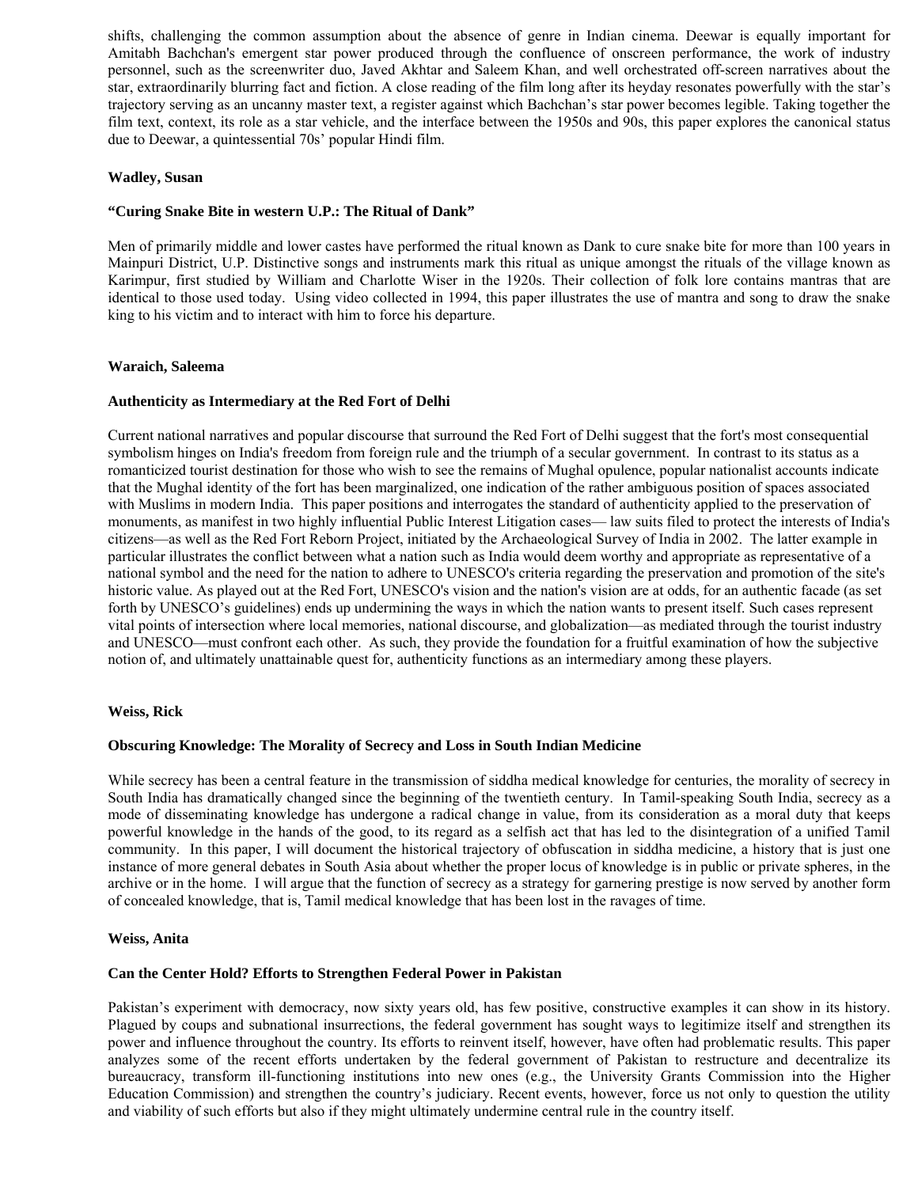shifts, challenging the common assumption about the absence of genre in Indian cinema. Deewar is equally important for Amitabh Bachchan's emergent star power produced through the confluence of onscreen performance, the work of industry personnel, such as the screenwriter duo, Javed Akhtar and Saleem Khan, and well orchestrated off-screen narratives about the star, extraordinarily blurring fact and fiction. A close reading of the film long after its heyday resonates powerfully with the star's trajectory serving as an uncanny master text, a register against which Bachchan's star power becomes legible. Taking together the film text, context, its role as a star vehicle, and the interface between the 1950s and 90s, this paper explores the canonical status due to Deewar, a quintessential 70s' popular Hindi film.

**Wadley, Susan**

**"Curing Snake Bite in western U.P.: The Ritual of Dank"**

Men of primarily middle and lower castes have performed the ritual known as Dank to cure snake bite for more than 100 years in Mainpuri District, U.P. Distinctive songs and instruments mark this ritual as unique amongst the rituals of the village known as Karimpur, first studied by William and Charlotte Wiser in the 1920s. Their collection of folk lore contains mantras that are identical to those used today. Using video collected in 1994, this paper illustrates the use of mantra and song to draw the snake king to his victim and to interact with him to force his departure.

**Waraich, Saleema**

**Authenticity as Intermediary at the Red Fort of Delhi**

Current national narratives and popular discourse that surround the Red Fort of Delhi suggest that the fort's most consequential symbolism hinges on India's freedom from foreign rule and the triumph of a secular government. In contrast to its status as a romanticized tourist destination for those who wish to see the remains of Mughal opulence, popular nationalist accounts indicate that the Mughal identity of the fort has been marginalized, one indication of the rather ambiguous position of spaces associated with Muslims in modern India. This paper positions and interrogates the standard of authenticity applied to the preservation of monuments, as manifest in two highly influential Public Interest Litigation cases— law suits filed to protect the interests of India's citizens—as well as the Red Fort Reborn Project, initiated by the Archaeological Survey of India in 2002. The latter example in particular illustrates the conflict between what a nation such as India would deem worthy and appropriate as representative of a national symbol and the need for the nation to adhere to UNESCO's criteria regarding the preservation and promotion of the site's historic value. As played out at the Red Fort, UNESCO's vision and the nation's vision are at odds, for an authentic facade (as set forth by UNESCO's guidelines) ends up undermining the ways in which the nation wants to present itself. Such cases represent vital points of intersection where local memories, national discourse, and globalization—as mediated through the tourist industry and UNESCO—must confront each other. As such, they provide the foundation for a fruitful examination of how the subjective notion of, and ultimately unattainable quest for, authenticity functions as an intermediary among these players.

**Weiss, Rick**

**Obscuring Knowledge: The Morality of Secrecy and Loss in South Indian Medicine**

While secrecy has been a central feature in the transmission of siddha medical knowledge for centuries, the morality of secrecy in South India has dramatically changed since the beginning of the twentieth century. In Tamil-speaking South India, secrecy as a mode of disseminating knowledge has undergone a radical change in value, from its consideration as a moral duty that keeps powerful knowledge in the hands of the good, to its regard as a selfish act that has led to the disintegration of a unified Tamil community. In this paper, I will document the historical trajectory of obfuscation in siddha medicine, a history that is just one instance of more general debates in South Asia about whether the proper locus of knowledge is in public or private spheres, in the archive or in the home. I will argue that the function of secrecy as a strategy for garnering prestige is now served by another form of concealed knowledge, that is, Tamil medical knowledge that has been lost in the ravages of time.

**Weiss, Anita**

**Can the Center Hold? Efforts to Strengthen Federal Power in Pakistan**

Pakistan's experiment with democracy, now sixty years old, has few positive, constructive examples it can show in its history. Plagued by coups and subnational insurrections, the federal government has sought ways to legitimize itself and strengthen its power and influence throughout the country. Its efforts to reinvent itself, however, have often had problematic results. This paper analyzes some of the recent efforts undertaken by the federal government of Pakistan to restructure and decentralize its bureaucracy, transform ill-functioning institutions into new ones (e.g., the University Grants Commission into the Higher Education Commission) and strengthen the country's judiciary. Recent events, however, force us not only to question the utility and viability of such efforts but also if they might ultimately undermine central rule in the country itself.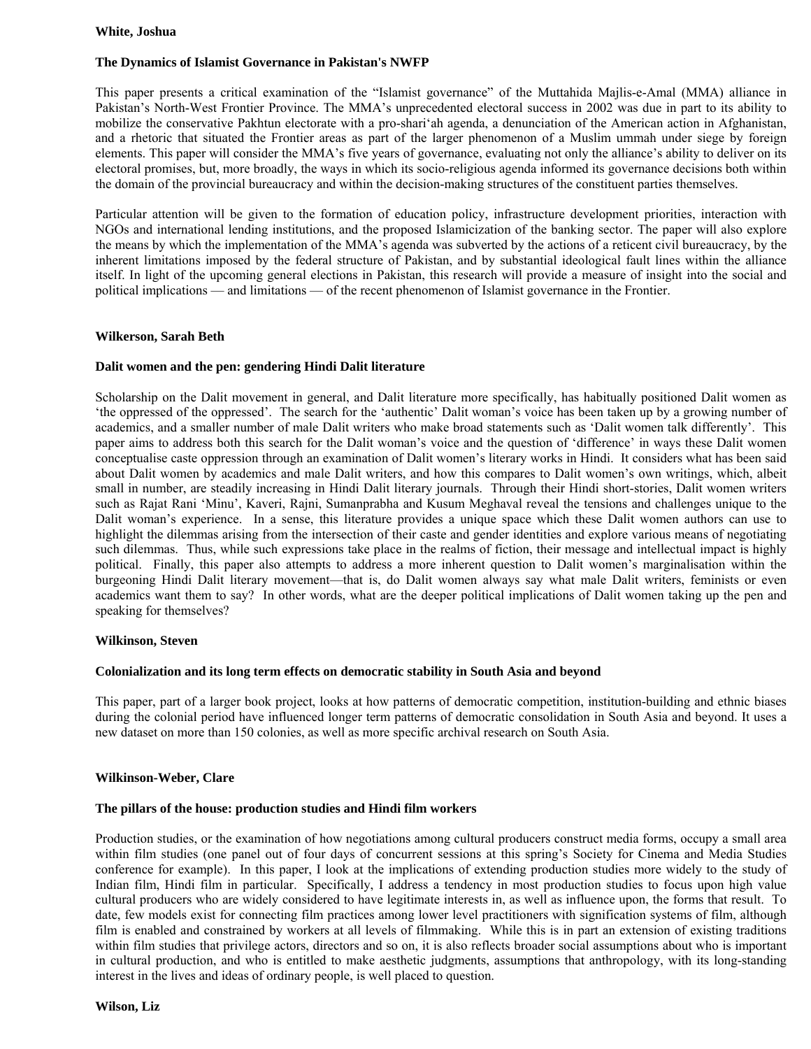**White, Joshua**

**The Dynamics of Islamist Governance in Pakistan's NWFP**

This paper presents a critical examination of the "Islamist governance" of the Muttahida Majlis-e-Amal (MMA) alliance in Pakistan's North-West Frontier Province. The MMA's unprecedented electoral success in 2002 was due in part to its ability to mobilize the conservative Pakhtun electorate with a pro-shari'ah agenda, a denunciation of the American action in Afghanistan, and a rhetoric that situated the Frontier areas as part of the larger phenomenon of a Muslim ummah under siege by foreign elements. This paper will consider the MMA's five years of governance, evaluating not only the alliance's ability to deliver on its electoral promises, but, more broadly, the ways in which its socio-religious agenda informed its governance decisions both within the domain of the provincial bureaucracy and within the decision-making structures of the constituent parties themselves.

Particular attention will be given to the formation of education policy, infrastructure development priorities, interaction with NGOs and international lending institutions, and the proposed Islamicization of the banking sector. The paper will also explore the means by which the implementation of the MMA's agenda was subverted by the actions of a reticent civil bureaucracy, by the inherent limitations imposed by the federal structure of Pakistan, and by substantial ideological fault lines within the alliance itself. In light of the upcoming general elections in Pakistan, this research will provide a measure of insight into the social and political implications — and limitations — of the recent phenomenon of Islamist governance in the Frontier.

**Wilkerson, Sarah Beth**

**Dalit women and the pen: gendering Hindi Dalit literature**

Scholarship on the Dalit movement in general, and Dalit literature more specifically, has habitually positioned Dalit women as 'the oppressed of the oppressed'. The search for the 'authentic' Dalit woman's voice has been taken up by a growing number of academics, and a smaller number of male Dalit writers who make broad statements such as 'Dalit women talk differently'. This paper aims to address both this search for the Dalit woman's voice and the question of 'difference' in ways these Dalit women conceptualise caste oppression through an examination of Dalit women's literary works in Hindi. It considers what has been said about Dalit women by academics and male Dalit writers, and how this compares to Dalit women's own writings, which, albeit small in number, are steadily increasing in Hindi Dalit literary journals. Through their Hindi short-stories, Dalit women writers such as Rajat Rani 'Minu', Kaveri, Rajni, Sumanprabha and Kusum Meghaval reveal the tensions and challenges unique to the Dalit woman's experience. In a sense, this literature provides a unique space which these Dalit women authors can use to highlight the dilemmas arising from the intersection of their caste and gender identities and explore various means of negotiating such dilemmas. Thus, while such expressions take place in the realms of fiction, their message and intellectual impact is highly political. Finally, this paper also attempts to address a more inherent question to Dalit women's marginalisation within the burgeoning Hindi Dalit literary movement—that is, do Dalit women always say what male Dalit writers, feminists or even academics want them to say? In other words, what are the deeper political implications of Dalit women taking up the pen and speaking for themselves?

**Wilkinson, Steven**

**Colonialization and its long term effects on democratic stability in South Asia and beyond**

This paper, part of a larger book project, looks at how patterns of democratic competition, institution-building and ethnic biases during the colonial period have influenced longer term patterns of democratic consolidation in South Asia and beyond. It uses a new dataset on more than 150 colonies, as well as more specific archival research on South Asia.

**Wilkinson-Weber, Clare**

**The pillars of the house: production studies and Hindi film workers**

Production studies, or the examination of how negotiations among cultural producers construct media forms, occupy a small area within film studies (one panel out of four days of concurrent sessions at this spring's Society for Cinema and Media Studies conference for example). In this paper, I look at the implications of extending production studies more widely to the study of Indian film, Hindi film in particular. Specifically, I address a tendency in most production studies to focus upon high value cultural producers who are widely considered to have legitimate interests in, as well as influence upon, the forms that result. To date, few models exist for connecting film practices among lower level practitioners with signification systems of film, although film is enabled and constrained by workers at all levels of filmmaking. While this is in part an extension of existing traditions within film studies that privilege actors, directors and so on, it is also reflects broader social assumptions about who is important in cultural production, and who is entitled to make aesthetic judgments, assumptions that anthropology, with its long-standing interest in the lives and ideas of ordinary people, is well placed to question.

**Wilson, Liz**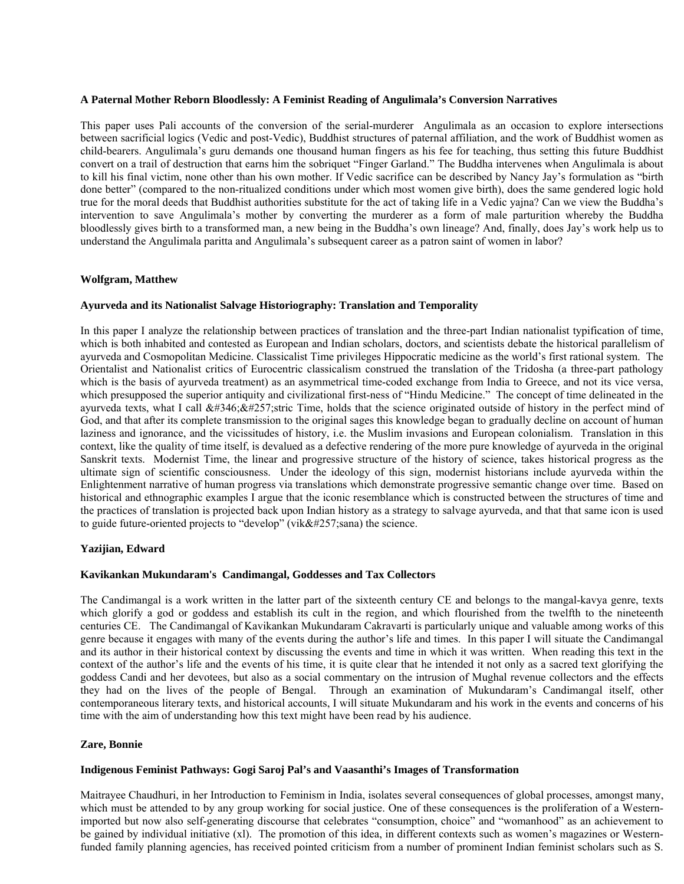**A Paternal Mother Reborn Bloodlessly: A Feminist Reading of Angulimala's Conversion Narratives**

This paper uses Pali accounts of the conversion of the serial-murderer Angulimala as an occasion to explore intersections between sacrificial logics (Vedic and post-Vedic), Buddhist structures of paternal affiliation, and the work of Buddhist women as child-bearers. Angulimala's guru demands one thousand human fingers as his fee for teaching, thus setting this future Buddhist convert on a trail of destruction that earns him the sobriquet "Finger Garland." The Buddha intervenes when Angulimala is about to kill his final victim, none other than his own mother. If Vedic sacrifice can be described by Nancy Jay's formulation as "birth done better" (compared to the non-ritualized conditions under which most women give birth), does the same gendered logic hold true for the moral deeds that Buddhist authorities substitute for the act of taking life in a Vedic yajna? Can we view the Buddha's intervention to save Angulimala's mother by converting the murderer as a form of male parturition whereby the Buddha bloodlessly gives birth to a transformed man, a new being in the Buddha's own lineage? And, finally, does Jay's work help us to understand the Angulimala paritta and Angulimala's subsequent career as a patron saint of women in labor?

**Wolfgram, Matthew**

**Ayurveda and its Nationalist Salvage Historiography: Translation and Temporality**

In this paper I analyze the relationship between practices of translation and the three-part Indian nationalist typification of time, which is both inhabited and contested as European and Indian scholars, doctors, and scientists debate the historical parallelism of ayurveda and Cosmopolitan Medicine. Classicalist Time privileges Hippocratic medicine as the world's first rational system. The Orientalist and Nationalist critics of Eurocentric classicalism construed the translation of the Tridosha (a three-part pathology which is the basis of ayurveda treatment) as an asymmetrical time-coded exchange from India to Greece, and not its vice versa, which presupposed the superior antiquity and civilizational first-ness of "Hindu Medicine." The concept of time delineated in the ayurveda texts, what I call &#346;&#257;stric Time, holds that the science originated outside of history in the perfect mind of God, and that after its complete transmission to the original sages this knowledge began to gradually decline on account of human laziness and ignorance, and the vicissitudes of history, i.e. the Muslim invasions and European colonialism. Translation in this context, like the quality of time itself, is devalued as a defective rendering of the more pure knowledge of ayurveda in the original Sanskrit texts. Modernist Time, the linear and progressive structure of the history of science, takes historical progress as the ultimate sign of scientific consciousness. Under the ideology of this sign, modernist historians include ayurveda within the Enlightenment narrative of human progress via translations which demonstrate progressive semantic change over time. Based on historical and ethnographic examples I argue that the iconic resemblance which is constructed between the structures of time and the practices of translation is projected back upon Indian history as a strategy to salvage ayurveda, and that that same icon is used to guide future-oriented projects to "develop" (vik&#257;sana) the science.

**Yazijian, Edward**

**Kavikankan Mukundaram's Candimangal, Goddesses and Tax Collectors**

The Candimangal is a work written in the latter part of the sixteenth century CE and belongs to the mangal-kavya genre, texts which glorify a god or goddess and establish its cult in the region, and which flourished from the twelfth to the nineteenth centuries CE. The Candimangal of Kavikankan Mukundaram Cakravarti is particularly unique and valuable among works of this genre because it engages with many of the events during the author's life and times. In this paper I will situate the Candimangal and its author in their historical context by discussing the events and time in which it was written. When reading this text in the context of the author's life and the events of his time, it is quite clear that he intended it not only as a sacred text glorifying the goddess Candi and her devotees, but also as a social commentary on the intrusion of Mughal revenue collectors and the effects they had on the lives of the people of Bengal. Through an examination of Mukundaram's Candimangal itself, other contemporaneous literary texts, and historical accounts, I will situate Mukundaram and his work in the events and concerns of his time with the aim of understanding how this text might have been read by his audience.

**Zare, Bonnie**

**Indigenous Feminist Pathways: Gogi Saroj Pal's and Vaasanthi's Images of Transformation**

Maitrayee Chaudhuri, in her Introduction to Feminism in India, isolates several consequences of global processes, amongst many, which must be attended to by any group working for social justice. One of these consequences is the proliferation of a Western-imported but now also self-generating discourse that celebrates "consumption, choice" and "womanhood" as an achievement to be gained by individual initiative (xl). The promotion of this idea, in different contexts such as women's magazines or Western-funded family planning agencies, has received pointed criticism from a number of prominent Indian feminist scholars such as S.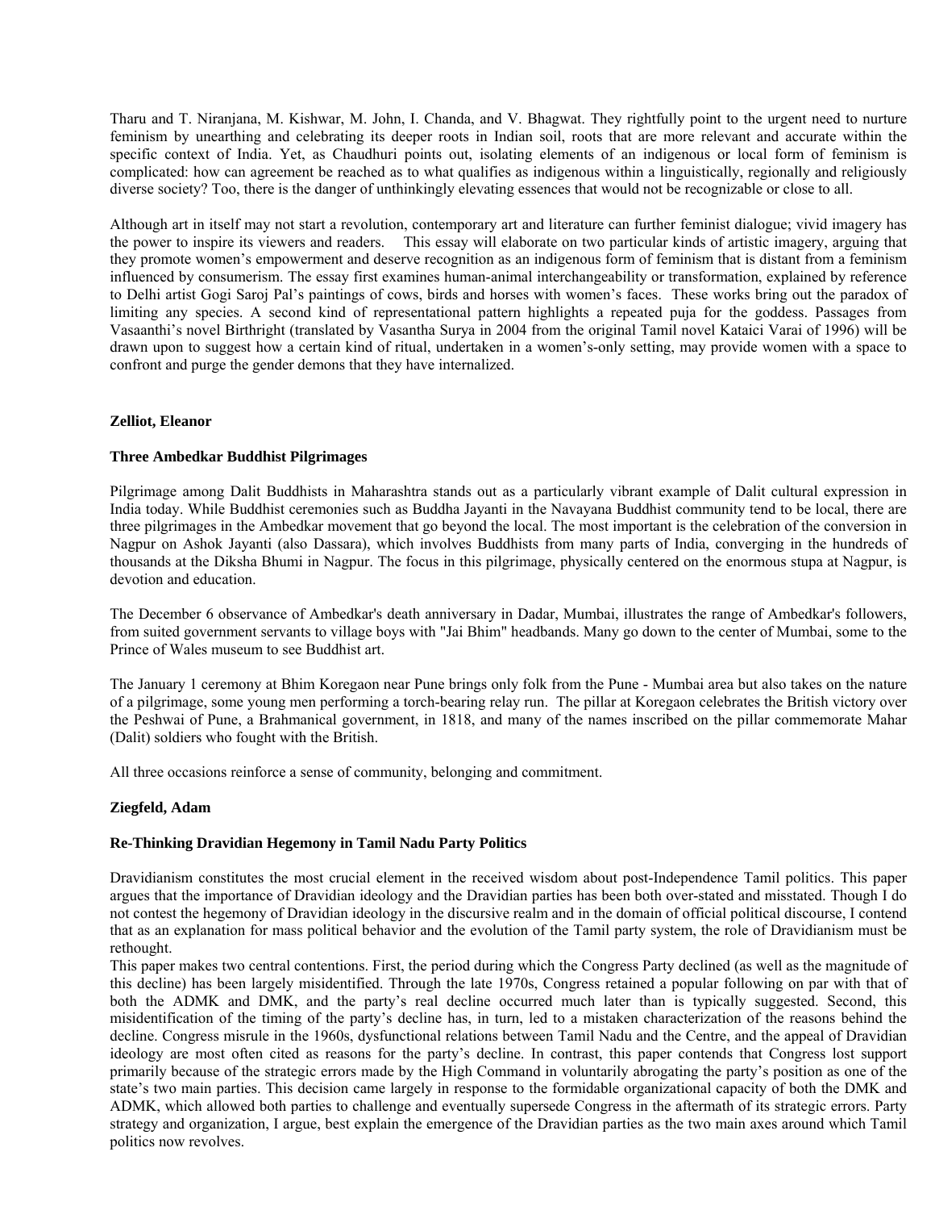Tharu and T. Niranjana, M. Kishwar, M. John, I. Chanda, and V. Bhagwat. They rightfully point to the urgent need to nurture feminism by unearthing and celebrating its deeper roots in Indian soil, roots that are more relevant and accurate within the specific context of India. Yet, as Chaudhuri points out, isolating elements of an indigenous or local form of feminism is complicated: how can agreement be reached as to what qualifies as indigenous within a linguistically, regionally and religiously diverse society? Too, there is the danger of unthinkingly elevating essences that would not be recognizable or close to all.

Although art in itself may not start a revolution, contemporary art and literature can further feminist dialogue; vivid imagery has the power to inspire its viewers and readers. This essay will elaborate on two particular kinds of artistic imagery, arguing that they promote women's empowerment and deserve recognition as an indigenous form of feminism that is distant from a feminism influenced by consumerism. The essay first examines human-animal interchangeability or transformation, explained by reference to Delhi artist Gogi Saroj Pal's paintings of cows, birds and horses with women's faces. These works bring out the paradox of limiting any species. A second kind of representational pattern highlights a repeated puja for the goddess. Passages from Vasaanthi's novel Birthright (translated by Vasantha Surya in 2004 from the original Tamil novel Kataici Varai of 1996) will be drawn upon to suggest how a certain kind of ritual, undertaken in a women's-only setting, may provide women with a space to confront and purge the gender demons that they have internalized.

**Zelliot, Eleanor**

**Three Ambedkar Buddhist Pilgrimages**

Pilgrimage among Dalit Buddhists in Maharashtra stands out as a particularly vibrant example of Dalit cultural expression in India today. While Buddhist ceremonies such as Buddha Jayanti in the Navayana Buddhist community tend to be local, there are three pilgrimages in the Ambedkar movement that go beyond the local. The most important is the celebration of the conversion in Nagpur on Ashok Jayanti (also Dassara), which involves Buddhists from many parts of India, converging in the hundreds of thousands at the Diksha Bhumi in Nagpur. The focus in this pilgrimage, physically centered on the enormous stupa at Nagpur, is devotion and education.

The December 6 observance of Ambedkar's death anniversary in Dadar, Mumbai, illustrates the range of Ambedkar's followers, from suited government servants to village boys with "Jai Bhim" headbands. Many go down to the center of Mumbai, some to the Prince of Wales museum to see Buddhist art.

The January 1 ceremony at Bhim Koregaon near Pune brings only folk from the Pune - Mumbai area but also takes on the nature of a pilgrimage, some young men performing a torch-bearing relay run. The pillar at Koregaon celebrates the British victory over the Peshwai of Pune, a Brahmanical government, in 1818, and many of the names inscribed on the pillar commemorate Mahar (Dalit) soldiers who fought with the British.

All three occasions reinforce a sense of community, belonging and commitment.

**Ziegfeld, Adam**

**Re-Thinking Dravidian Hegemony in Tamil Nadu Party Politics**

Dravidianism constitutes the most crucial element in the received wisdom about post-Independence Tamil politics. This paper argues that the importance of Dravidian ideology and the Dravidian parties has been both over-stated and misstated. Though I do not contest the hegemony of Dravidian ideology in the discursive realm and in the domain of official political discourse, I contend that as an explanation for mass political behavior and the evolution of the Tamil party system, the role of Dravidianism must be rethought.

This paper makes two central contentions. First, the period during which the Congress Party declined (as well as the magnitude of this decline) has been largely misidentified. Through the late 1970s, Congress retained a popular following on par with that of both the ADMK and DMK, and the party's real decline occurred much later than is typically suggested. Second, this misidentification of the timing of the party's decline has, in turn, led to a mistaken characterization of the reasons behind the decline. Congress misrule in the 1960s, dysfunctional relations between Tamil Nadu and the Centre, and the appeal of Dravidian ideology are most often cited as reasons for the party's decline. In contrast, this paper contends that Congress lost support primarily because of the strategic errors made by the High Command in voluntarily abrogating the party's position as one of the state's two main parties. This decision came largely in response to the formidable organizational capacity of both the DMK and ADMK, which allowed both parties to challenge and eventually supersede Congress in the aftermath of its strategic errors. Party strategy and organization, I argue, best explain the emergence of the Dravidian parties as the two main axes around which Tamil politics now revolves.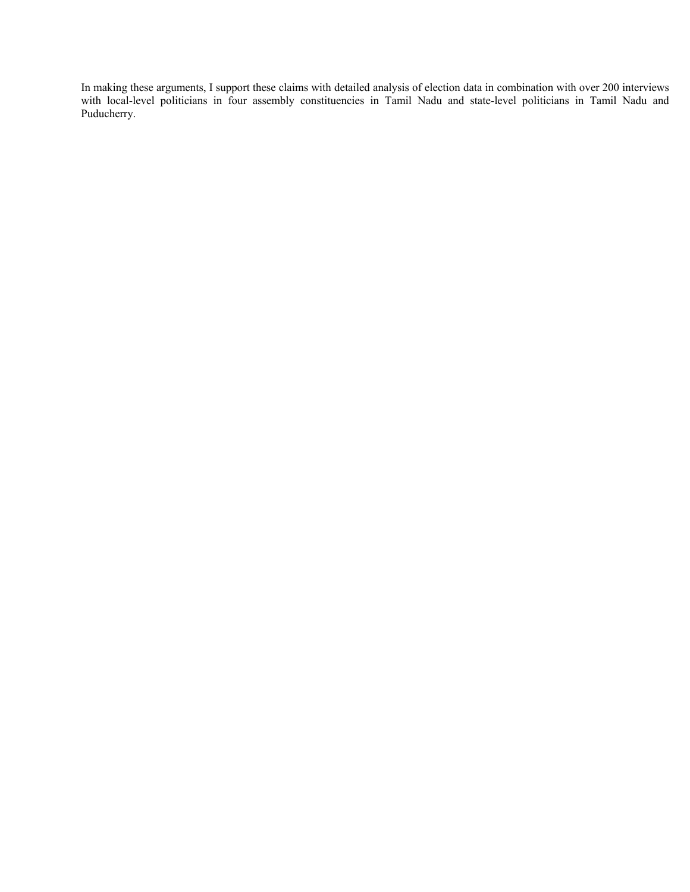In making these arguments, I support these claims with detailed analysis of election data in combination with over 200 interviews with local-level politicians in four assembly constituencies in Tamil Nadu and state-level politicians in Tamil Nadu and Puducherry.